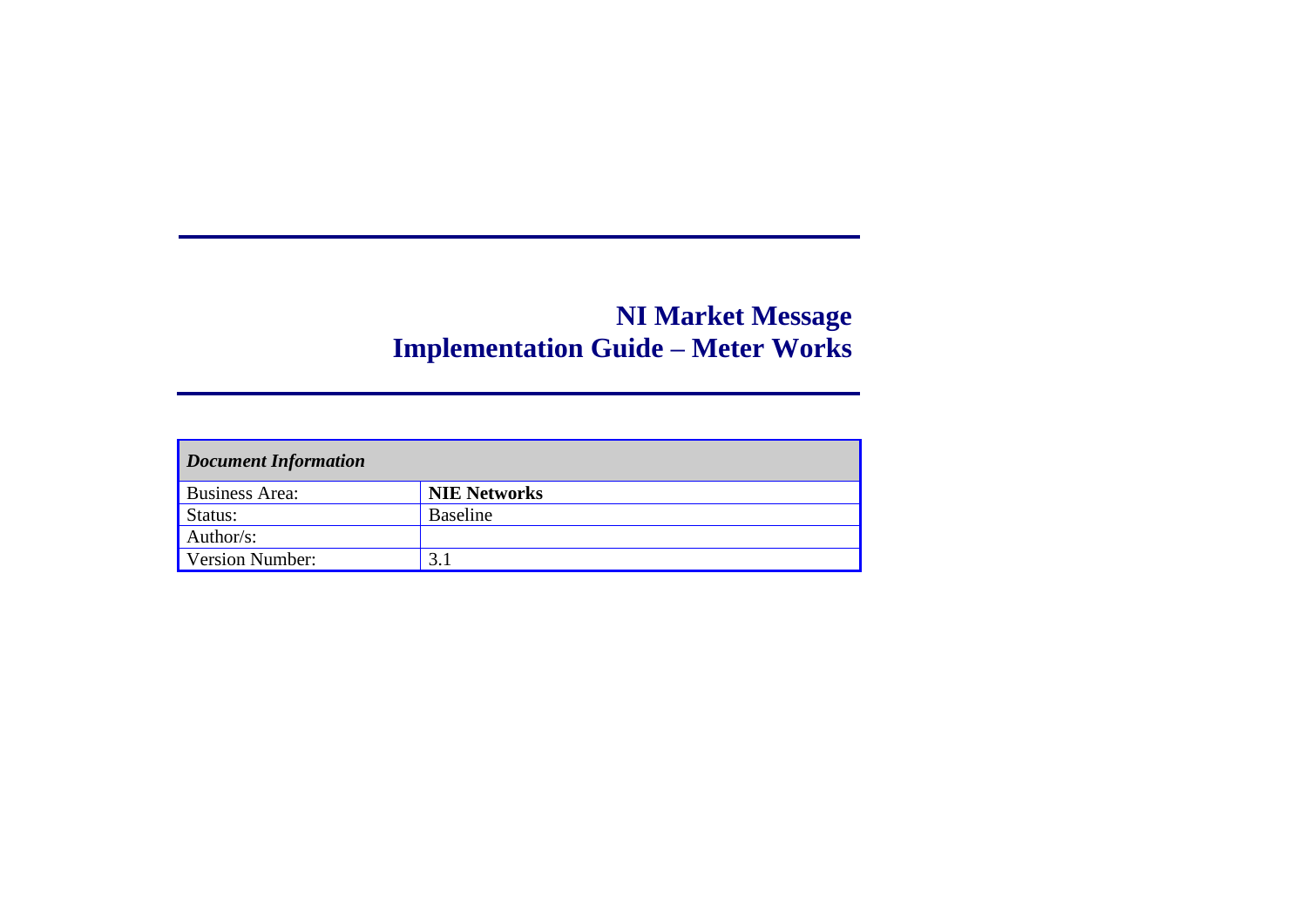# NI Market Message Implementation Guide – Meter Works

| *Document Information* | |
|---|---|
| Business Area: | **NIE Networks** |
| Status: | Baseline |
| Author/s: | |
| Version Number: | 3.1 |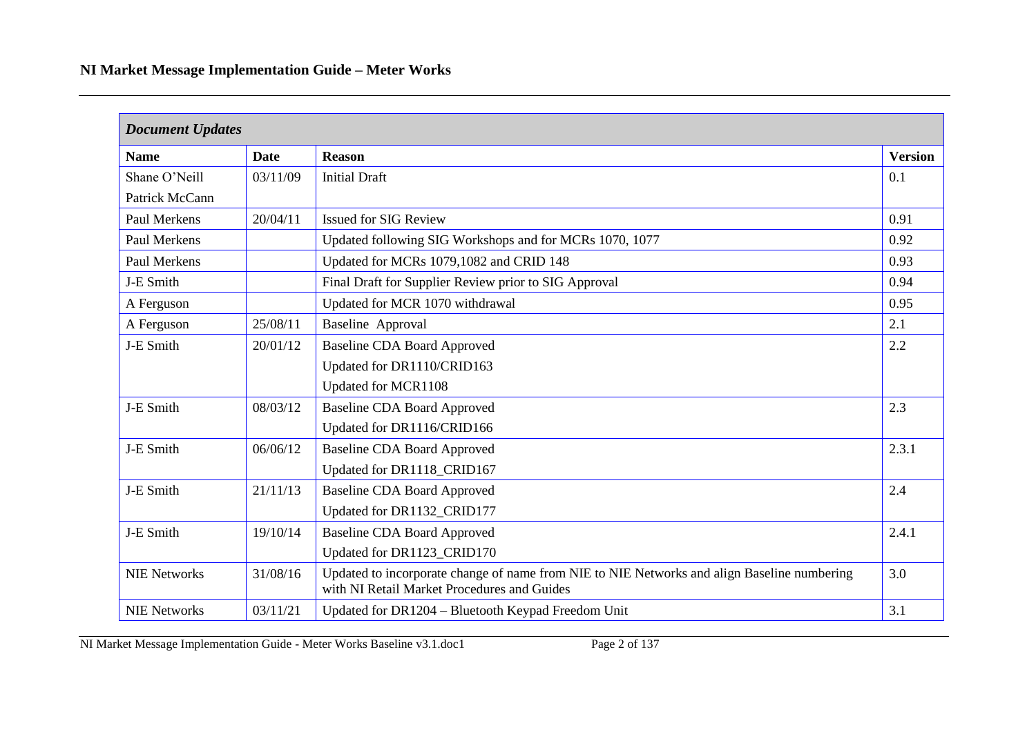| *Document Updates* | | | |
|---|---|---|---|
| **Name** | **Date** | **Reason** | **Version** |
| Shane O'Neill<br>Patrick McCann | 03/11/09 | Initial Draft | 0.1 |
| Paul Merkens | 20/04/11 | Issued for SIG Review | 0.91 |
| Paul Merkens | | Updated following SIG Workshops and for MCRs 1070, 1077 | 0.92 |
| Paul Merkens | | Updated for MCRs 1079,1082 and CRID 148 | 0.93 |
| J-E Smith | | Final Draft for Supplier Review prior to SIG Approval | 0.94 |
| A Ferguson | | Updated for MCR 1070 withdrawal | 0.95 |
| A Ferguson | 25/08/11 | Baseline Approval | 2.1 |
| J-E Smith | 20/01/12 | Baseline CDA Board Approved<br>Updated for DR1110/CRID163<br>Updated for MCR1108 | 2.2 |
| J-E Smith | 08/03/12 | Baseline CDA Board Approved<br>Updated for DR1116/CRID166 | 2.3 |
| J-E Smith | 06/06/12 | Baseline CDA Board Approved<br>Updated for DR1118_CRID167 | 2.3.1 |
| J-E Smith | 21/11/13 | Baseline CDA Board Approved<br>Updated for DR1132_CRID177 | 2.4 |
| J-E Smith | 19/10/14 | Baseline CDA Board Approved<br>Updated for DR1123_CRID170 | 2.4.1 |
| NIE Networks | 31/08/16 | Updated to incorporate change of name from NIE to NIE Networks and align Baseline numbering with NI Retail Market Procedures and Guides | 3.0 |
| NIE Networks | 03/11/21 | Updated for DR1204 – Bluetooth Keypad Freedom Unit | 3.1 |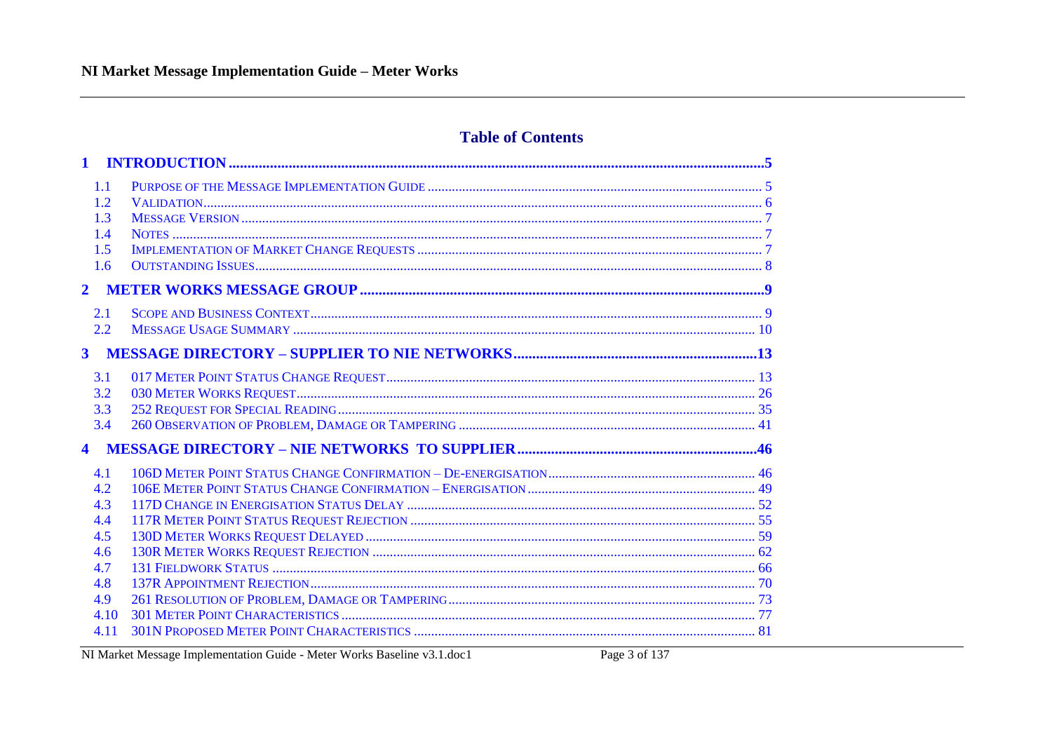## Table of Contents

| | | |
|---|---|---|
| **1** | **INTRODUCTION** | **5** |
| 1.1 | PURPOSE OF THE MESSAGE IMPLEMENTATION GUIDE | 5 |
| 1.2 | VALIDATION | 6 |
| 1.3 | MESSAGE VERSION | 7 |
| 1.4 | NOTES | 7 |
| 1.5 | IMPLEMENTATION OF MARKET CHANGE REQUESTS | 7 |
| 1.6 | OUTSTANDING ISSUES | 8 |
| **2** | **METER WORKS MESSAGE GROUP** | **9** |
| 2.1 | SCOPE AND BUSINESS CONTEXT | 9 |
| 2.2 | MESSAGE USAGE SUMMARY | 10 |
| **3** | **MESSAGE DIRECTORY – SUPPLIER TO NIE NETWORKS** | **13** |
| 3.1 | 017 METER POINT STATUS CHANGE REQUEST | 13 |
| 3.2 | 030 METER WORKS REQUEST | 26 |
| 3.3 | 252 REQUEST FOR SPECIAL READING | 35 |
| 3.4 | 260 OBSERVATION OF PROBLEM, DAMAGE OR TAMPERING | 41 |
| **4** | **MESSAGE DIRECTORY – NIE NETWORKS TO SUPPLIER** | **46** |
| 4.1 | 106D METER POINT STATUS CHANGE CONFIRMATION – DE-ENERGISATION | 46 |
| 4.2 | 106E METER POINT STATUS CHANGE CONFIRMATION – ENERGISATION | 49 |
| 4.3 | 117D CHANGE IN ENERGISATION STATUS DELAY | 52 |
| 4.4 | 117R METER POINT STATUS REQUEST REJECTION | 55 |
| 4.5 | 130D METER WORKS REQUEST DELAYED | 59 |
| 4.6 | 130R METER WORKS REQUEST REJECTION | 62 |
| 4.7 | 131 FIELDWORK STATUS | 66 |
| 4.8 | 137R APPOINTMENT REJECTION | 70 |
| 4.9 | 261 RESOLUTION OF PROBLEM, DAMAGE OR TAMPERING | 73 |
| 4.10 | 301 METER POINT CHARACTERISTICS | 77 |
| 4.11 | 301N PROPOSED METER POINT CHARACTERISTICS | 81 |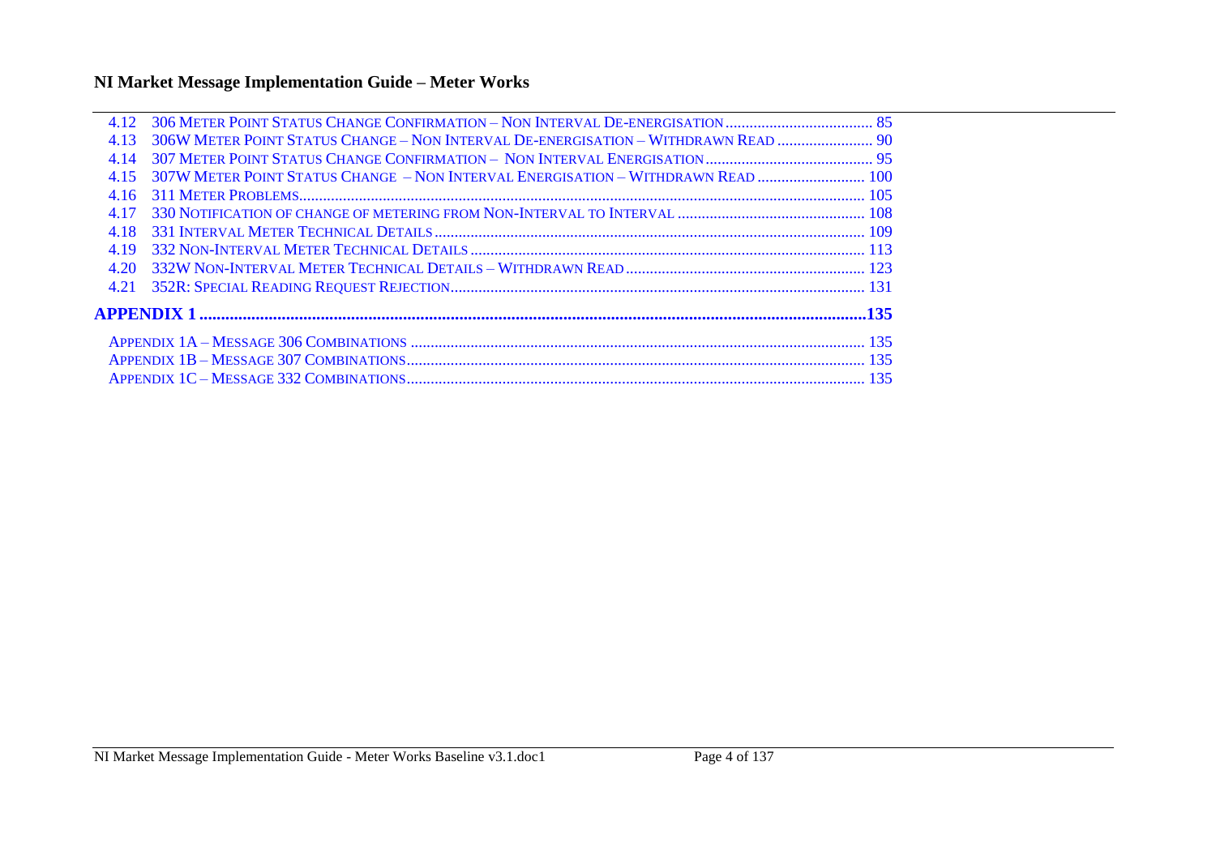4.12 306 Meter Point Status Change Confirmation – Non Interval De-energisation ..................................... 85
4.13 306W Meter Point Status Change – Non Interval De-energisation – Withdrawn Read ........................ 90
4.14 307 Meter Point Status Change Confirmation – Non Interval Energisation .......................................... 95
4.15 307W Meter Point Status Change – Non Interval Energisation – Withdrawn Read ........................... 100
4.16 311 Meter Problems ............................................................................................................................. 105
4.17 330 Notification of change of metering from Non-Interval to Interval .............................................. 108
4.18 331 Interval Meter Technical Details ................................................................................................. 109
4.19 332 Non-Interval Meter Technical Details ......................................................................................... 113
4.20 332W Non-Interval Meter Technical Details – Withdrawn Read ........................................................ 123
4.21 352R: Special Reading Request Rejection ........................................................................................ 131

**APPENDIX 1 ........................................................................................................................................ 135**

Appendix 1A – Message 306 Combinations .......................................................................................... 135
Appendix 1B – Message 307 Combinations .......................................................................................... 135
Appendix 1C – Message 332 Combinations .......................................................................................... 135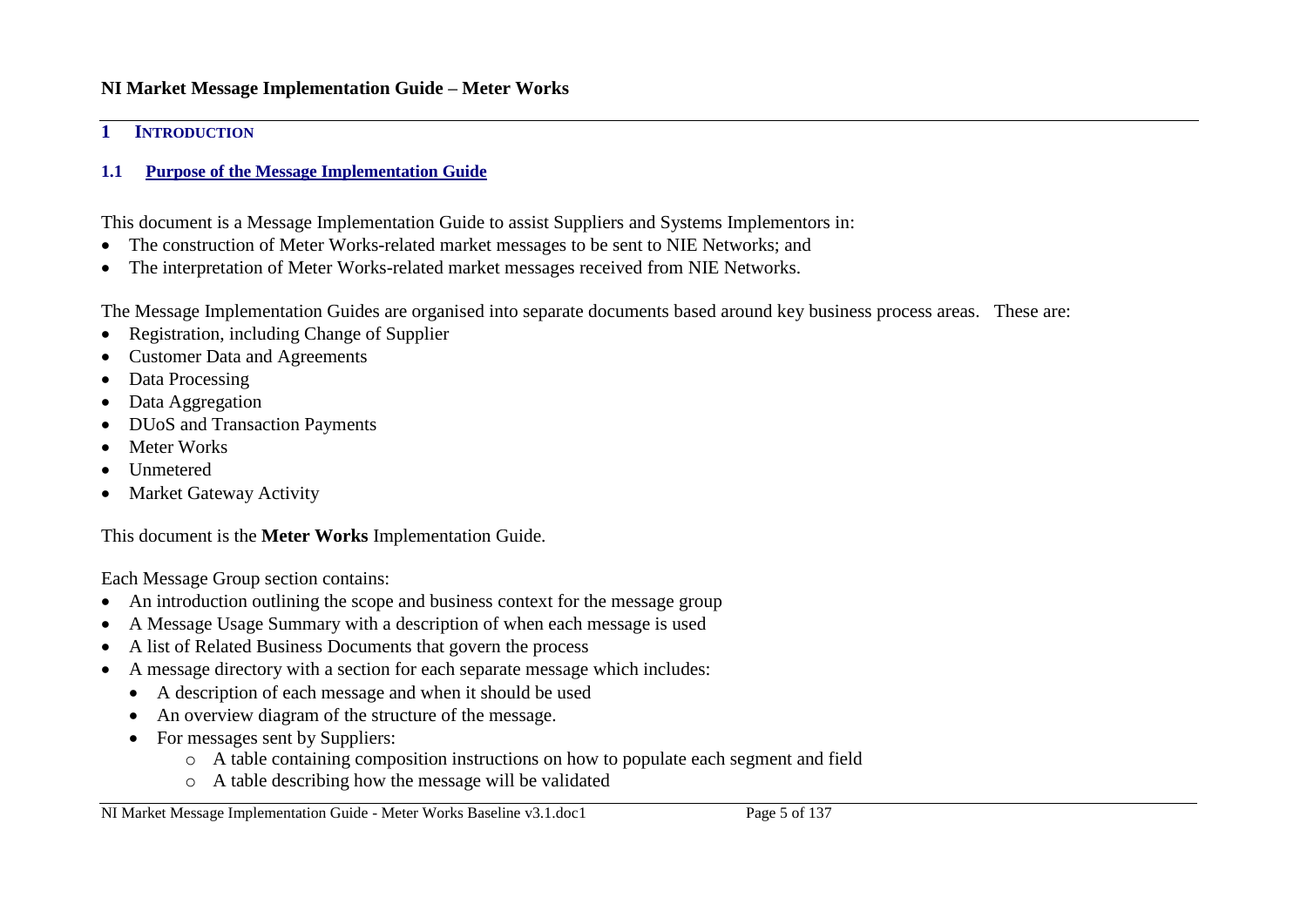# 1 INTRODUCTION

## 1.1 Purpose of the Message Implementation Guide

This document is a Message Implementation Guide to assist Suppliers and Systems Implementors in:

- The construction of Meter Works-related market messages to be sent to NIE Networks; and
- The interpretation of Meter Works-related market messages received from NIE Networks.

The Message Implementation Guides are organised into separate documents based around key business process areas. These are:

- Registration, including Change of Supplier
- Customer Data and Agreements
- Data Processing
- Data Aggregation
- DUoS and Transaction Payments
- Meter Works
- Unmetered
- Market Gateway Activity

This document is the **Meter Works** Implementation Guide.

Each Message Group section contains:

- An introduction outlining the scope and business context for the message group
- A Message Usage Summary with a description of when each message is used
- A list of Related Business Documents that govern the process
- A message directory with a section for each separate message which includes:
  - A description of each message and when it should be used
  - An overview diagram of the structure of the message.
  - For messages sent by Suppliers:
    - A table containing composition instructions on how to populate each segment and field
    - A table describing how the message will be validated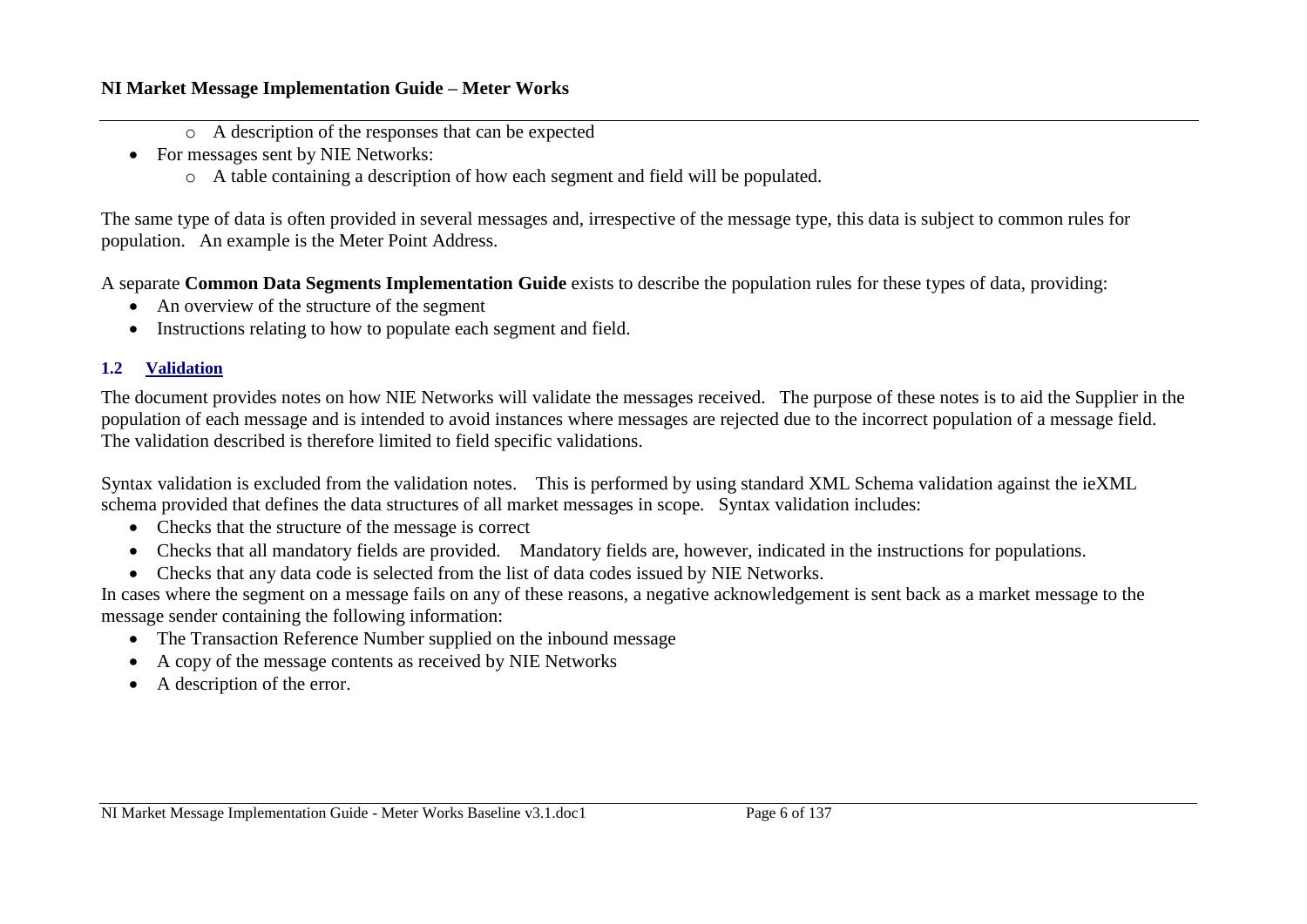- A description of the responses that can be expected
- For messages sent by NIE Networks:
  - A table containing a description of how each segment and field will be populated.

The same type of data is often provided in several messages and, irrespective of the message type, this data is subject to common rules for population. An example is the Meter Point Address.

A separate **Common Data Segments Implementation Guide** exists to describe the population rules for these types of data, providing:

- An overview of the structure of the segment
- Instructions relating to how to populate each segment and field.

### 1.2 Validation

The document provides notes on how NIE Networks will validate the messages received. The purpose of these notes is to aid the Supplier in the population of each message and is intended to avoid instances where messages are rejected due to the incorrect population of a message field. The validation described is therefore limited to field specific validations.

Syntax validation is excluded from the validation notes. This is performed by using standard XML Schema validation against the ieXML schema provided that defines the data structures of all market messages in scope. Syntax validation includes:

- Checks that the structure of the message is correct
- Checks that all mandatory fields are provided. Mandatory fields are, however, indicated in the instructions for populations.
- Checks that any data code is selected from the list of data codes issued by NIE Networks.

In cases where the segment on a message fails on any of these reasons, a negative acknowledgement is sent back as a market message to the message sender containing the following information:

- The Transaction Reference Number supplied on the inbound message
- A copy of the message contents as received by NIE Networks
- A description of the error.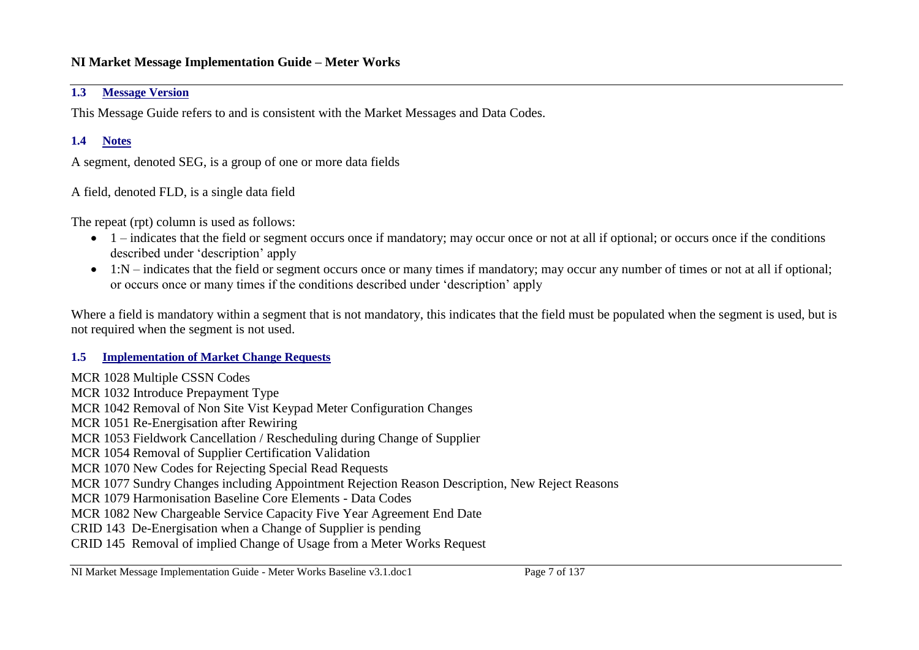### 1.3 Message Version

This Message Guide refers to and is consistent with the Market Messages and Data Codes.

### 1.4 Notes

A segment, denoted SEG, is a group of one or more data fields

A field, denoted FLD, is a single data field

The repeat (rpt) column is used as follows:

- 1 – indicates that the field or segment occurs once if mandatory; may occur once or not at all if optional; or occurs once if the conditions described under 'description' apply
- 1:N – indicates that the field or segment occurs once or many times if mandatory; may occur any number of times or not at all if optional; or occurs once or many times if the conditions described under 'description' apply

Where a field is mandatory within a segment that is not mandatory, this indicates that the field must be populated when the segment is used, but is not required when the segment is not used.

### 1.5 Implementation of Market Change Requests

MCR 1028 Multiple CSSN Codes
MCR 1032 Introduce Prepayment Type
MCR 1042 Removal of Non Site Vist Keypad Meter Configuration Changes
MCR 1051 Re-Energisation after Rewiring
MCR 1053 Fieldwork Cancellation / Rescheduling during Change of Supplier
MCR 1054 Removal of Supplier Certification Validation
MCR 1070 New Codes for Rejecting Special Read Requests
MCR 1077 Sundry Changes including Appointment Rejection Reason Description, New Reject Reasons
MCR 1079 Harmonisation Baseline Core Elements - Data Codes
MCR 1082 New Chargeable Service Capacity Five Year Agreement End Date
CRID 143 De-Energisation when a Change of Supplier is pending
CRID 145 Removal of implied Change of Usage from a Meter Works Request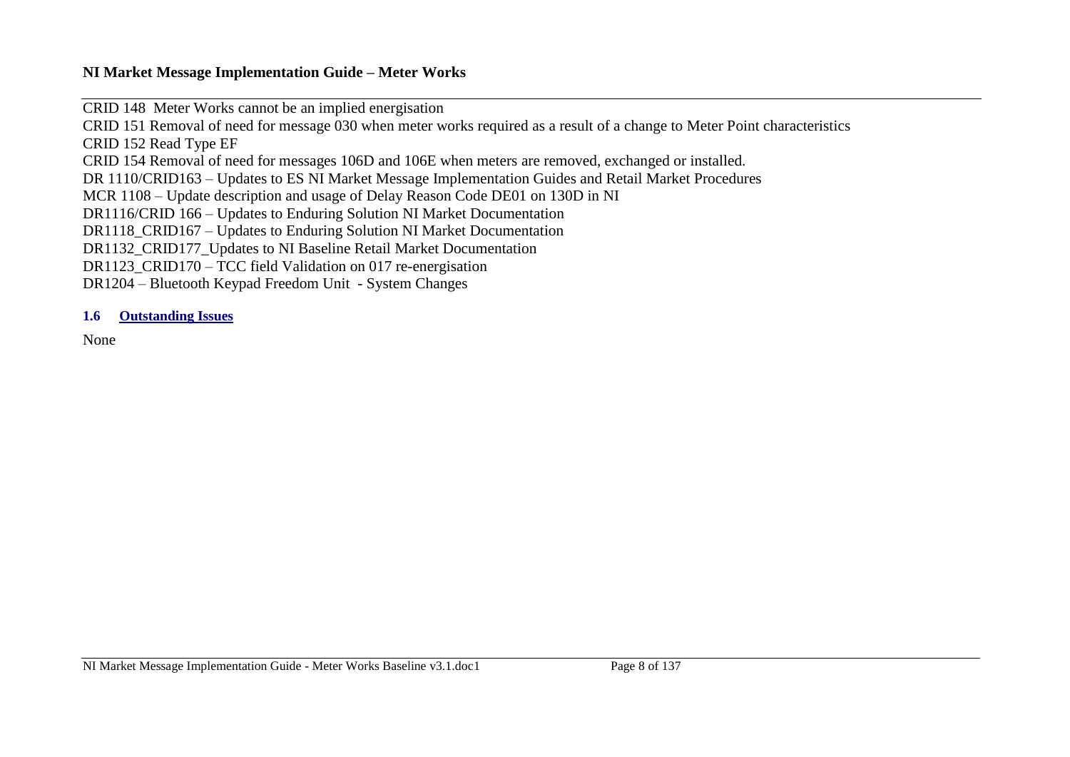CRID 148  Meter Works cannot be an implied energisation

CRID 151 Removal of need for message 030 when meter works required as a result of a change to Meter Point characteristics

CRID 152 Read Type EF

CRID 154 Removal of need for messages 106D and 106E when meters are removed, exchanged or installed.

DR 1110/CRID163 – Updates to ES NI Market Message Implementation Guides and Retail Market Procedures

MCR 1108 – Update description and usage of Delay Reason Code DE01 on 130D in NI

DR1116/CRID 166 – Updates to Enduring Solution NI Market Documentation

DR1118_CRID167 – Updates to Enduring Solution NI Market Documentation

DR1132_CRID177_Updates to NI Baseline Retail Market Documentation

DR1123_CRID170 – TCC field Validation on 017 re-energisation

DR1204 – Bluetooth Keypad Freedom Unit  - System Changes

### 1.6 Outstanding Issues

None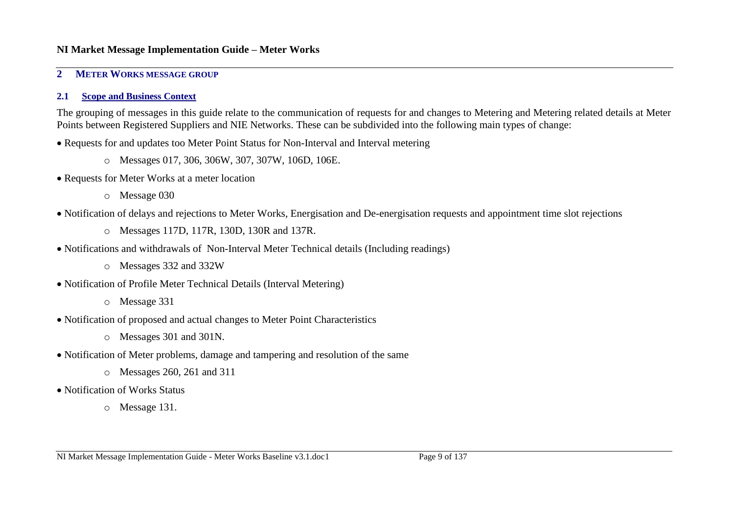## 2 METER WORKS MESSAGE GROUP

### 2.1 Scope and Business Context

The grouping of messages in this guide relate to the communication of requests for and changes to Metering and Metering related details at Meter Points between Registered Suppliers and NIE Networks. These can be subdivided into the following main types of change:

- Requests for and updates too Meter Point Status for Non-Interval and Interval metering
  - Messages 017, 306, 306W, 307, 307W, 106D, 106E.
- Requests for Meter Works at a meter location
  - Message 030
- Notification of delays and rejections to Meter Works, Energisation and De-energisation requests and appointment time slot rejections
  - Messages 117D, 117R, 130D, 130R and 137R.
- Notifications and withdrawals of Non-Interval Meter Technical details (Including readings)
  - Messages 332 and 332W
- Notification of Profile Meter Technical Details (Interval Metering)
  - Message 331
- Notification of proposed and actual changes to Meter Point Characteristics
  - Messages 301 and 301N.
- Notification of Meter problems, damage and tampering and resolution of the same
  - Messages 260, 261 and 311
- Notification of Works Status
  - Message 131.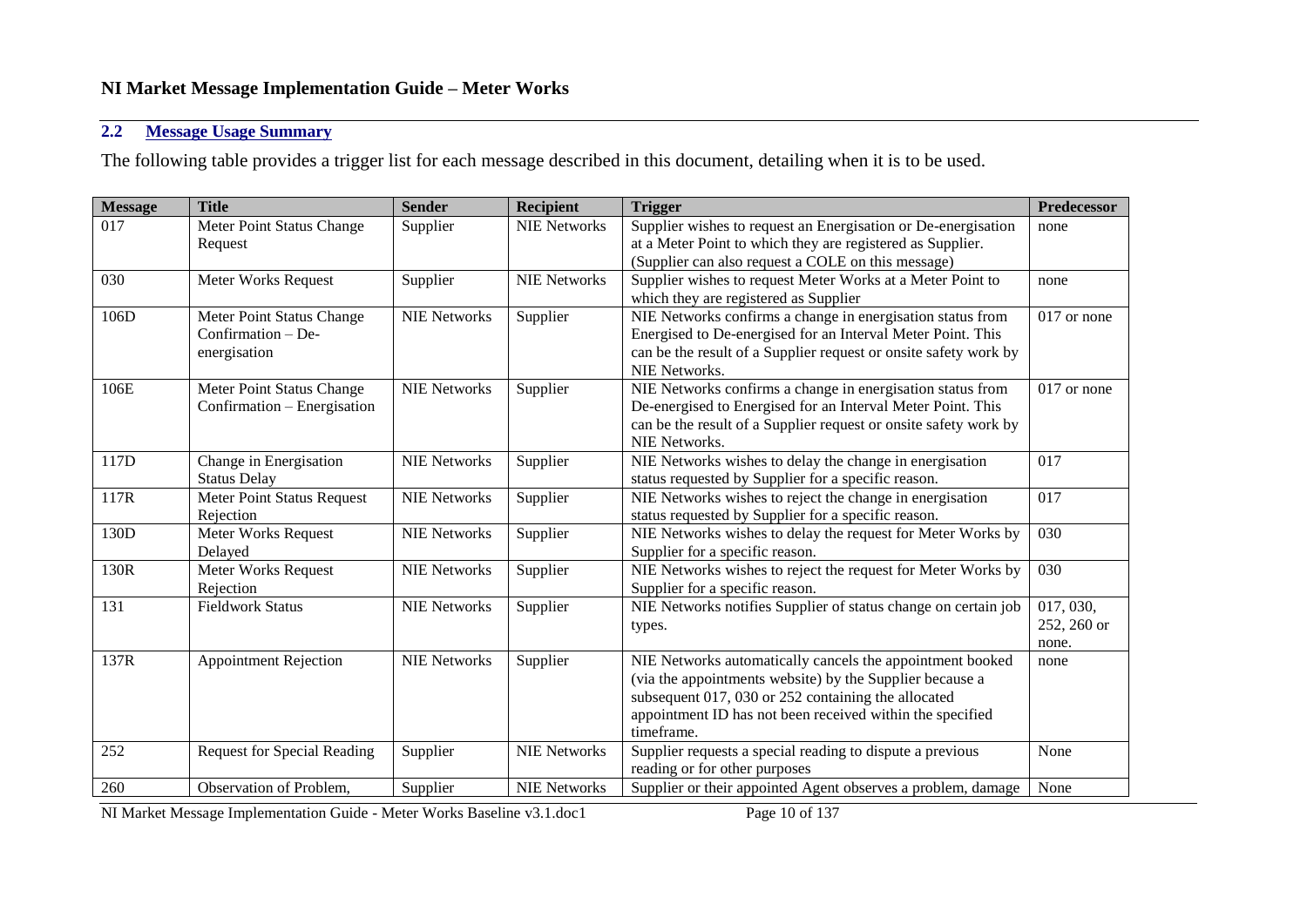### 2.2 Message Usage Summary

The following table provides a trigger list for each message described in this document, detailing when it is to be used.

| Message | Title | Sender | Recipient | Trigger | Predecessor |
|---|---|---|---|---|---|
| 017 | Meter Point Status Change Request | Supplier | NIE Networks | Supplier wishes to request an Energisation or De-energisation at a Meter Point to which they are registered as Supplier. (Supplier can also request a COLE on this message) | none |
| 030 | Meter Works Request | Supplier | NIE Networks | Supplier wishes to request Meter Works at a Meter Point to which they are registered as Supplier | none |
| 106D | Meter Point Status Change Confirmation – De-energisation | NIE Networks | Supplier | NIE Networks confirms a change in energisation status from Energised to De-energised for an Interval Meter Point. This can be the result of a Supplier request or onsite safety work by NIE Networks. | 017 or none |
| 106E | Meter Point Status Change Confirmation – Energisation | NIE Networks | Supplier | NIE Networks confirms a change in energisation status from De-energised to Energised for an Interval Meter Point. This can be the result of a Supplier request or onsite safety work by NIE Networks. | 017 or none |
| 117D | Change in Energisation Status Delay | NIE Networks | Supplier | NIE Networks wishes to delay the change in energisation status requested by Supplier for a specific reason. | 017 |
| 117R | Meter Point Status Request Rejection | NIE Networks | Supplier | NIE Networks wishes to reject the change in energisation status requested by Supplier for a specific reason. | 017 |
| 130D | Meter Works Request Delayed | NIE Networks | Supplier | NIE Networks wishes to delay the request for Meter Works by Supplier for a specific reason. | 030 |
| 130R | Meter Works Request Rejection | NIE Networks | Supplier | NIE Networks wishes to reject the request for Meter Works by Supplier for a specific reason. | 030 |
| 131 | Fieldwork Status | NIE Networks | Supplier | NIE Networks notifies Supplier of status change on certain job types. | 017, 030, 252, 260 or none. |
| 137R | Appointment Rejection | NIE Networks | Supplier | NIE Networks automatically cancels the appointment booked (via the appointments website) by the Supplier because a subsequent 017, 030 or 252 containing the allocated appointment ID has not been received within the specified timeframe. | none |
| 252 | Request for Special Reading | Supplier | NIE Networks | Supplier requests a special reading to dispute a previous reading or for other purposes | None |
| 260 | Observation of Problem, | Supplier | NIE Networks | Supplier or their appointed Agent observes a problem, damage | None |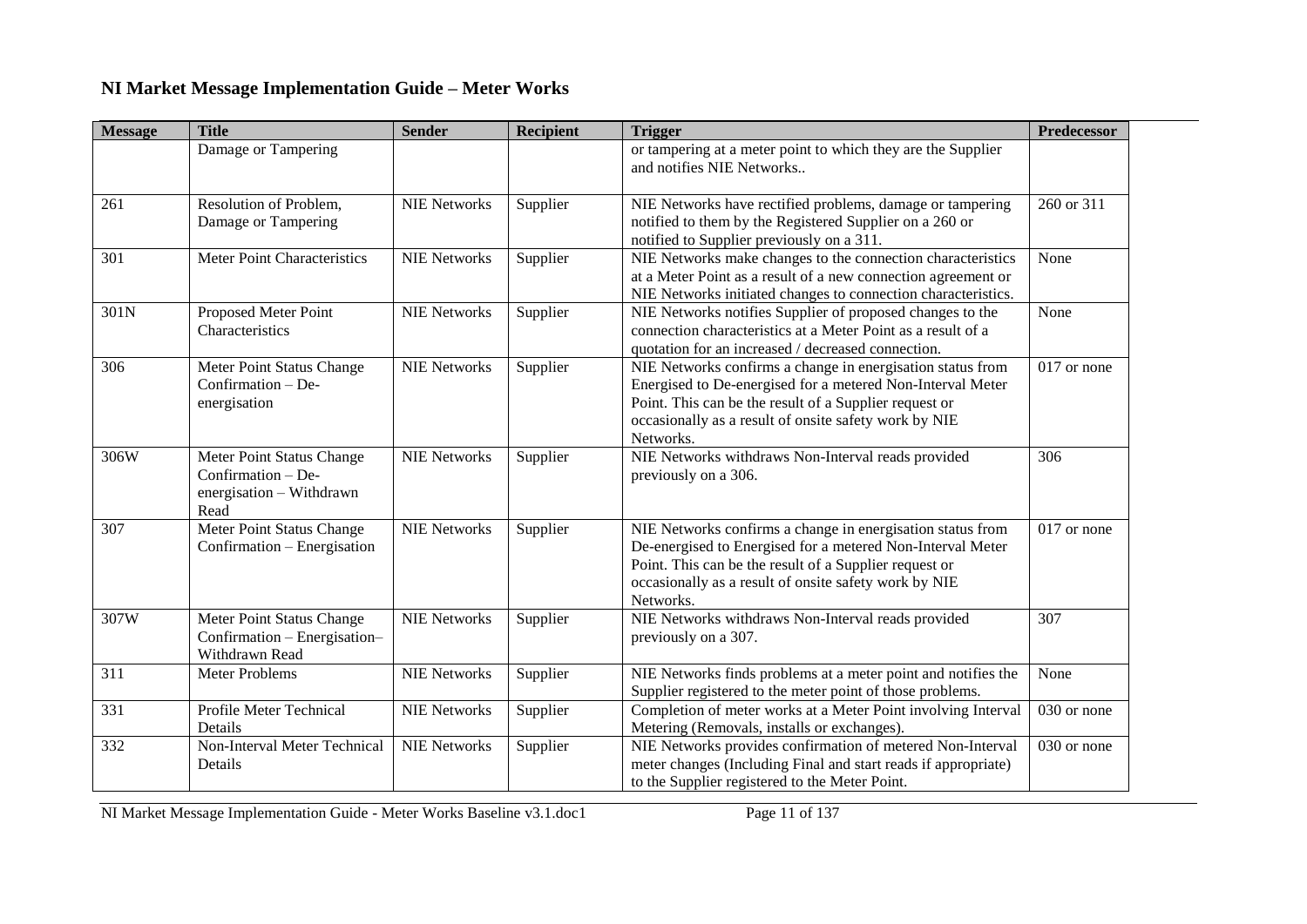# NI Market Message Implementation Guide – Meter Works

| Message | Title | Sender | Recipient | Trigger | Predecessor |
|---|---|---|---|---|---|
| | Damage or Tampering | | | or tampering at a meter point to which they are the Supplier and notifies NIE Networks.. | |
| 261 | Resolution of Problem, Damage or Tampering | NIE Networks | Supplier | NIE Networks have rectified problems, damage or tampering notified to them by the Registered Supplier on a 260 or notified to Supplier previously on a 311. | 260 or 311 |
| 301 | Meter Point Characteristics | NIE Networks | Supplier | NIE Networks make changes to the connection characteristics at a Meter Point as a result of a new connection agreement or NIE Networks initiated changes to connection characteristics. | None |
| 301N | Proposed Meter Point Characteristics | NIE Networks | Supplier | NIE Networks notifies Supplier of proposed changes to the connection characteristics at a Meter Point as a result of a quotation for an increased / decreased connection. | None |
| 306 | Meter Point Status Change Confirmation – De-energisation | NIE Networks | Supplier | NIE Networks confirms a change in energisation status from Energised to De-energised for a metered Non-Interval Meter Point. This can be the result of a Supplier request or occasionally as a result of onsite safety work by NIE Networks. | 017 or none |
| 306W | Meter Point Status Change Confirmation – De-energisation – Withdrawn Read | NIE Networks | Supplier | NIE Networks withdraws Non-Interval reads provided previously on a 306. | 306 |
| 307 | Meter Point Status Change Confirmation – Energisation | NIE Networks | Supplier | NIE Networks confirms a change in energisation status from De-energised to Energised for a metered Non-Interval Meter Point. This can be the result of a Supplier request or occasionally as a result of onsite safety work by NIE Networks. | 017 or none |
| 307W | Meter Point Status Change Confirmation – Energisation– Withdrawn Read | NIE Networks | Supplier | NIE Networks withdraws Non-Interval reads provided previously on a 307. | 307 |
| 311 | Meter Problems | NIE Networks | Supplier | NIE Networks finds problems at a meter point and notifies the Supplier registered to the meter point of those problems. | None |
| 331 | Profile Meter Technical Details | NIE Networks | Supplier | Completion of meter works at a Meter Point involving Interval Metering (Removals, installs or exchanges). | 030 or none |
| 332 | Non-Interval Meter Technical Details | NIE Networks | Supplier | NIE Networks provides confirmation of metered Non-Interval meter changes (Including Final and start reads if appropriate) to the Supplier registered to the Meter Point. | 030 or none |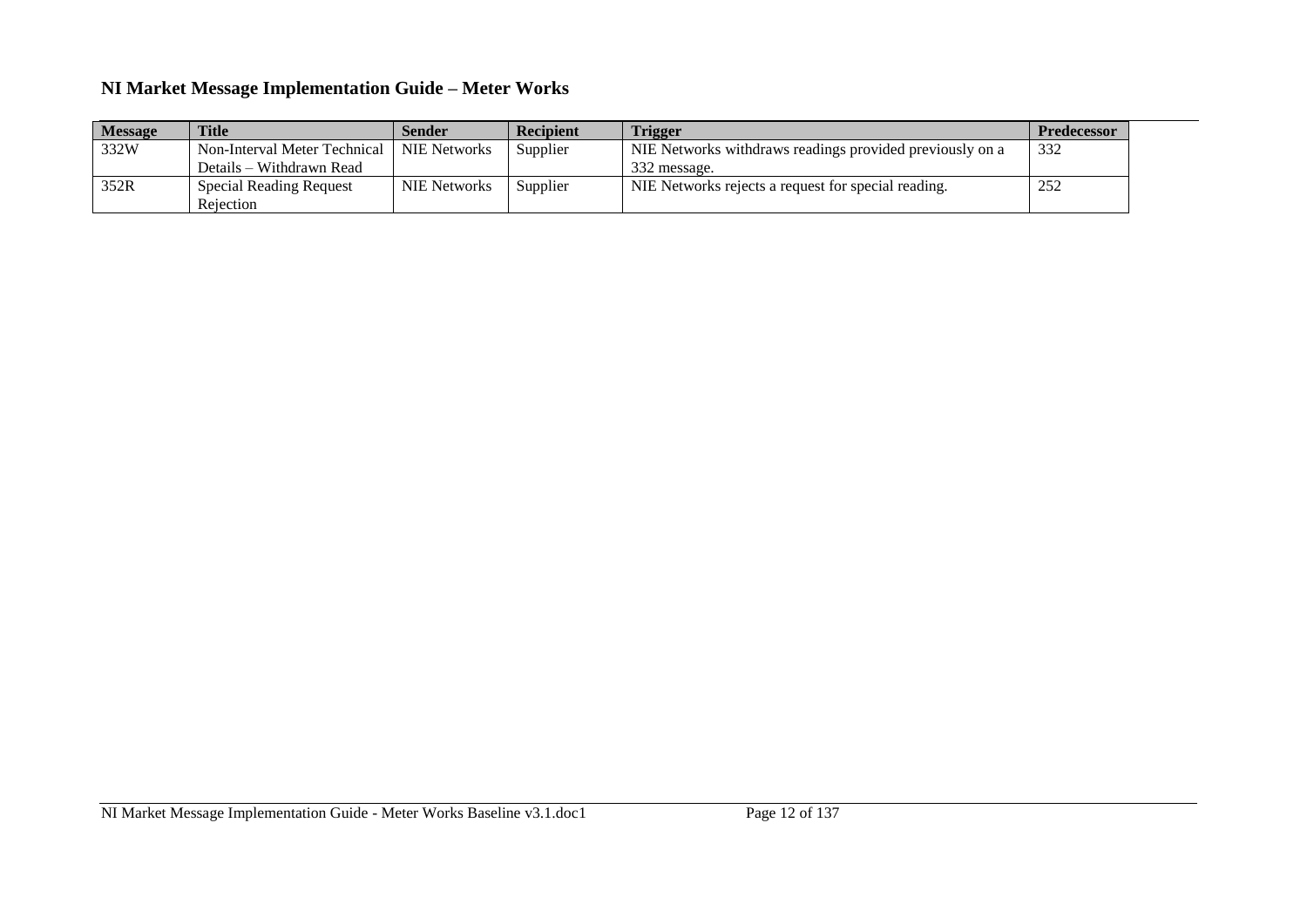| Message | Title | Sender | Recipient | Trigger | Predecessor |
|---|---|---|---|---|---|
| 332W | Non-Interval Meter Technical Details – Withdrawn Read | NIE Networks | Supplier | NIE Networks withdraws readings provided previously on a 332 message. | 332 |
| 352R | Special Reading Request Rejection | NIE Networks | Supplier | NIE Networks rejects a request for special reading. | 252 |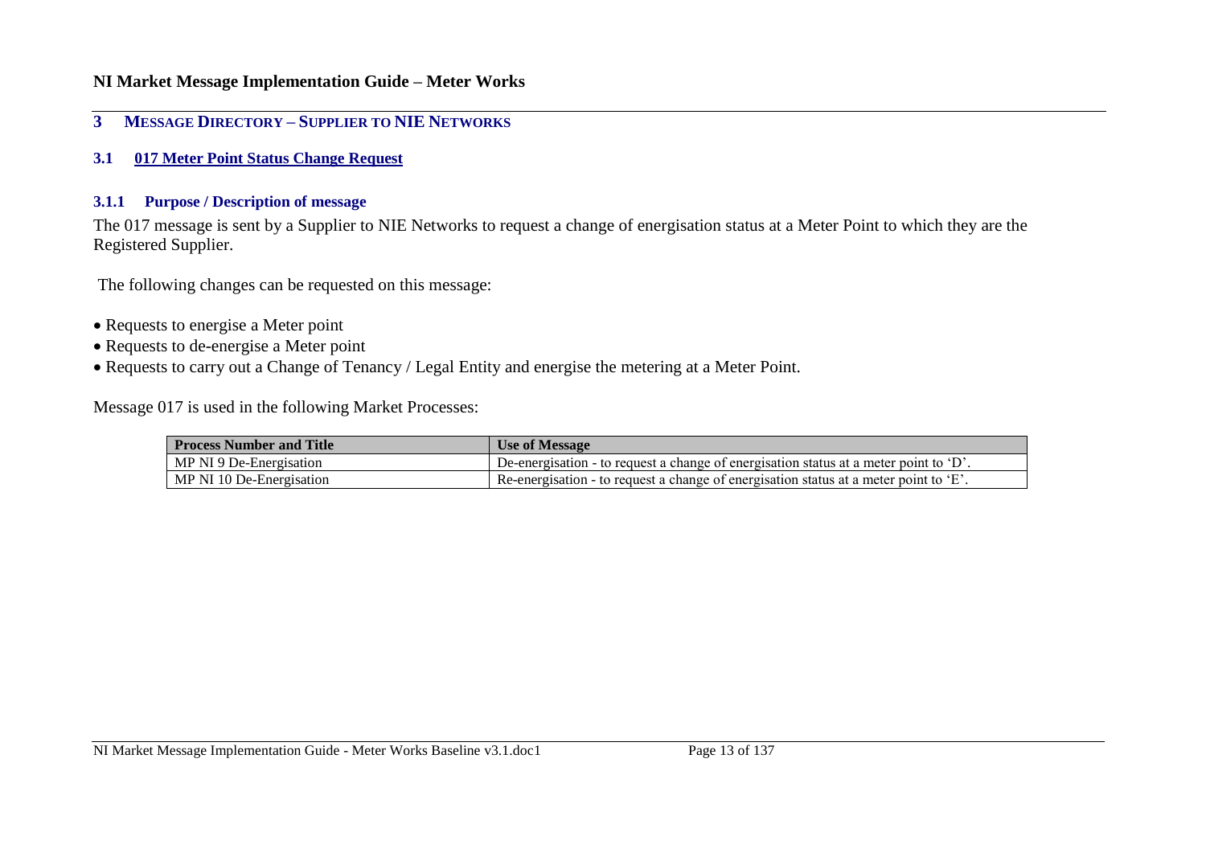# 3 MESSAGE DIRECTORY – SUPPLIER TO NIE NETWORKS

## 3.1 017 Meter Point Status Change Request

### 3.1.1 Purpose / Description of message

The 017 message is sent by a Supplier to NIE Networks to request a change of energisation status at a Meter Point to which they are the Registered Supplier.

The following changes can be requested on this message:

- Requests to energise a Meter point
- Requests to de-energise a Meter point
- Requests to carry out a Change of Tenancy / Legal Entity and energise the metering at a Meter Point.

Message 017 is used in the following Market Processes:

| Process Number and Title | Use of Message |
|---|---|
| MP NI 9 De-Energisation | De-energisation - to request a change of energisation status at a meter point to 'D'. |
| MP NI 10 De-Energisation | Re-energisation - to request a change of energisation status at a meter point to 'E'. |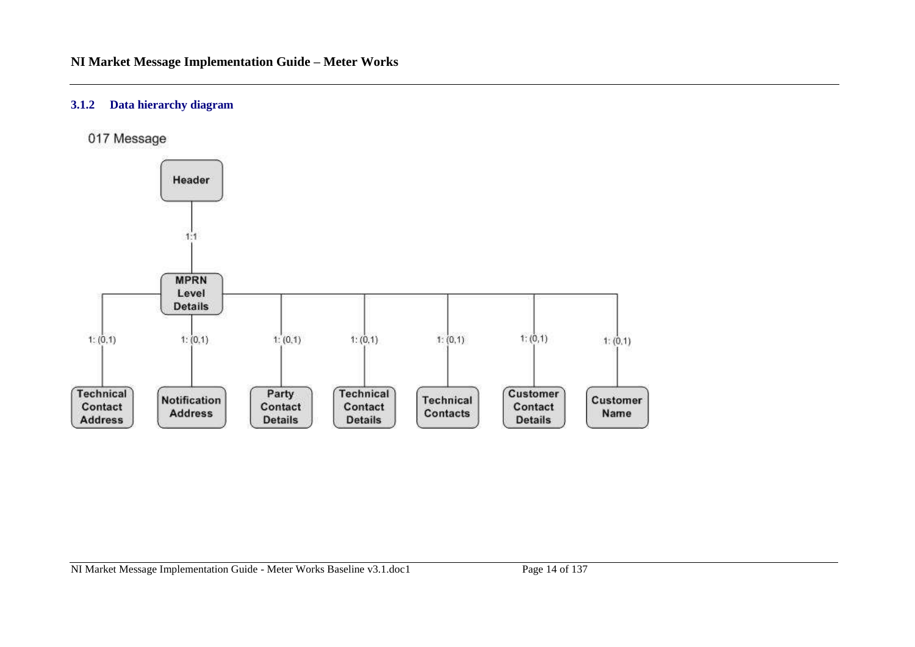### 3.1.2 Data hierarchy diagram

017 Message

Header

1:1

MPRN Level Details

1: (0,1) Technical Contact Address

1: (0,1) Notification Address

1: (0,1) Party Contact Details

1: (0,1) Technical Contact Details

1: (0,1) Technical Contacts

1: (0,1) Customer Contact Details

1: (0,1) Customer Name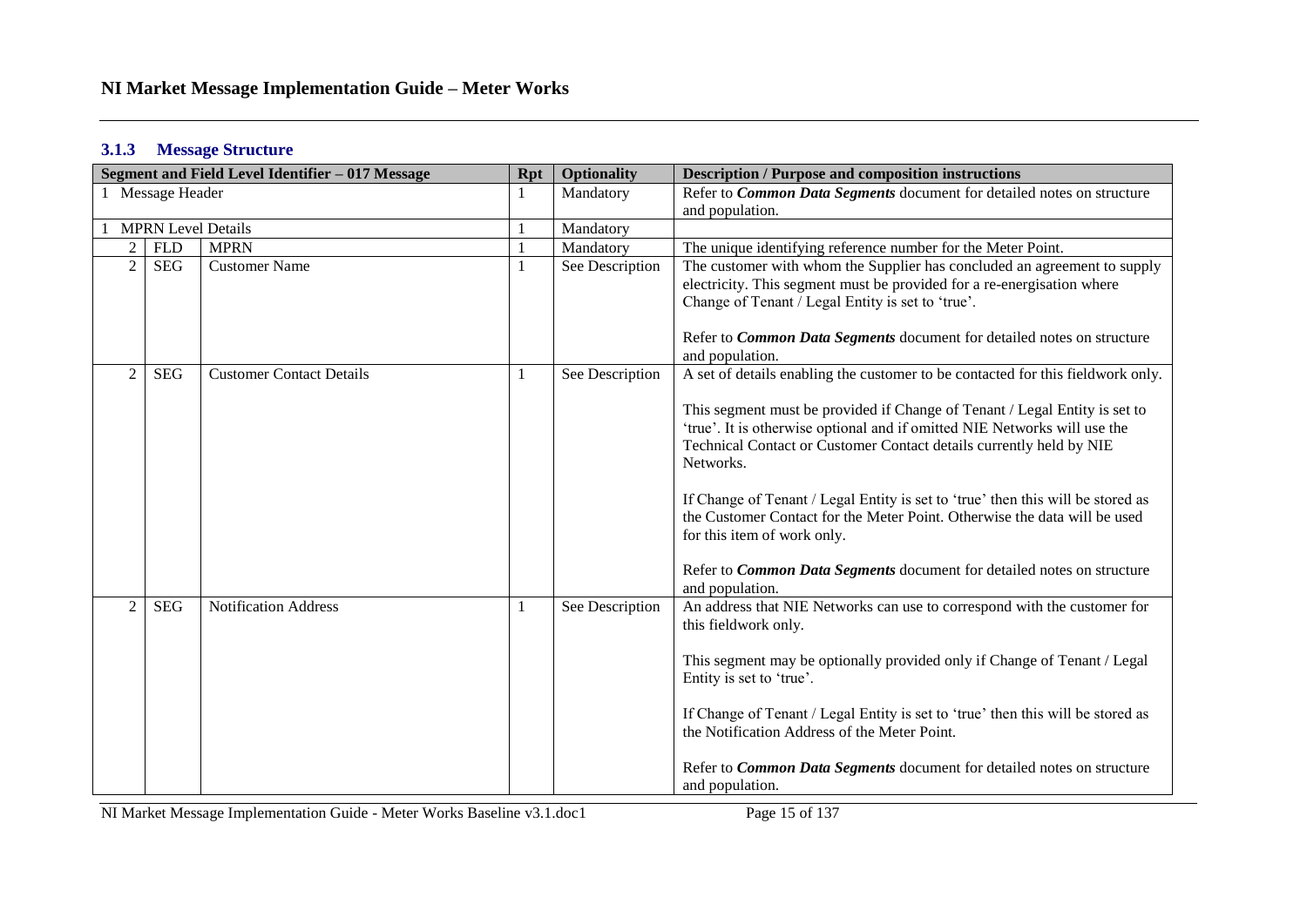### 3.1.3 Message Structure

| Segment and Field Level Identifier – 017 Message | | | Rpt | Optionality | Description / Purpose and composition instructions |
|---|---|---|---|---|---|
| 1 Message Header | | | 1 | Mandatory | Refer to ***Common Data Segments*** document for detailed notes on structure and population. |
| 1 MPRN Level Details | | | 1 | Mandatory | |
| 2 | FLD | MPRN | 1 | Mandatory | The unique identifying reference number for the Meter Point. |
| 2 | SEG | Customer Name | 1 | See Description | The customer with whom the Supplier has concluded an agreement to supply electricity. This segment must be provided for a re-energisation where Change of Tenant / Legal Entity is set to 'true'.<br><br>Refer to ***Common Data Segments*** document for detailed notes on structure and population. |
| 2 | SEG | Customer Contact Details | 1 | See Description | A set of details enabling the customer to be contacted for this fieldwork only.<br><br>This segment must be provided if Change of Tenant / Legal Entity is set to 'true'. It is otherwise optional and if omitted NIE Networks will use the Technical Contact or Customer Contact details currently held by NIE Networks.<br><br>If Change of Tenant / Legal Entity is set to 'true' then this will be stored as the Customer Contact for the Meter Point. Otherwise the data will be used for this item of work only.<br><br>Refer to ***Common Data Segments*** document for detailed notes on structure and population. |
| 2 | SEG | Notification Address | 1 | See Description | An address that NIE Networks can use to correspond with the customer for this fieldwork only.<br><br>This segment may be optionally provided only if Change of Tenant / Legal Entity is set to 'true'.<br><br>If Change of Tenant / Legal Entity is set to 'true' then this will be stored as the Notification Address of the Meter Point.<br><br>Refer to ***Common Data Segments*** document for detailed notes on structure and population. |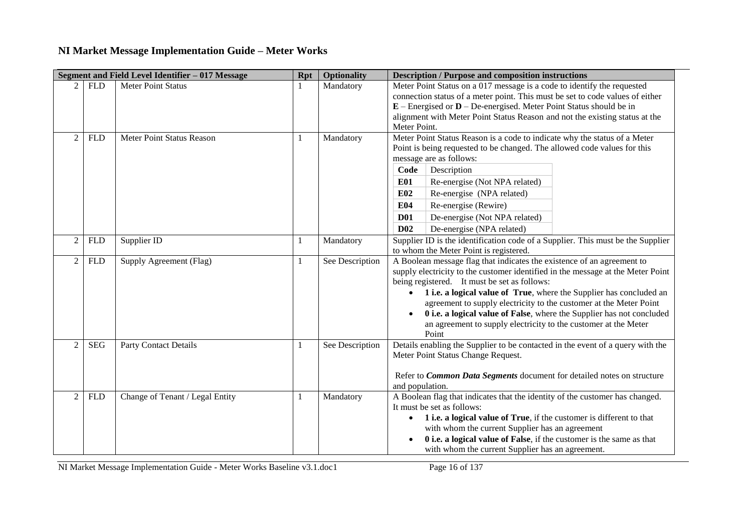# NI Market Message Implementation Guide – Meter Works

| Segment and Field Level Identifier – 017 Message | | | Rpt | Optionality | Description / Purpose and composition instructions |
|---|---|---|---|---|---|
| 2 | FLD | Meter Point Status | 1 | Mandatory | Meter Point Status on a 017 message is a code to identify the requested connection status of a meter point. This must be set to code values of either **E** – Energised or **D** – De-energised. Meter Point Status should be in alignment with Meter Point Status Reason and not the existing status at the Meter Point. |
| 2 | FLD | Meter Point Status Reason | 1 | Mandatory | Meter Point Status Reason is a code to indicate why the status of a Meter Point is being requested to be changed. The allowed code values for this message are as follows:<br>**Code** – Description<br>**E01** – Re-energise (Not NPA related)<br>**E02** – Re-energise (NPA related)<br>**E04** – Re-energise (Rewire)<br>**D01** – De-energise (Not NPA related)<br>**D02** – De-energise (NPA related) |
| 2 | FLD | Supplier ID | 1 | Mandatory | Supplier ID is the identification code of a Supplier. This must be the Supplier to whom the Meter Point is registered. |
| 2 | FLD | Supply Agreement (Flag) | 1 | See Description | A Boolean message flag that indicates the existence of an agreement to supply electricity to the customer identified in the message at the Meter Point being registered. It must be set as follows:<br>• **1 i.e. a logical value of True**, where the Supplier has concluded an agreement to supply electricity to the customer at the Meter Point<br>• **0 i.e. a logical value of False**, where the Supplier has not concluded an agreement to supply electricity to the customer at the Meter Point |
| 2 | SEG | Party Contact Details | 1 | See Description | Details enabling the Supplier to be contacted in the event of a query with the Meter Point Status Change Request.<br><br>Refer to ***Common Data Segments*** document for detailed notes on structure and population. |
| 2 | FLD | Change of Tenant / Legal Entity | 1 | Mandatory | A Boolean flag that indicates that the identity of the customer has changed. It must be set as follows:<br>• **1 i.e. a logical value of True**, if the customer is different to that with whom the current Supplier has an agreement<br>• **0 i.e. a logical value of False**, if the customer is the same as that with whom the current Supplier has an agreement. |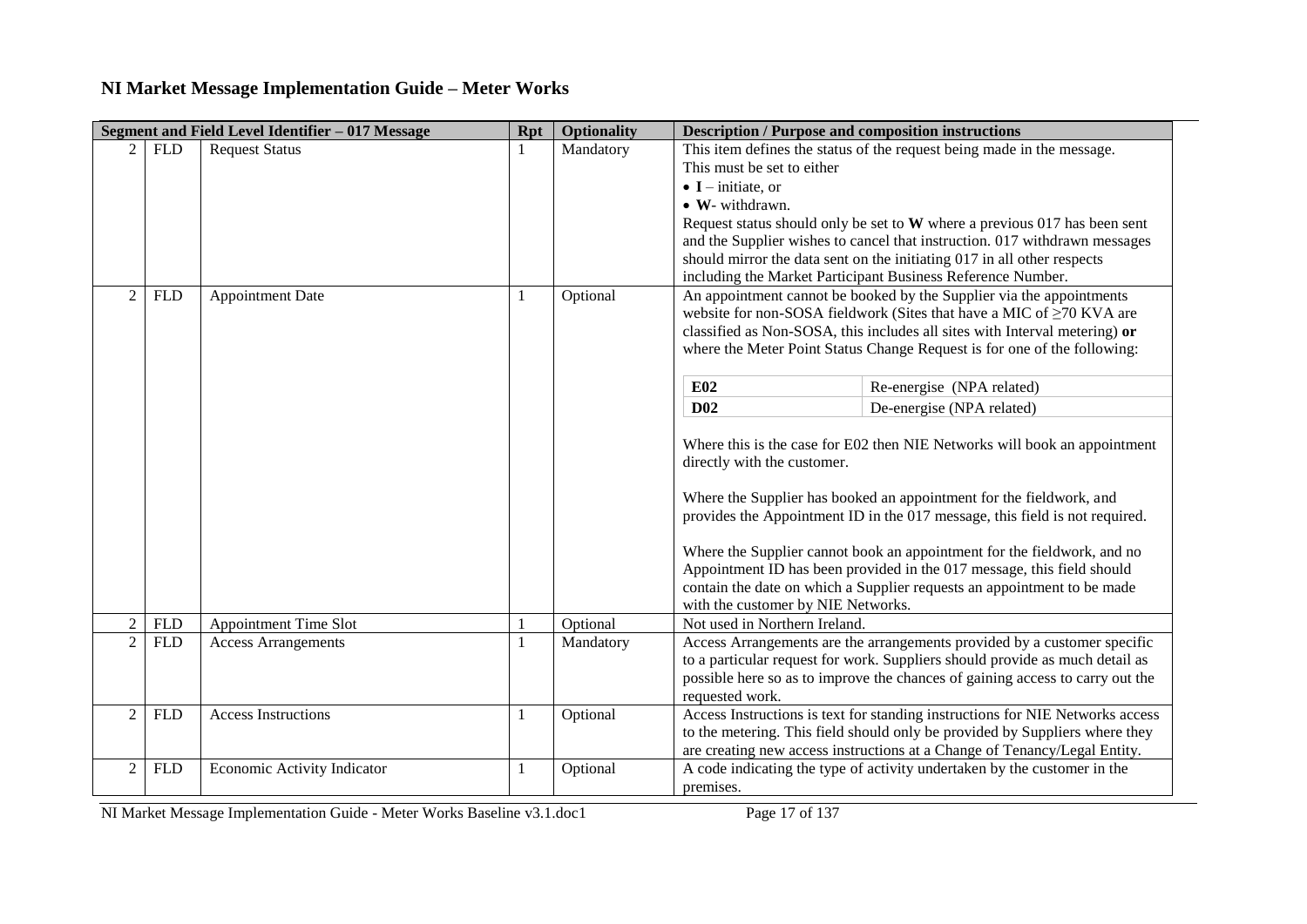# NI Market Message Implementation Guide – Meter Works

| Segment and Field Level Identifier – 017 Message | | | Rpt | Optionality | Description / Purpose and composition instructions |
|---|---|---|---|---|---|
| 2 | FLD | Request Status | 1 | Mandatory | This item defines the status of the request being made in the message.<br>This must be set to either<br>• **I** – initiate, or<br>• **W**- withdrawn.<br>Request status should only be set to **W** where a previous 017 has been sent and the Supplier wishes to cancel that instruction. 017 withdrawn messages should mirror the data sent on the initiating 017 in all other respects including the Market Participant Business Reference Number. |
| 2 | FLD | Appointment Date | 1 | Optional | An appointment cannot be booked by the Supplier via the appointments website for non-SOSA fieldwork (Sites that have a MIC of ≥70 KVA are classified as Non-SOSA, this includes all sites with Interval metering) **or** where the Meter Point Status Change Request is for one of the following:<br><br>**E02** – Re-energise (NPA related)<br>**D02** – De-energise (NPA related)<br><br>Where this is the case for E02 then NIE Networks will book an appointment directly with the customer.<br><br>Where the Supplier has booked an appointment for the fieldwork, and provides the Appointment ID in the 017 message, this field is not required.<br><br>Where the Supplier cannot book an appointment for the fieldwork, and no Appointment ID has been provided in the 017 message, this field should contain the date on which a Supplier requests an appointment to be made with the customer by NIE Networks. |
| 2 | FLD | Appointment Time Slot | 1 | Optional | Not used in Northern Ireland. |
| 2 | FLD | Access Arrangements | 1 | Mandatory | Access Arrangements are the arrangements provided by a customer specific to a particular request for work. Suppliers should provide as much detail as possible here so as to improve the chances of gaining access to carry out the requested work. |
| 2 | FLD | Access Instructions | 1 | Optional | Access Instructions is text for standing instructions for NIE Networks access to the metering. This field should only be provided by Suppliers where they are creating new access instructions at a Change of Tenancy/Legal Entity. |
| 2 | FLD | Economic Activity Indicator | 1 | Optional | A code indicating the type of activity undertaken by the customer in the premises. |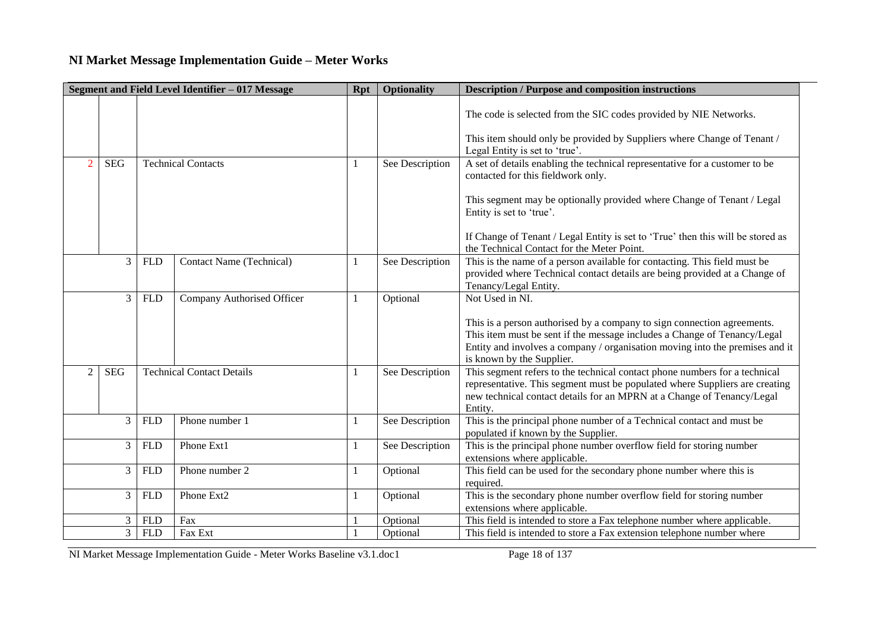# NI Market Message Implementation Guide – Meter Works

| Segment and Field Level Identifier – 017 Message | | | | Rpt | Optionality | Description / Purpose and composition instructions |
|---|---|---|---|---|---|---|
| | | | | | | The code is selected from the SIC codes provided by NIE Networks.<br><br>This item should only be provided by Suppliers where Change of Tenant / Legal Entity is set to 'true'. |
| 2 | SEG | Technical Contacts | | 1 | See Description | A set of details enabling the technical representative for a customer to be contacted for this fieldwork only.<br><br>This segment may be optionally provided where Change of Tenant / Legal Entity is set to 'true'.<br><br>If Change of Tenant / Legal Entity is set to 'True' then this will be stored as the Technical Contact for the Meter Point. |
| | 3 | FLD | Contact Name (Technical) | 1 | See Description | This is the name of a person available for contacting. This field must be provided where Technical contact details are being provided at a Change of Tenancy/Legal Entity. |
| | 3 | FLD | Company Authorised Officer | 1 | Optional | Not Used in NI.<br><br>This is a person authorised by a company to sign connection agreements. This item must be sent if the message includes a Change of Tenancy/Legal Entity and involves a company / organisation moving into the premises and it is known by the Supplier. |
| 2 | SEG | Technical Contact Details | | 1 | See Description | This segment refers to the technical contact phone numbers for a technical representative. This segment must be populated where Suppliers are creating new technical contact details for an MPRN at a Change of Tenancy/Legal Entity. |
| | 3 | FLD | Phone number 1 | 1 | See Description | This is the principal phone number of a Technical contact and must be populated if known by the Supplier. |
| | 3 | FLD | Phone Ext1 | 1 | See Description | This is the principal phone number overflow field for storing number extensions where applicable. |
| | 3 | FLD | Phone number 2 | 1 | Optional | This field can be used for the secondary phone number where this is required. |
| | 3 | FLD | Phone Ext2 | 1 | Optional | This is the secondary phone number overflow field for storing number extensions where applicable. |
| | 3 | FLD | Fax | 1 | Optional | This field is intended to store a Fax telephone number where applicable. |
| | 3 | FLD | Fax Ext | 1 | Optional | This field is intended to store a Fax extension telephone number where |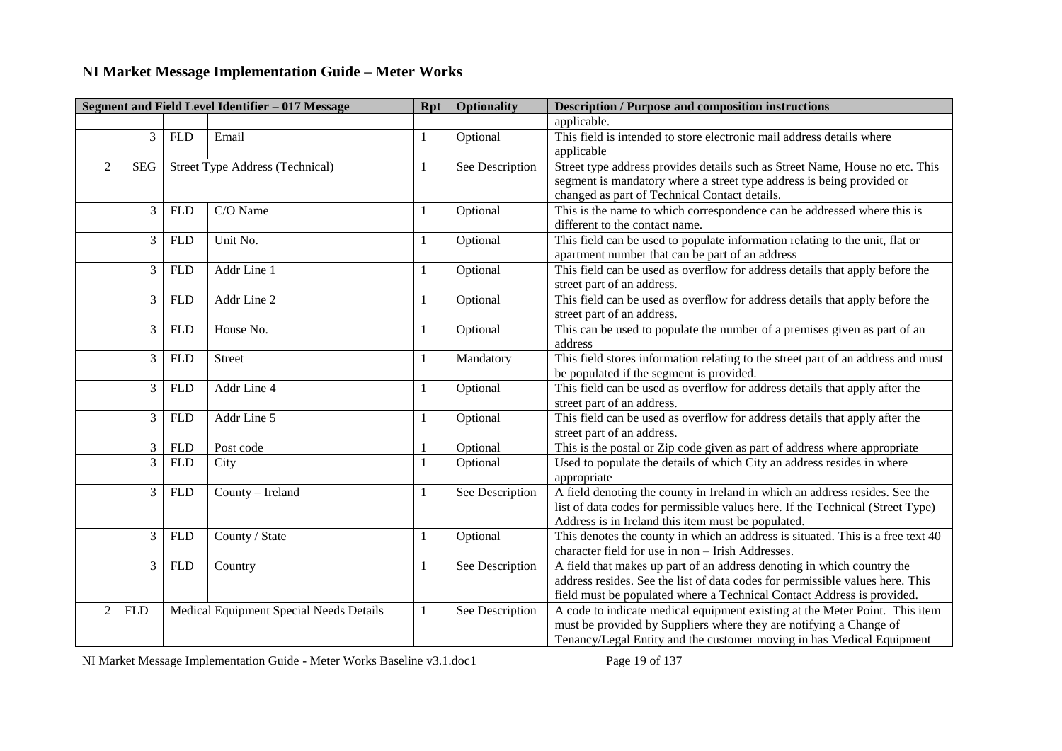## NI Market Message Implementation Guide – Meter Works

| Segment and Field Level Identifier – 017 Message | | | | Rpt | Optionality | Description / Purpose and composition instructions |
|---|---|---|---|---|---|---|
| | | | | | | applicable. |
| 3 | FLD | Email | | 1 | Optional | This field is intended to store electronic mail address details where applicable |
| 2 | SEG | Street Type Address (Technical) | | 1 | See Description | Street type address provides details such as Street Name, House no etc. This segment is mandatory where a street type address is being provided or changed as part of Technical Contact details. |
| 3 | FLD | C/O Name | | 1 | Optional | This is the name to which correspondence can be addressed where this is different to the contact name. |
| 3 | FLD | Unit No. | | 1 | Optional | This field can be used to populate information relating to the unit, flat or apartment number that can be part of an address |
| 3 | FLD | Addr Line 1 | | 1 | Optional | This field can be used as overflow for address details that apply before the street part of an address. |
| 3 | FLD | Addr Line 2 | | 1 | Optional | This field can be used as overflow for address details that apply before the street part of an address. |
| 3 | FLD | House No. | | 1 | Optional | This can be used to populate the number of a premises given as part of an address |
| 3 | FLD | Street | | 1 | Mandatory | This field stores information relating to the street part of an address and must be populated if the segment is provided. |
| 3 | FLD | Addr Line 4 | | 1 | Optional | This field can be used as overflow for address details that apply after the street part of an address. |
| 3 | FLD | Addr Line 5 | | 1 | Optional | This field can be used as overflow for address details that apply after the street part of an address. |
| 3 | FLD | Post code | | 1 | Optional | This is the postal or Zip code given as part of address where appropriate |
| 3 | FLD | City | | 1 | Optional | Used to populate the details of which City an address resides in where appropriate |
| 3 | FLD | County – Ireland | | 1 | See Description | A field denoting the county in Ireland in which an address resides. See the list of data codes for permissible values here. If the Technical (Street Type) Address is in Ireland this item must be populated. |
| 3 | FLD | County / State | | 1 | Optional | This denotes the county in which an address is situated. This is a free text 40 character field for use in non – Irish Addresses. |
| 3 | FLD | Country | | 1 | See Description | A field that makes up part of an address denoting in which country the address resides. See the list of data codes for permissible values here. This field must be populated where a Technical Contact Address is provided. |
| 2 | FLD | Medical Equipment Special Needs Details | | 1 | See Description | A code to indicate medical equipment existing at the Meter Point. This item must be provided by Suppliers where they are notifying a Change of Tenancy/Legal Entity and the customer moving in has Medical Equipment |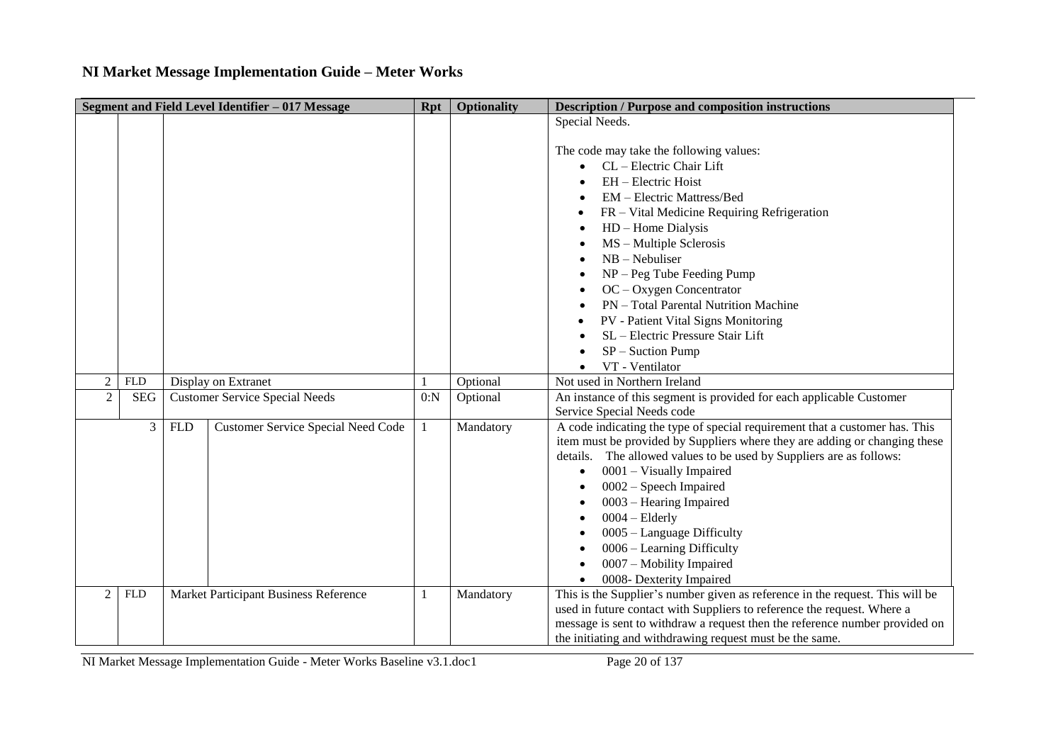# NI Market Message Implementation Guide – Meter Works

| Segment and Field Level Identifier – 017 Message | | | | Rpt | Optionality | Description / Purpose and composition instructions |
|---|---|---|---|---|---|---|
| | | | | | | Special Needs.<br><br>The code may take the following values:<br>• CL – Electric Chair Lift<br>• EH – Electric Hoist<br>• EM – Electric Mattress/Bed<br>• FR – Vital Medicine Requiring Refrigeration<br>• HD – Home Dialysis<br>• MS – Multiple Sclerosis<br>• NB – Nebuliser<br>• NP – Peg Tube Feeding Pump<br>• OC – Oxygen Concentrator<br>• PN – Total Parental Nutrition Machine<br>• PV - Patient Vital Signs Monitoring<br>• SL – Electric Pressure Stair Lift<br>• SP – Suction Pump<br>• VT - Ventilator |
| 2 | FLD | Display on Extranet | | 1 | Optional | Not used in Northern Ireland |
| 2 | SEG | Customer Service Special Needs | | 0:N | Optional | An instance of this segment is provided for each applicable Customer Service Special Needs code |
| 3 | | FLD | Customer Service Special Need Code | 1 | Mandatory | A code indicating the type of special requirement that a customer has. This item must be provided by Suppliers where they are adding or changing these details. The allowed values to be used by Suppliers are as follows:<br>• 0001 – Visually Impaired<br>• 0002 – Speech Impaired<br>• 0003 – Hearing Impaired<br>• 0004 – Elderly<br>• 0005 – Language Difficulty<br>• 0006 – Learning Difficulty<br>• 0007 – Mobility Impaired<br>• 0008- Dexterity Impaired |
| 2 | FLD | Market Participant Business Reference | | 1 | Mandatory | This is the Supplier's number given as reference in the request. This will be used in future contact with Suppliers to reference the request. Where a message is sent to withdraw a request then the reference number provided on the initiating and withdrawing request must be the same. |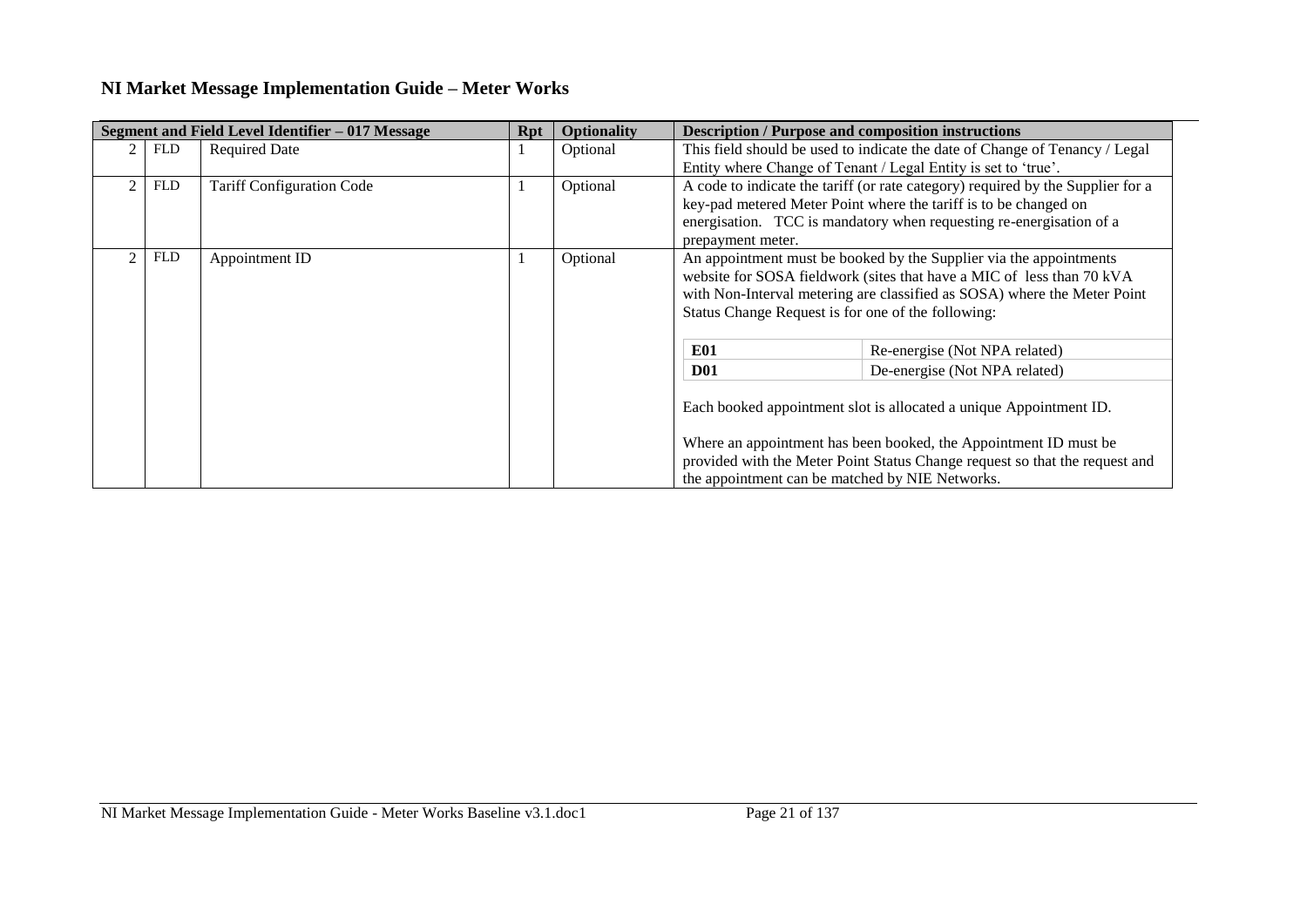## NI Market Message Implementation Guide – Meter Works

| Segment and Field Level Identifier – 017 Message | | | Rpt | Optionality | Description / Purpose and composition instructions |
|---|---|---|---|---|---|
| 2 | FLD | Required Date | 1 | Optional | This field should be used to indicate the date of Change of Tenancy / Legal Entity where Change of Tenant / Legal Entity is set to 'true'. |
| 2 | FLD | Tariff Configuration Code | 1 | Optional | A code to indicate the tariff (or rate category) required by the Supplier for a key-pad metered Meter Point where the tariff is to be changed on energisation. TCC is mandatory when requesting re-energisation of a prepayment meter. |
| 2 | FLD | Appointment ID | 1 | Optional | An appointment must be booked by the Supplier via the appointments website for SOSA fieldwork (sites that have a MIC of less than 70 kVA with Non-Interval metering are classified as SOSA) where the Meter Point Status Change Request is for one of the following:<br><br>**E01** – Re-energise (Not NPA related)<br>**D01** – De-energise (Not NPA related)<br><br>Each booked appointment slot is allocated a unique Appointment ID.<br><br>Where an appointment has been booked, the Appointment ID must be provided with the Meter Point Status Change request so that the request and the appointment can be matched by NIE Networks. |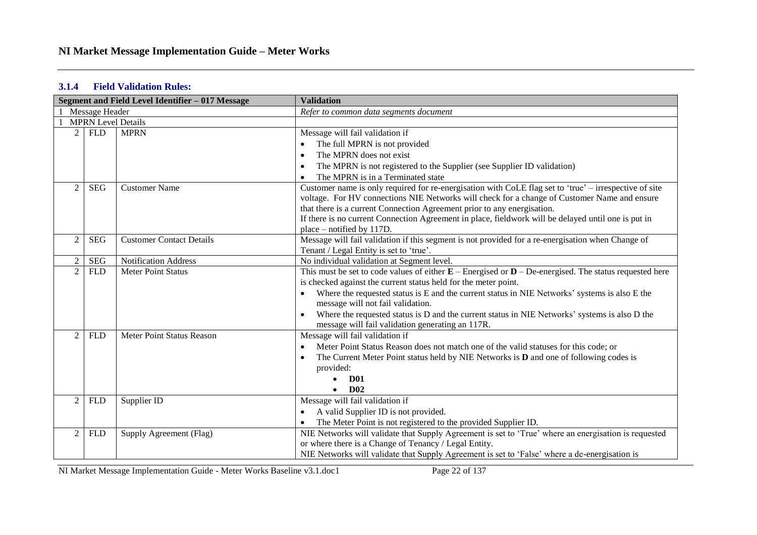### 3.1.4 Field Validation Rules:

| Segment and Field Level Identifier – 017 Message | | | Validation |
|---|---|---|---|
| 1 Message Header | | | *Refer to common data segments document* |
| 1 MPRN Level Details | | | |
| 2 | FLD | MPRN | Message will fail validation if<br>• The full MPRN is not provided<br>• The MPRN does not exist<br>• The MPRN is not registered to the Supplier (see Supplier ID validation)<br>• The MPRN is in a Terminated state |
| 2 | SEG | Customer Name | Customer name is only required for re-energisation with CoLE flag set to 'true' – irrespective of site voltage. For HV connections NIE Networks will check for a change of Customer Name and ensure that there is a current Connection Agreement prior to any energisation.<br>If there is no current Connection Agreement in place, fieldwork will be delayed until one is put in place – notified by 117D. |
| 2 | SEG | Customer Contact Details | Message will fail validation if this segment is not provided for a re-energisation when Change of Tenant / Legal Entity is set to 'true'. |
| 2 | SEG | Notification Address | No individual validation at Segment level. |
| 2 | FLD | Meter Point Status | This must be set to code values of either **E** – Energised or **D** – De-energised. The status requested here is checked against the current status held for the meter point.<br>• Where the requested status is E and the current status in NIE Networks' systems is also E the message will not fail validation.<br>• Where the requested status is D and the current status in NIE Networks' systems is also D the message will fail validation generating an 117R. |
| 2 | FLD | Meter Point Status Reason | Message will fail validation if<br>• Meter Point Status Reason does not match one of the valid statuses for this code; or<br>• The Current Meter Point status held by NIE Networks is **D** and one of following codes is provided:<br>  • **D01**<br>  • **D02** |
| 2 | FLD | Supplier ID | Message will fail validation if<br>• A valid Supplier ID is not provided.<br>• The Meter Point is not registered to the provided Supplier ID. |
| 2 | FLD | Supply Agreement (Flag) | NIE Networks will validate that Supply Agreement is set to 'True' where an energisation is requested or where there is a Change of Tenancy / Legal Entity.<br>NIE Networks will validate that Supply Agreement is set to 'False' where a de-energisation is |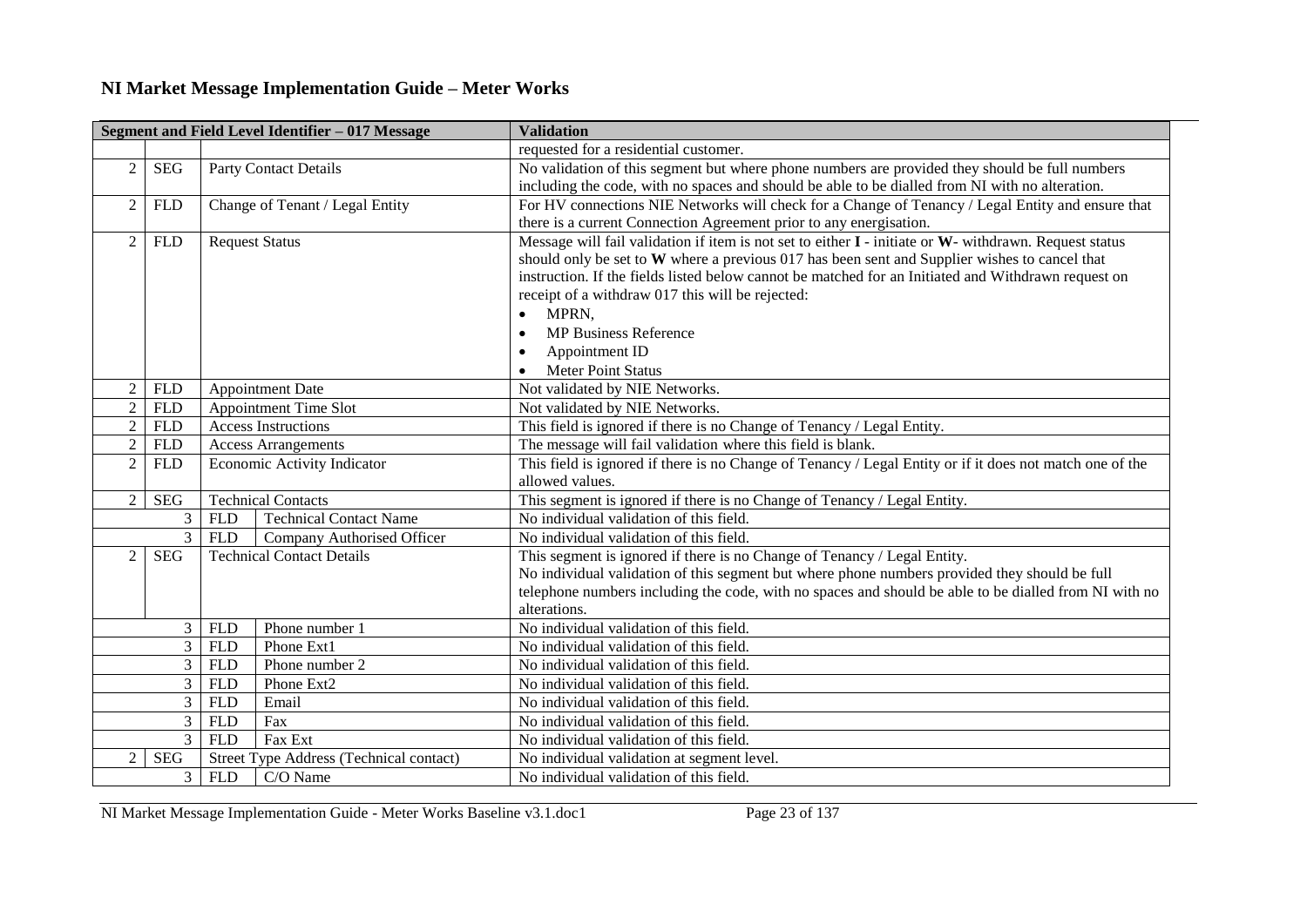# NI Market Message Implementation Guide – Meter Works

| Segment and Field Level Identifier – 017 Message | | | | Validation |
|---|---|---|---|---|
| | | | | requested for a residential customer. |
| 2 | SEG | Party Contact Details | | No validation of this segment but where phone numbers are provided they should be full numbers including the code, with no spaces and should be able to be dialled from NI with no alteration. |
| 2 | FLD | Change of Tenant / Legal Entity | | For HV connections NIE Networks will check for a Change of Tenancy / Legal Entity and ensure that there is a current Connection Agreement prior to any energisation. |
| 2 | FLD | Request Status | | Message will fail validation if item is not set to either **I** - initiate or **W**- withdrawn. Request status should only be set to **W** where a previous 017 has been sent and Supplier wishes to cancel that instruction. If the fields listed below cannot be matched for an Initiated and Withdrawn request on receipt of a withdraw 017 this will be rejected:<br>• MPRN,<br>• MP Business Reference<br>• Appointment ID<br>• Meter Point Status |
| 2 | FLD | Appointment Date | | Not validated by NIE Networks. |
| 2 | FLD | Appointment Time Slot | | Not validated by NIE Networks. |
| 2 | FLD | Access Instructions | | This field is ignored if there is no Change of Tenancy / Legal Entity. |
| 2 | FLD | Access Arrangements | | The message will fail validation where this field is blank. |
| 2 | FLD | Economic Activity Indicator | | This field is ignored if there is no Change of Tenancy / Legal Entity or if it does not match one of the allowed values. |
| 2 | SEG | Technical Contacts | | This segment is ignored if there is no Change of Tenancy / Legal Entity. |
| 3 | | FLD | Technical Contact Name | No individual validation of this field. |
| 3 | | FLD | Company Authorised Officer | No individual validation of this field. |
| 2 | SEG | Technical Contact Details | | This segment is ignored if there is no Change of Tenancy / Legal Entity.<br>No individual validation of this segment but where phone numbers provided they should be full telephone numbers including the code, with no spaces and should be able to be dialled from NI with no alterations. |
| 3 | | FLD | Phone number 1 | No individual validation of this field. |
| 3 | | FLD | Phone Ext1 | No individual validation of this field. |
| 3 | | FLD | Phone number 2 | No individual validation of this field. |
| 3 | | FLD | Phone Ext2 | No individual validation of this field. |
| 3 | | FLD | Email | No individual validation of this field. |
| 3 | | FLD | Fax | No individual validation of this field. |
| 3 | | FLD | Fax Ext | No individual validation of this field. |
| 2 | SEG | Street Type Address (Technical contact) | | No individual validation at segment level. |
| 3 | | FLD | C/O Name | No individual validation of this field. |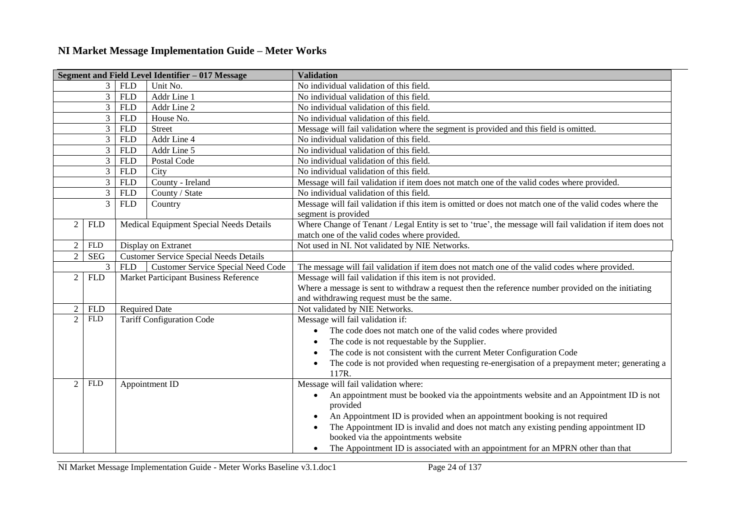# NI Market Message Implementation Guide – Meter Works

| Segment and Field Level Identifier – 017 Message | | | | Validation |
|---|---|---|---|---|
| 3 | | FLD | Unit No. | No individual validation of this field. |
| 3 | | FLD | Addr Line 1 | No individual validation of this field. |
| 3 | | FLD | Addr Line 2 | No individual validation of this field. |
| 3 | | FLD | House No. | No individual validation of this field. |
| 3 | | FLD | Street | Message will fail validation where the segment is provided and this field is omitted. |
| 3 | | FLD | Addr Line 4 | No individual validation of this field. |
| 3 | | FLD | Addr Line 5 | No individual validation of this field. |
| 3 | | FLD | Postal Code | No individual validation of this field. |
| 3 | | FLD | City | No individual validation of this field. |
| 3 | | FLD | County - Ireland | Message will fail validation if item does not match one of the valid codes where provided. |
| 3 | | FLD | County / State | No individual validation of this field. |
| 3 | | FLD | Country | Message will fail validation if this item is omitted or does not match one of the valid codes where the segment is provided |
| 2 | FLD | Medical Equipment Special Needs Details | | Where Change of Tenant / Legal Entity is set to 'true', the message will fail validation if item does not match one of the valid codes where provided. |
| 2 | FLD | Display on Extranet | | Not used in NI. Not validated by NIE Networks. |
| 2 | SEG | Customer Service Special Needs Details | | |
| 3 | | FLD | Customer Service Special Need Code | The message will fail validation if item does not match one of the valid codes where provided. |
| 2 | FLD | Market Participant Business Reference | | Message will fail validation if this item is not provided.<br>Where a message is sent to withdraw a request then the reference number provided on the initiating and withdrawing request must be the same. |
| 2 | FLD | Required Date | | Not validated by NIE Networks. |
| 2 | FLD | Tariff Configuration Code | | Message will fail validation if:<br>• The code does not match one of the valid codes where provided<br>• The code is not requestable by the Supplier.<br>• The code is not consistent with the current Meter Configuration Code<br>• The code is not provided when requesting re-energisation of a prepayment meter; generating a 117R. |
| 2 | FLD | Appointment ID | | Message will fail validation where:<br>• An appointment must be booked via the appointments website and an Appointment ID is not provided<br>• An Appointment ID is provided when an appointment booking is not required<br>• The Appointment ID is invalid and does not match any existing pending appointment ID booked via the appointments website<br>• The Appointment ID is associated with an appointment for an MPRN other than that |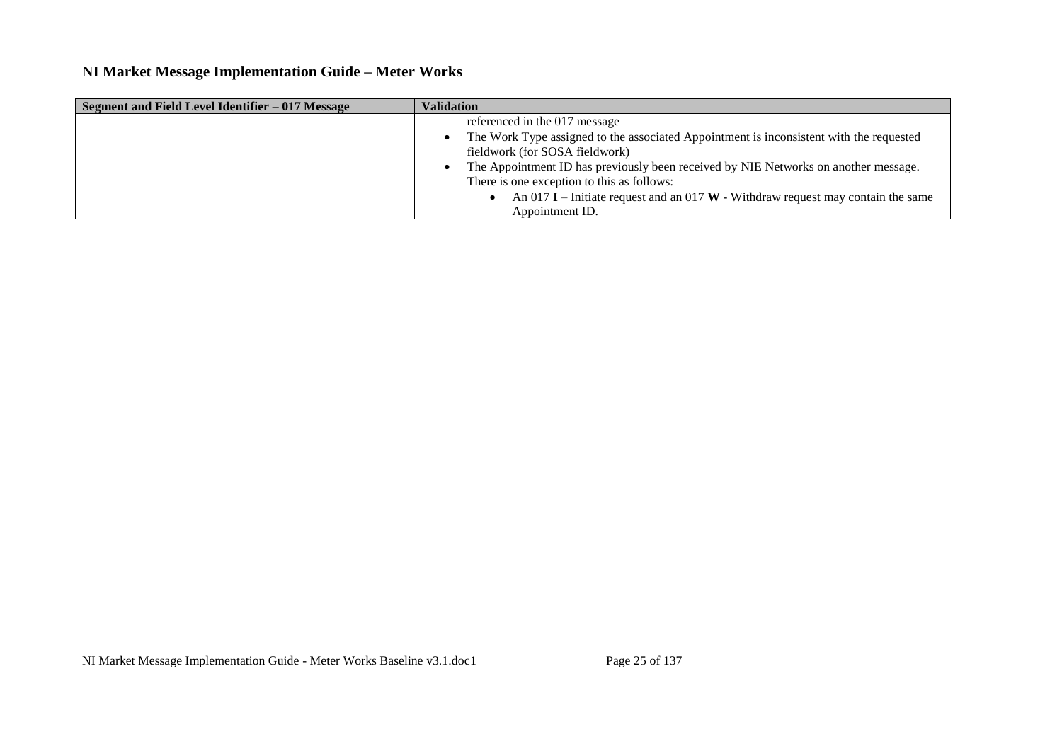| Segment and Field Level Identifier – 017 Message | | | Validation |
|---|---|---|---|
| | | | referenced in the 017 message<br>• The Work Type assigned to the associated Appointment is inconsistent with the requested fieldwork (for SOSA fieldwork)<br>• The Appointment ID has previously been received by NIE Networks on another message. There is one exception to this as follows:<br>  • An 017 **I** – Initiate request and an 017 **W** - Withdraw request may contain the same Appointment ID. |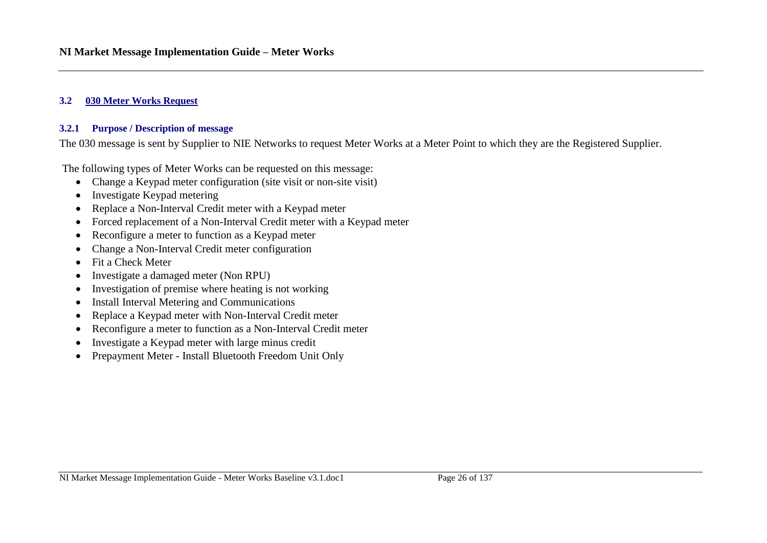### 3.2 030 Meter Works Request

#### 3.2.1 Purpose / Description of message

The 030 message is sent by Supplier to NIE Networks to request Meter Works at a Meter Point to which they are the Registered Supplier.

The following types of Meter Works can be requested on this message:

- Change a Keypad meter configuration (site visit or non-site visit)
- Investigate Keypad metering
- Replace a Non-Interval Credit meter with a Keypad meter
- Forced replacement of a Non-Interval Credit meter with a Keypad meter
- Reconfigure a meter to function as a Keypad meter
- Change a Non-Interval Credit meter configuration
- Fit a Check Meter
- Investigate a damaged meter (Non RPU)
- Investigation of premise where heating is not working
- Install Interval Metering and Communications
- Replace a Keypad meter with Non-Interval Credit meter
- Reconfigure a meter to function as a Non-Interval Credit meter
- Investigate a Keypad meter with large minus credit
- Prepayment Meter - Install Bluetooth Freedom Unit Only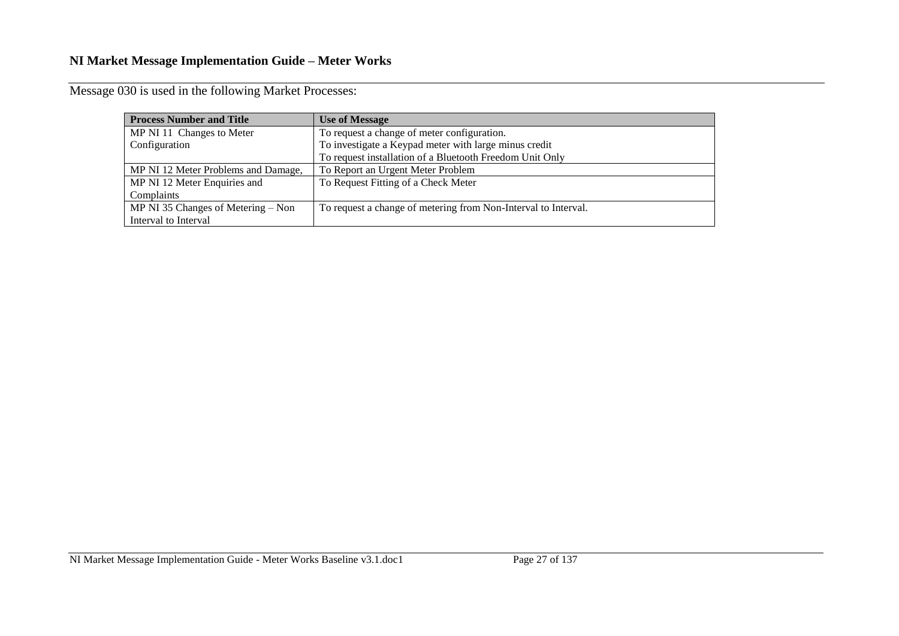Message 030 is used in the following Market Processes:

| Process Number and Title | Use of Message |
|---|---|
| MP NI 11 Changes to Meter Configuration | To request a change of meter configuration.<br>To investigate a Keypad meter with large minus credit<br>To request installation of a Bluetooth Freedom Unit Only |
| MP NI 12 Meter Problems and Damage, | To Report an Urgent Meter Problem |
| MP NI 12 Meter Enquiries and Complaints | To Request Fitting of a Check Meter |
| MP NI 35 Changes of Metering – Non Interval to Interval | To request a change of metering from Non-Interval to Interval. |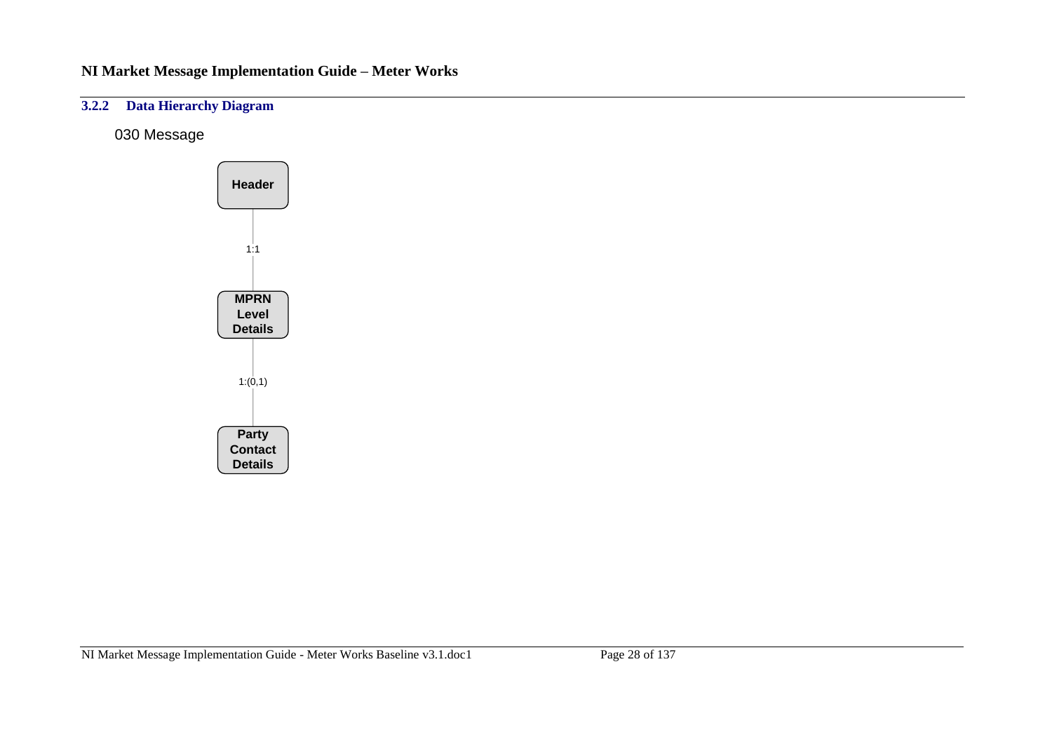### 3.2.2 Data Hierarchy Diagram

030 Message

Header

1:1

MPRN Level Details

1:(0,1)

Party Contact Details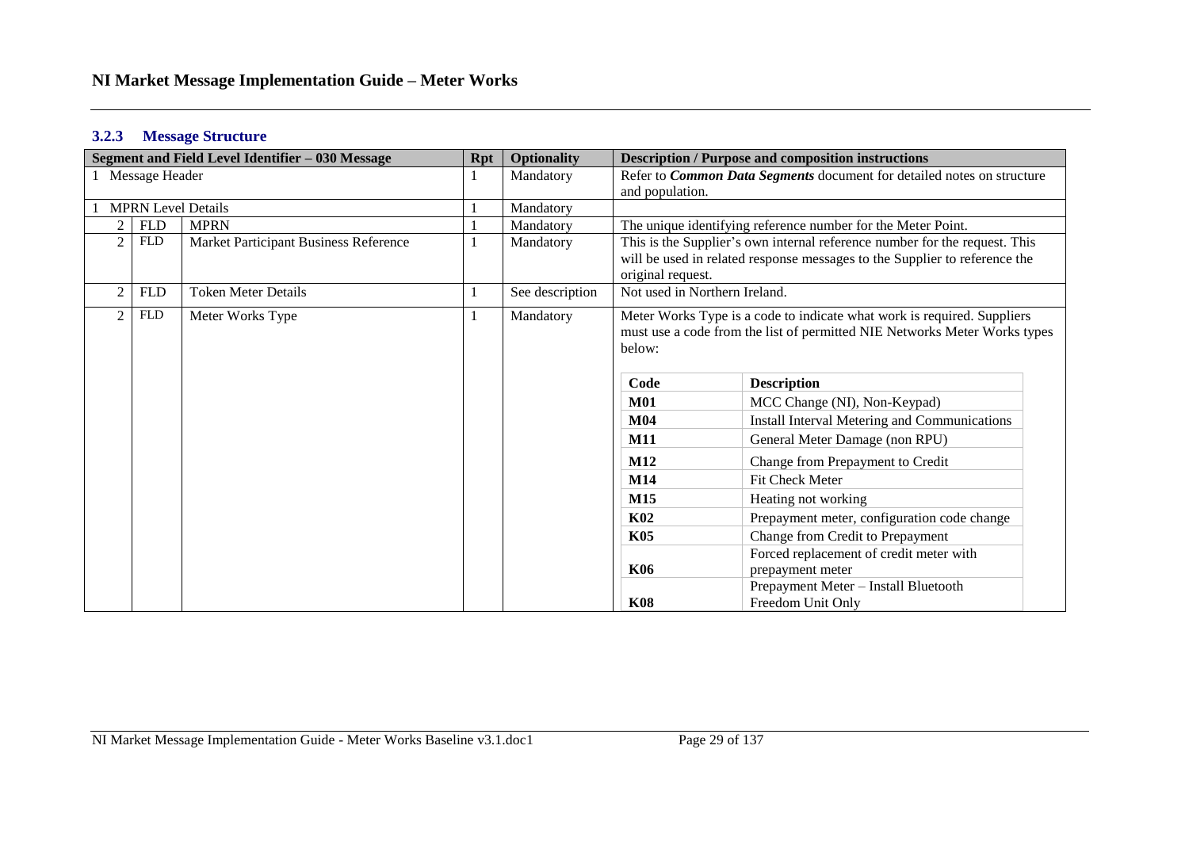### 3.2.3 Message Structure

| Segment and Field Level Identifier – 030 Message | | | Rpt | Optionality | Description / Purpose and composition instructions |
|---|---|---|---|---|---|
| 1 Message Header | | | 1 | Mandatory | Refer to ***Common Data Segments*** document for detailed notes on structure and population. |
| 1 MPRN Level Details | | | 1 | Mandatory | |
| 2 | FLD | MPRN | 1 | Mandatory | The unique identifying reference number for the Meter Point. |
| 2 | FLD | Market Participant Business Reference | 1 | Mandatory | This is the Supplier's own internal reference number for the request. This will be used in related response messages to the Supplier to reference the original request. |
| 2 | FLD | Token Meter Details | 1 | See description | Not used in Northern Ireland. |
| 2 | FLD | Meter Works Type | 1 | Mandatory | Meter Works Type is a code to indicate what work is required. Suppliers must use a code from the list of permitted NIE Networks Meter Works types below: |

| Code | Description |
|---|---|
| **M01** | MCC Change (NI), Non-Keypad) |
| **M04** | Install Interval Metering and Communications |
| **M11** | General Meter Damage (non RPU) |
| **M12** | Change from Prepayment to Credit |
| **M14** | Fit Check Meter |
| **M15** | Heating not working |
| **K02** | Prepayment meter, configuration code change |
| **K05** | Change from Credit to Prepayment |
| **K06** | Forced replacement of credit meter with prepayment meter |
| **K08** | Prepayment Meter – Install Bluetooth Freedom Unit Only |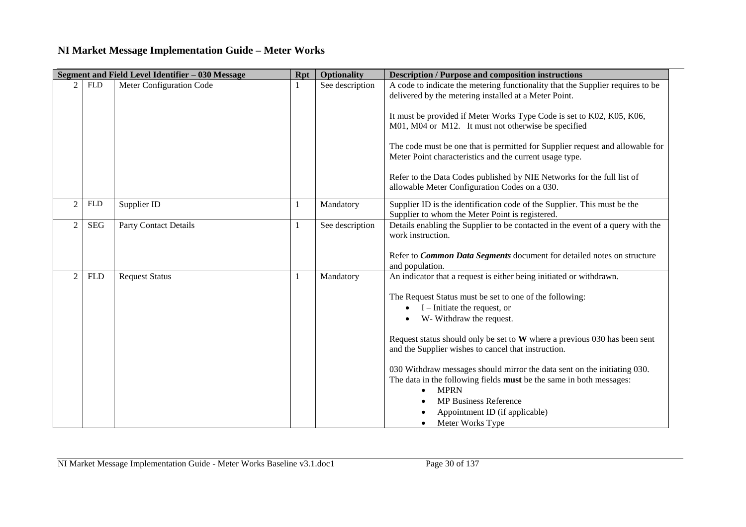## NI Market Message Implementation Guide – Meter Works

| Segment and Field Level Identifier – 030 Message | | | Rpt | Optionality | Description / Purpose and composition instructions |
|---|---|---|---|---|---|
| 2 | FLD | Meter Configuration Code | 1 | See description | A code to indicate the metering functionality that the Supplier requires to be delivered by the metering installed at a Meter Point.<br><br>It must be provided if Meter Works Type Code is set to K02, K05, K06, M01, M04 or M12. It must not otherwise be specified<br><br>The code must be one that is permitted for Supplier request and allowable for Meter Point characteristics and the current usage type.<br><br>Refer to the Data Codes published by NIE Networks for the full list of allowable Meter Configuration Codes on a 030. |
| 2 | FLD | Supplier ID | 1 | Mandatory | Supplier ID is the identification code of the Supplier. This must be the Supplier to whom the Meter Point is registered. |
| 2 | SEG | Party Contact Details | 1 | See description | Details enabling the Supplier to be contacted in the event of a query with the work instruction.<br><br>Refer to ***Common Data Segments*** document for detailed notes on structure and population. |
| 2 | FLD | Request Status | 1 | Mandatory | An indicator that a request is either being initiated or withdrawn.<br><br>The Request Status must be set to one of the following:<br>• I – Initiate the request, or<br>• W- Withdraw the request.<br><br>Request status should only be set to **W** where a previous 030 has been sent and the Supplier wishes to cancel that instruction.<br><br>030 Withdraw messages should mirror the data sent on the initiating 030. The data in the following fields **must** be the same in both messages:<br>• MPRN<br>• MP Business Reference<br>• Appointment ID (if applicable)<br>• Meter Works Type |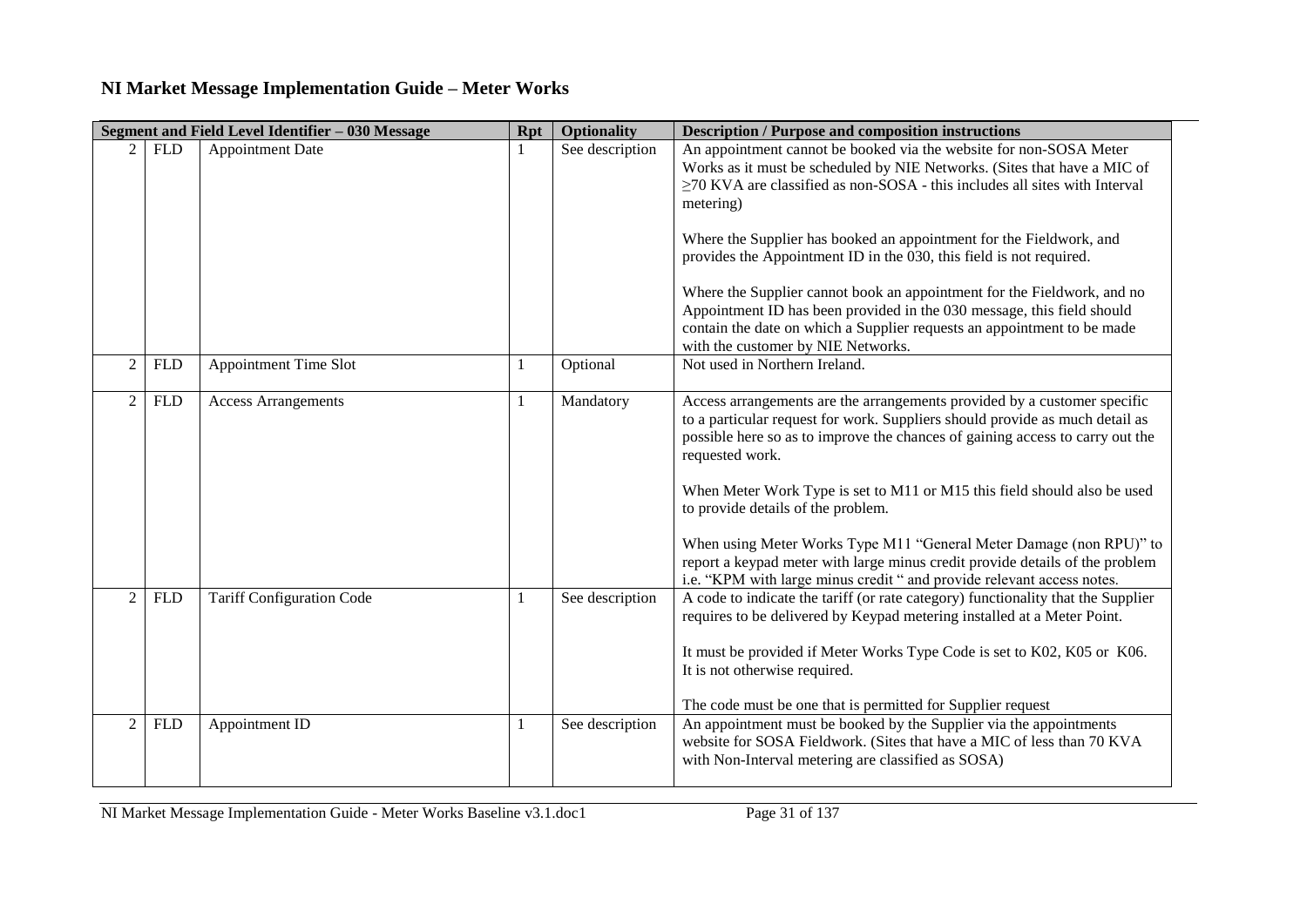# NI Market Message Implementation Guide – Meter Works

| Segment and Field Level Identifier – 030 Message | | | Rpt | Optionality | Description / Purpose and composition instructions |
|---|---|---|---|---|---|
| 2 | FLD | Appointment Date | 1 | See description | An appointment cannot be booked via the website for non-SOSA Meter Works as it must be scheduled by NIE Networks. (Sites that have a MIC of ≥70 KVA are classified as non-SOSA - this includes all sites with Interval metering)<br><br>Where the Supplier has booked an appointment for the Fieldwork, and provides the Appointment ID in the 030, this field is not required.<br><br>Where the Supplier cannot book an appointment for the Fieldwork, and no Appointment ID has been provided in the 030 message, this field should contain the date on which a Supplier requests an appointment to be made with the customer by NIE Networks. |
| 2 | FLD | Appointment Time Slot | 1 | Optional | Not used in Northern Ireland. |
| 2 | FLD | Access Arrangements | 1 | Mandatory | Access arrangements are the arrangements provided by a customer specific to a particular request for work. Suppliers should provide as much detail as possible here so as to improve the chances of gaining access to carry out the requested work.<br><br>When Meter Work Type is set to M11 or M15 this field should also be used to provide details of the problem.<br><br>When using Meter Works Type M11 "General Meter Damage (non RPU)" to report a keypad meter with large minus credit provide details of the problem i.e. "KPM with large minus credit " and provide relevant access notes. |
| 2 | FLD | Tariff Configuration Code | 1 | See description | A code to indicate the tariff (or rate category) functionality that the Supplier requires to be delivered by Keypad metering installed at a Meter Point.<br><br>It must be provided if Meter Works Type Code is set to K02, K05 or K06. It is not otherwise required.<br><br>The code must be one that is permitted for Supplier request |
| 2 | FLD | Appointment ID | 1 | See description | An appointment must be booked by the Supplier via the appointments website for SOSA Fieldwork. (Sites that have a MIC of less than 70 KVA with Non-Interval metering are classified as SOSA) |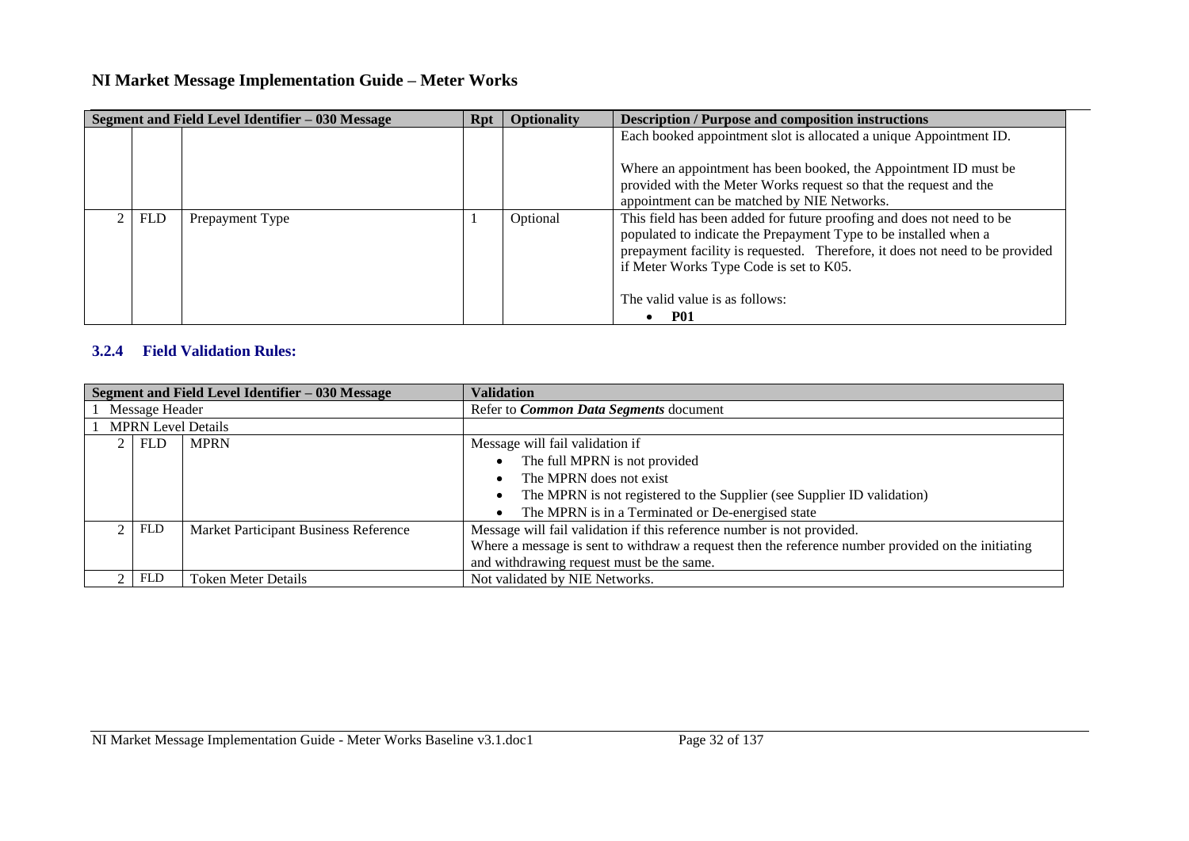| Segment and Field Level Identifier – 030 Message | | | Rpt | Optionality | Description / Purpose and composition instructions |
|---|---|---|---|---|---|
| | | | | | Each booked appointment slot is allocated a unique Appointment ID.<br><br>Where an appointment has been booked, the Appointment ID must be provided with the Meter Works request so that the request and the appointment can be matched by NIE Networks. |
| 2 | FLD | Prepayment Type | 1 | Optional | This field has been added for future proofing and does not need to be populated to indicate the Prepayment Type to be installed when a prepayment facility is requested. Therefore, it does not need to be provided if Meter Works Type Code is set to K05.<br><br>The valid value is as follows:<br>• **P01** |

### 3.2.4 Field Validation Rules:

| Segment and Field Level Identifier – 030 Message | | | Validation |
|---|---|---|---|
| 1 | Message Header | | Refer to ***Common Data Segments*** document |
| 1 | MPRN Level Details | | |
| 2 | FLD | MPRN | Message will fail validation if<br>• The full MPRN is not provided<br>• The MPRN does not exist<br>• The MPRN is not registered to the Supplier (see Supplier ID validation)<br>• The MPRN is in a Terminated or De-energised state |
| 2 | FLD | Market Participant Business Reference | Message will fail validation if this reference number is not provided.<br>Where a message is sent to withdraw a request then the reference number provided on the initiating and withdrawing request must be the same. |
| 2 | FLD | Token Meter Details | Not validated by NIE Networks. |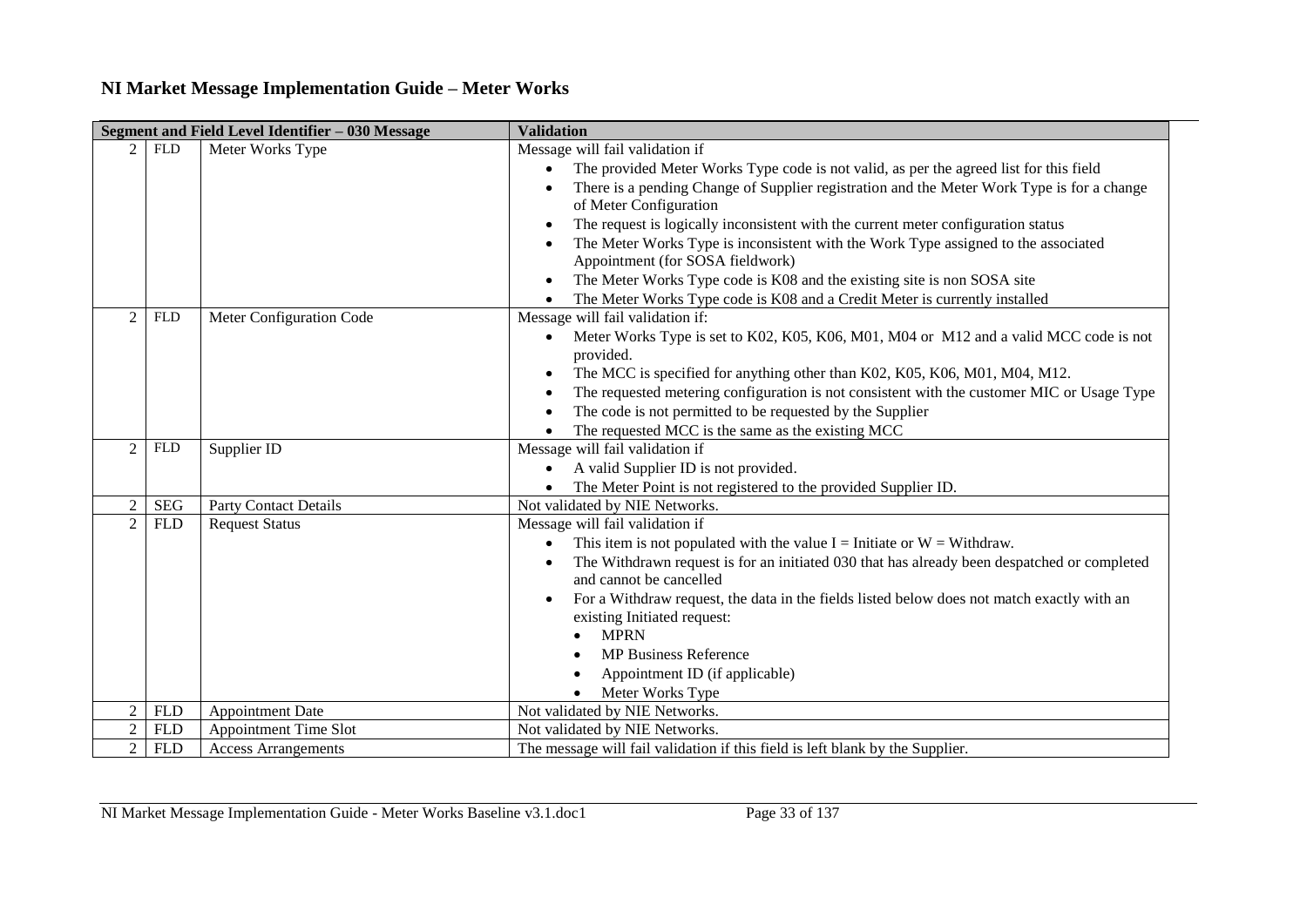## NI Market Message Implementation Guide – Meter Works

| Segment and Field Level Identifier – 030 Message | | | Validation |
|---|---|---|---|
| 2 | FLD | Meter Works Type | Message will fail validation if<br>• The provided Meter Works Type code is not valid, as per the agreed list for this field<br>• There is a pending Change of Supplier registration and the Meter Work Type is for a change of Meter Configuration<br>• The request is logically inconsistent with the current meter configuration status<br>• The Meter Works Type is inconsistent with the Work Type assigned to the associated Appointment (for SOSA fieldwork)<br>• The Meter Works Type code is K08 and the existing site is non SOSA site<br>• The Meter Works Type code is K08 and a Credit Meter is currently installed |
| 2 | FLD | Meter Configuration Code | Message will fail validation if:<br>• Meter Works Type is set to K02, K05, K06, M01, M04 or M12 and a valid MCC code is not provided.<br>• The MCC is specified for anything other than K02, K05, K06, M01, M04, M12.<br>• The requested metering configuration is not consistent with the customer MIC or Usage Type<br>• The code is not permitted to be requested by the Supplier<br>• The requested MCC is the same as the existing MCC |
| 2 | FLD | Supplier ID | Message will fail validation if<br>• A valid Supplier ID is not provided.<br>• The Meter Point is not registered to the provided Supplier ID. |
| 2 | SEG | Party Contact Details | Not validated by NIE Networks. |
| 2 | FLD | Request Status | Message will fail validation if<br>• This item is not populated with the value I = Initiate or W = Withdraw.<br>• The Withdrawn request is for an initiated 030 that has already been despatched or completed and cannot be cancelled<br>• For a Withdraw request, the data in the fields listed below does not match exactly with an existing Initiated request:<br>  • MPRN<br>  • MP Business Reference<br>  • Appointment ID (if applicable)<br>  • Meter Works Type |
| 2 | FLD | Appointment Date | Not validated by NIE Networks. |
| 2 | FLD | Appointment Time Slot | Not validated by NIE Networks. |
| 2 | FLD | Access Arrangements | The message will fail validation if this field is left blank by the Supplier. |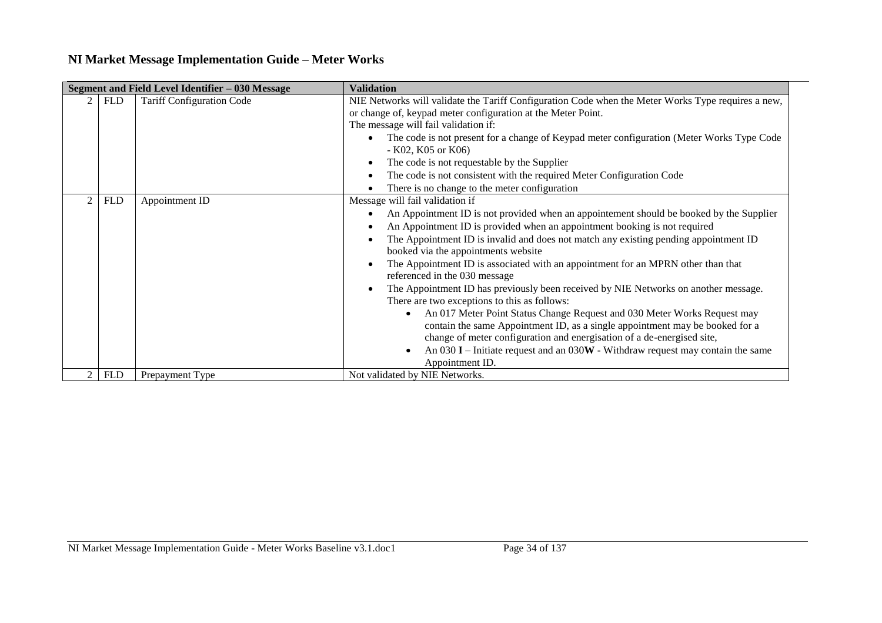## NI Market Message Implementation Guide – Meter Works

| Segment and Field Level Identifier – 030 Message | | | Validation |
|---|---|---|---|
| 2 | FLD | Tariff Configuration Code | NIE Networks will validate the Tariff Configuration Code when the Meter Works Type requires a new, or change of, keypad meter configuration at the Meter Point.<br>The message will fail validation if:<br>• The code is not present for a change of Keypad meter configuration (Meter Works Type Code - K02, K05 or K06)<br>• The code is not requestable by the Supplier<br>• The code is not consistent with the required Meter Configuration Code<br>• There is no change to the meter configuration |
| 2 | FLD | Appointment ID | Message will fail validation if<br>• An Appointment ID is not provided when an appointement should be booked by the Supplier<br>• An Appointment ID is provided when an appointment booking is not required<br>• The Appointment ID is invalid and does not match any existing pending appointment ID booked via the appointments website<br>• The Appointment ID is associated with an appointment for an MPRN other than that referenced in the 030 message<br>• The Appointment ID has previously been received by NIE Networks on another message. There are two exceptions to this as follows:<br>&nbsp;&nbsp;&nbsp;&nbsp;• An 017 Meter Point Status Change Request and 030 Meter Works Request may contain the same Appointment ID, as a single appointment may be booked for a change of meter configuration and energisation of a de-energised site,<br>&nbsp;&nbsp;&nbsp;&nbsp;• An 030 **I** – Initiate request and an 030**W** - Withdraw request may contain the same Appointment ID. |
| 2 | FLD | Prepayment Type | Not validated by NIE Networks. |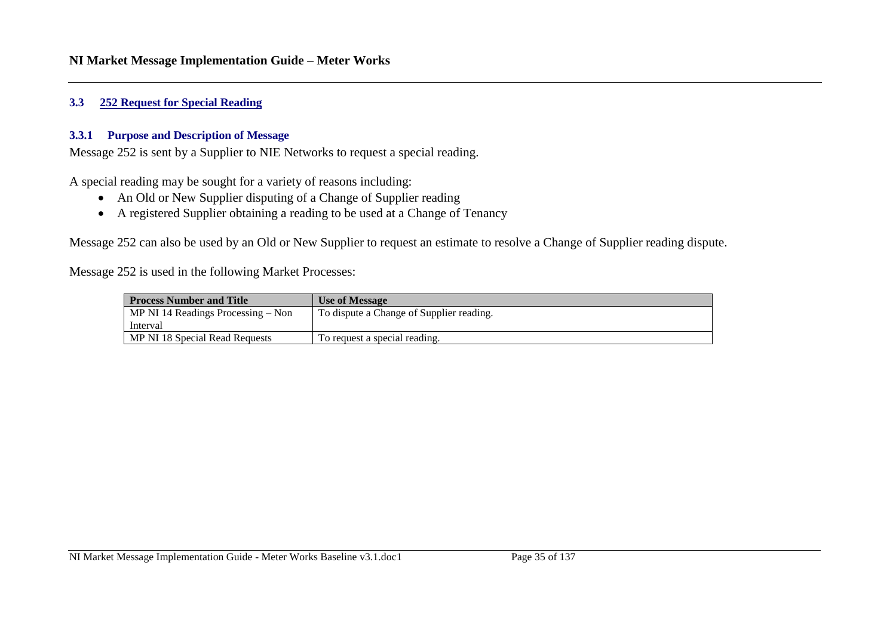## 3.3 252 Request for Special Reading

### 3.3.1 Purpose and Description of Message

Message 252 is sent by a Supplier to NIE Networks to request a special reading.

A special reading may be sought for a variety of reasons including:

- An Old or New Supplier disputing of a Change of Supplier reading
- A registered Supplier obtaining a reading to be used at a Change of Tenancy

Message 252 can also be used by an Old or New Supplier to request an estimate to resolve a Change of Supplier reading dispute.

Message 252 is used in the following Market Processes:

| Process Number and Title | Use of Message |
| --- | --- |
| MP NI 14 Readings Processing – Non Interval | To dispute a Change of Supplier reading. |
| MP NI 18 Special Read Requests | To request a special reading. |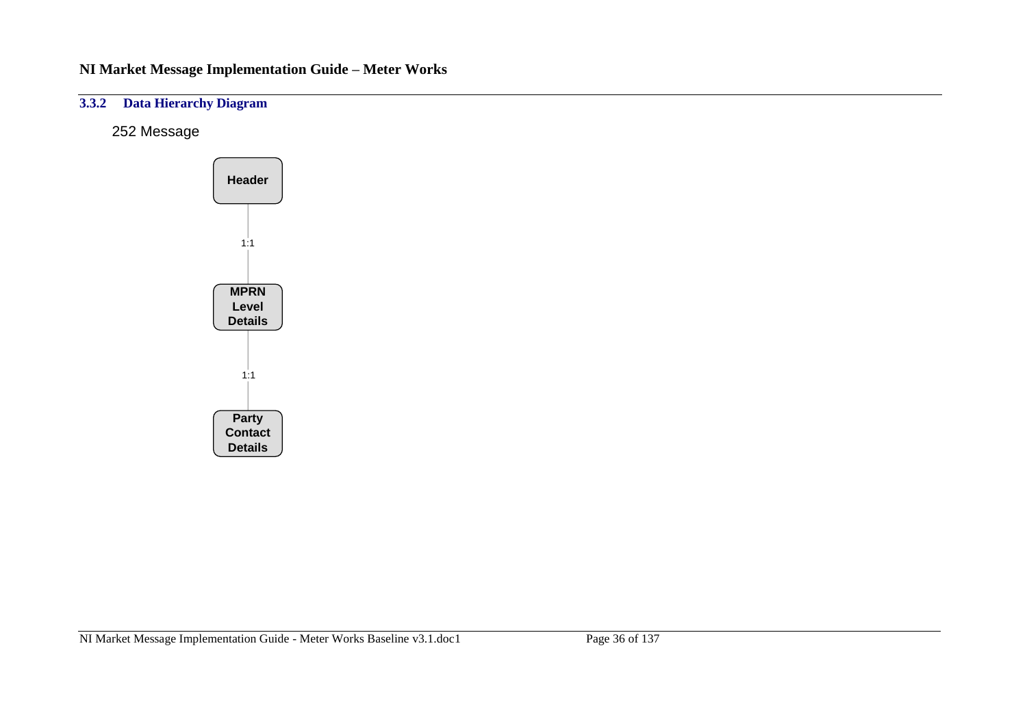### 3.3.2 Data Hierarchy Diagram

252 Message

Header

1:1

MPRN Level Details

1:1

Party Contact Details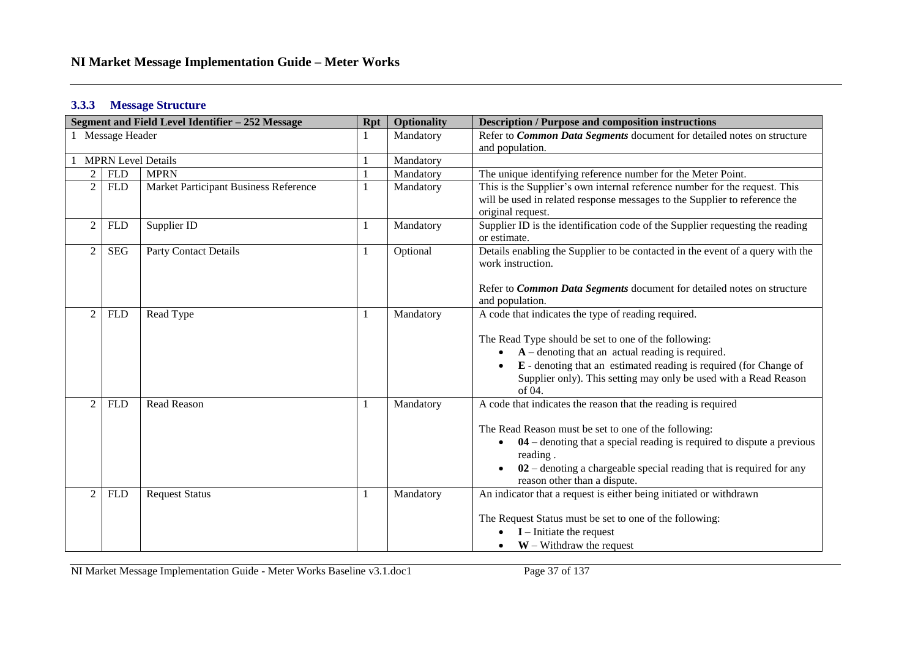### 3.3.3 Message Structure

| Segment and Field Level Identifier – 252 Message | | | Rpt | Optionality | Description / Purpose and composition instructions |
|---|---|---|---|---|---|
| 1 Message Header | | | 1 | Mandatory | Refer to ***Common Data Segments*** document for detailed notes on structure and population. |
| 1 MPRN Level Details | | | 1 | Mandatory | |
| 2 | FLD | MPRN | 1 | Mandatory | The unique identifying reference number for the Meter Point. |
| 2 | FLD | Market Participant Business Reference | 1 | Mandatory | This is the Supplier's own internal reference number for the request. This will be used in related response messages to the Supplier to reference the original request. |
| 2 | FLD | Supplier ID | 1 | Mandatory | Supplier ID is the identification code of the Supplier requesting the reading or estimate. |
| 2 | SEG | Party Contact Details | 1 | Optional | Details enabling the Supplier to be contacted in the event of a query with the work instruction.<br><br>Refer to ***Common Data Segments*** document for detailed notes on structure and population. |
| 2 | FLD | Read Type | 1 | Mandatory | A code that indicates the type of reading required.<br><br>The Read Type should be set to one of the following:<br>• **A** – denoting that an actual reading is required.<br>• **E** - denoting that an estimated reading is required (for Change of Supplier only). This setting may only be used with a Read Reason of 04. |
| 2 | FLD | Read Reason | 1 | Mandatory | A code that indicates the reason that the reading is required<br><br>The Read Reason must be set to one of the following:<br>• **04** – denoting that a special reading is required to dispute a previous reading .<br>• **02** – denoting a chargeable special reading that is required for any reason other than a dispute. |
| 2 | FLD | Request Status | 1 | Mandatory | An indicator that a request is either being initiated or withdrawn<br><br>The Request Status must be set to one of the following:<br>• **I** – Initiate the request<br>• **W** – Withdraw the request |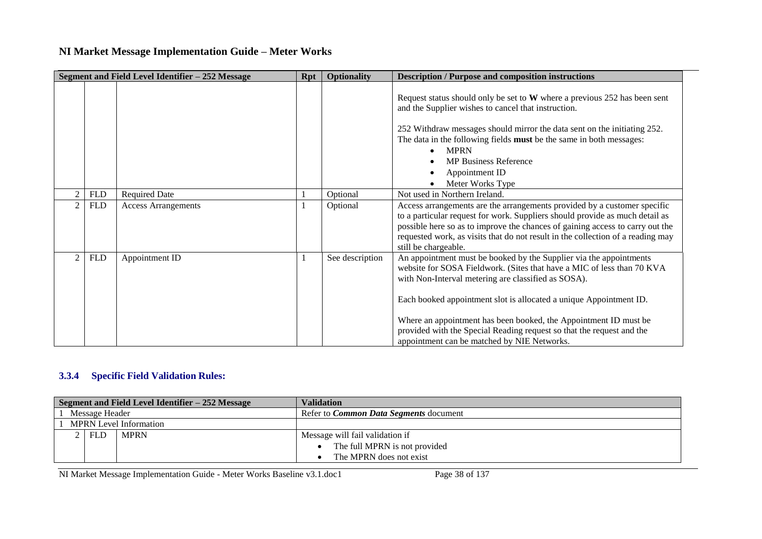# NI Market Message Implementation Guide – Meter Works

| Segment and Field Level Identifier – 252 Message | | | Rpt | Optionality | Description / Purpose and composition instructions |
|---|---|---|---|---|---|
| | | | | | Request status should only be set to **W** where a previous 252 has been sent and the Supplier wishes to cancel that instruction.<br><br>252 Withdraw messages should mirror the data sent on the initiating 252. The data in the following fields **must** be the same in both messages:<br>• MPRN<br>• MP Business Reference<br>• Appointment ID<br>• Meter Works Type |
| 2 | FLD | Required Date | 1 | Optional | Not used in Northern Ireland. |
| 2 | FLD | Access Arrangements | 1 | Optional | Access arrangements are the arrangements provided by a customer specific to a particular request for work. Suppliers should provide as much detail as possible here so as to improve the chances of gaining access to carry out the requested work, as visits that do not result in the collection of a reading may still be chargeable. |
| 2 | FLD | Appointment ID | 1 | See description | An appointment must be booked by the Supplier via the appointments website for SOSA Fieldwork. (Sites that have a MIC of less than 70 KVA with Non-Interval metering are classified as SOSA).<br><br>Each booked appointment slot is allocated a unique Appointment ID.<br><br>Where an appointment has been booked, the Appointment ID must be provided with the Special Reading request so that the request and the appointment can be matched by NIE Networks. |

### 3.3.4 Specific Field Validation Rules:

| Segment and Field Level Identifier – 252 Message | | | Validation |
|---|---|---|---|
| 1 | Message Header | | Refer to ***Common Data Segments*** document |
| 1 | MPRN Level Information | | |
| 2 | FLD | MPRN | Message will fail validation if<br>• The full MPRN is not provided<br>• The MPRN does not exist |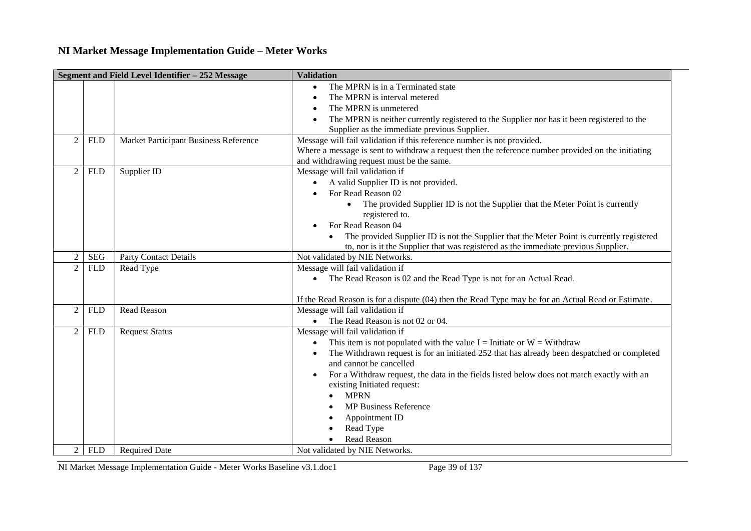## NI Market Message Implementation Guide – Meter Works

| Segment and Field Level Identifier – 252 Message | | | Validation |
|---|---|---|---|
| | | | • The MPRN is in a Terminated state<br>• The MPRN is interval metered<br>• The MPRN is unmetered<br>• The MPRN is neither currently registered to the Supplier nor has it been registered to the Supplier as the immediate previous Supplier. |
| 2 | FLD | Market Participant Business Reference | Message will fail validation if this reference number is not provided.<br>Where a message is sent to withdraw a request then the reference number provided on the initiating and withdrawing request must be the same. |
| 2 | FLD | Supplier ID | Message will fail validation if<br>• A valid Supplier ID is not provided.<br>• For Read Reason 02<br>&nbsp;&nbsp;&nbsp;&nbsp;• The provided Supplier ID is not the Supplier that the Meter Point is currently registered to.<br>• For Read Reason 04<br>&nbsp;&nbsp;&nbsp;&nbsp;• The provided Supplier ID is not the Supplier that the Meter Point is currently registered to, nor is it the Supplier that was registered as the immediate previous Supplier. |
| 2 | SEG | Party Contact Details | Not validated by NIE Networks. |
| 2 | FLD | Read Type | Message will fail validation if<br>• The Read Reason is 02 and the Read Type is not for an Actual Read.<br><br>If the Read Reason is for a dispute (04) then the Read Type may be for an Actual Read or Estimate. |
| 2 | FLD | Read Reason | Message will fail validation if<br>• The Read Reason is not 02 or 04. |
| 2 | FLD | Request Status | Message will fail validation if<br>• This item is not populated with the value I = Initiate or W = Withdraw<br>• The Withdrawn request is for an initiated 252 that has already been despatched or completed and cannot be cancelled<br>• For a Withdraw request, the data in the fields listed below does not match exactly with an existing Initiated request:<br>&nbsp;&nbsp;&nbsp;&nbsp;• MPRN<br>&nbsp;&nbsp;&nbsp;&nbsp;• MP Business Reference<br>&nbsp;&nbsp;&nbsp;&nbsp;• Appointment ID<br>&nbsp;&nbsp;&nbsp;&nbsp;• Read Type<br>&nbsp;&nbsp;&nbsp;&nbsp;• Read Reason |
| 2 | FLD | Required Date | Not validated by NIE Networks. |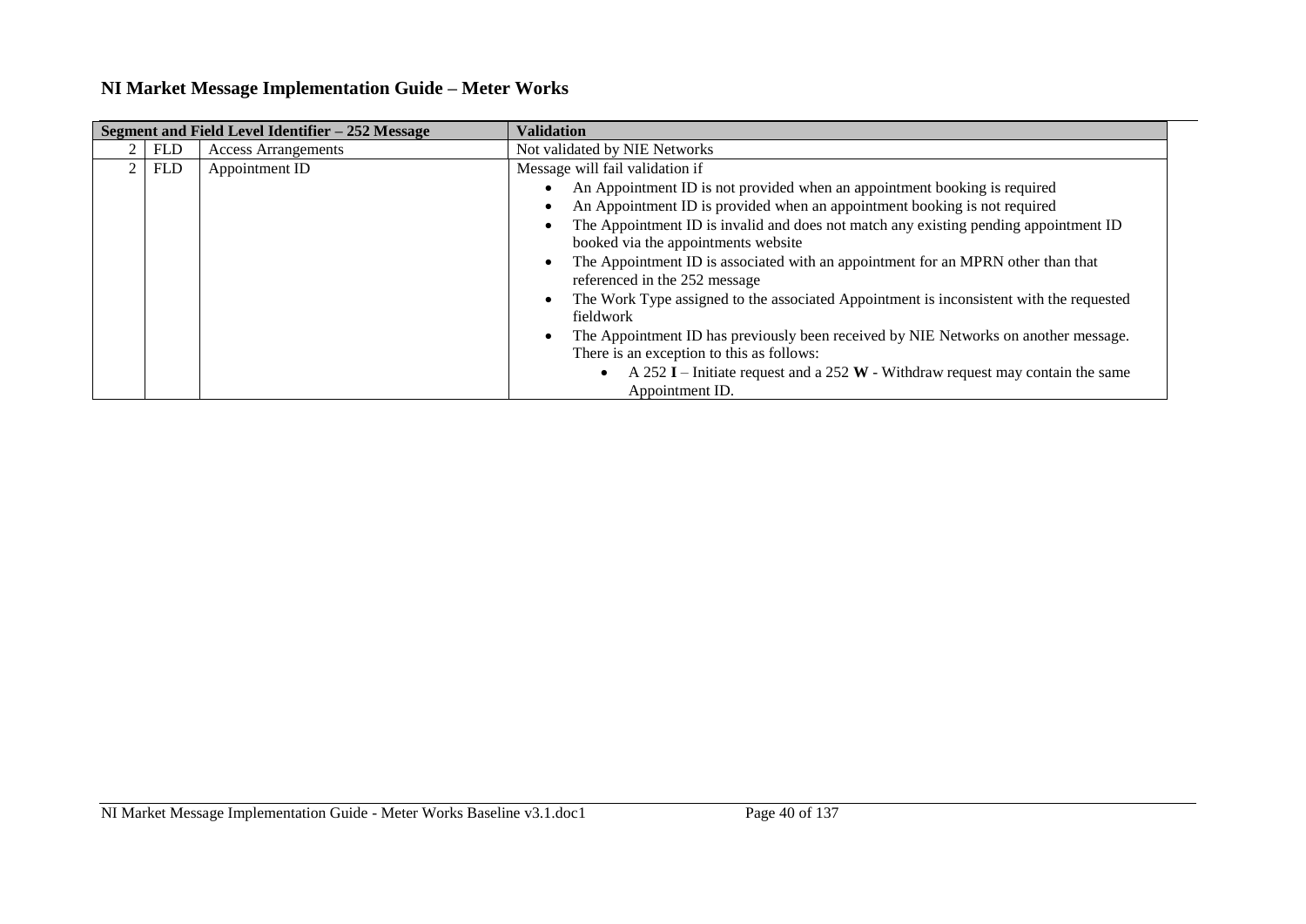## NI Market Message Implementation Guide – Meter Works

| Segment and Field Level Identifier – 252 Message | | | Validation |
|---|---|---|---|
| 2 | FLD | Access Arrangements | Not validated by NIE Networks |
| 2 | FLD | Appointment ID | Message will fail validation if<br>• An Appointment ID is not provided when an appointment booking is required<br>• An Appointment ID is provided when an appointment booking is not required<br>• The Appointment ID is invalid and does not match any existing pending appointment ID booked via the appointments website<br>• The Appointment ID is associated with an appointment for an MPRN other than that referenced in the 252 message<br>• The Work Type assigned to the associated Appointment is inconsistent with the requested fieldwork<br>• The Appointment ID has previously been received by NIE Networks on another message. There is an exception to this as follows:<br>&nbsp;&nbsp;&nbsp;&nbsp;• A 252 **I** – Initiate request and a 252 **W** - Withdraw request may contain the same Appointment ID. |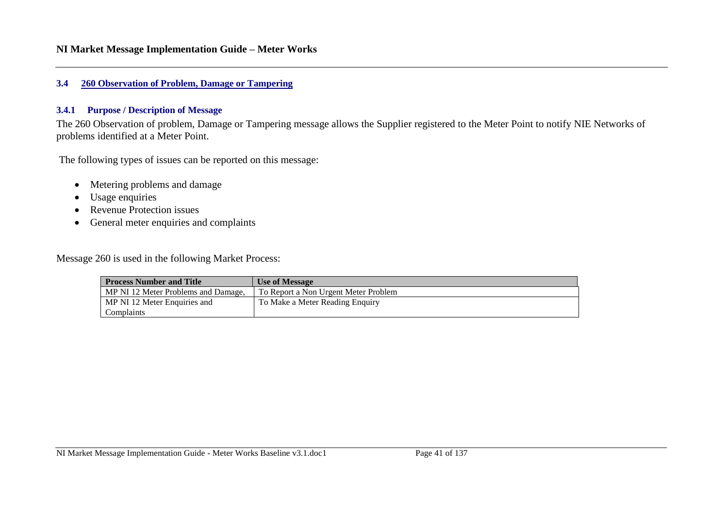## 3.4 260 Observation of Problem, Damage or Tampering

### 3.4.1 Purpose / Description of Message

The 260 Observation of problem, Damage or Tampering message allows the Supplier registered to the Meter Point to notify NIE Networks of problems identified at a Meter Point.

The following types of issues can be reported on this message:

- Metering problems and damage
- Usage enquiries
- Revenue Protection issues
- General meter enquiries and complaints

Message 260 is used in the following Market Process:

| Process Number and Title | Use of Message |
|---|---|
| MP NI 12 Meter Problems and Damage, | To Report a Non Urgent Meter Problem |
| MP NI 12 Meter Enquiries and Complaints | To Make a Meter Reading Enquiry |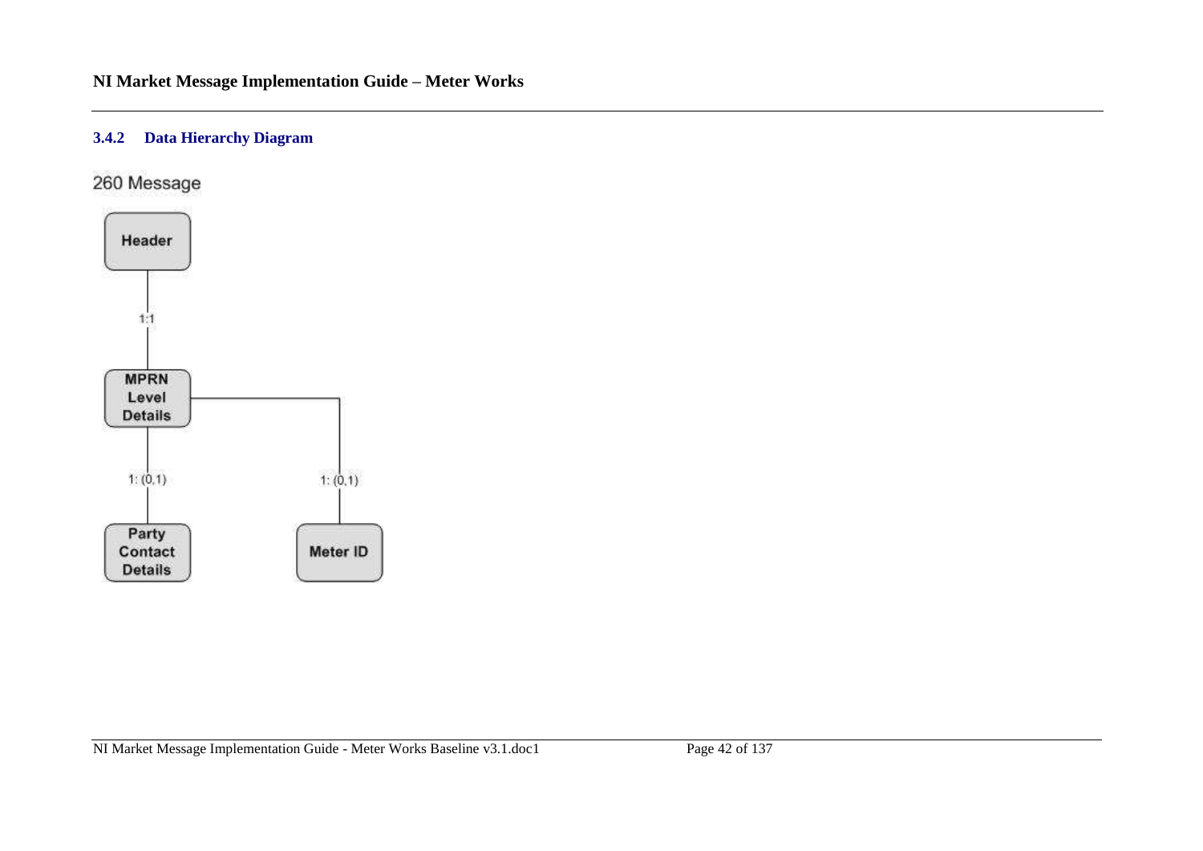### 3.4.2 Data Hierarchy Diagram

260 Message

Header

1:1

MPRN Level Details

1: (0,1)

1: (0,1)

Party Contact Details

Meter ID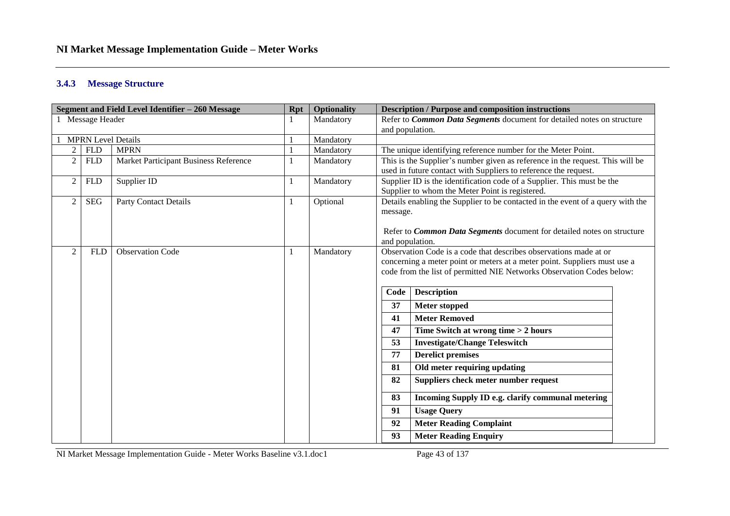### 3.4.3 Message Structure

| Segment and Field Level Identifier – 260 Message | | | Rpt | Optionality | Description / Purpose and composition instructions |
|---|---|---|---|---|---|
| 1 Message Header | | | 1 | Mandatory | Refer to ***Common Data Segments*** document for detailed notes on structure and population. |
| 1 MPRN Level Details | | | 1 | Mandatory | |
| 2 | FLD | MPRN | 1 | Mandatory | The unique identifying reference number for the Meter Point. |
| 2 | FLD | Market Participant Business Reference | 1 | Mandatory | This is the Supplier's number given as reference in the request. This will be used in future contact with Suppliers to reference the request. |
| 2 | FLD | Supplier ID | 1 | Mandatory | Supplier ID is the identification code of a Supplier. This must be the Supplier to whom the Meter Point is registered. |
| 2 | SEG | Party Contact Details | 1 | Optional | Details enabling the Supplier to be contacted in the event of a query with the message.<br><br>Refer to ***Common Data Segments*** document for detailed notes on structure and population. |
| 2 | FLD | Observation Code | 1 | Mandatory | Observation Code is a code that describes observations made at or concerning a meter point or meters at a meter point. Suppliers must use a code from the list of permitted NIE Networks Observation Codes below:<br><br>**Code** – **Description**<br>**37** – **Meter stopped**<br>**41** – **Meter Removed**<br>**47** – **Time Switch at wrong time > 2 hours**<br>**53** – **Investigate/Change Teleswitch**<br>**77** – **Derelict premises**<br>**81** – **Old meter requiring updating**<br>**82** – **Suppliers check meter number request**<br>**83** – **Incoming Supply ID e.g. clarify communal metering**<br>**91** – **Usage Query**<br>**92** – **Meter Reading Complaint**<br>**93** – **Meter Reading Enquiry** |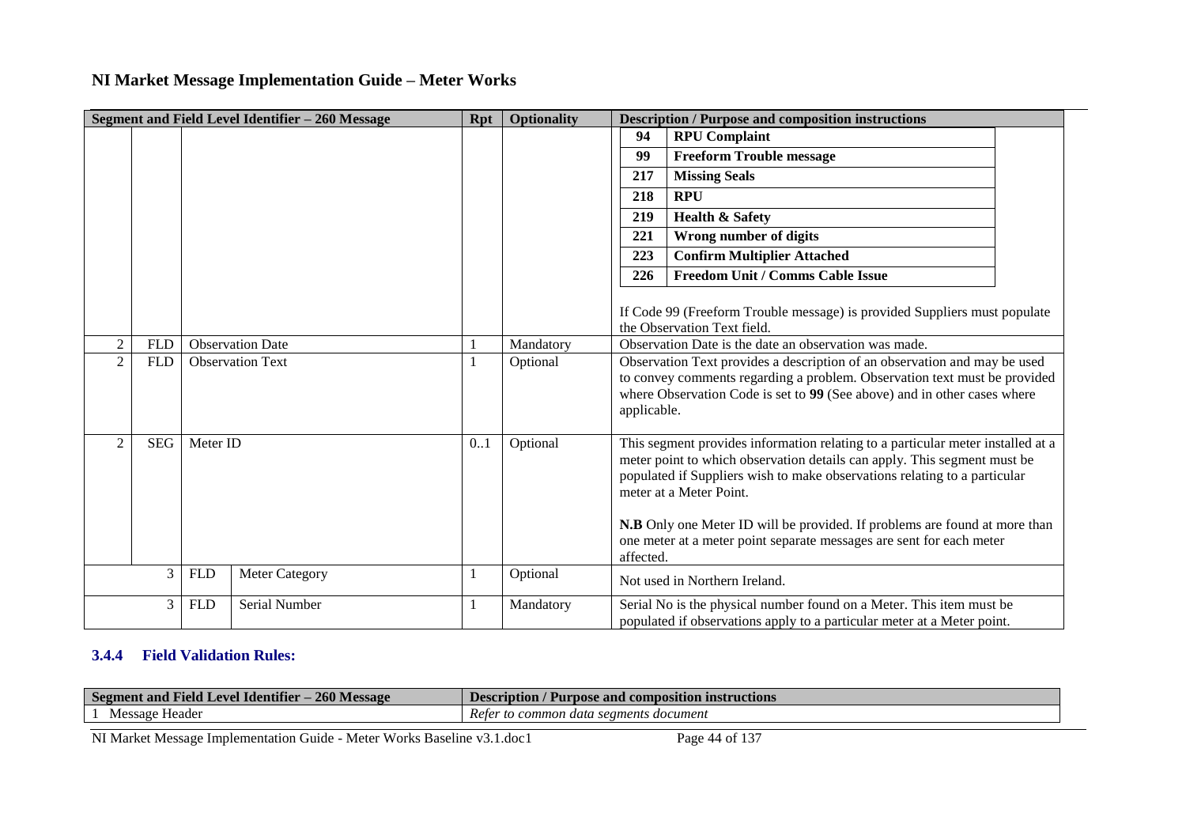## NI Market Message Implementation Guide – Meter Works

| Segment and Field Level Identifier – 260 Message | | | | Rpt | Optionality | Description / Purpose and composition instructions |
|---|---|---|---|---|---|---|
| | | | | | | **94** **RPU Complaint**<br>**99** **Freeform Trouble message**<br>**217** **Missing Seals**<br>**218** **RPU**<br>**219** **Health & Safety**<br>**221** **Wrong number of digits**<br>**223** **Confirm Multiplier Attached**<br>**226** **Freedom Unit / Comms Cable Issue**<br><br>If Code 99 (Freeform Trouble message) is provided Suppliers must populate the Observation Text field. |
| 2 | FLD | Observation Date | | 1 | Mandatory | Observation Date is the date an observation was made. |
| 2 | FLD | Observation Text | | 1 | Optional | Observation Text provides a description of an observation and may be used to convey comments regarding a problem. Observation text must be provided where Observation Code is set to **99** (See above) and in other cases where applicable. |
| 2 | SEG | Meter ID | | 0..1 | Optional | This segment provides information relating to a particular meter installed at a meter point to which observation details can apply. This segment must be populated if Suppliers wish to make observations relating to a particular meter at a Meter Point.<br><br>**N.B** Only one Meter ID will be provided. If problems are found at more than one meter at a meter point separate messages are sent for each meter affected. |
| | 3 | FLD | Meter Category | 1 | Optional | Not used in Northern Ireland. |
| | 3 | FLD | Serial Number | 1 | Mandatory | Serial No is the physical number found on a Meter. This item must be populated if observations apply to a particular meter at a Meter Point. |

### 3.4.4 Field Validation Rules:

| Segment and Field Level Identifier – 260 Message | Description / Purpose and composition instructions |
|---|---|
| 1 Message Header | *Refer to common data segments document* |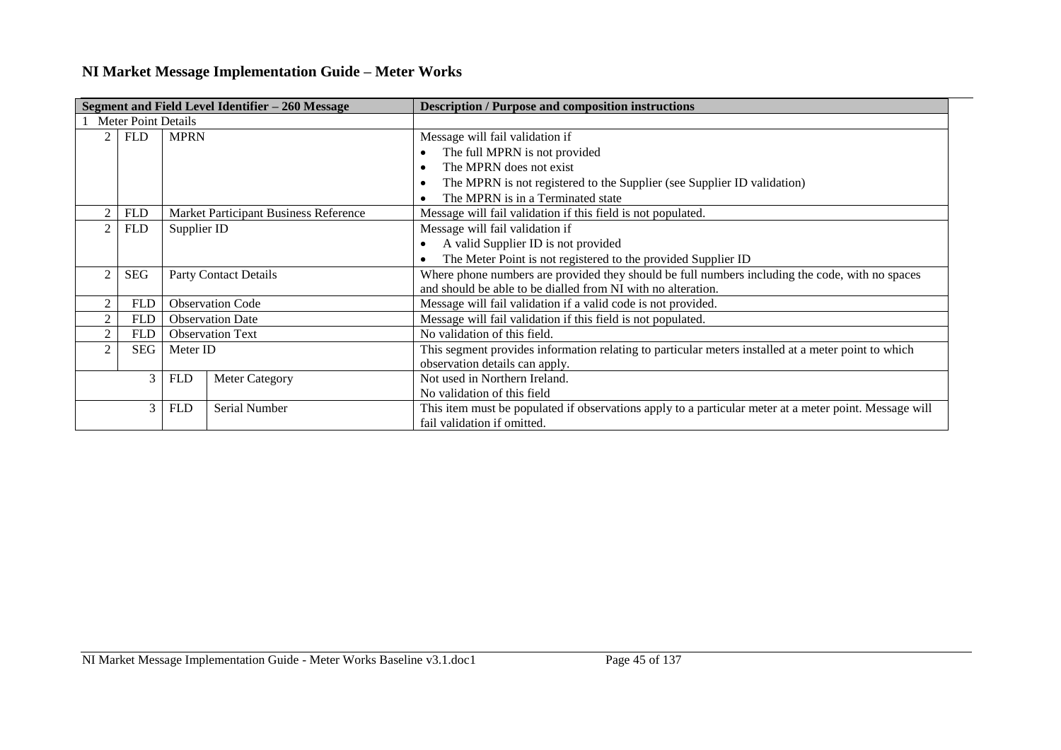## NI Market Message Implementation Guide – Meter Works

| Segment and Field Level Identifier – 260 Message | | | | Description / Purpose and composition instructions |
|---|---|---|---|---|
| 1 | Meter Point Details | | | |
| 2 | FLD | MPRN | | Message will fail validation if<br>• The full MPRN is not provided<br>• The MPRN does not exist<br>• The MPRN is not registered to the Supplier (see Supplier ID validation)<br>• The MPRN is in a Terminated state |
| 2 | FLD | Market Participant Business Reference | | Message will fail validation if this field is not populated. |
| 2 | FLD | Supplier ID | | Message will fail validation if<br>• A valid Supplier ID is not provided<br>• The Meter Point is not registered to the provided Supplier ID |
| 2 | SEG | Party Contact Details | | Where phone numbers are provided they should be full numbers including the code, with no spaces and should be able to be dialled from NI with no alteration. |
| 2 | FLD | Observation Code | | Message will fail validation if a valid code is not provided. |
| 2 | FLD | Observation Date | | Message will fail validation if this field is not populated. |
| 2 | FLD | Observation Text | | No validation of this field. |
| 2 | SEG | Meter ID | | This segment provides information relating to particular meters installed at a meter point to which observation details can apply. |
| | 3 | FLD | Meter Category | Not used in Northern Ireland.<br>No validation of this field |
| | 3 | FLD | Serial Number | This item must be populated if observations apply to a particular meter at a meter point. Message will fail validation if omitted. |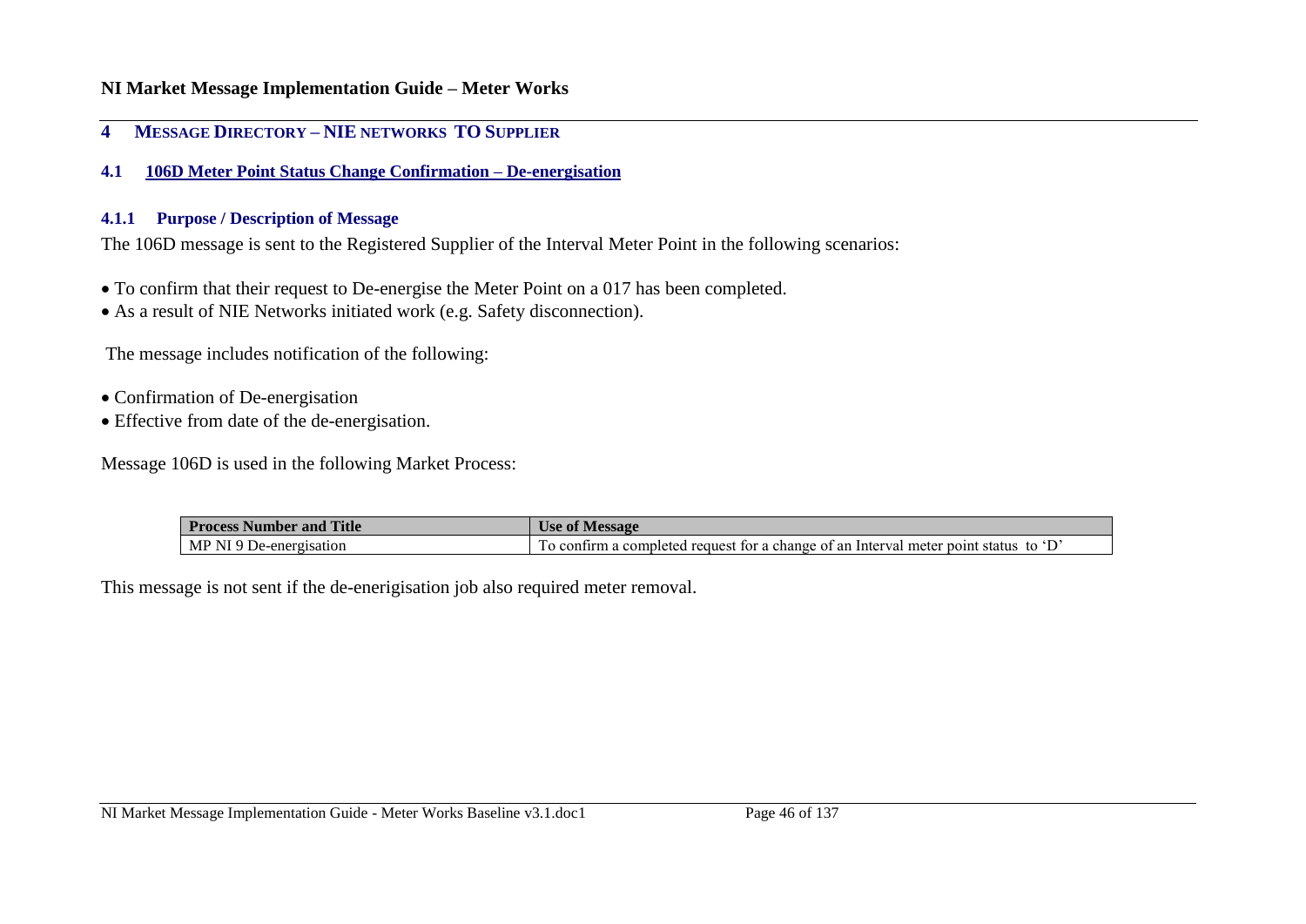# 4 MESSAGE DIRECTORY – NIE NETWORKS TO SUPPLIER

## 4.1 106D Meter Point Status Change Confirmation – De-energisation

### 4.1.1 Purpose / Description of Message

The 106D message is sent to the Registered Supplier of the Interval Meter Point in the following scenarios:

- To confirm that their request to De-energise the Meter Point on a 017 has been completed.
- As a result of NIE Networks initiated work (e.g. Safety disconnection).

The message includes notification of the following:

- Confirmation of De-energisation
- Effective from date of the de-energisation.

Message 106D is used in the following Market Process:

| Process Number and Title | Use of Message |
| --- | --- |
| MP NI 9 De-energisation | To confirm a completed request for a change of an Interval meter point status to 'D' |

This message is not sent if the de-enerigisation job also required meter removal.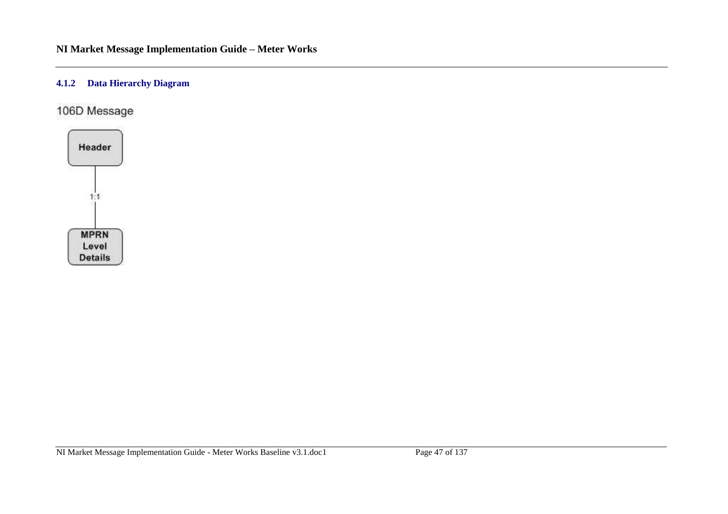### 4.1.2 Data Hierarchy Diagram

106D Message

Header

1:1

MPRN Level Details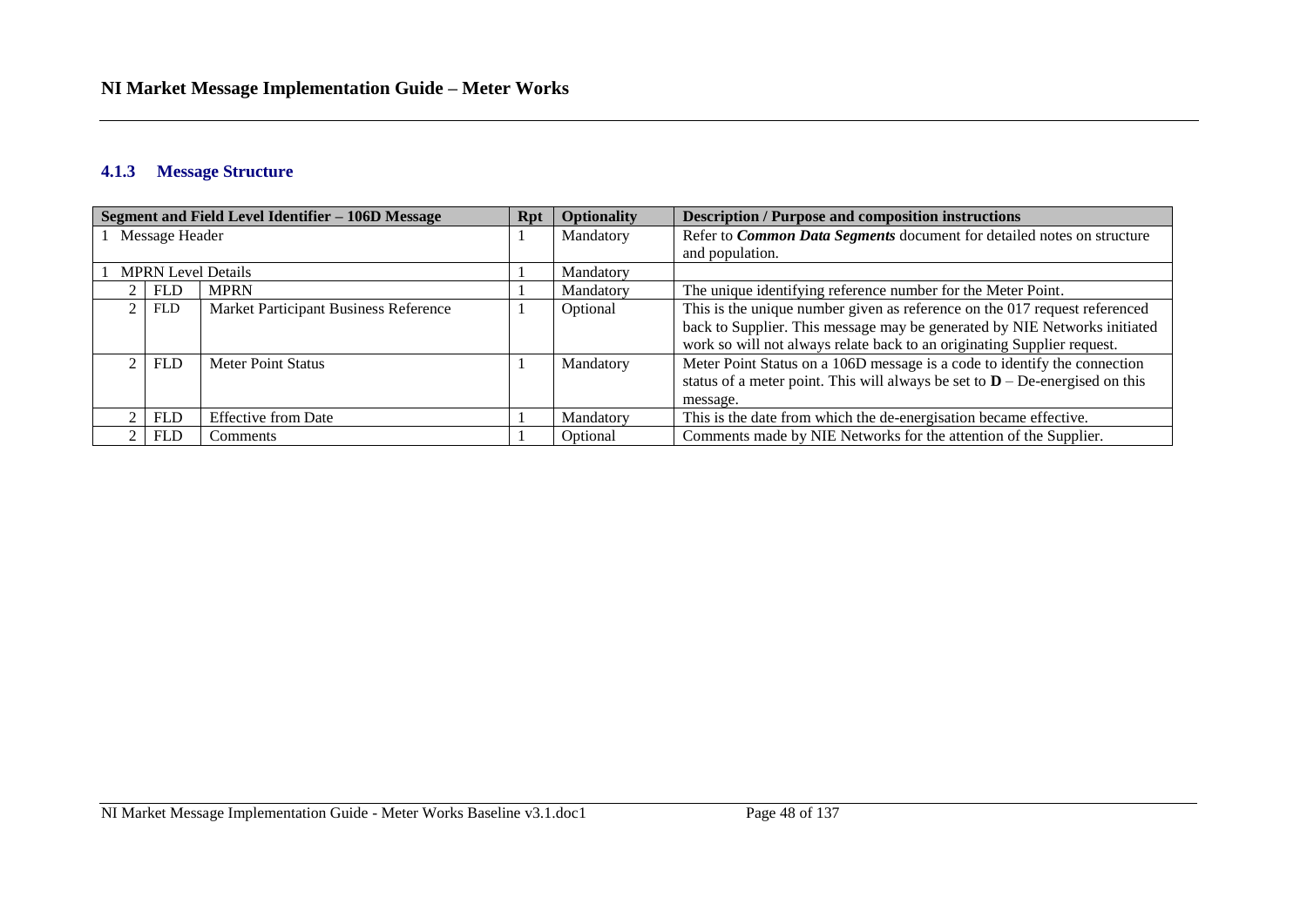#### 4.1.3 Message Structure

| Segment and Field Level Identifier – 106D Message | | | Rpt | Optionality | Description / Purpose and composition instructions |
|---|---|---|---|---|---|
| 1 | Message Header | | 1 | Mandatory | Refer to ***Common Data Segments*** document for detailed notes on structure and population. |
| 1 | MPRN Level Details | | 1 | Mandatory | |
| 2 | FLD | MPRN | 1 | Mandatory | The unique identifying reference number for the Meter Point. |
| 2 | FLD | Market Participant Business Reference | 1 | Optional | This is the unique number given as reference on the 017 request referenced back to Supplier. This message may be generated by NIE Networks initiated work so will not always relate back to an originating Supplier request. |
| 2 | FLD | Meter Point Status | 1 | Mandatory | Meter Point Status on a 106D message is a code to identify the connection status of a meter point. This will always be set to **D** – De-energised on this message. |
| 2 | FLD | Effective from Date | 1 | Mandatory | This is the date from which the de-energisation became effective. |
| 2 | FLD | Comments | 1 | Optional | Comments made by NIE Networks for the attention of the Supplier. |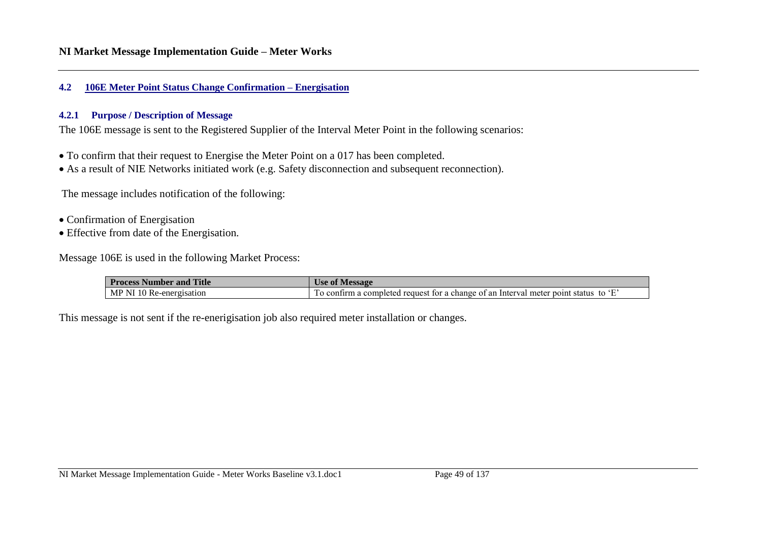## 4.2 106E Meter Point Status Change Confirmation – Energisation

### 4.2.1 Purpose / Description of Message

The 106E message is sent to the Registered Supplier of the Interval Meter Point in the following scenarios:

- To confirm that their request to Energise the Meter Point on a 017 has been completed.
- As a result of NIE Networks initiated work (e.g. Safety disconnection and subsequent reconnection).

The message includes notification of the following:

- Confirmation of Energisation
- Effective from date of the Energisation.

Message 106E is used in the following Market Process:

| Process Number and Title | Use of Message |
|---|---|
| MP NI 10 Re-energisation | To confirm a completed request for a change of an Interval meter point status to 'E' |

This message is not sent if the re-enerigisation job also required meter installation or changes.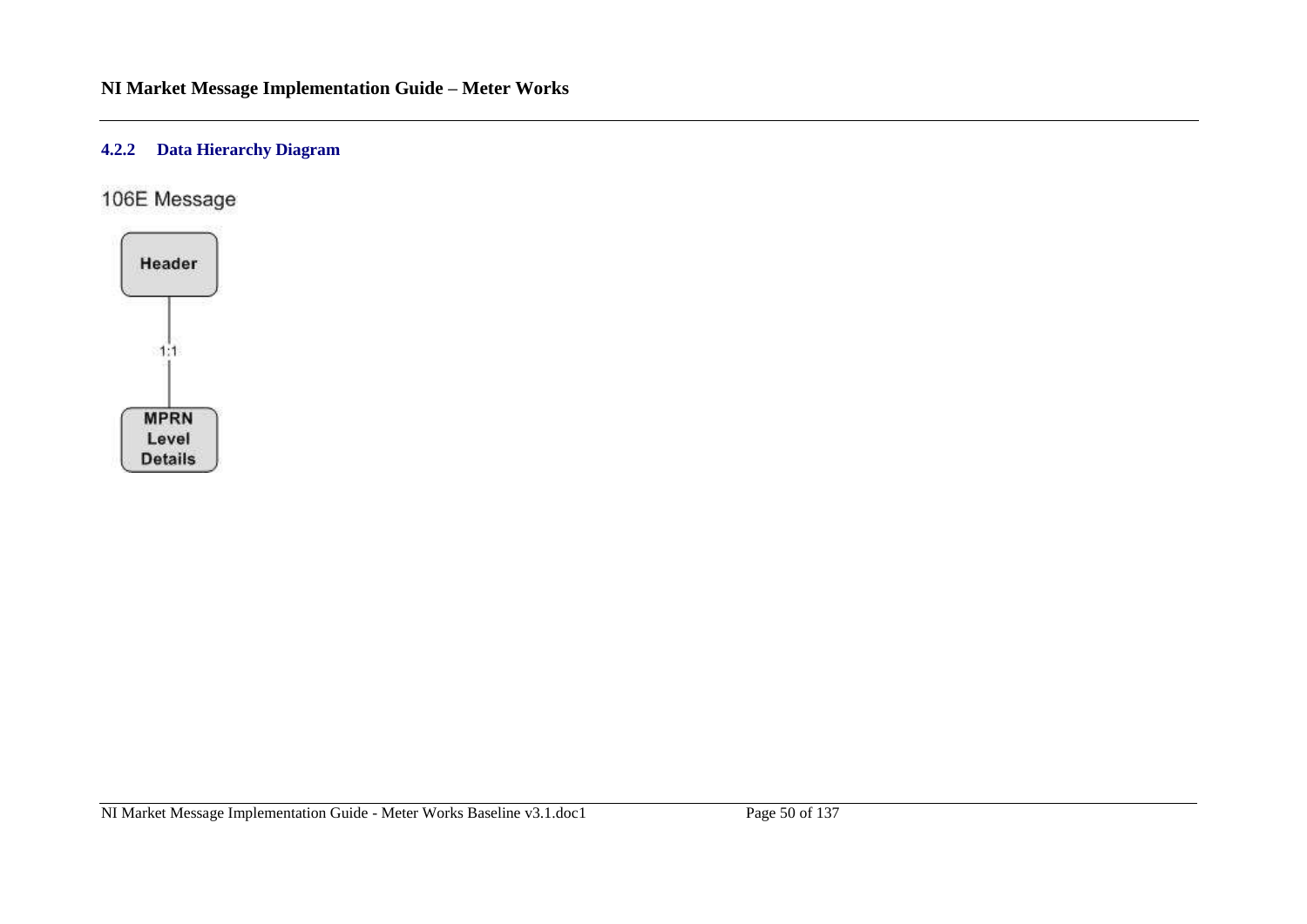### 4.2.2 Data Hierarchy Diagram

106E Message

Header

1:1

MPRN Level Details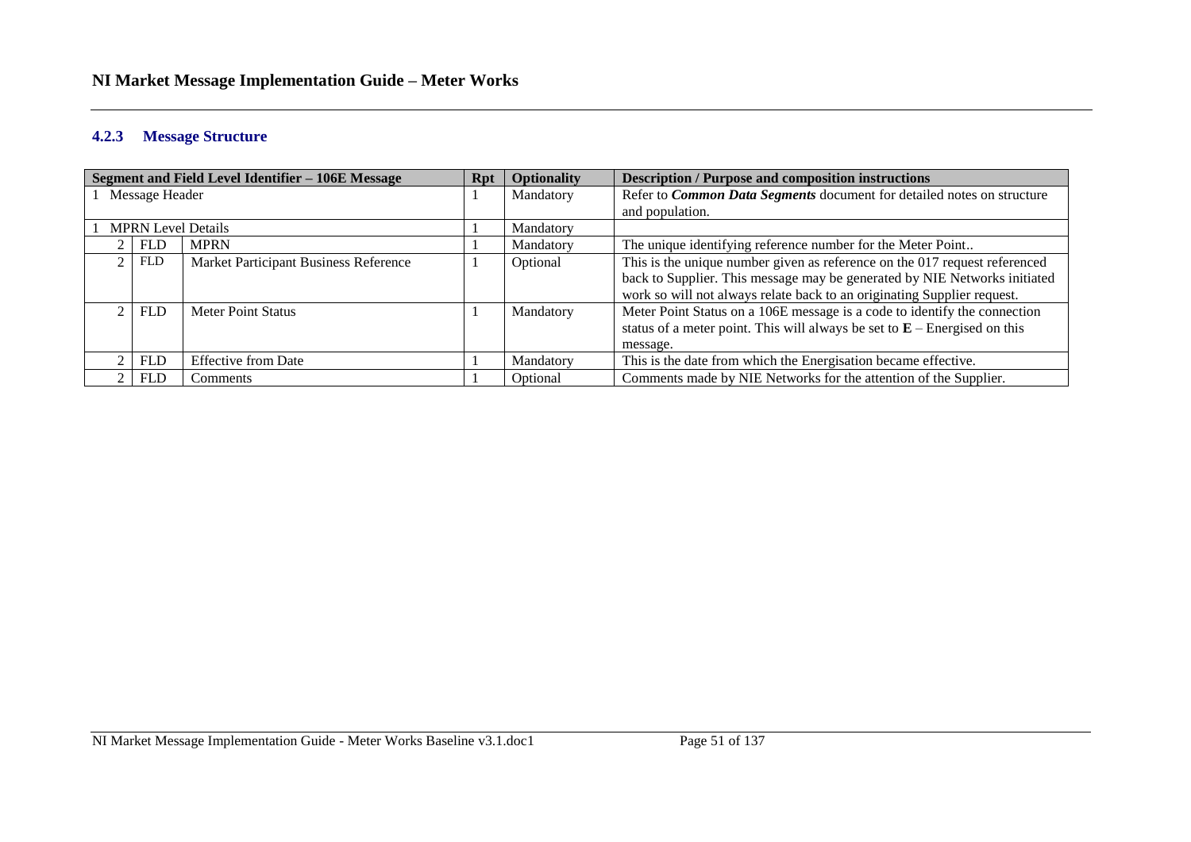### 4.2.3 Message Structure

| Segment and Field Level Identifier – 106E Message | | | Rpt | Optionality | Description / Purpose and composition instructions |
|---|---|---|---|---|---|
| 1 | Message Header | | 1 | Mandatory | Refer to ***Common Data Segments*** document for detailed notes on structure and population. |
| 1 | MPRN Level Details | | 1 | Mandatory | |
| 2 | FLD | MPRN | 1 | Mandatory | The unique identifying reference number for the Meter Point.. |
| 2 | FLD | Market Participant Business Reference | 1 | Optional | This is the unique number given as reference on the 017 request referenced back to Supplier. This message may be generated by NIE Networks initiated work so will not always relate back to an originating Supplier request. |
| 2 | FLD | Meter Point Status | 1 | Mandatory | Meter Point Status on a 106E message is a code to identify the connection status of a meter point. This will always be set to **E** – Energised on this message. |
| 2 | FLD | Effective from Date | 1 | Mandatory | This is the date from which the Energisation became effective. |
| 2 | FLD | Comments | 1 | Optional | Comments made by NIE Networks for the attention of the Supplier. |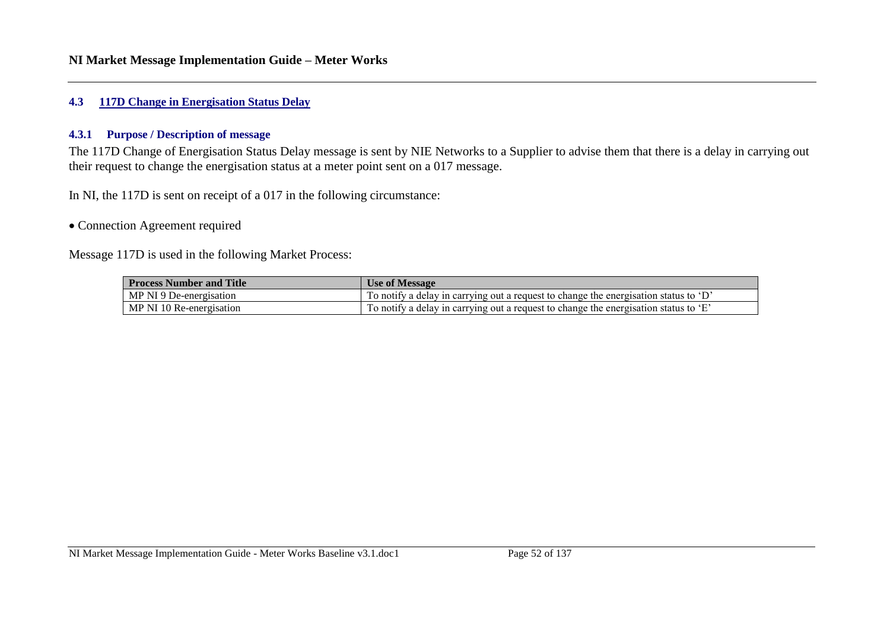## 4.3 117D Change in Energisation Status Delay

### 4.3.1 Purpose / Description of message

The 117D Change of Energisation Status Delay message is sent by NIE Networks to a Supplier to advise them that there is a delay in carrying out their request to change the energisation status at a meter point sent on a 017 message.

In NI, the 117D is sent on receipt of a 017 in the following circumstance:

- Connection Agreement required

Message 117D is used in the following Market Process:

| Process Number and Title | Use of Message |
|---|---|
| MP NI 9 De-energisation | To notify a delay in carrying out a request to change the energisation status to 'D' |
| MP NI 10 Re-energisation | To notify a delay in carrying out a request to change the energisation status to 'E' |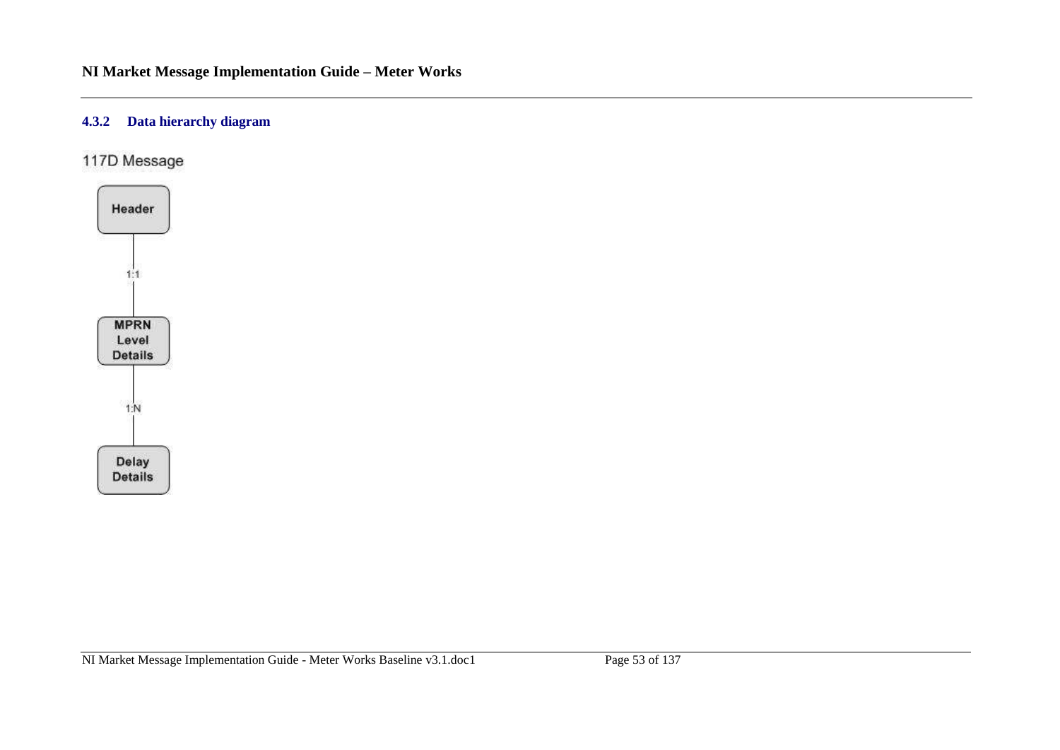### 4.3.2 Data hierarchy diagram

117D Message

Header

1:1

MPRN Level Details

1:N

Delay Details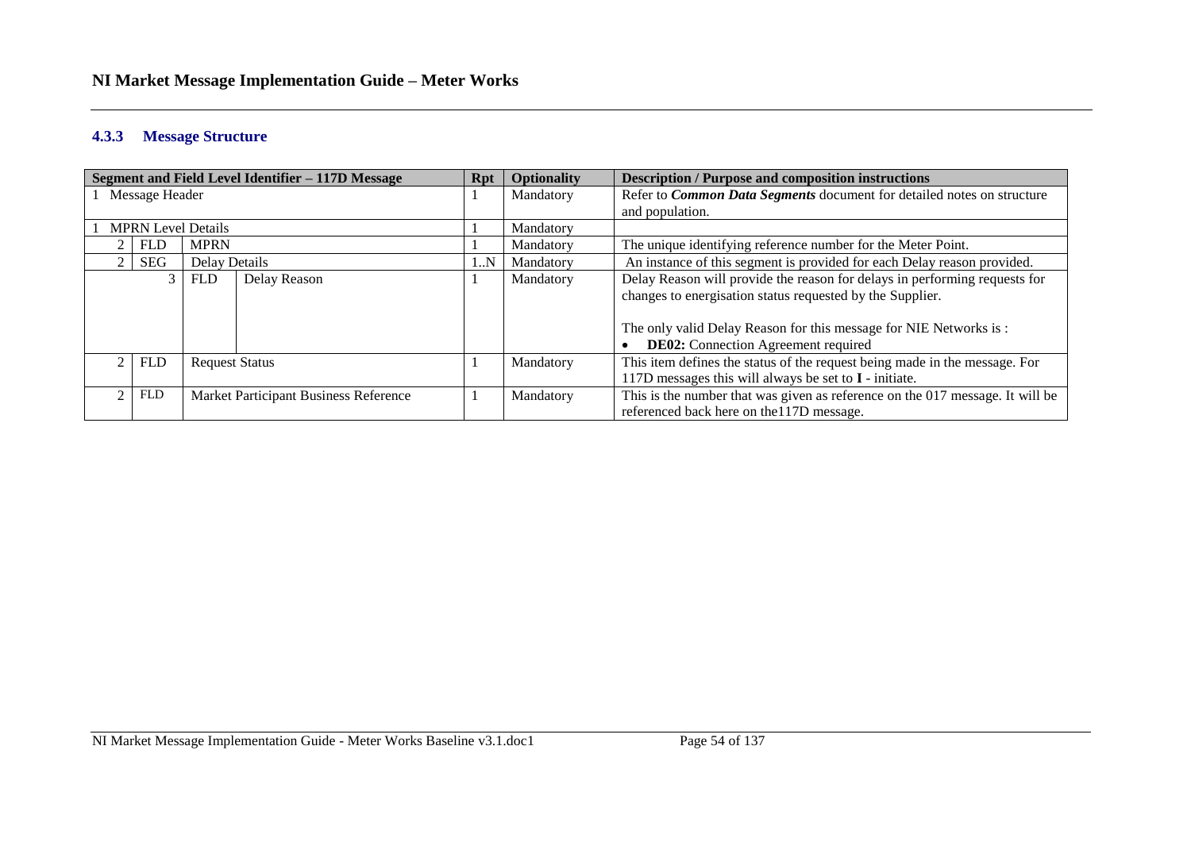### 4.3.3 Message Structure

| Segment and Field Level Identifier – 117D Message | | | | Rpt | Optionality | Description / Purpose and composition instructions |
|---|---|---|---|---|---|---|
| 1 | Message Header | | | 1 | Mandatory | Refer to ***Common Data Segments*** document for detailed notes on structure and population. |
| 1 | MPRN Level Details | | | 1 | Mandatory | |
| 2 | FLD | MPRN | | 1 | Mandatory | The unique identifying reference number for the Meter Point. |
| 2 | SEG | Delay Details | | 1..N | Mandatory | An instance of this segment is provided for each Delay reason provided. |
| 3 | | FLD | Delay Reason | 1 | Mandatory | Delay Reason will provide the reason for delays in performing requests for changes to energisation status requested by the Supplier.<br><br>The only valid Delay Reason for this message for NIE Networks is :<br>• **DE02:** Connection Agreement required |
| 2 | FLD | Request Status | | 1 | Mandatory | This item defines the status of the request being made in the message. For 117D messages this will always be set to **I** - initiate. |
| 2 | FLD | Market Participant Business Reference | | 1 | Mandatory | This is the number that was given as reference on the 017 message. It will be referenced back here on the117D message. |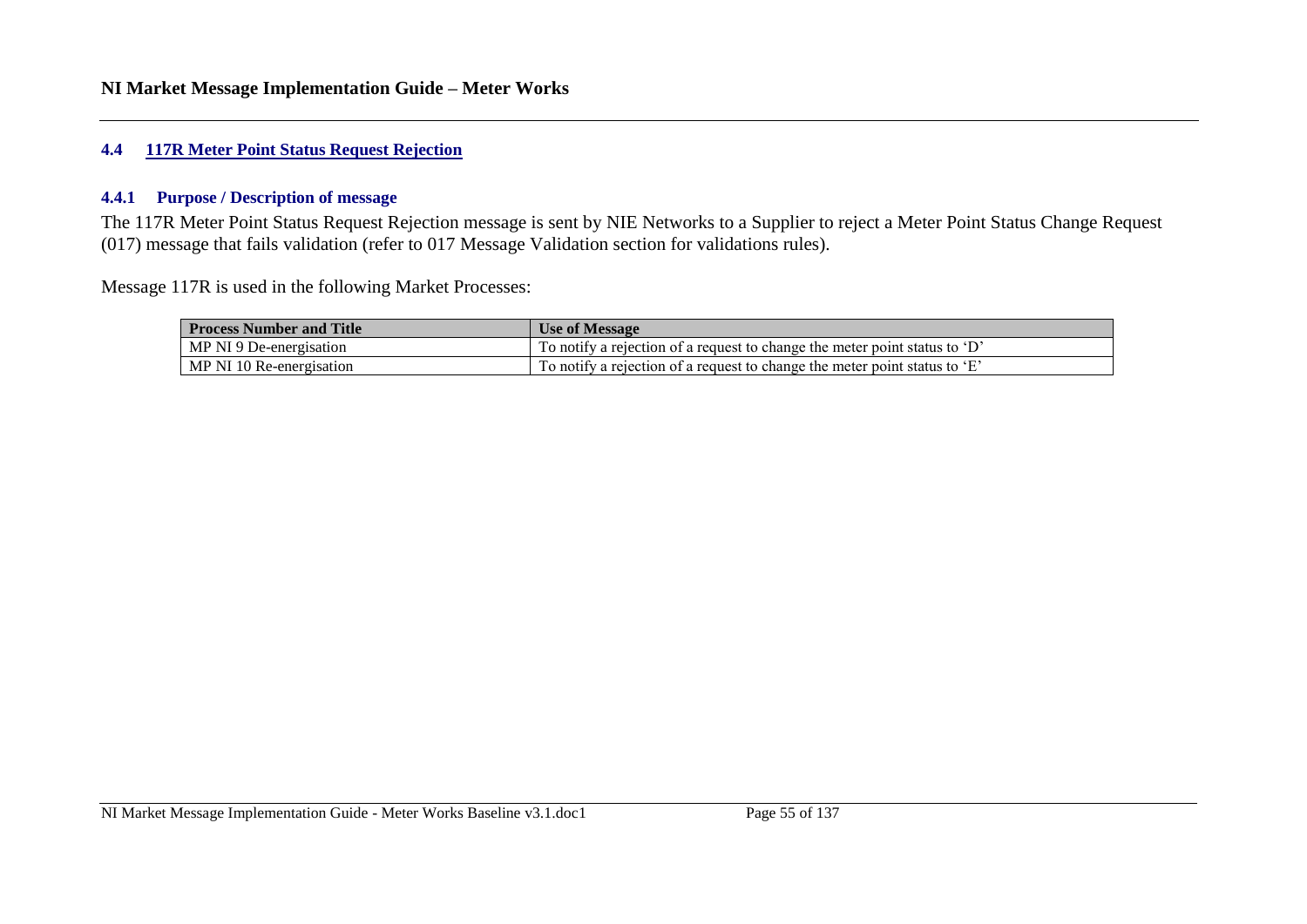## 4.4 117R Meter Point Status Request Rejection

### 4.4.1 Purpose / Description of message

The 117R Meter Point Status Request Rejection message is sent by NIE Networks to a Supplier to reject a Meter Point Status Change Request (017) message that fails validation (refer to 017 Message Validation section for validations rules).

Message 117R is used in the following Market Processes:

| Process Number and Title | Use of Message |
|---|---|
| MP NI 9 De-energisation | To notify a rejection of a request to change the meter point status to 'D' |
| MP NI 10 Re-energisation | To notify a rejection of a request to change the meter point status to 'E' |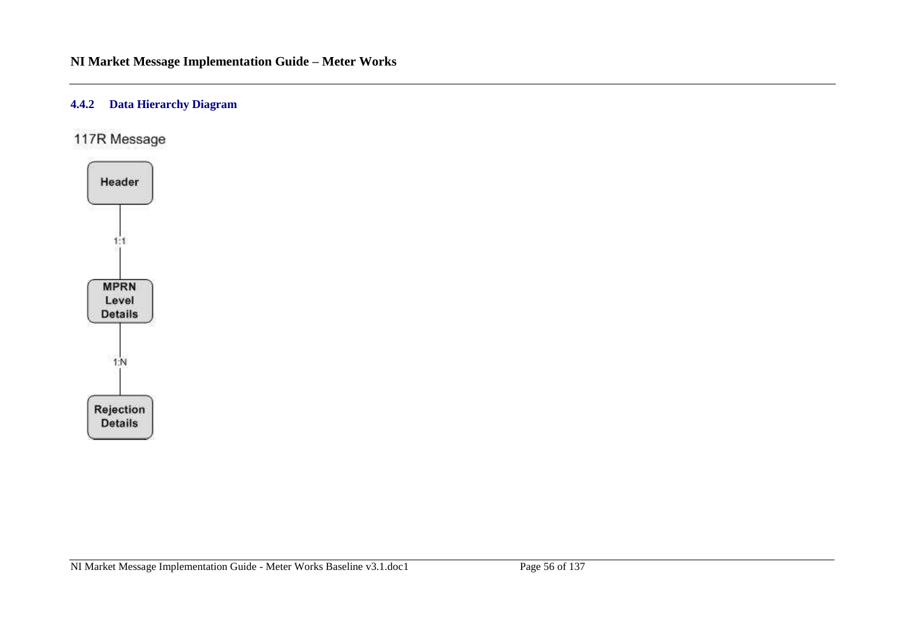### 4.4.2 Data Hierarchy Diagram

117R Message

Header

1:1

MPRN Level Details

1:N

Rejection Details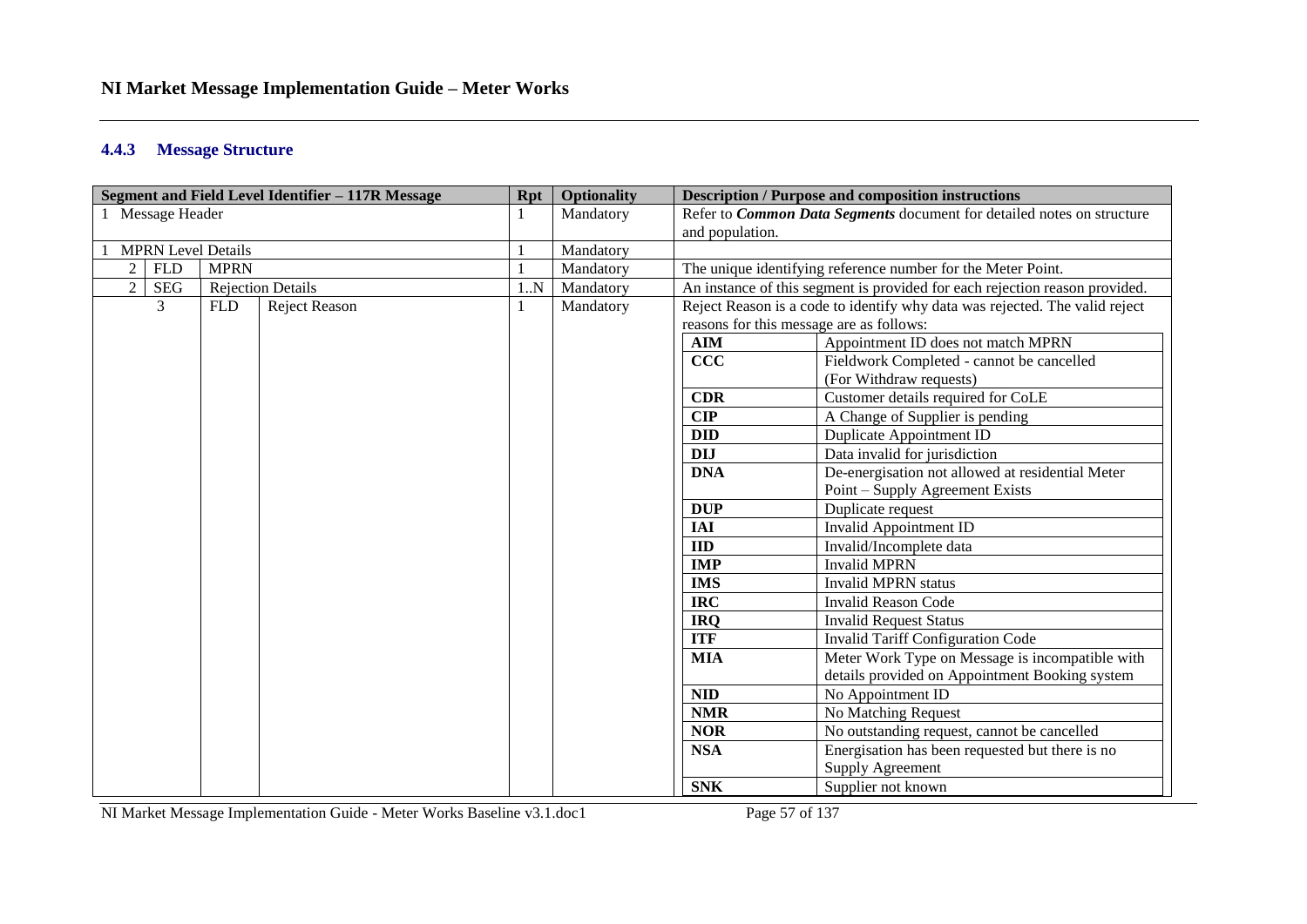### 4.4.3 Message Structure

| Segment and Field Level Identifier – 117R Message | | | | Rpt | Optionality | Description / Purpose and composition instructions |
|---|---|---|---|---|---|---|
| 1 Message Header | | | | 1 | Mandatory | Refer to ***Common Data Segments*** document for detailed notes on structure and population. |
| 1 MPRN Level Details | | | | 1 | Mandatory | |
| 2 | FLD | MPRN | | 1 | Mandatory | The unique identifying reference number for the Meter Point. |
| 2 | SEG | Rejection Details | | 1..N | Mandatory | An instance of this segment is provided for each rejection reason provided. |
| | 3 | FLD | Reject Reason | 1 | Mandatory | Reject Reason is a code to identify why data was rejected. The valid reject reasons for this message are as follows:<br>**AIM** – Appointment ID does not match MPRN<br>**CCC** – Fieldwork Completed - cannot be cancelled (For Withdraw requests)<br>**CDR** – Customer details required for CoLE<br>**CIP** – A Change of Supplier is pending<br>**DID** – Duplicate Appointment ID<br>**DIJ** – Data invalid for jurisdiction<br>**DNA** – De-energisation not allowed at residential Meter Point – Supply Agreement Exists<br>**DUP** – Duplicate request<br>**IAI** – Invalid Appointment ID<br>**IID** – Invalid/Incomplete data<br>**IMP** – Invalid MPRN<br>**IMS** – Invalid MPRN status<br>**IRC** – Invalid Reason Code<br>**IRQ** – Invalid Request Status<br>**ITF** – Invalid Tariff Configuration Code<br>**MIA** – Meter Work Type on Message is incompatible with details provided on Appointment Booking system<br>**NID** – No Appointment ID<br>**NMR** – No Matching Request<br>**NOR** – No outstanding request, cannot be cancelled<br>**NSA** – Energisation has been requested but there is no Supply Agreement<br>**SNK** – Supplier not known |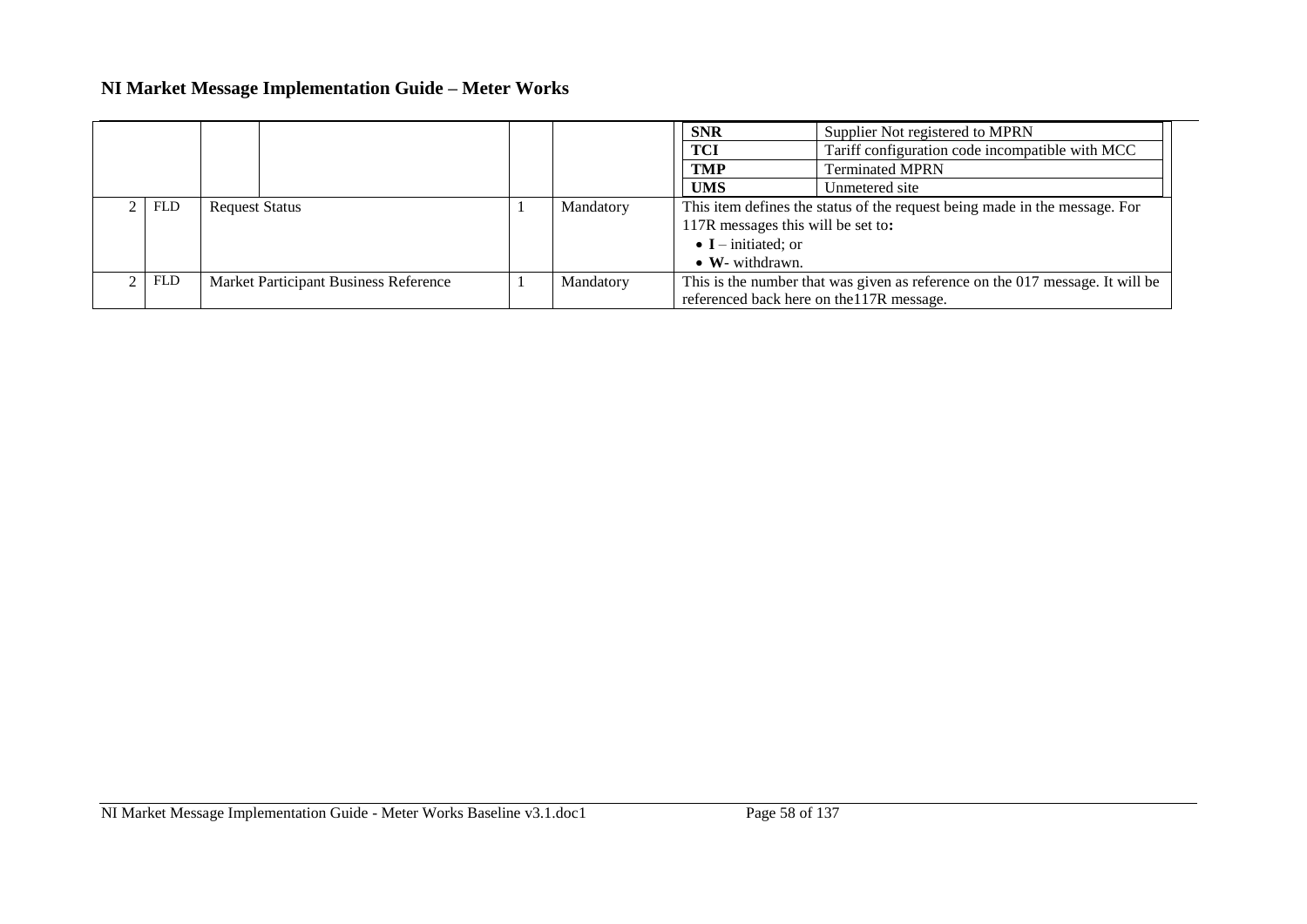| | | | | | | |
|---|---|---|---|---|---|---|
| | | | | | | **SNR** – Supplier Not registered to MPRN<br>**TCI** – Tariff configuration code incompatible with MCC<br>**TMP** – Terminated MPRN<br>**UMS** – Unmetered site |
| 2 | FLD | Request Status | | 1 | Mandatory | This item defines the status of the request being made in the message. For 117R messages this will be set to**:**<br>• **I** – initiated; or<br>• **W**- withdrawn. |
| 2 | FLD | Market Participant Business Reference | | 1 | Mandatory | This is the number that was given as reference on the 017 message. It will be referenced back here on the117R message. |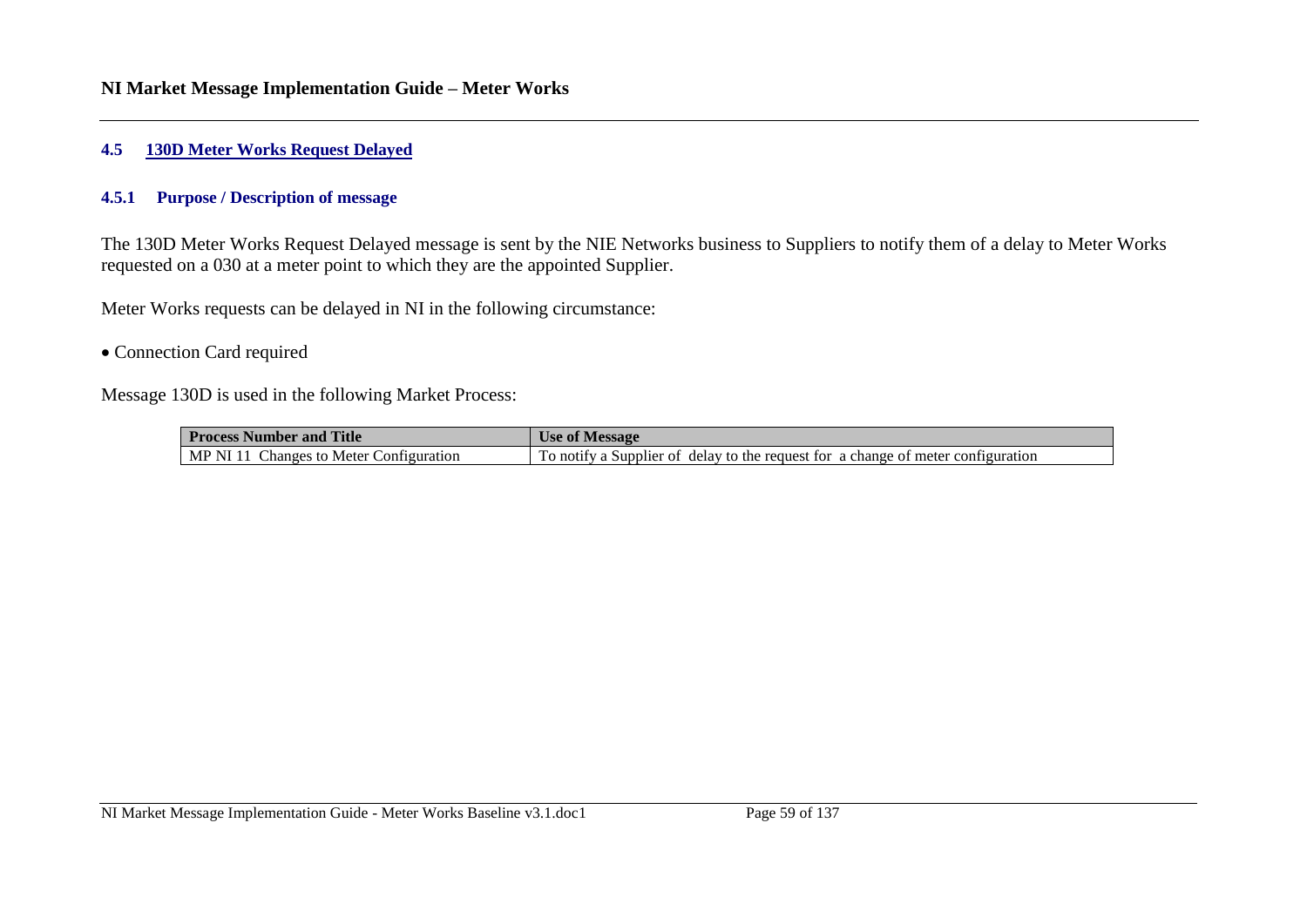## 4.5 130D Meter Works Request Delayed

### 4.5.1 Purpose / Description of message

The 130D Meter Works Request Delayed message is sent by the NIE Networks business to Suppliers to notify them of a delay to Meter Works requested on a 030 at a meter point to which they are the appointed Supplier.

Meter Works requests can be delayed in NI in the following circumstance:

- Connection Card required

Message 130D is used in the following Market Process:

| Process Number and Title | Use of Message |
|---|---|
| MP NI 11 Changes to Meter Configuration | To notify a Supplier of delay to the request for a change of meter configuration |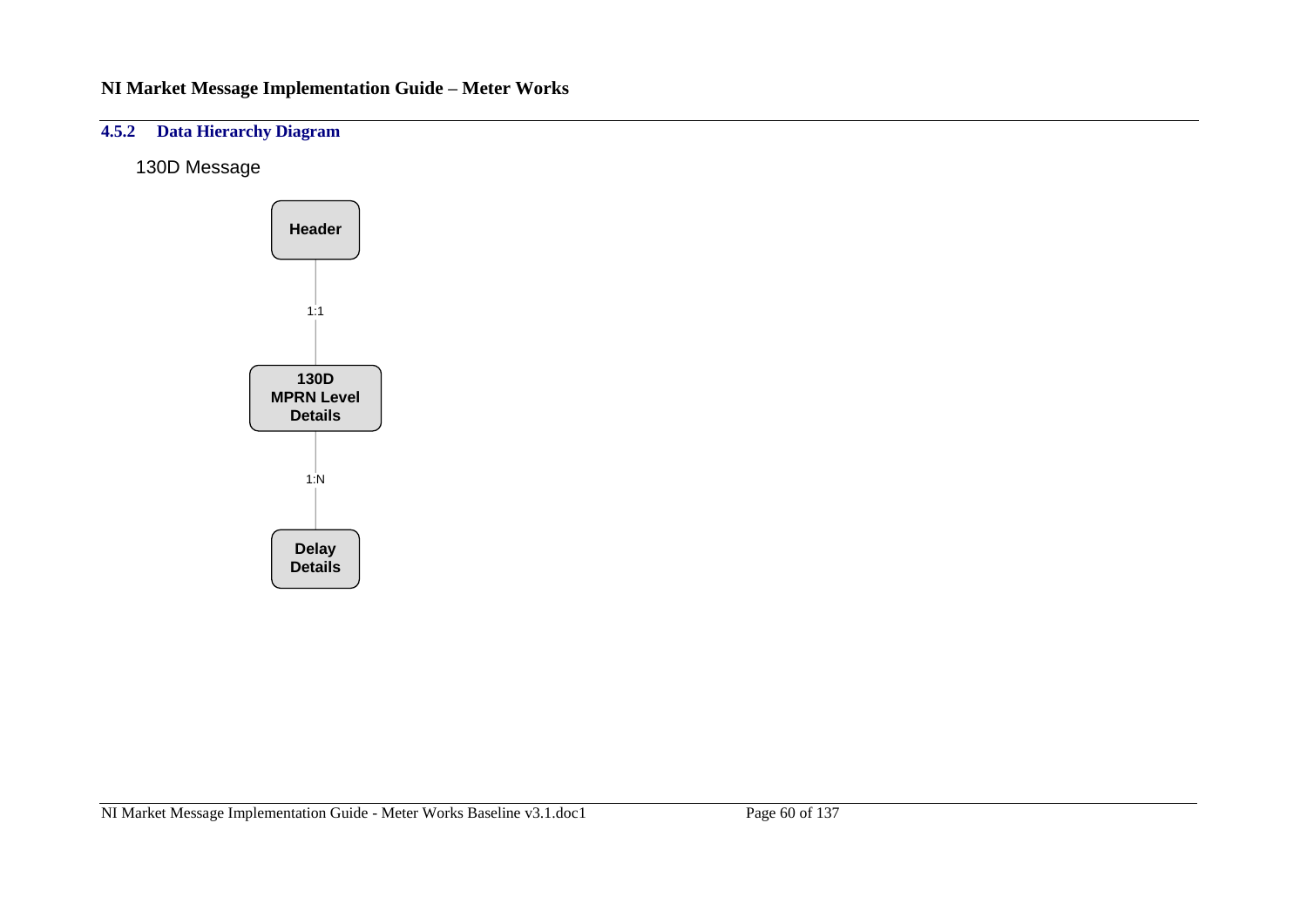### 4.5.2 Data Hierarchy Diagram

130D Message

Header

1:1

130D
MPRN Level
Details

1:N

Delay
Details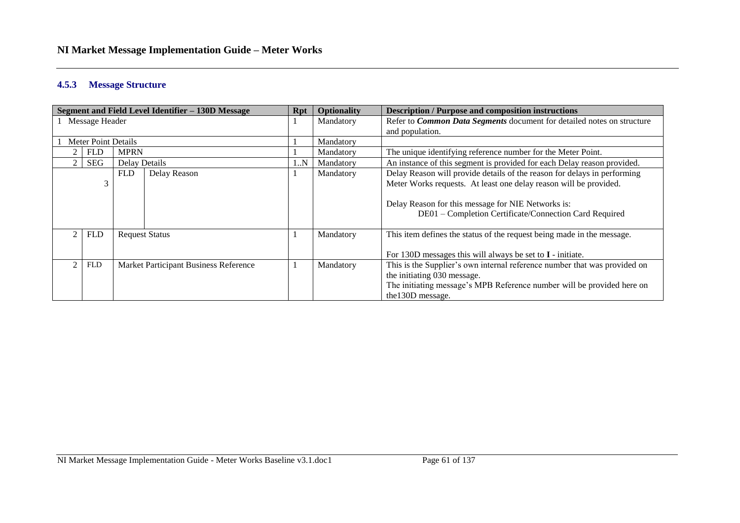### 4.5.3 Message Structure

| Segment and Field Level Identifier – 130D Message | | | | Rpt | Optionality | Description / Purpose and composition instructions |
|---|---|---|---|---|---|---|
| 1 Message Header | | | | 1 | Mandatory | Refer to ***Common Data Segments*** document for detailed notes on structure and population. |
| 1 Meter Point Details | | | | 1 | Mandatory | |
| 2 | FLD | MPRN | | 1 | Mandatory | The unique identifying reference number for the Meter Point. |
| 2 | SEG | Delay Details | | 1..N | Mandatory | An instance of this segment is provided for each Delay reason provided. |
| 3 | | FLD | Delay Reason | 1 | Mandatory | Delay Reason will provide details of the reason for delays in performing Meter Works requests. At least one delay reason will be provided.<br><br>Delay Reason for this message for NIE Networks is:<br>DE01 – Completion Certificate/Connection Card Required |
| 2 | FLD | Request Status | | 1 | Mandatory | This item defines the status of the request being made in the message.<br><br>For 130D messages this will always be set to **I** - initiate. |
| 2 | FLD | Market Participant Business Reference | | 1 | Mandatory | This is the Supplier's own internal reference number that was provided on the initiating 030 message.<br>The initiating message's MPB Reference number will be provided here on the130D message. |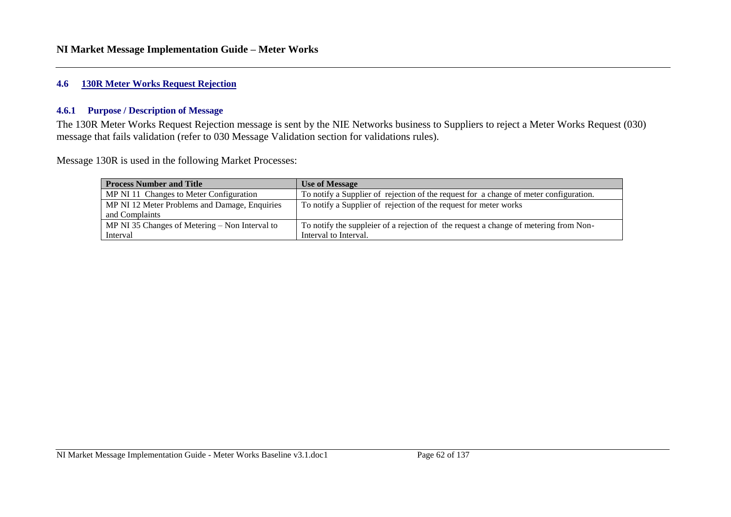## 4.6 130R Meter Works Request Rejection

### 4.6.1 Purpose / Description of Message

The 130R Meter Works Request Rejection message is sent by the NIE Networks business to Suppliers to reject a Meter Works Request (030) message that fails validation (refer to 030 Message Validation section for validations rules).

Message 130R is used in the following Market Processes:

| Process Number and Title | Use of Message |
|---|---|
| MP NI 11 Changes to Meter Configuration | To notify a Supplier of rejection of the request for a change of meter configuration. |
| MP NI 12 Meter Problems and Damage, Enquiries and Complaints | To notify a Supplier of rejection of the request for meter works |
| MP NI 35 Changes of Metering – Non Interval to Interval | To notify the suppleier of a rejection of the request a change of metering from Non-Interval to Interval. |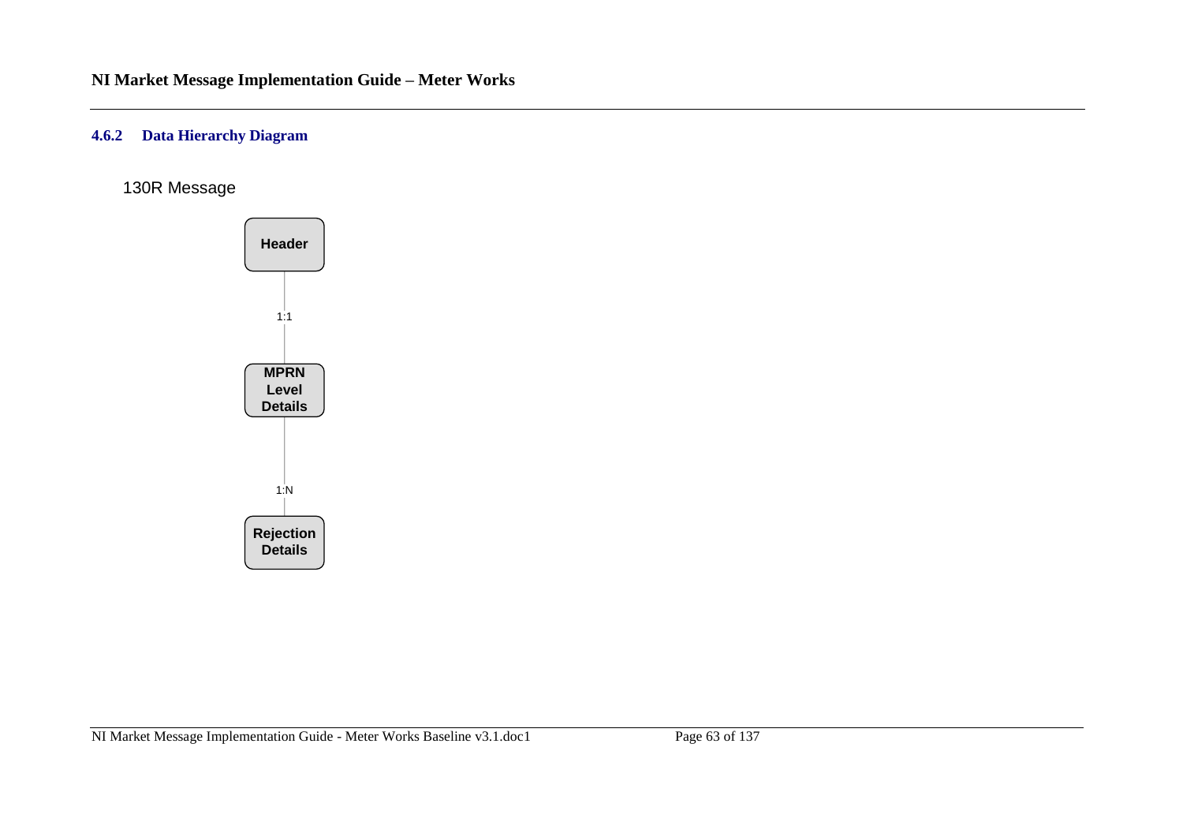### 4.6.2 Data Hierarchy Diagram

130R Message

Header

1:1

MPRN Level Details

1:N

Rejection Details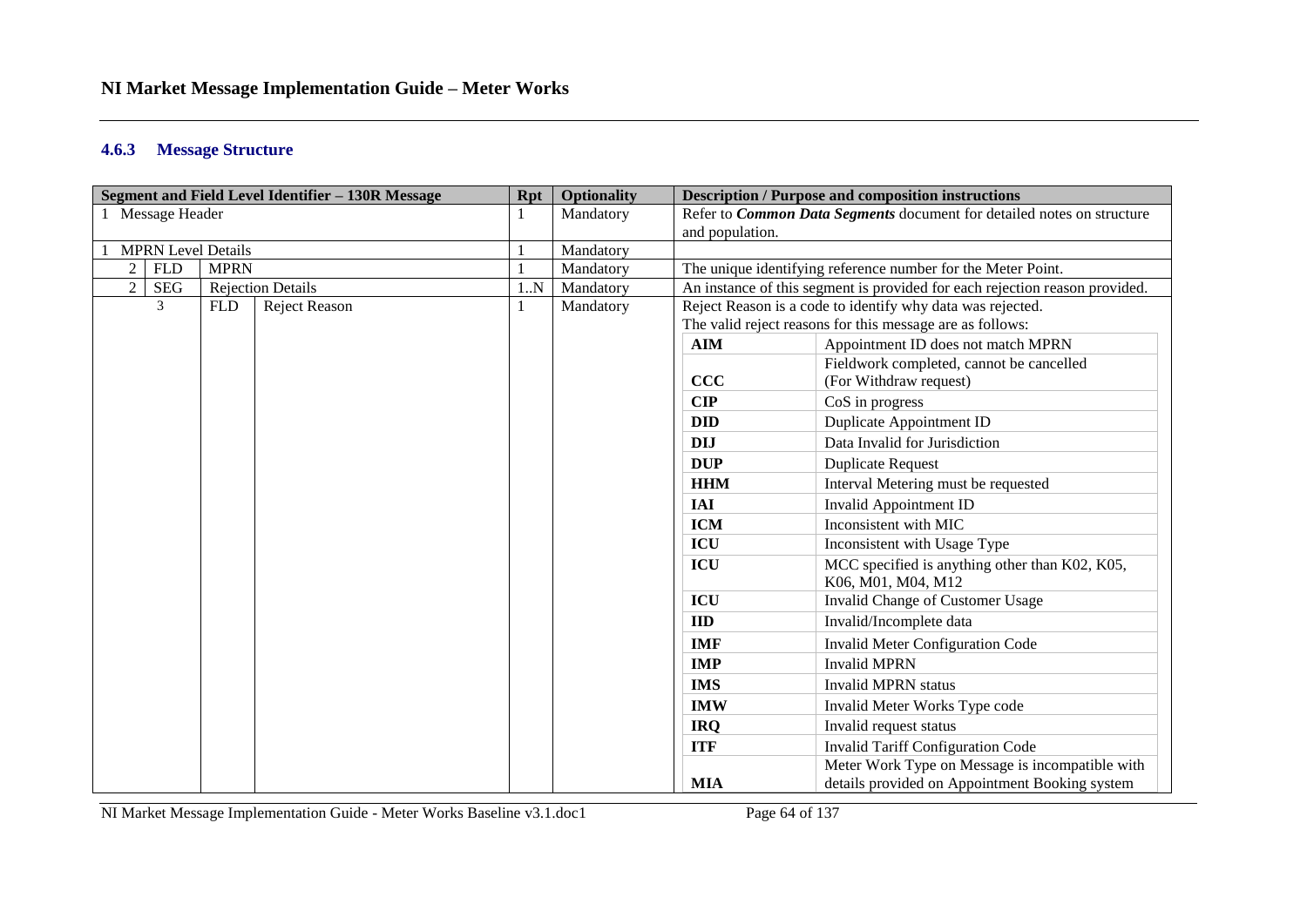### 4.6.3 Message Structure

| Segment and Field Level Identifier – 130R Message | | | | Rpt | Optionality | Description / Purpose and composition instructions | |
|---|---|---|---|---|---|---|---|
| 1 | Message Header | | | 1 | Mandatory | Refer to ***Common Data Segments*** document for detailed notes on structure and population. | |
| 1 | MPRN Level Details | | | 1 | Mandatory | | |
| 2 | FLD | MPRN | | 1 | Mandatory | The unique identifying reference number for the Meter Point. | |
| 2 | SEG | Rejection Details | | 1..N | Mandatory | An instance of this segment is provided for each rejection reason provided. | |
| 3 | FLD | Reject Reason | | 1 | Mandatory | Reject Reason is a code to identify why data was rejected. The valid reject reasons for this message are as follows: | |
| | | | | | | **AIM** | Appointment ID does not match MPRN |
| | | | | | | **CCC** | Fieldwork completed, cannot be cancelled (For Withdraw request) |
| | | | | | | **CIP** | CoS in progress |
| | | | | | | **DID** | Duplicate Appointment ID |
| | | | | | | **DIJ** | Data Invalid for Jurisdiction |
| | | | | | | **DUP** | Duplicate Request |
| | | | | | | **HHM** | Interval Metering must be requested |
| | | | | | | **IAI** | Invalid Appointment ID |
| | | | | | | **ICM** | Inconsistent with MIC |
| | | | | | | **ICU** | Inconsistent with Usage Type |
| | | | | | | **ICU** | MCC specified is anything other than K02, K05, K06, M01, M04, M12 |
| | | | | | | **ICU** | Invalid Change of Customer Usage |
| | | | | | | **IID** | Invalid/Incomplete data |
| | | | | | | **IMF** | Invalid Meter Configuration Code |
| | | | | | | **IMP** | Invalid MPRN |
| | | | | | | **IMS** | Invalid MPRN status |
| | | | | | | **IMW** | Invalid Meter Works Type code |
| | | | | | | **IRQ** | Invalid request status |
| | | | | | | **ITF** | Invalid Tariff Configuration Code |
| | | | | | | **MIA** | Meter Work Type on Message is incompatible with details provided on Appointment Booking system |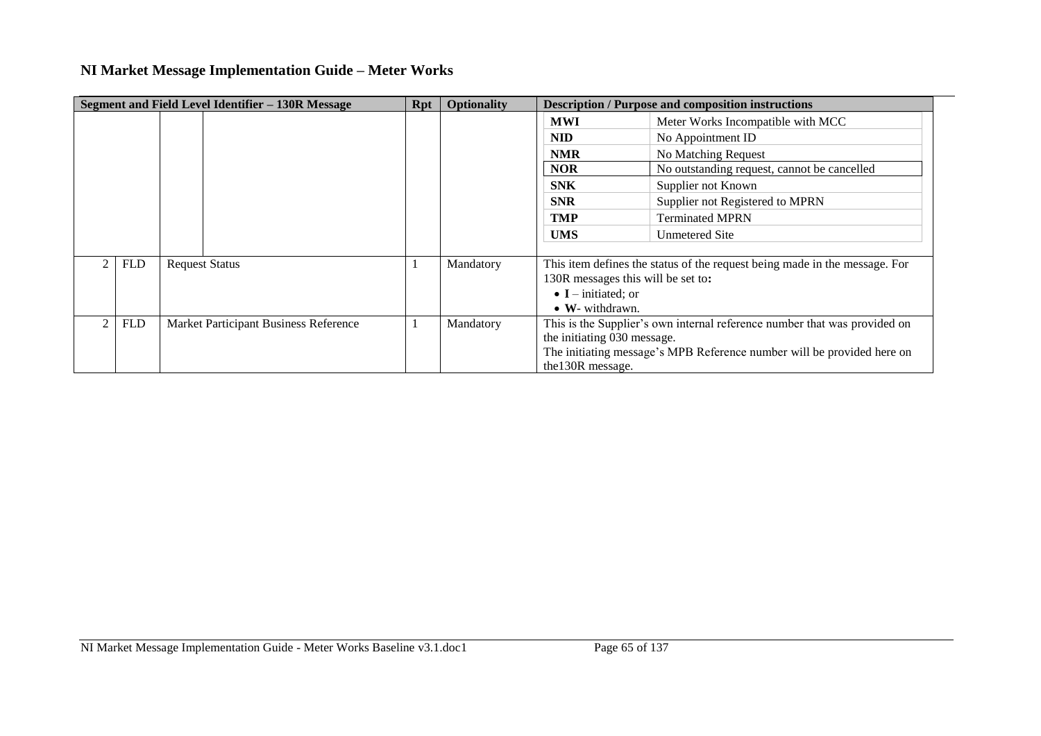## NI Market Message Implementation Guide – Meter Works

| Segment and Field Level Identifier – 130R Message | | | | Rpt | Optionality | Description / Purpose and composition instructions |
|---|---|---|---|---|---|---|
| | | | | | | **MWI** – Meter Works Incompatible with MCC<br>**NID** – No Appointment ID<br>**NMR** – No Matching Request<br>**NOR** – No outstanding request, cannot be cancelled<br>**SNK** – Supplier not Known<br>**SNR** – Supplier not Registered to MPRN<br>**TMP** – Terminated MPRN<br>**UMS** – Unmetered Site |
| 2 | FLD | Request Status | | 1 | Mandatory | This item defines the status of the request being made in the message. For 130R messages this will be set to**:**<br>• **I** – initiated; or<br>• **W**- withdrawn. |
| 2 | FLD | Market Participant Business Reference | | 1 | Mandatory | This is the Supplier's own internal reference number that was provided on the initiating 030 message.<br>The initiating message's MPB Reference number will be provided here on the130R message. |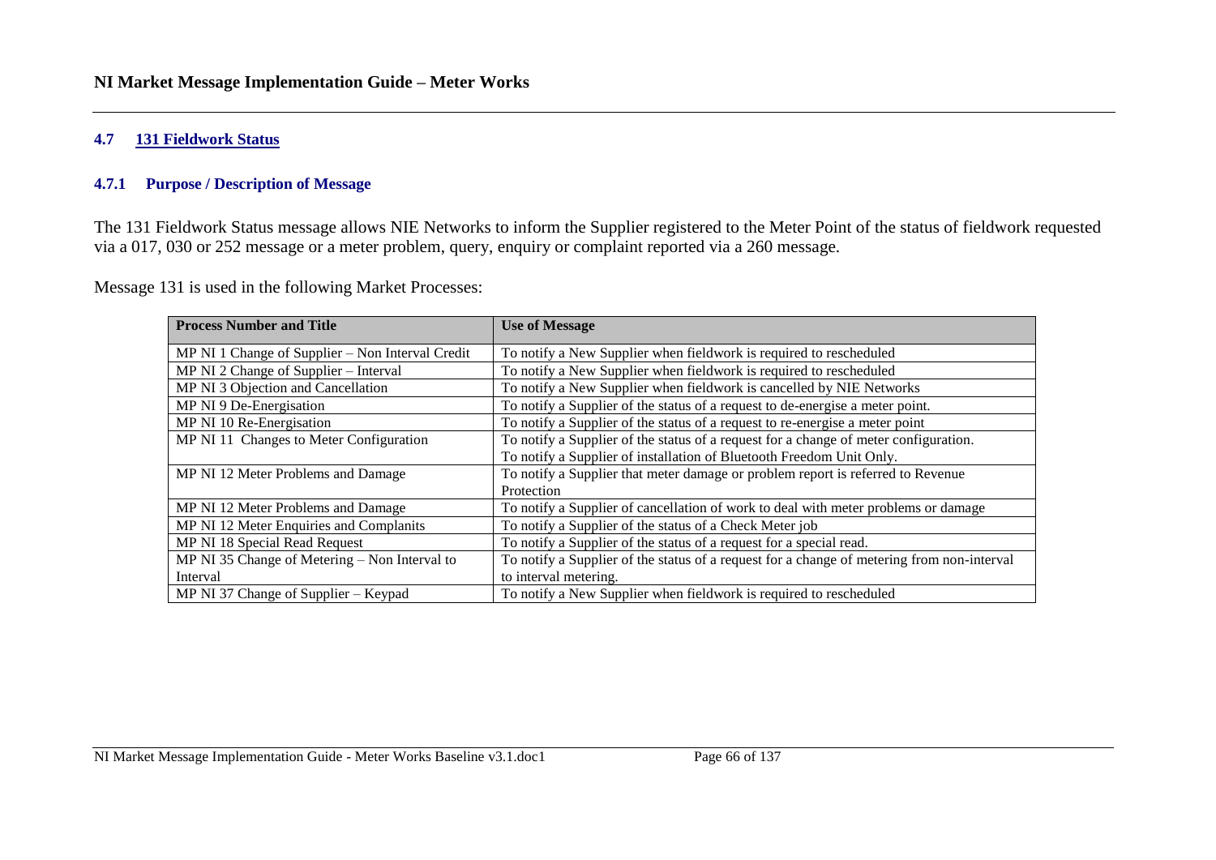## 4.7 131 Fieldwork Status

### 4.7.1 Purpose / Description of Message

The 131 Fieldwork Status message allows NIE Networks to inform the Supplier registered to the Meter Point of the status of fieldwork requested via a 017, 030 or 252 message or a meter problem, query, enquiry or complaint reported via a 260 message.

Message 131 is used in the following Market Processes:

| Process Number and Title | Use of Message |
|---|---|
| MP NI 1 Change of Supplier – Non Interval Credit | To notify a New Supplier when fieldwork is required to rescheduled |
| MP NI 2 Change of Supplier – Interval | To notify a New Supplier when fieldwork is required to rescheduled |
| MP NI 3 Objection and Cancellation | To notify a New Supplier when fieldwork is cancelled by NIE Networks |
| MP NI 9 De-Energisation | To notify a Supplier of the status of a request to de-energise a meter point. |
| MP NI 10 Re-Energisation | To notify a Supplier of the status of a request to re-energise a meter point |
| MP NI 11 Changes to Meter Configuration | To notify a Supplier of the status of a request for a change of meter configuration.<br>To notify a Supplier of installation of Bluetooth Freedom Unit Only. |
| MP NI 12 Meter Problems and Damage | To notify a Supplier that meter damage or problem report is referred to Revenue Protection |
| MP NI 12 Meter Problems and Damage | To notify a Supplier of cancellation of work to deal with meter problems or damage |
| MP NI 12 Meter Enquiries and Complanits | To notify a Supplier of the status of a Check Meter job |
| MP NI 18 Special Read Request | To notify a Supplier of the status of a request for a special read. |
| MP NI 35 Change of Metering – Non Interval to Interval | To notify a Supplier of the status of a request for a change of metering from non-interval to interval metering. |
| MP NI 37 Change of Supplier – Keypad | To notify a New Supplier when fieldwork is required to rescheduled |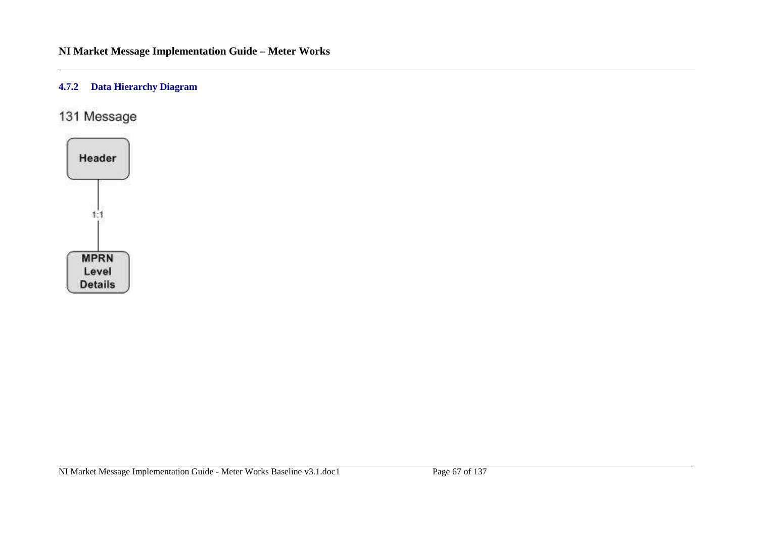### 4.7.2 Data Hierarchy Diagram

131 Message

Header

1:1

MPRN Level Details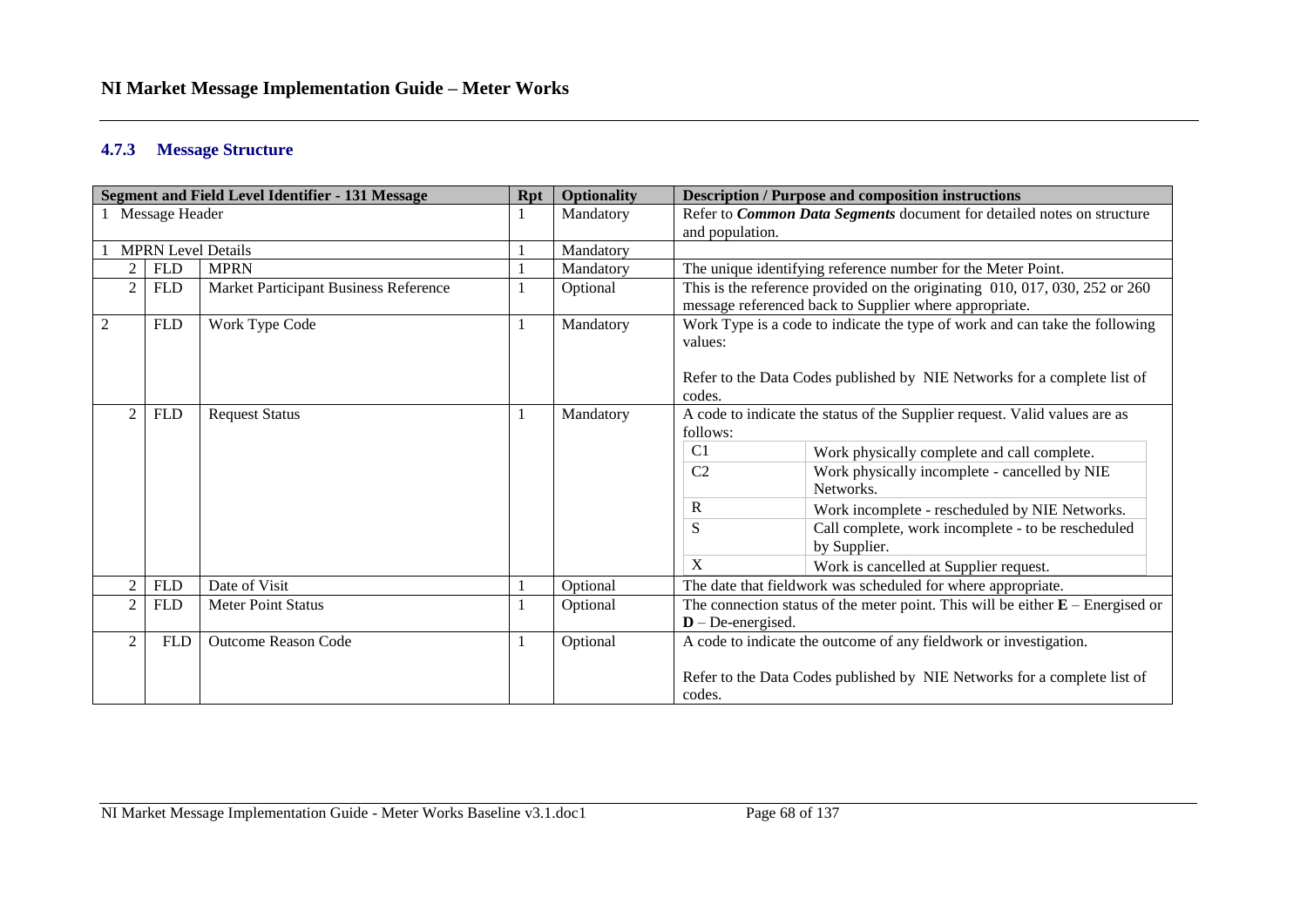### 4.7.3 Message Structure

| Segment and Field Level Identifier - 131 Message | | | Rpt | Optionality | Description / Purpose and composition instructions |
|---|---|---|---|---|---|
| 1 Message Header | | | 1 | Mandatory | Refer to ***Common Data Segments*** document for detailed notes on structure and population. |
| 1 MPRN Level Details | | | 1 | Mandatory | |
| 2 | FLD | MPRN | 1 | Mandatory | The unique identifying reference number for the Meter Point. |
| 2 | FLD | Market Participant Business Reference | 1 | Optional | This is the reference provided on the originating 010, 017, 030, 252 or 260 message referenced back to Supplier where appropriate. |
| 2 | FLD | Work Type Code | 1 | Mandatory | Work Type is a code to indicate the type of work and can take the following values:<br><br>Refer to the Data Codes published by NIE Networks for a complete list of codes. |
| 2 | FLD | Request Status | 1 | Mandatory | A code to indicate the status of the Supplier request. Valid values are as follows:<br>C1 – Work physically complete and call complete.<br>C2 – Work physically incomplete - cancelled by NIE Networks.<br>R – Work incomplete - rescheduled by NIE Networks.<br>S – Call complete, work incomplete - to be rescheduled by Supplier.<br>X – Work is cancelled at Supplier request. |
| 2 | FLD | Date of Visit | 1 | Optional | The date that fieldwork was scheduled for where appropriate. |
| 2 | FLD | Meter Point Status | 1 | Optional | The connection status of the meter point. This will be either **E** – Energised or **D** – De-energised. |
| 2 | FLD | Outcome Reason Code | 1 | Optional | A code to indicate the outcome of any fieldwork or investigation.<br><br>Refer to the Data Codes published by NIE Networks for a complete list of codes. |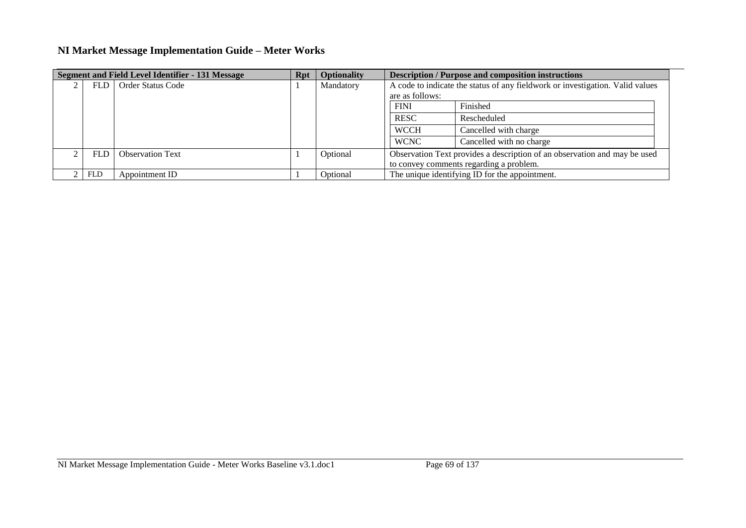## NI Market Message Implementation Guide – Meter Works

| Segment and Field Level Identifier - 131 Message | | | Rpt | Optionality | Description / Purpose and composition instructions |
|---|---|---|---|---|---|
| 2 | FLD | Order Status Code | 1 | Mandatory | A code to indicate the status of any fieldwork or investigation. Valid values are as follows:<br>FINI – Finished<br>RESC – Rescheduled<br>WCCH – Cancelled with charge<br>WCNC – Cancelled with no charge |
| 2 | FLD | Observation Text | 1 | Optional | Observation Text provides a description of an observation and may be used to convey comments regarding a problem. |
| 2 | FLD | Appointment ID | 1 | Optional | The unique identifying ID for the appointment. |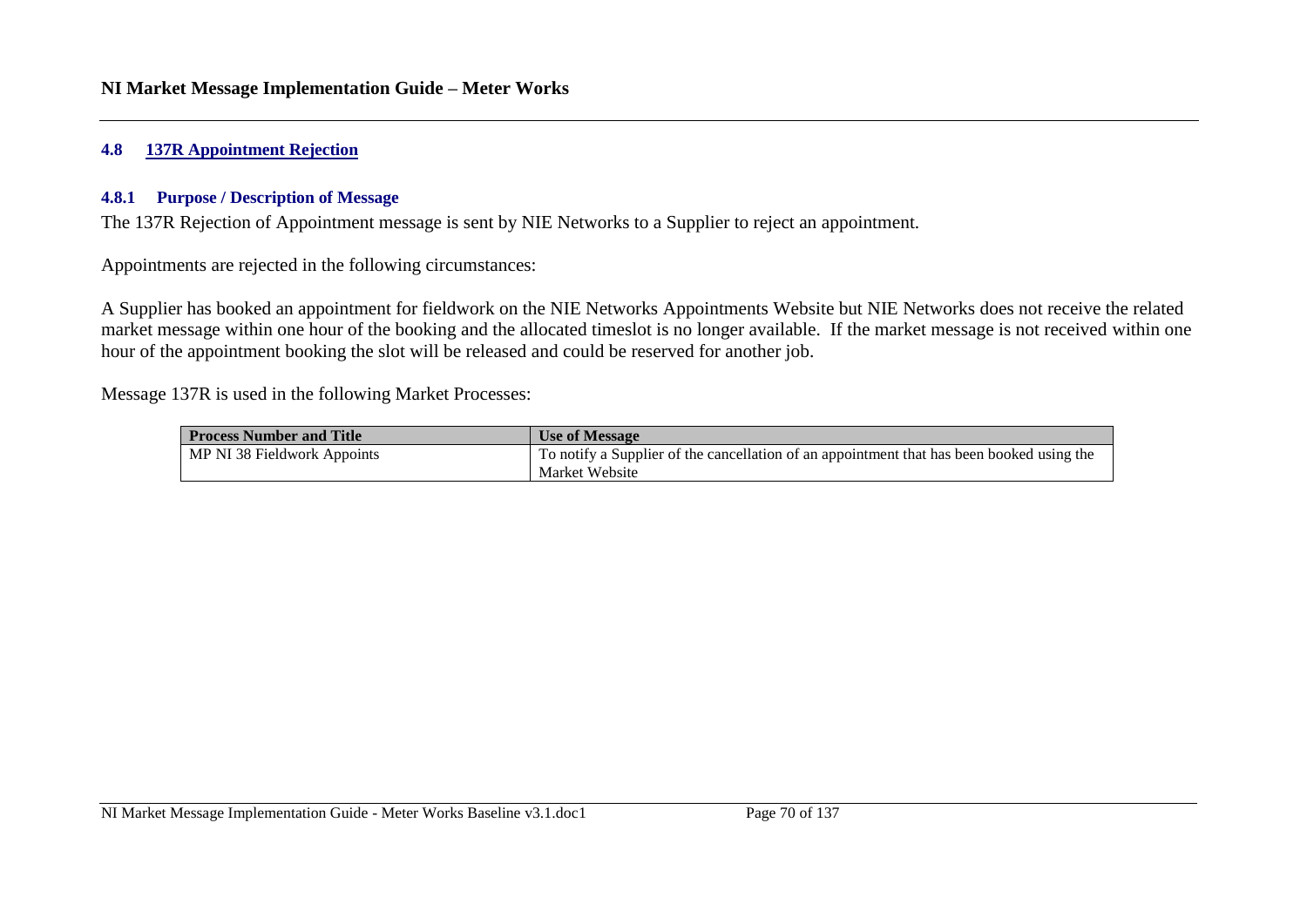## 4.8 137R Appointment Rejection

### 4.8.1 Purpose / Description of Message

The 137R Rejection of Appointment message is sent by NIE Networks to a Supplier to reject an appointment.

Appointments are rejected in the following circumstances:

A Supplier has booked an appointment for fieldwork on the NIE Networks Appointments Website but NIE Networks does not receive the related market message within one hour of the booking and the allocated timeslot is no longer available. If the market message is not received within one hour of the appointment booking the slot will be released and could be reserved for another job.

Message 137R is used in the following Market Processes:

| Process Number and Title | Use of Message |
| --- | --- |
| MP NI 38 Fieldwork Appoints | To notify a Supplier of the cancellation of an appointment that has been booked using the Market Website |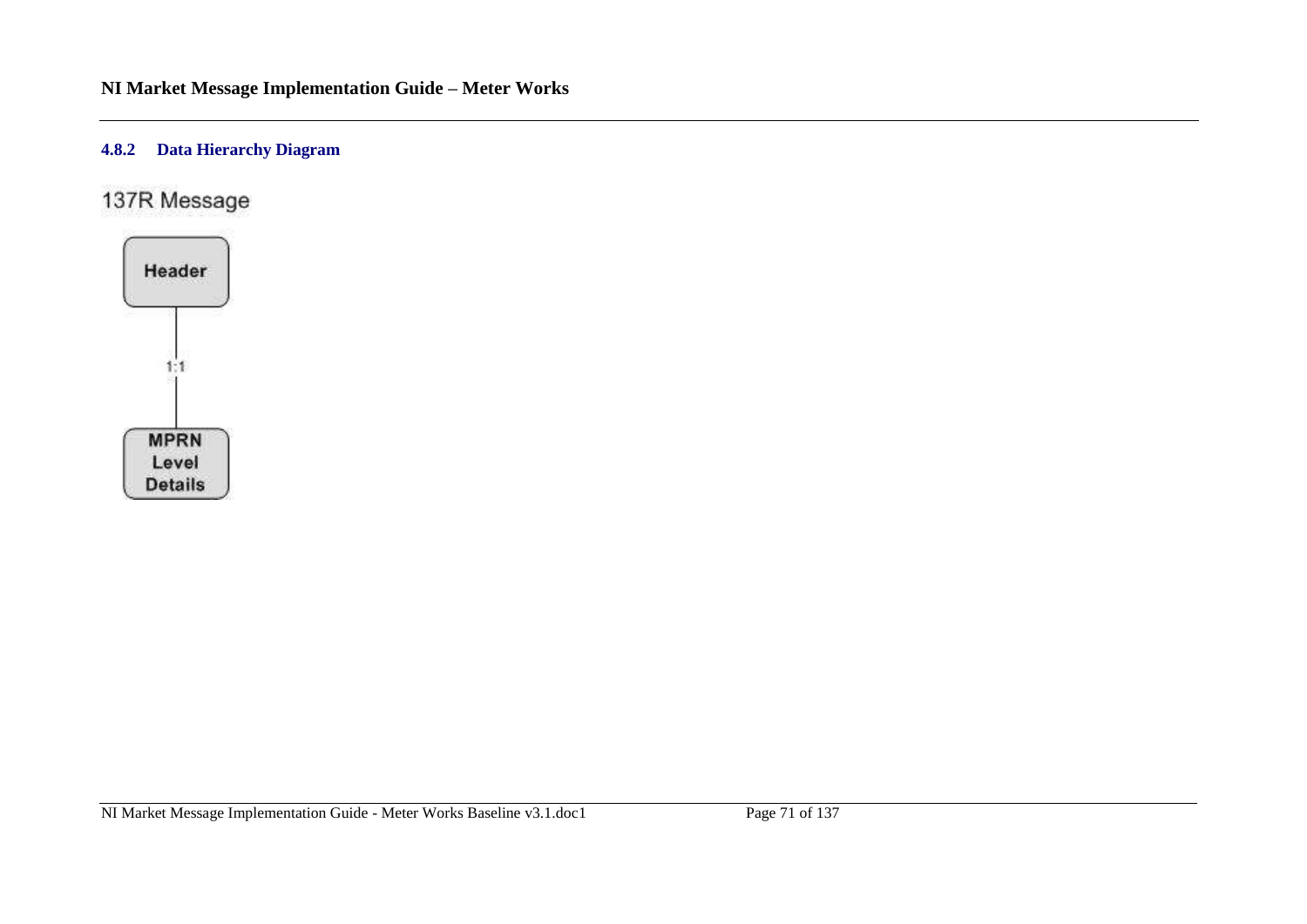### 4.8.2 Data Hierarchy Diagram

137R Message

Header

1:1

MPRN Level Details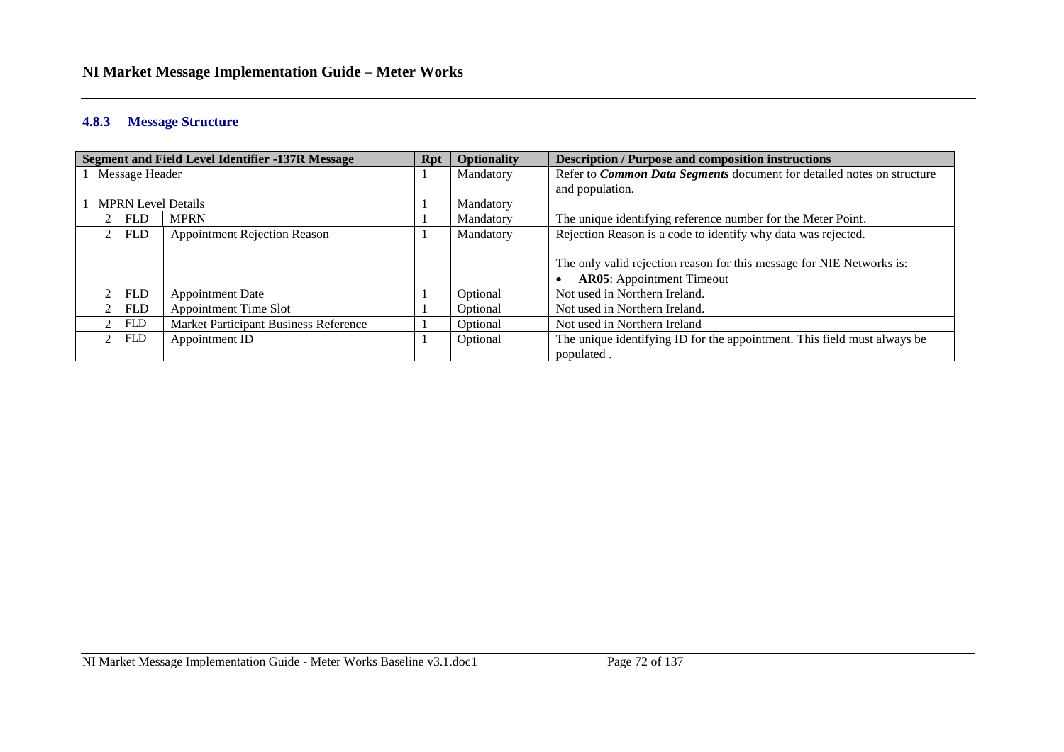### 4.8.3 Message Structure

| Segment and Field Level Identifier -137R Message | | | Rpt | Optionality | Description / Purpose and composition instructions |
|---|---|---|---|---|---|
| 1 Message Header | | | 1 | Mandatory | Refer to ***Common Data Segments*** document for detailed notes on structure and population. |
| 1 MPRN Level Details | | | 1 | Mandatory | |
| 2 | FLD | MPRN | 1 | Mandatory | The unique identifying reference number for the Meter Point. |
| 2 | FLD | Appointment Rejection Reason | 1 | Mandatory | Rejection Reason is a code to identify why data was rejected.<br><br>The only valid rejection reason for this message for NIE Networks is:<br>• **AR05**: Appointment Timeout |
| 2 | FLD | Appointment Date | 1 | Optional | Not used in Northern Ireland. |
| 2 | FLD | Appointment Time Slot | 1 | Optional | Not used in Northern Ireland. |
| 2 | FLD | Market Participant Business Reference | 1 | Optional | Not used in Northern Ireland |
| 2 | FLD | Appointment ID | 1 | Optional | The unique identifying ID for the appointment. This field must always be populated . |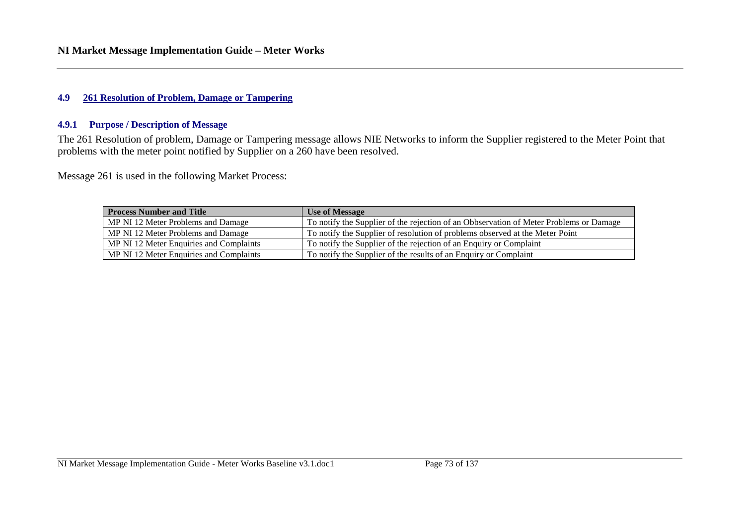### 4.9 261 Resolution of Problem, Damage or Tampering

#### 4.9.1 Purpose / Description of Message

The 261 Resolution of problem, Damage or Tampering message allows NIE Networks to inform the Supplier registered to the Meter Point that problems with the meter point notified by Supplier on a 260 have been resolved.

Message 261 is used in the following Market Process:

| Process Number and Title | Use of Message |
|---|---|
| MP NI 12 Meter Problems and Damage | To notify the Supplier of the rejection of an Obbservation of Meter Problems or Damage |
| MP NI 12 Meter Problems and Damage | To notify the Supplier of resolution of problems observed at the Meter Point |
| MP NI 12 Meter Enquiries and Complaints | To notify the Supplier of the rejection of an Enquiry or Complaint |
| MP NI 12 Meter Enquiries and Complaints | To notify the Supplier of the results of an Enquiry or Complaint |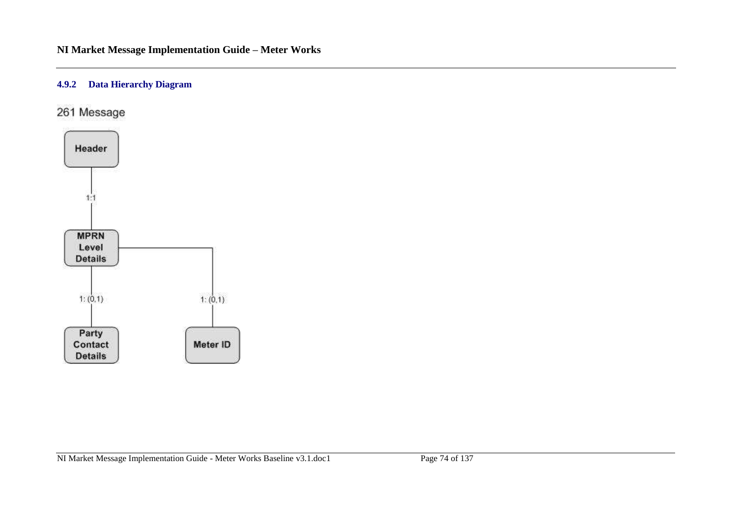### 4.9.2 Data Hierarchy Diagram

261 Message

Header

1:1

MPRN Level Details

1: (0,1)

Party Contact Details

1: (0,1)

Meter ID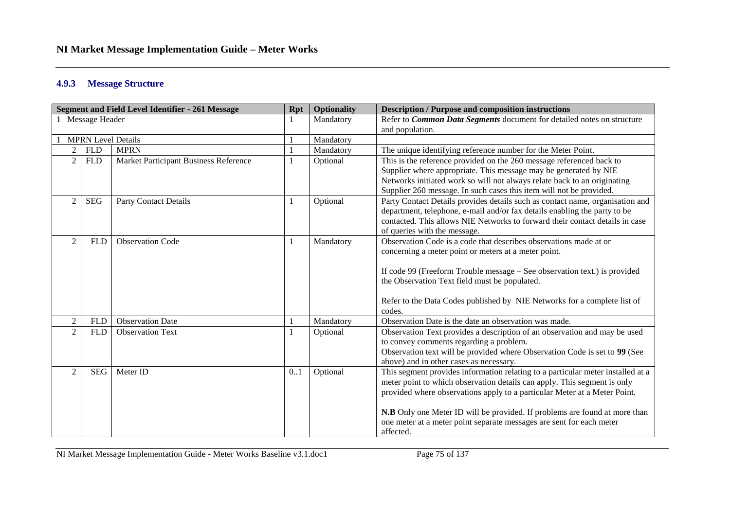### 4.9.3 Message Structure

| Segment and Field Level Identifier - 261 Message | | | Rpt | Optionality | Description / Purpose and composition instructions |
|---|---|---|---|---|---|
| 1 Message Header | | | 1 | Mandatory | Refer to ***Common Data Segments*** document for detailed notes on structure and population. |
| 1 MPRN Level Details | | | 1 | Mandatory | |
| 2 | FLD | MPRN | 1 | Mandatory | The unique identifying reference number for the Meter Point. |
| 2 | FLD | Market Participant Business Reference | 1 | Optional | This is the reference provided on the 260 message referenced back to Supplier where appropriate. This message may be generated by NIE Networks initiated work so will not always relate back to an originating Supplier 260 message. In such cases this item will not be provided. |
| 2 | SEG | Party Contact Details | 1 | Optional | Party Contact Details provides details such as contact name, organisation and department, telephone, e-mail and/or fax details enabling the party to be contacted. This allows NIE Networks to forward their contact details in case of queries with the message. |
| 2 | FLD | Observation Code | 1 | Mandatory | Observation Code is a code that describes observations made at or concerning a meter point or meters at a meter point.<br><br>If code 99 (Freeform Trouble message – See observation text.) is provided the Observation Text field must be populated.<br><br>Refer to the Data Codes published by NIE Networks for a complete list of codes. |
| 2 | FLD | Observation Date | 1 | Mandatory | Observation Date is the date an observation was made. |
| 2 | FLD | Observation Text | 1 | Optional | Observation Text provides a description of an observation and may be used to convey comments regarding a problem.<br>Observation text will be provided where Observation Code is set to **99** (See above) and in other cases as necessary. |
| 2 | SEG | Meter ID | 0..1 | Optional | This segment provides information relating to a particular meter installed at a meter point to which observation details can apply. This segment is only provided where observations apply to a particular Meter at a Meter Point.<br><br>**N.B** Only one Meter ID will be provided. If problems are found at more than one meter at a meter point separate messages are sent for each meter affected. |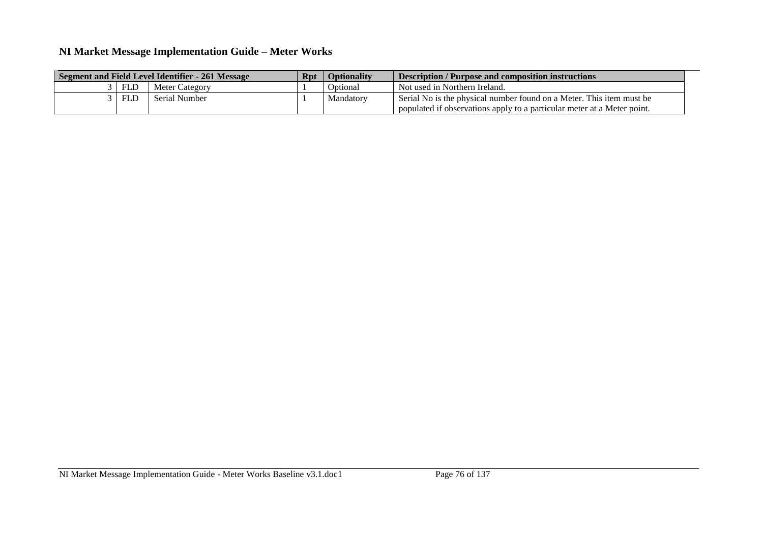| Segment and Field Level Identifier - 261 Message | | | Rpt | Optionality | Description / Purpose and composition instructions |
|---|---|---|---|---|---|
| 3 | FLD | Meter Category | 1 | Optional | Not used in Northern Ireland. |
| 3 | FLD | Serial Number | 1 | Mandatory | Serial No is the physical number found on a Meter. This item must be populated if observations apply to a particular meter at a Meter point. |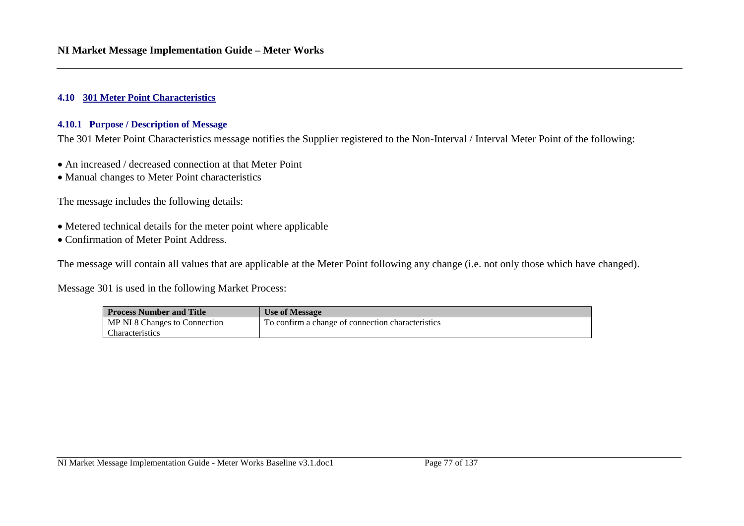### 4.10 301 Meter Point Characteristics

#### 4.10.1 Purpose / Description of Message

The 301 Meter Point Characteristics message notifies the Supplier registered to the Non-Interval / Interval Meter Point of the following:

- An increased / decreased connection at that Meter Point
- Manual changes to Meter Point characteristics

The message includes the following details:

- Metered technical details for the meter point where applicable
- Confirmation of Meter Point Address.

The message will contain all values that are applicable at the Meter Point following any change (i.e. not only those which have changed).

Message 301 is used in the following Market Process:

| Process Number and Title | Use of Message |
|---|---|
| MP NI 8 Changes to Connection Characteristics | To confirm a change of connection characteristics |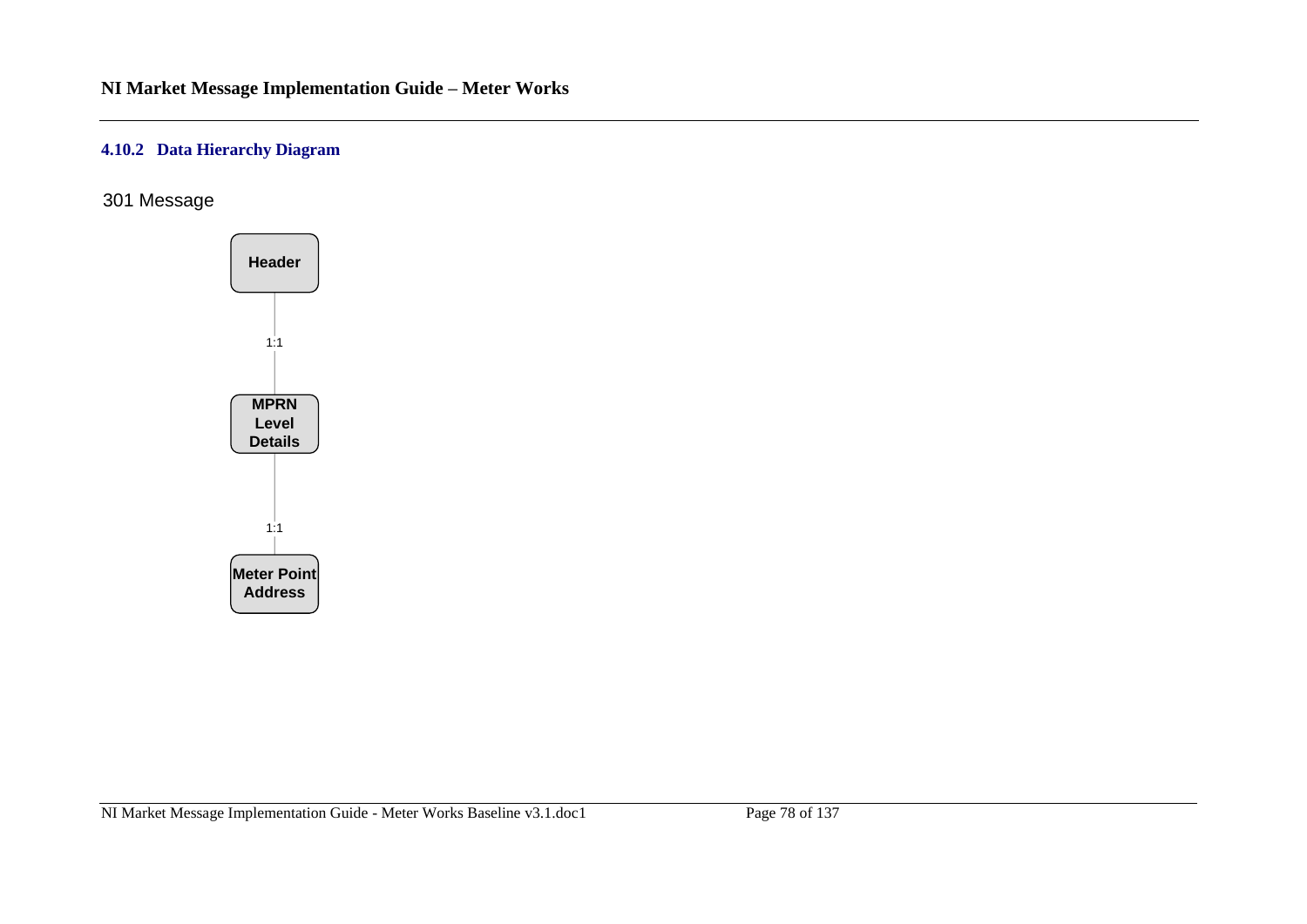### 4.10.2 Data Hierarchy Diagram

301 Message

Header

1:1

MPRN Level Details

1:1

Meter Point Address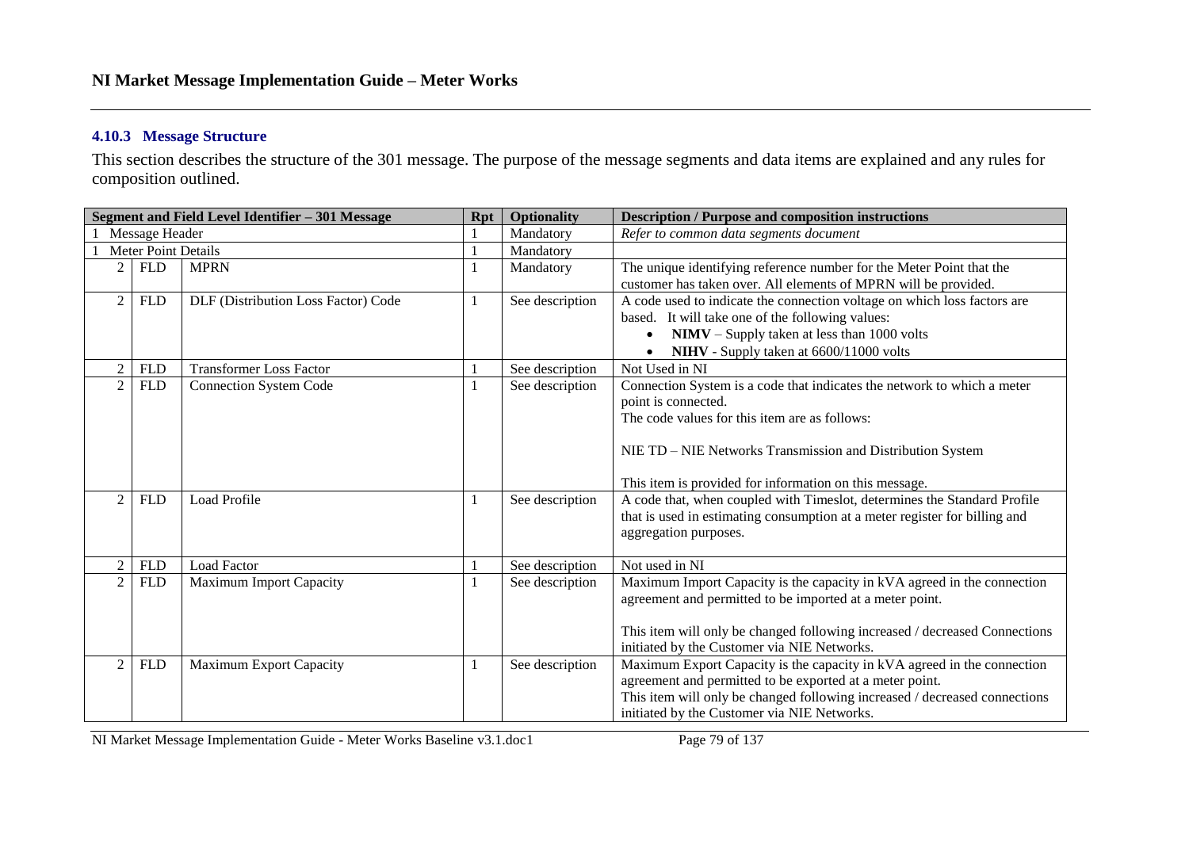### 4.10.3 Message Structure

This section describes the structure of the 301 message. The purpose of the message segments and data items are explained and any rules for composition outlined.

| Segment and Field Level Identifier – 301 Message | | | Rpt | Optionality | Description / Purpose and composition instructions |
|---|---|---|---|---|---|
| 1 Message Header | | | 1 | Mandatory | *Refer to common data segments document* |
| 1 Meter Point Details | | | 1 | Mandatory | |
| 2 | FLD | MPRN | 1 | Mandatory | The unique identifying reference number for the Meter Point that the customer has taken over. All elements of MPRN will be provided. |
| 2 | FLD | DLF (Distribution Loss Factor) Code | 1 | See description | A code used to indicate the connection voltage on which loss factors are based. It will take one of the following values: <br>• **NIMV** – Supply taken at less than 1000 volts <br>• **NIHV** - Supply taken at 6600/11000 volts |
| 2 | FLD | Transformer Loss Factor | 1 | See description | Not Used in NI |
| 2 | FLD | Connection System Code | 1 | See description | Connection System is a code that indicates the network to which a meter point is connected. <br>The code values for this item are as follows: <br><br>NIE TD – NIE Networks Transmission and Distribution System <br><br>This item is provided for information on this message. |
| 2 | FLD | Load Profile | 1 | See description | A code that, when coupled with Timeslot, determines the Standard Profile that is used in estimating consumption at a meter register for billing and aggregation purposes. |
| 2 | FLD | Load Factor | 1 | See description | Not used in NI |
| 2 | FLD | Maximum Import Capacity | 1 | See description | Maximum Import Capacity is the capacity in kVA agreed in the connection agreement and permitted to be imported at a meter point. <br><br>This item will only be changed following increased / decreased Connections initiated by the Customer via NIE Networks. |
| 2 | FLD | Maximum Export Capacity | 1 | See description | Maximum Export Capacity is the capacity in kVA agreed in the connection agreement and permitted to be exported at a meter point. <br>This item will only be changed following increased / decreased connections initiated by the Customer via NIE Networks. |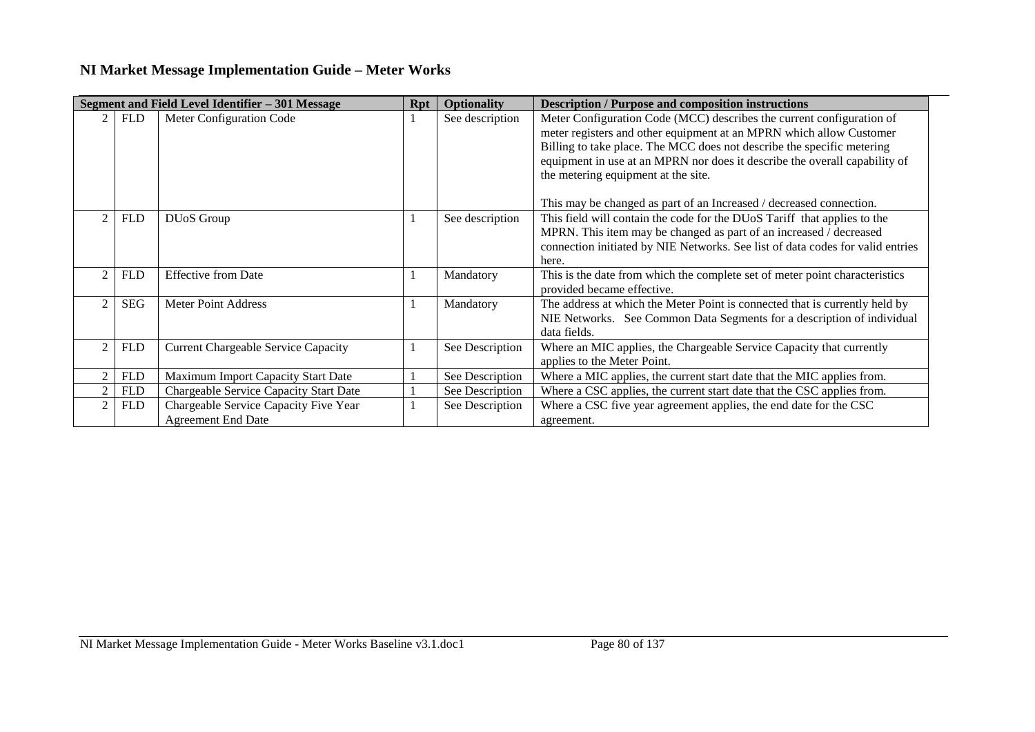## NI Market Message Implementation Guide – Meter Works

| Segment and Field Level Identifier – 301 Message | | | Rpt | Optionality | Description / Purpose and composition instructions |
|---|---|---|---|---|---|
| 2 | FLD | Meter Configuration Code | 1 | See description | Meter Configuration Code (MCC) describes the current configuration of meter registers and other equipment at an MPRN which allow Customer Billing to take place. The MCC does not describe the specific metering equipment in use at an MPRN nor does it describe the overall capability of the metering equipment at the site.<br><br>This may be changed as part of an Increased / decreased connection. |
| 2 | FLD | DUoS Group | 1 | See description | This field will contain the code for the DUoS Tariff that applies to the MPRN. This item may be changed as part of an increased / decreased connection initiated by NIE Networks. See list of data codes for valid entries here. |
| 2 | FLD | Effective from Date | 1 | Mandatory | This is the date from which the complete set of meter point characteristics provided became effective. |
| 2 | SEG | Meter Point Address | 1 | Mandatory | The address at which the Meter Point is connected that is currently held by NIE Networks. See Common Data Segments for a description of individual data fields. |
| 2 | FLD | Current Chargeable Service Capacity | 1 | See Description | Where an MIC applies, the Chargeable Service Capacity that currently applies to the Meter Point. |
| 2 | FLD | Maximum Import Capacity Start Date | 1 | See Description | Where a MIC applies, the current start date that the MIC applies from. |
| 2 | FLD | Chargeable Service Capacity Start Date | 1 | See Description | Where a CSC applies, the current start date that the CSC applies from. |
| 2 | FLD | Chargeable Service Capacity Five Year Agreement End Date | 1 | See Description | Where a CSC five year agreement applies, the end date for the CSC agreement. |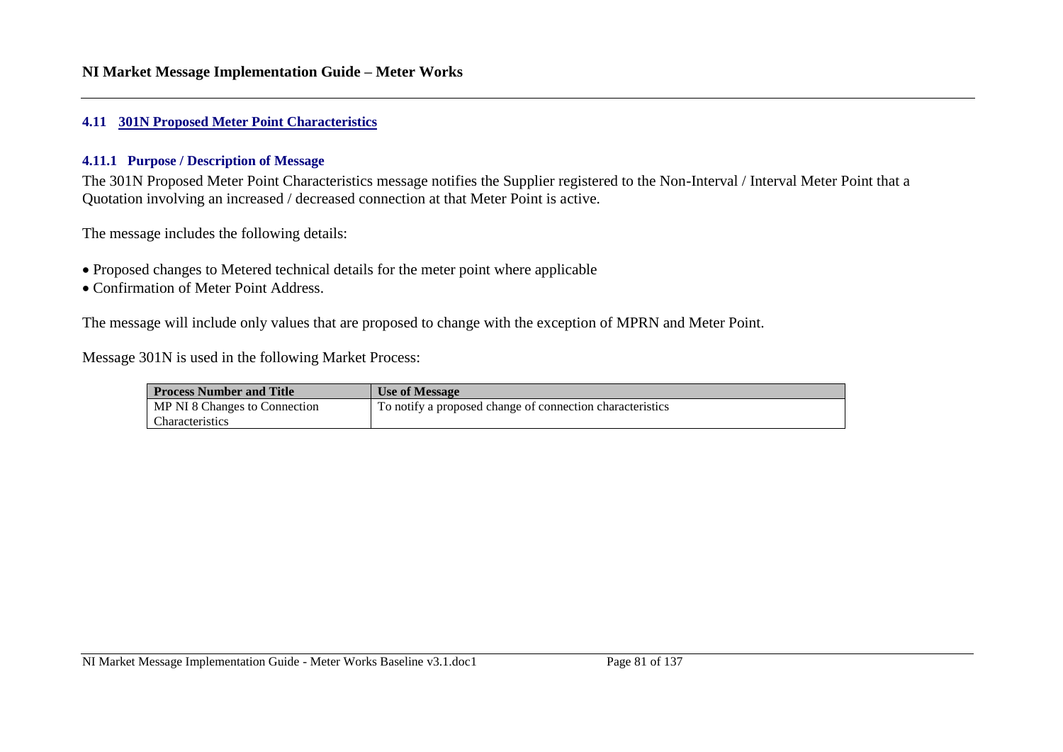## 4.11 301N Proposed Meter Point Characteristics

### 4.11.1 Purpose / Description of Message

The 301N Proposed Meter Point Characteristics message notifies the Supplier registered to the Non-Interval / Interval Meter Point that a Quotation involving an increased / decreased connection at that Meter Point is active.

The message includes the following details:

- Proposed changes to Metered technical details for the meter point where applicable
- Confirmation of Meter Point Address.

The message will include only values that are proposed to change with the exception of MPRN and Meter Point.

Message 301N is used in the following Market Process:

| Process Number and Title | Use of Message |
| --- | --- |
| MP NI 8 Changes to Connection Characteristics | To notify a proposed change of connection characteristics |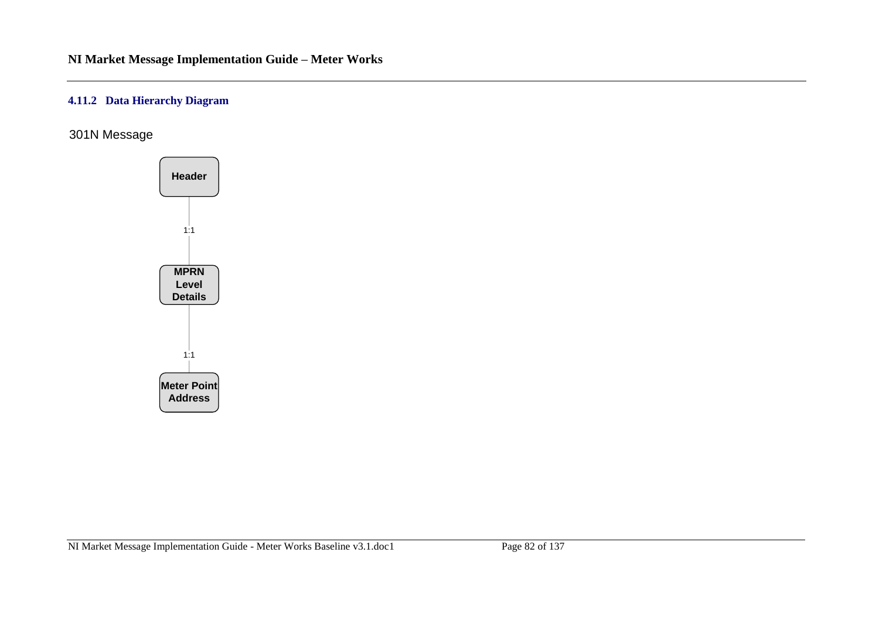### 4.11.2 Data Hierarchy Diagram

301N Message

**Header**

1:1

**MPRN Level Details**

1:1

**Meter Point Address**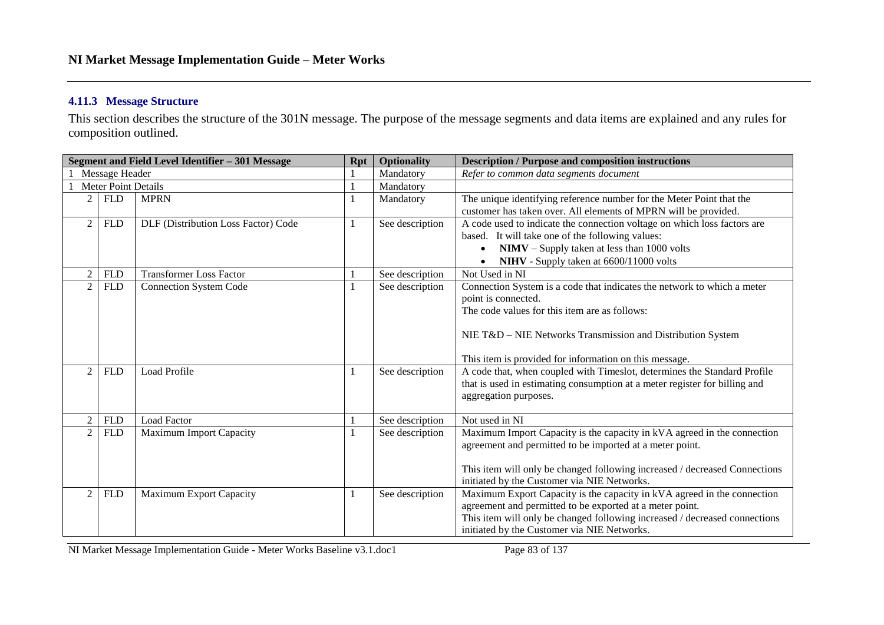### 4.11.3 Message Structure

This section describes the structure of the 301N message. The purpose of the message segments and data items are explained and any rules for composition outlined.

| Segment and Field Level Identifier – 301 Message | | | Rpt | Optionality | Description / Purpose and composition instructions |
|---|---|---|---|---|---|
| 1 Message Header | | | 1 | Mandatory | *Refer to common data segments document* |
| 1 Meter Point Details | | | 1 | Mandatory | |
| 2 | FLD | MPRN | 1 | Mandatory | The unique identifying reference number for the Meter Point that the customer has taken over. All elements of MPRN will be provided. |
| 2 | FLD | DLF (Distribution Loss Factor) Code | 1 | See description | A code used to indicate the connection voltage on which loss factors are based. It will take one of the following values:<br>• **NIMV** – Supply taken at less than 1000 volts<br>• **NIHV** - Supply taken at 6600/11000 volts |
| 2 | FLD | Transformer Loss Factor | 1 | See description | Not Used in NI |
| 2 | FLD | Connection System Code | 1 | See description | Connection System is a code that indicates the network to which a meter point is connected.<br>The code values for this item are as follows:<br><br>NIE T&D – NIE Networks Transmission and Distribution System<br><br>This item is provided for information on this message. |
| 2 | FLD | Load Profile | 1 | See description | A code that, when coupled with Timeslot, determines the Standard Profile that is used in estimating consumption at a meter register for billing and aggregation purposes. |
| 2 | FLD | Load Factor | 1 | See description | Not used in NI |
| 2 | FLD | Maximum Import Capacity | 1 | See description | Maximum Import Capacity is the capacity in kVA agreed in the connection agreement and permitted to be imported at a meter point.<br><br>This item will only be changed following increased / decreased Connections initiated by the Customer via NIE Networks. |
| 2 | FLD | Maximum Export Capacity | 1 | See description | Maximum Export Capacity is the capacity in kVA agreed in the connection agreement and permitted to be exported at a meter point.<br>This item will only be changed following increased / decreased connections initiated by the Customer via NIE Networks. |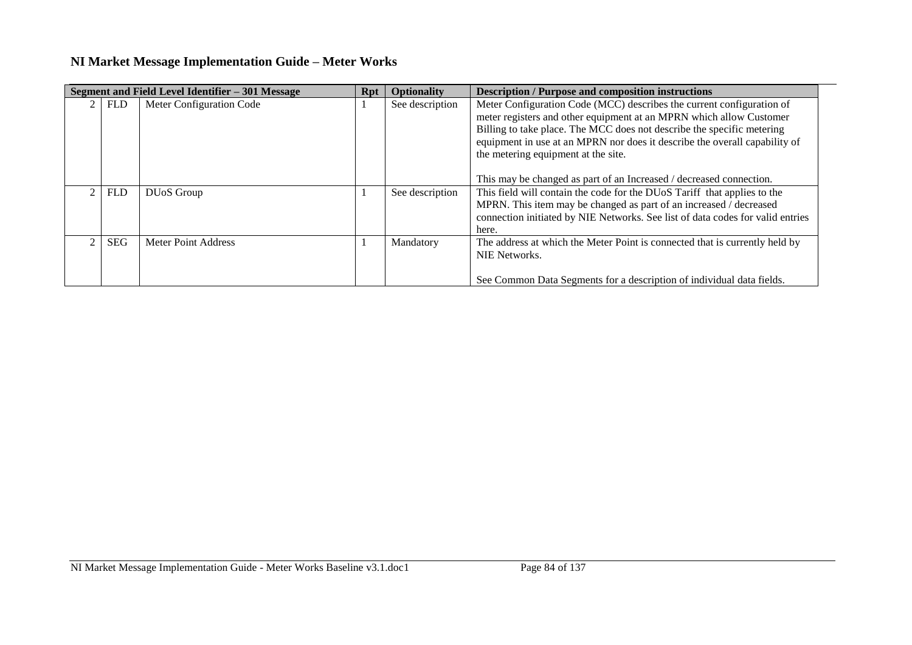## NI Market Message Implementation Guide – Meter Works

| Segment and Field Level Identifier – 301 Message | | | Rpt | Optionality | Description / Purpose and composition instructions |
|---|---|---|---|---|---|
| 2 | FLD | Meter Configuration Code | 1 | See description | Meter Configuration Code (MCC) describes the current configuration of meter registers and other equipment at an MPRN which allow Customer Billing to take place. The MCC does not describe the specific metering equipment in use at an MPRN nor does it describe the overall capability of the metering equipment at the site.<br><br>This may be changed as part of an Increased / decreased connection. |
| 2 | FLD | DUoS Group | 1 | See description | This field will contain the code for the DUoS Tariff that applies to the MPRN. This item may be changed as part of an increased / decreased connection initiated by NIE Networks. See list of data codes for valid entries here. |
| 2 | SEG | Meter Point Address | 1 | Mandatory | The address at which the Meter Point is connected that is currently held by NIE Networks.<br><br>See Common Data Segments for a description of individual data fields. |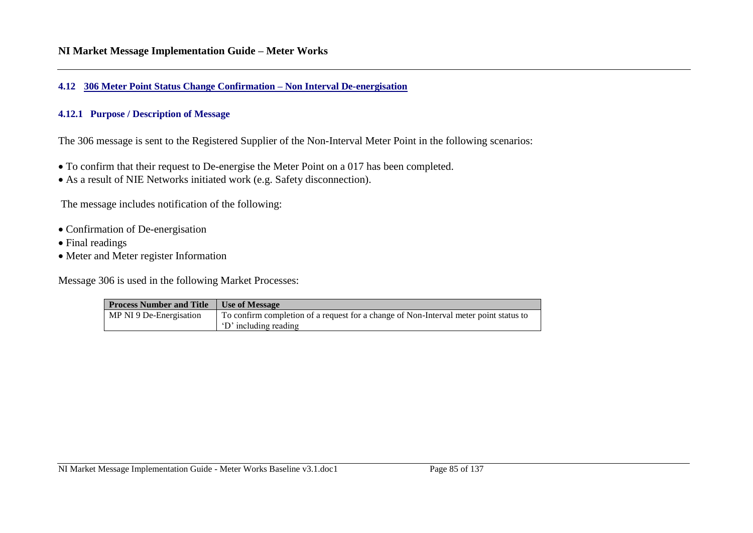## 4.12 306 Meter Point Status Change Confirmation – Non Interval De-energisation

### 4.12.1 Purpose / Description of Message

The 306 message is sent to the Registered Supplier of the Non-Interval Meter Point in the following scenarios:

- To confirm that their request to De-energise the Meter Point on a 017 has been completed.
- As a result of NIE Networks initiated work (e.g. Safety disconnection).

The message includes notification of the following:

- Confirmation of De-energisation
- Final readings
- Meter and Meter register Information

Message 306 is used in the following Market Processes:

| Process Number and Title | Use of Message |
|---|---|
| MP NI 9 De-Energisation | To confirm completion of a request for a change of Non-Interval meter point status to 'D' including reading |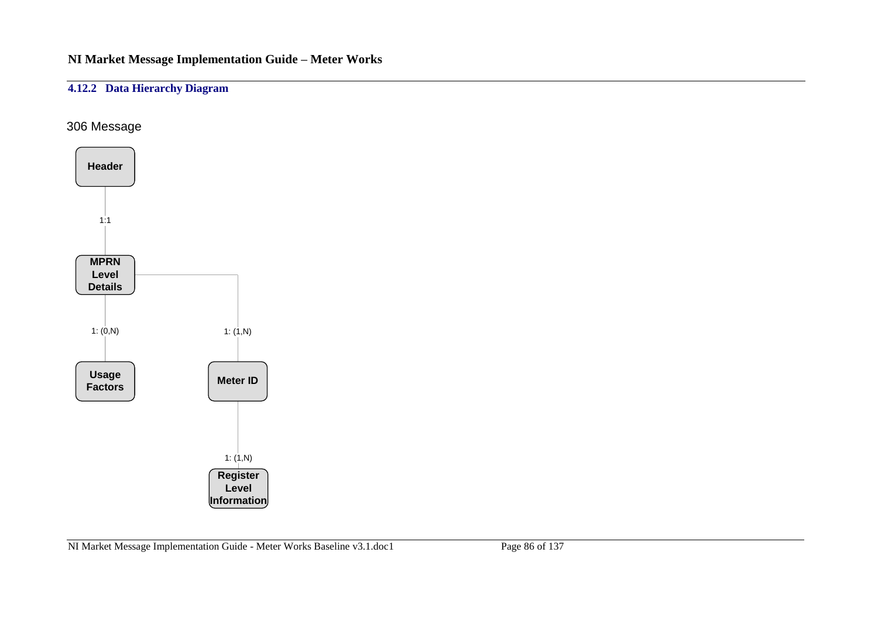### 4.12.2 Data Hierarchy Diagram

306 Message

Header

1:1

MPRN Level Details

1: (0,N)

Usage Factors

1: (1,N)

Meter ID

1: (1,N)

Register Level Information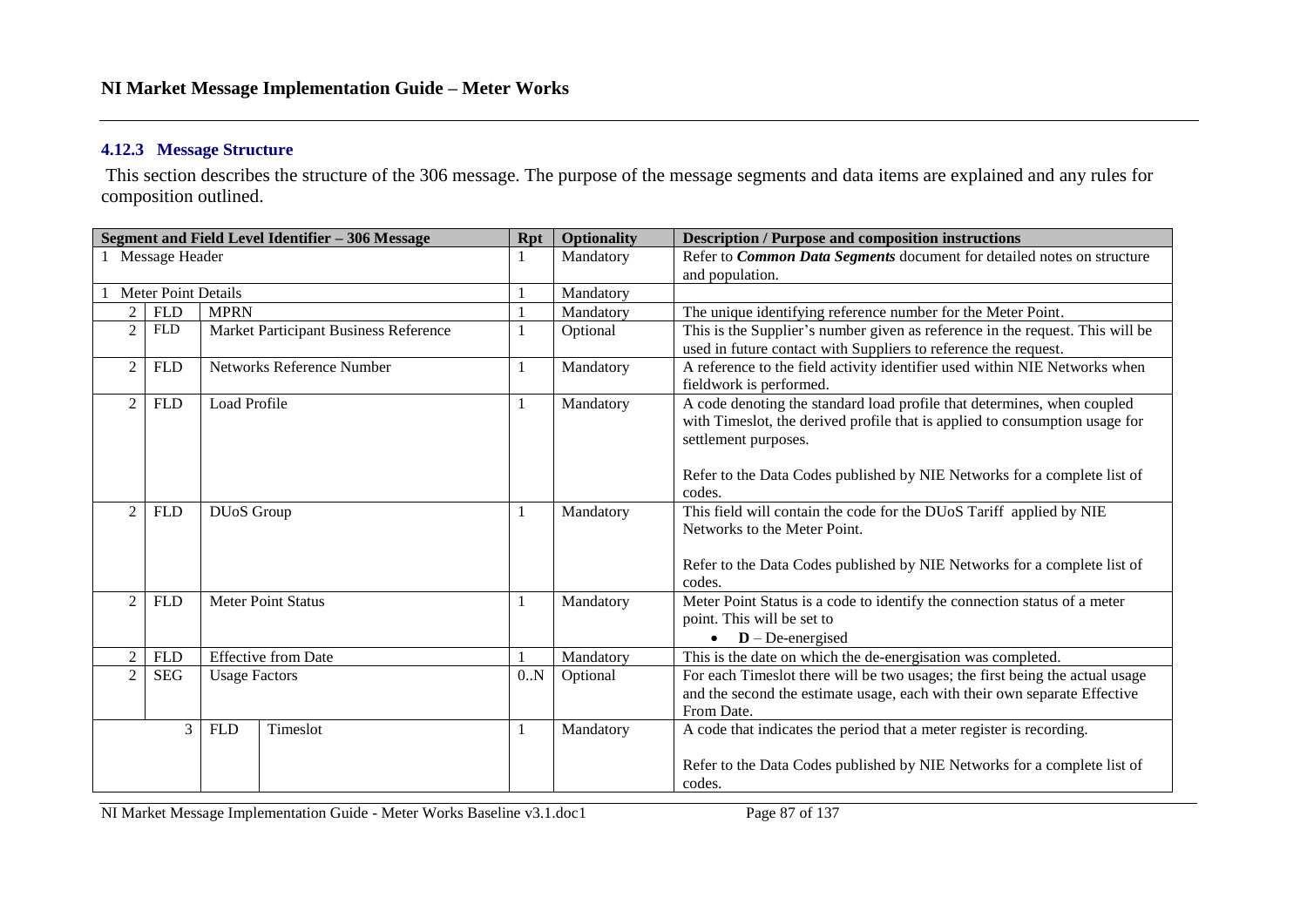### 4.12.3 Message Structure

This section describes the structure of the 306 message. The purpose of the message segments and data items are explained and any rules for composition outlined.

| Segment and Field Level Identifier – 306 Message | | | | Rpt | Optionality | Description / Purpose and composition instructions |
|---|---|---|---|---|---|---|
| 1 | Message Header | | | 1 | Mandatory | Refer to ***Common Data Segments*** document for detailed notes on structure and population. |
| 1 | Meter Point Details | | | 1 | Mandatory | |
| 2 | FLD | MPRN | | 1 | Mandatory | The unique identifying reference number for the Meter Point. |
| 2 | FLD | Market Participant Business Reference | | 1 | Optional | This is the Supplier's number given as reference in the request. This will be used in future contact with Suppliers to reference the request. |
| 2 | FLD | Networks Reference Number | | 1 | Mandatory | A reference to the field activity identifier used within NIE Networks when fieldwork is performed. |
| 2 | FLD | Load Profile | | 1 | Mandatory | A code denoting the standard load profile that determines, when coupled with Timeslot, the derived profile that is applied to consumption usage for settlement purposes.<br><br>Refer to the Data Codes published by NIE Networks for a complete list of codes. |
| 2 | FLD | DUoS Group | | 1 | Mandatory | This field will contain the code for the DUoS Tariff applied by NIE Networks to the Meter Point.<br><br>Refer to the Data Codes published by NIE Networks for a complete list of codes. |
| 2 | FLD | Meter Point Status | | 1 | Mandatory | Meter Point Status is a code to identify the connection status of a meter point. This will be set to<br>• **D** – De-energised |
| 2 | FLD | Effective from Date | | 1 | Mandatory | This is the date on which the de-energisation was completed. |
| 2 | SEG | Usage Factors | | 0..N | Optional | For each Timeslot there will be two usages; the first being the actual usage and the second the estimate usage, each with their own separate Effective From Date. |
| 3 | | FLD | Timeslot | 1 | Mandatory | A code that indicates the period that a meter register is recording.<br><br>Refer to the Data Codes published by NIE Networks for a complete list of codes. |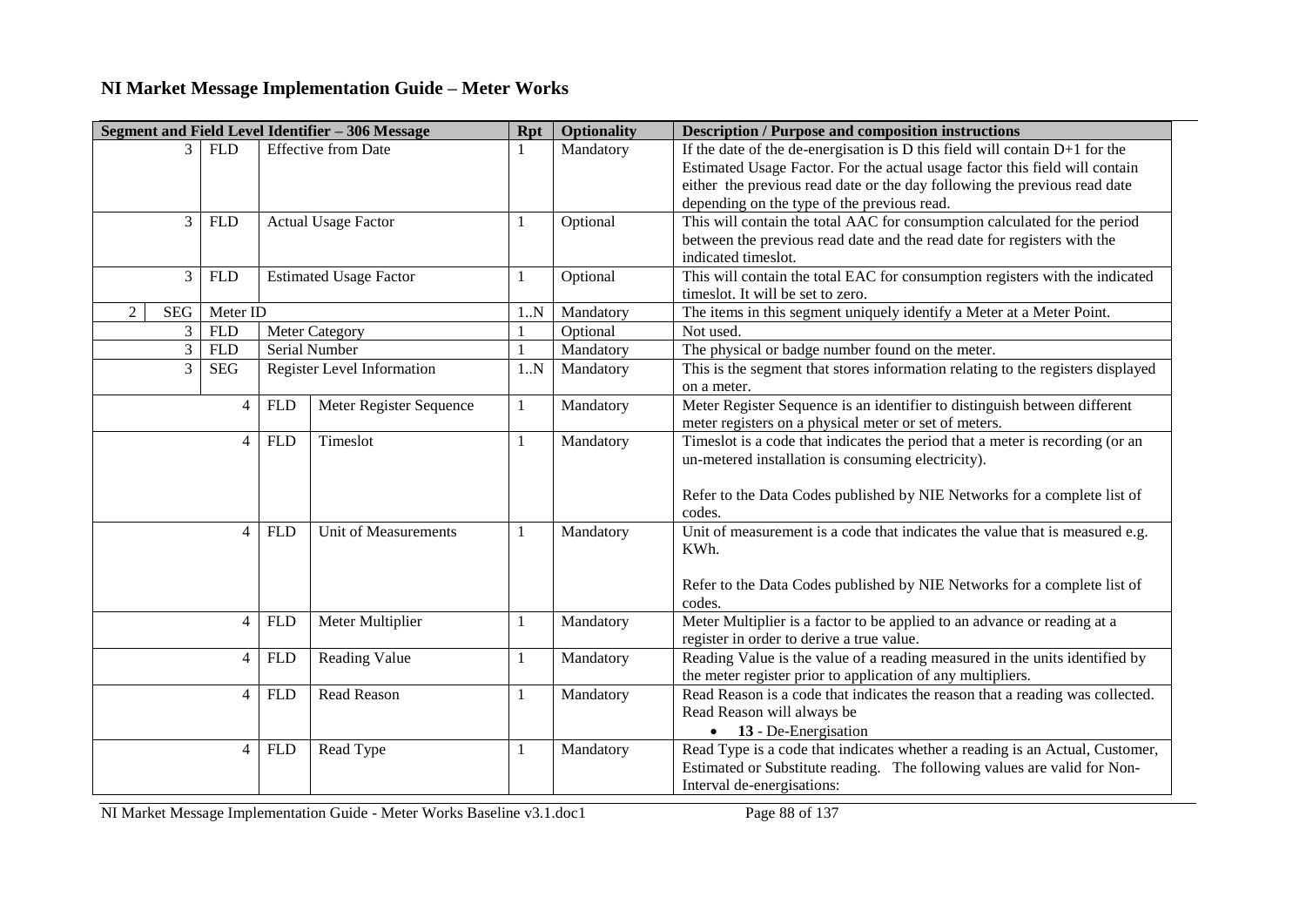## NI Market Message Implementation Guide – Meter Works

| Segment and Field Level Identifier – 306 Message | | | | | Rpt | Optionality | Description / Purpose and composition instructions |
|---|---|---|---|---|---|---|---|
| | 3 | FLD | Effective from Date | | 1 | Mandatory | If the date of the de-energisation is D this field will contain D+1 for the Estimated Usage Factor. For the actual usage factor this field will contain either the previous read date or the day following the previous read date depending on the type of the previous read. |
| | 3 | FLD | Actual Usage Factor | | 1 | Optional | This will contain the total AAC for consumption calculated for the period between the previous read date and the read date for registers with the indicated timeslot. |
| | 3 | FLD | Estimated Usage Factor | | 1 | Optional | This will contain the total EAC for consumption registers with the indicated timeslot. It will be set to zero. |
| 2 | SEG | Meter ID | | | 1..N | Mandatory | The items in this segment uniquely identify a Meter at a Meter Point. |
| | 3 | FLD | Meter Category | | 1 | Optional | Not used. |
| | 3 | FLD | Serial Number | | 1 | Mandatory | The physical or badge number found on the meter. |
| | 3 | SEG | Register Level Information | | 1..N | Mandatory | This is the segment that stores information relating to the registers displayed on a meter. |
| | | 4 | FLD | Meter Register Sequence | 1 | Mandatory | Meter Register Sequence is an identifier to distinguish between different meter registers on a physical meter or set of meters. |
| | | 4 | FLD | Timeslot | 1 | Mandatory | Timeslot is a code that indicates the period that a meter is recording (or an un-metered installation is consuming electricity).<br><br>Refer to the Data Codes published by NIE Networks for a complete list of codes. |
| | | 4 | FLD | Unit of Measurements | 1 | Mandatory | Unit of measurement is a code that indicates the value that is measured e.g. KWh.<br><br>Refer to the Data Codes published by NIE Networks for a complete list of codes. |
| | | 4 | FLD | Meter Multiplier | 1 | Mandatory | Meter Multiplier is a factor to be applied to an advance or reading at a register in order to derive a true value. |
| | | 4 | FLD | Reading Value | 1 | Mandatory | Reading Value is the value of a reading measured in the units identified by the meter register prior to application of any multipliers. |
| | | 4 | FLD | Read Reason | 1 | Mandatory | Read Reason is a code that indicates the reason that a reading was collected. Read Reason will always be<br>• **13** - De-Energisation |
| | | 4 | FLD | Read Type | 1 | Mandatory | Read Type is a code that indicates whether a reading is an Actual, Customer, Estimated or Substitute reading. The following values are valid for Non-Interval de-energisations: |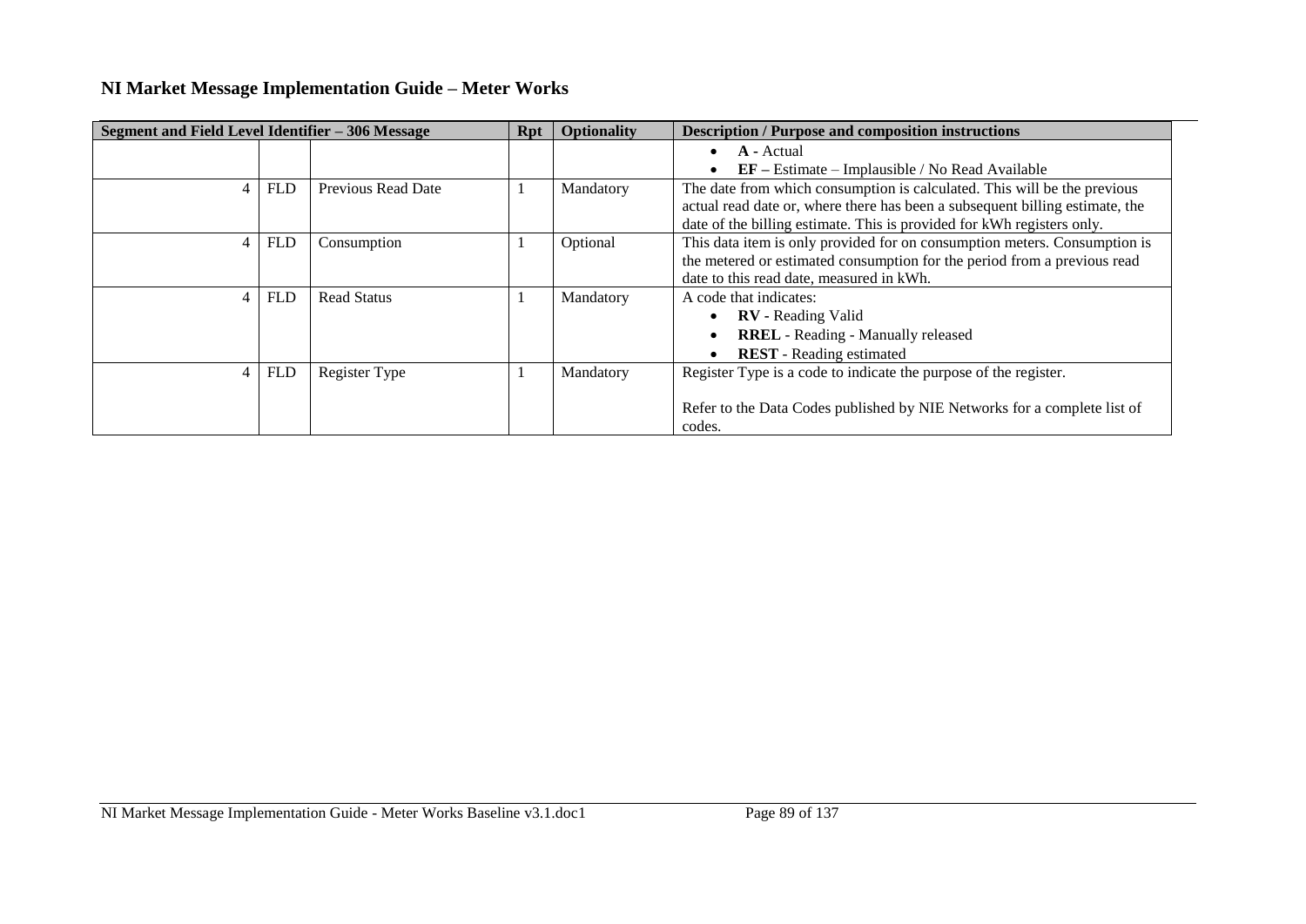## NI Market Message Implementation Guide – Meter Works

| Segment and Field Level Identifier – 306 Message | | | Rpt | Optionality | Description / Purpose and composition instructions |
|---|---|---|---|---|---|
| | | | | | • **A** - Actual<br>• **EF –** Estimate – Implausible / No Read Available |
| 4 | FLD | Previous Read Date | 1 | Mandatory | The date from which consumption is calculated. This will be the previous actual read date or, where there has been a subsequent billing estimate, the date of the billing estimate. This is provided for kWh registers only. |
| 4 | FLD | Consumption | 1 | Optional | This data item is only provided for on consumption meters. Consumption is the metered or estimated consumption for the period from a previous read date to this read date, measured in kWh. |
| 4 | FLD | Read Status | 1 | Mandatory | A code that indicates:<br>• **RV** - Reading Valid<br>• **RREL** - Reading - Manually released<br>• **REST** - Reading estimated |
| 4 | FLD | Register Type | 1 | Mandatory | Register Type is a code to indicate the purpose of the register.<br><br>Refer to the Data Codes published by NIE Networks for a complete list of codes. |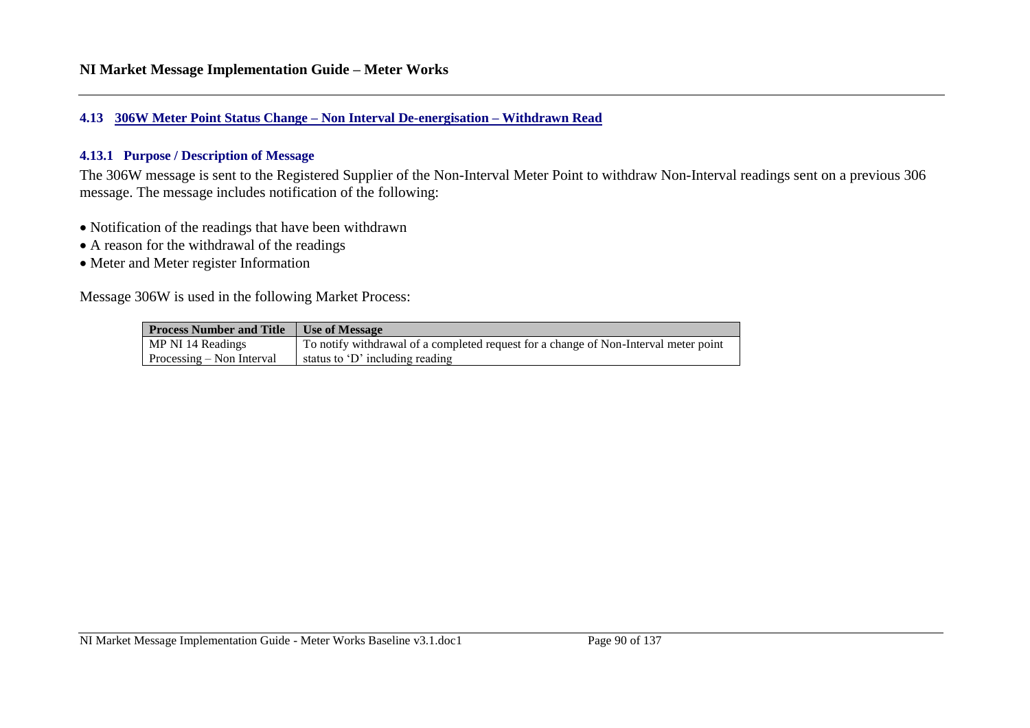## 4.13 306W Meter Point Status Change – Non Interval De-energisation – Withdrawn Read

### 4.13.1 Purpose / Description of Message

The 306W message is sent to the Registered Supplier of the Non-Interval Meter Point to withdraw Non-Interval readings sent on a previous 306 message. The message includes notification of the following:

- Notification of the readings that have been withdrawn
- A reason for the withdrawal of the readings
- Meter and Meter register Information

Message 306W is used in the following Market Process:

| Process Number and Title | Use of Message |
|---|---|
| MP NI 14 Readings Processing – Non Interval | To notify withdrawal of a completed request for a change of Non-Interval meter point status to 'D' including reading |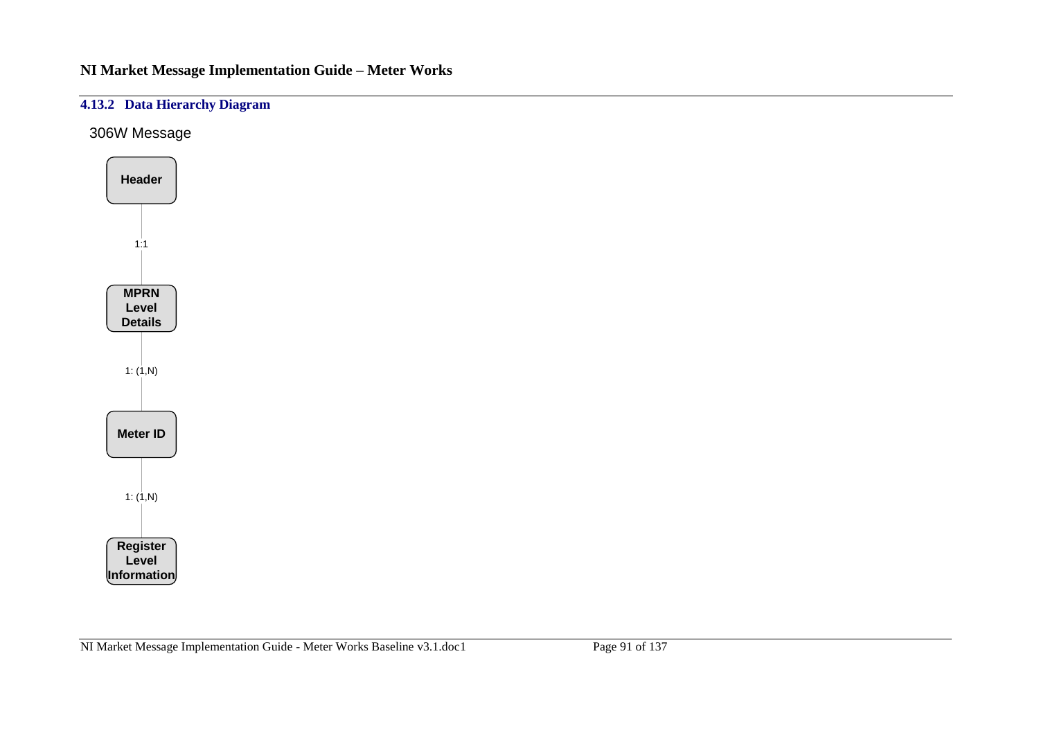### 4.13.2 Data Hierarchy Diagram

306W Message

Header

1:1

MPRN Level Details

1: (1,N)

Meter ID

1: (1,N)

Register Level Information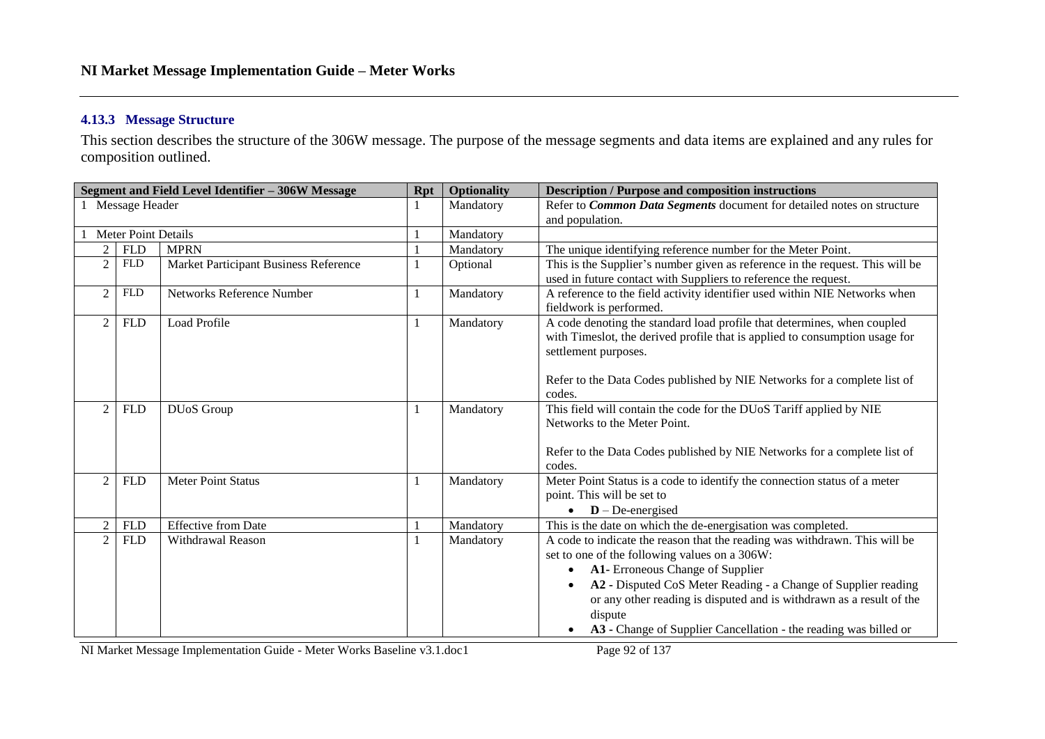### 4.13.3 Message Structure

This section describes the structure of the 306W message. The purpose of the message segments and data items are explained and any rules for composition outlined.

| Segment and Field Level Identifier – 306W Message | | | Rpt | Optionality | Description / Purpose and composition instructions |
|---|---|---|---|---|---|
| 1 Message Header | | | 1 | Mandatory | Refer to ***Common Data Segments*** document for detailed notes on structure and population. |
| 1 Meter Point Details | | | 1 | Mandatory | |
| 2 | FLD | MPRN | 1 | Mandatory | The unique identifying reference number for the Meter Point. |
| 2 | FLD | Market Participant Business Reference | 1 | Optional | This is the Supplier's number given as reference in the request. This will be used in future contact with Suppliers to reference the request. |
| 2 | FLD | Networks Reference Number | 1 | Mandatory | A reference to the field activity identifier used within NIE Networks when fieldwork is performed. |
| 2 | FLD | Load Profile | 1 | Mandatory | A code denoting the standard load profile that determines, when coupled with Timeslot, the derived profile that is applied to consumption usage for settlement purposes.<br><br>Refer to the Data Codes published by NIE Networks for a complete list of codes. |
| 2 | FLD | DUoS Group | 1 | Mandatory | This field will contain the code for the DUoS Tariff applied by NIE Networks to the Meter Point.<br><br>Refer to the Data Codes published by NIE Networks for a complete list of codes. |
| 2 | FLD | Meter Point Status | 1 | Mandatory | Meter Point Status is a code to identify the connection status of a meter point. This will be set to<br>• **D** – De-energised |
| 2 | FLD | Effective from Date | 1 | Mandatory | This is the date on which the de-energisation was completed. |
| 2 | FLD | Withdrawal Reason | 1 | Mandatory | A code to indicate the reason that the reading was withdrawn. This will be set to one of the following values on a 306W:<br>• **A1-** Erroneous Change of Supplier<br>• **A2 -** Disputed CoS Meter Reading - a Change of Supplier reading or any other reading is disputed and is withdrawn as a result of the dispute<br>• **A3 -** Change of Supplier Cancellation - the reading was billed or |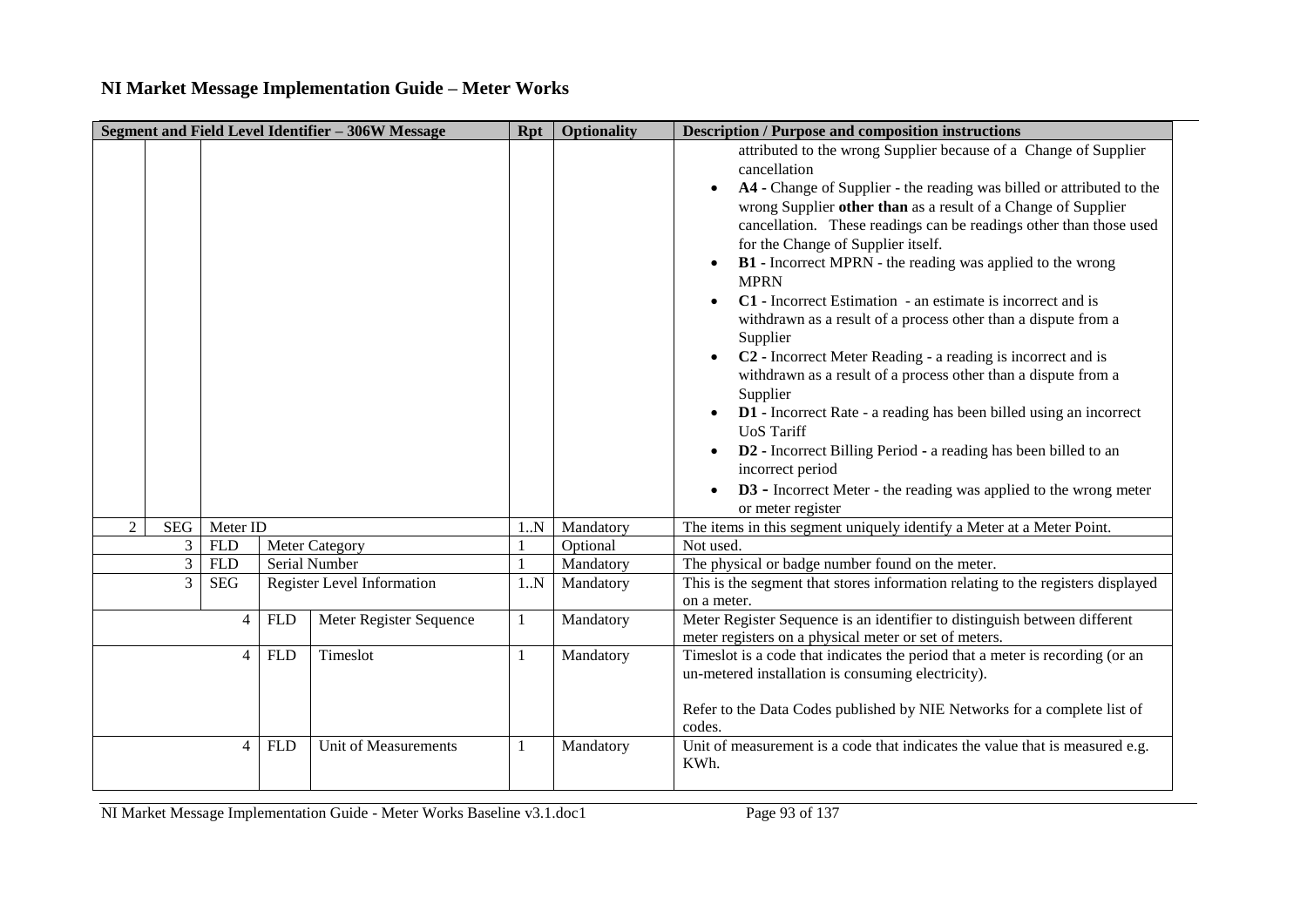## NI Market Message Implementation Guide – Meter Works

| Segment and Field Level Identifier – 306W Message | | | | | Rpt | Optionality | Description / Purpose and composition instructions |
|---|---|---|---|---|---|---|---|
| | | | | | | | attributed to the wrong Supplier because of a Change of Supplier cancellation<br>• **A4** - Change of Supplier - the reading was billed or attributed to the wrong Supplier **other than** as a result of a Change of Supplier cancellation. These readings can be readings other than those used for the Change of Supplier itself.<br>• **B1** - Incorrect MPRN - the reading was applied to the wrong MPRN<br>• **C1** - Incorrect Estimation - an estimate is incorrect and is withdrawn as a result of a process other than a dispute from a Supplier<br>• **C2** - Incorrect Meter Reading - a reading is incorrect and is withdrawn as a result of a process other than a dispute from a Supplier<br>• **D1** - Incorrect Rate - a reading has been billed using an incorrect UoS Tariff<br>• **D2** - Incorrect Billing Period - a reading has been billed to an incorrect period<br>• **D3 -** Incorrect Meter - the reading was applied to the wrong meter or meter register |
| 2 | SEG | Meter ID | | | 1..N | Mandatory | The items in this segment uniquely identify a Meter at a Meter Point. |
| | 3 | FLD | Meter Category | | 1 | Optional | Not used. |
| | 3 | FLD | Serial Number | | 1 | Mandatory | The physical or badge number found on the meter. |
| | 3 | SEG | Register Level Information | | 1..N | Mandatory | This is the segment that stores information relating to the registers displayed on a meter. |
| | | 4 | FLD | Meter Register Sequence | 1 | Mandatory | Meter Register Sequence is an identifier to distinguish between different meter registers on a physical meter or set of meters. |
| | | 4 | FLD | Timeslot | 1 | Mandatory | Timeslot is a code that indicates the period that a meter is recording (or an un-metered installation is consuming electricity).<br><br>Refer to the Data Codes published by NIE Networks for a complete list of codes. |
| | | 4 | FLD | Unit of Measurements | 1 | Mandatory | Unit of measurement is a code that indicates the value that is measured e.g. KWh. |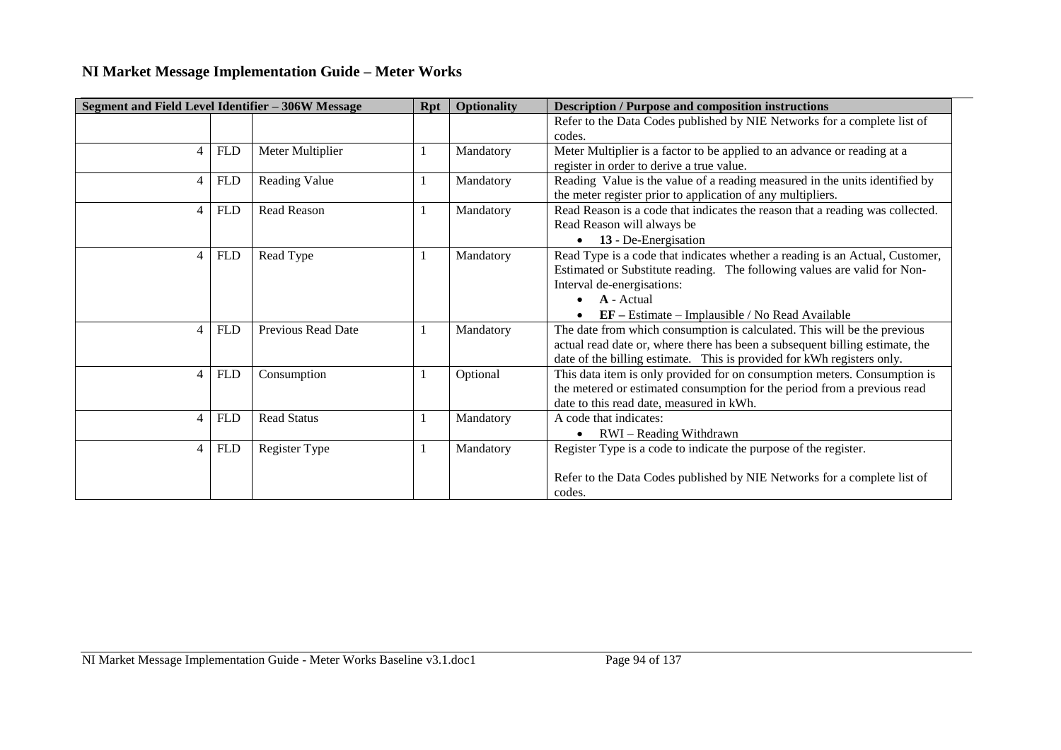## NI Market Message Implementation Guide – Meter Works

| Segment and Field Level Identifier – 306W Message | | | Rpt | Optionality | Description / Purpose and composition instructions |
|---|---|---|---|---|---|
| | | | | | Refer to the Data Codes published by NIE Networks for a complete list of codes. |
| 4 | FLD | Meter Multiplier | 1 | Mandatory | Meter Multiplier is a factor to be applied to an advance or reading at a register in order to derive a true value. |
| 4 | FLD | Reading Value | 1 | Mandatory | Reading Value is the value of a reading measured in the units identified by the meter register prior to application of any multipliers. |
| 4 | FLD | Read Reason | 1 | Mandatory | Read Reason is a code that indicates the reason that a reading was collected. Read Reason will always be <br>• **13** - De-Energisation |
| 4 | FLD | Read Type | 1 | Mandatory | Read Type is a code that indicates whether a reading is an Actual, Customer, Estimated or Substitute reading. The following values are valid for Non-Interval de-energisations: <br>• **A -** Actual <br>• **EF –** Estimate – Implausible / No Read Available |
| 4 | FLD | Previous Read Date | 1 | Mandatory | The date from which consumption is calculated. This will be the previous actual read date or, where there has been a subsequent billing estimate, the date of the billing estimate. This is provided for kWh registers only. |
| 4 | FLD | Consumption | 1 | Optional | This data item is only provided for on consumption meters. Consumption is the metered or estimated consumption for the period from a previous read date to this read date, measured in kWh. |
| 4 | FLD | Read Status | 1 | Mandatory | A code that indicates: <br>• RWI – Reading Withdrawn |
| 4 | FLD | Register Type | 1 | Mandatory | Register Type is a code to indicate the purpose of the register. <br><br>Refer to the Data Codes published by NIE Networks for a complete list of codes. |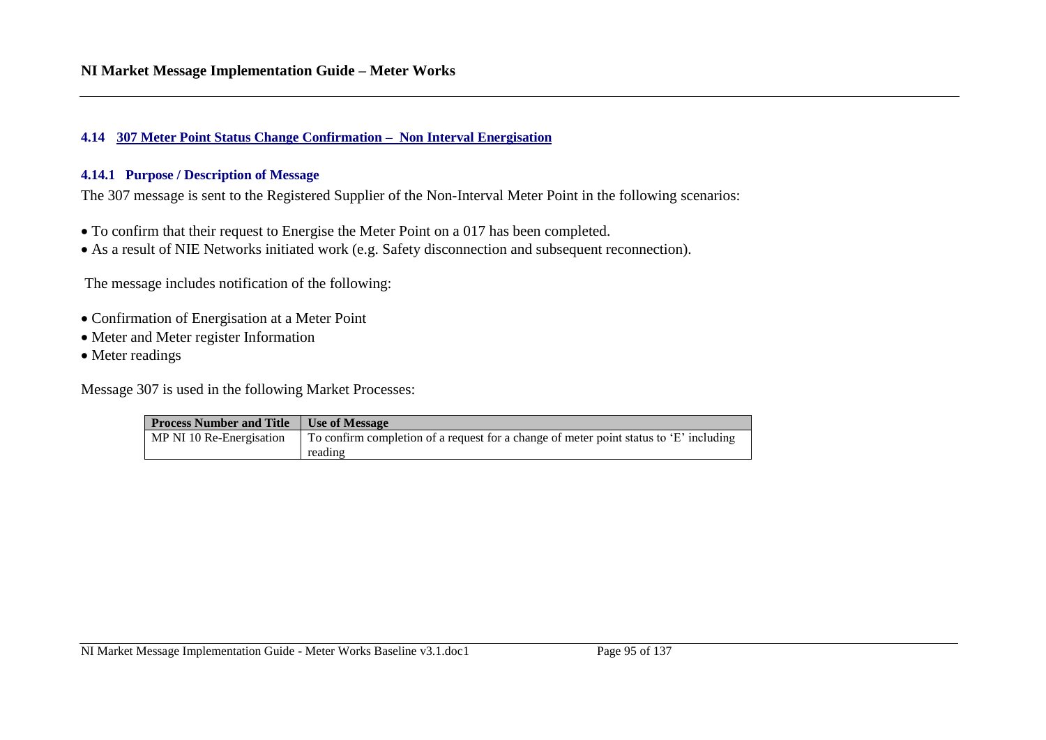### 4.14 307 Meter Point Status Change Confirmation – Non Interval Energisation

#### 4.14.1 Purpose / Description of Message

The 307 message is sent to the Registered Supplier of the Non-Interval Meter Point in the following scenarios:

- To confirm that their request to Energise the Meter Point on a 017 has been completed.
- As a result of NIE Networks initiated work (e.g. Safety disconnection and subsequent reconnection).

The message includes notification of the following:

- Confirmation of Energisation at a Meter Point
- Meter and Meter register Information
- Meter readings

Message 307 is used in the following Market Processes:

| Process Number and Title | Use of Message |
|---|---|
| MP NI 10 Re-Energisation | To confirm completion of a request for a change of meter point status to 'E' including reading |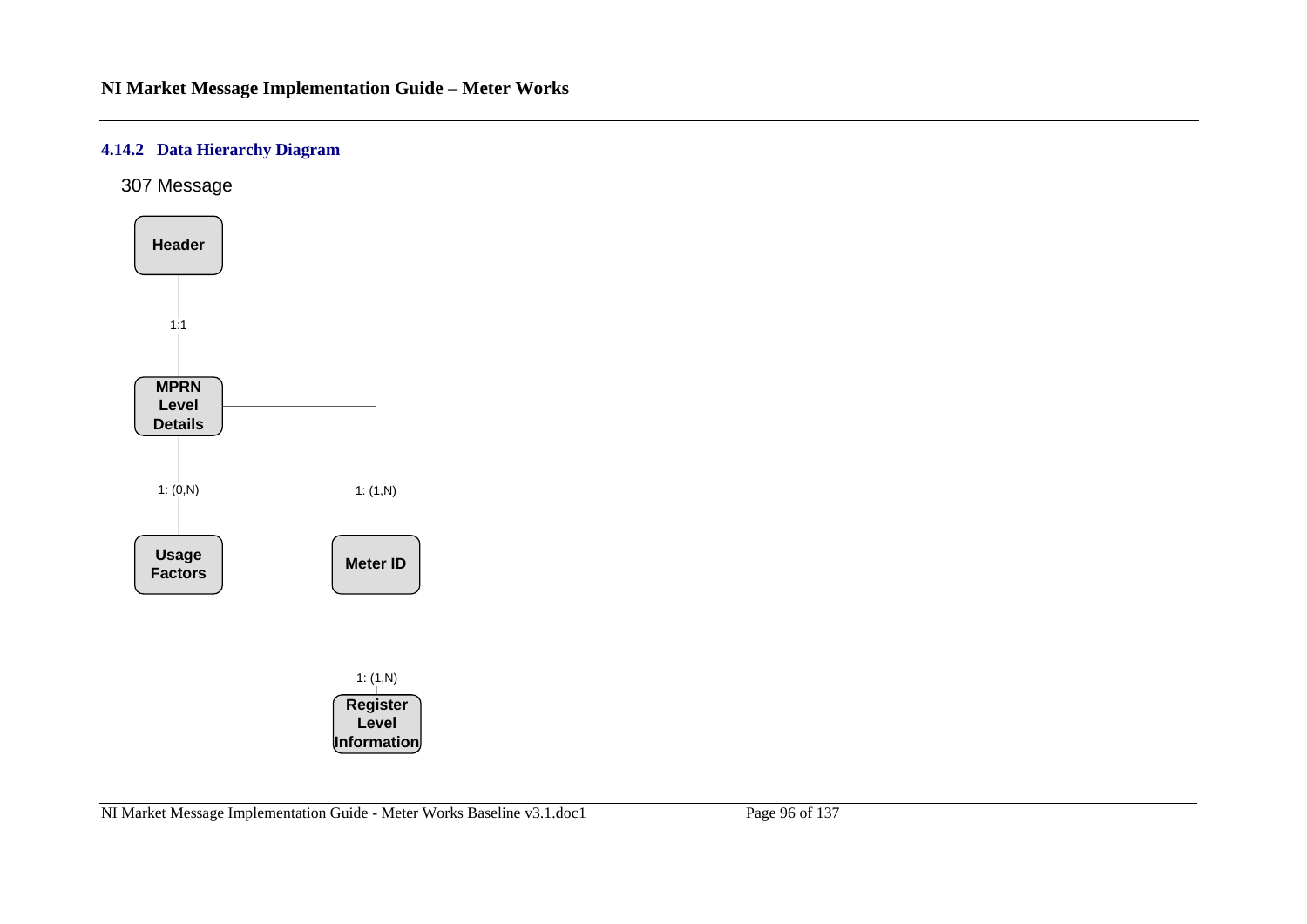### 4.14.2 Data Hierarchy Diagram

307 Message

**Header**

1:1

**MPRN Level Details**

1: (0,N)

1: (1,N)

**Usage Factors**

**Meter ID**

1: (1,N)

**Register Level Information**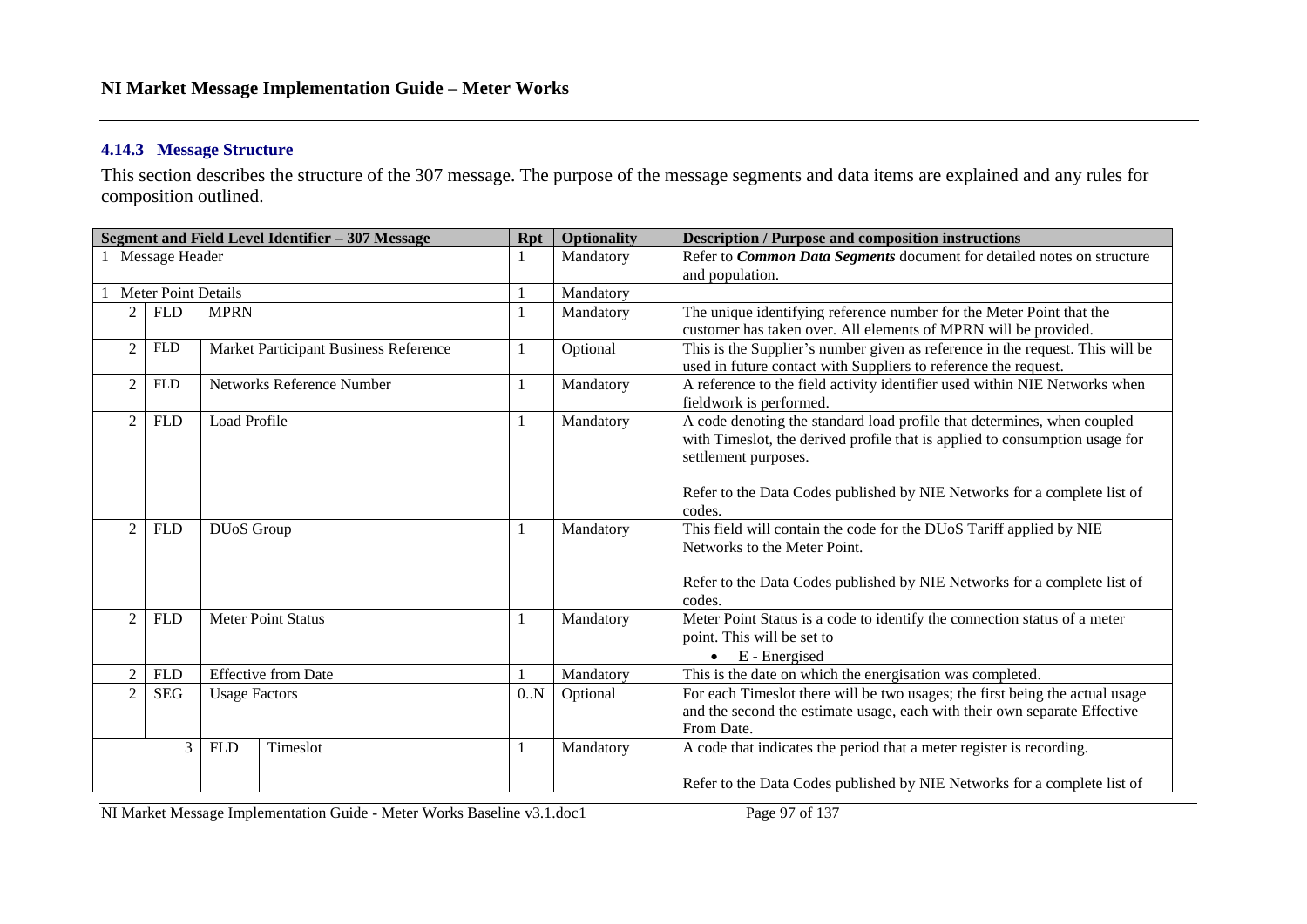### 4.14.3 Message Structure

This section describes the structure of the 307 message. The purpose of the message segments and data items are explained and any rules for composition outlined.

| Segment and Field Level Identifier – 307 Message | | | | Rpt | Optionality | Description / Purpose and composition instructions |
|---|---|---|---|---|---|---|
| 1 Message Header | | | | 1 | Mandatory | Refer to ***Common Data Segments*** document for detailed notes on structure and population. |
| 1 Meter Point Details | | | | 1 | Mandatory | |
| 2 | FLD | MPRN | | 1 | Mandatory | The unique identifying reference number for the Meter Point that the customer has taken over. All elements of MPRN will be provided. |
| 2 | FLD | Market Participant Business Reference | | 1 | Optional | This is the Supplier's number given as reference in the request. This will be used in future contact with Suppliers to reference the request. |
| 2 | FLD | Networks Reference Number | | 1 | Mandatory | A reference to the field activity identifier used within NIE Networks when fieldwork is performed. |
| 2 | FLD | Load Profile | | 1 | Mandatory | A code denoting the standard load profile that determines, when coupled with Timeslot, the derived profile that is applied to consumption usage for settlement purposes.<br><br>Refer to the Data Codes published by NIE Networks for a complete list of codes. |
| 2 | FLD | DUoS Group | | 1 | Mandatory | This field will contain the code for the DUoS Tariff applied by NIE Networks to the Meter Point.<br><br>Refer to the Data Codes published by NIE Networks for a complete list of codes. |
| 2 | FLD | Meter Point Status | | 1 | Mandatory | Meter Point Status is a code to identify the connection status of a meter point. This will be set to<br>• **E** - Energised |
| 2 | FLD | Effective from Date | | 1 | Mandatory | This is the date on which the energisation was completed. |
| 2 | SEG | Usage Factors | | 0..N | Optional | For each Timeslot there will be two usages; the first being the actual usage and the second the estimate usage, each with their own separate Effective From Date. |
| 3 | | FLD | Timeslot | 1 | Mandatory | A code that indicates the period that a meter register is recording.<br><br>Refer to the Data Codes published by NIE Networks for a complete list of |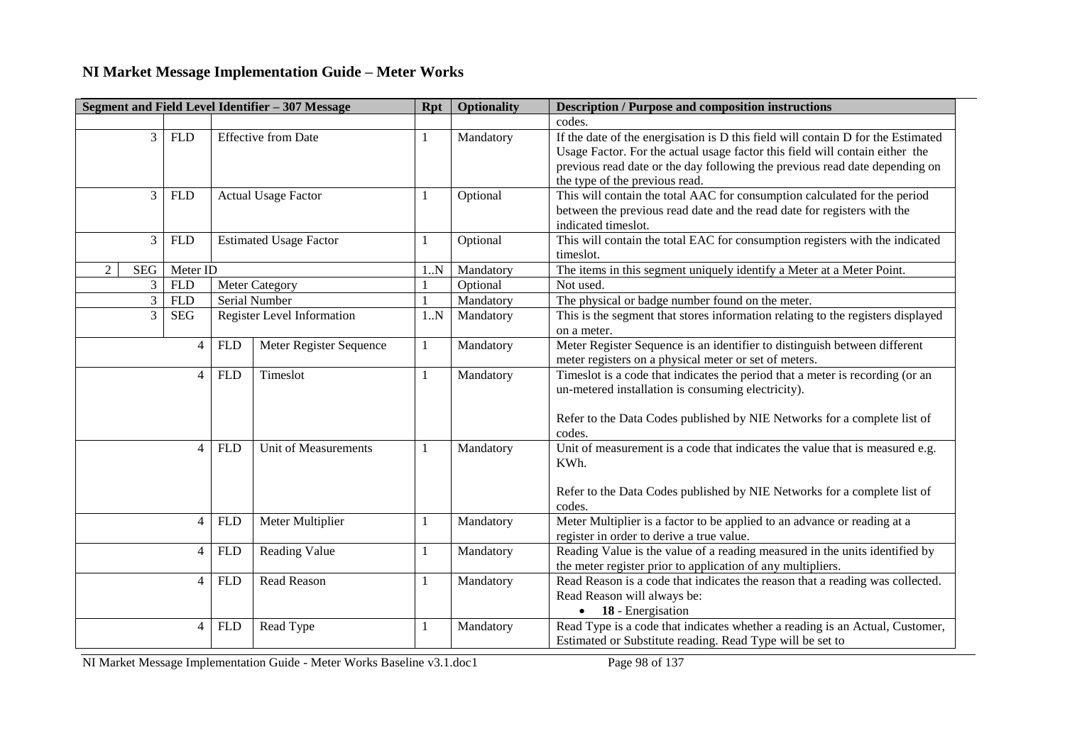## NI Market Message Implementation Guide – Meter Works

| Segment and Field Level Identifier – 307 Message | | | | | Rpt | Optionality | Description / Purpose and composition instructions |
|---|---|---|---|---|---|---|---|
| | | | | | | | codes. |
| 3 | FLD | Effective from Date | | | 1 | Mandatory | If the date of the energisation is D this field will contain D for the Estimated Usage Factor. For the actual usage factor this field will contain either the previous read date or the day following the previous read date depending on the type of the previous read. |
| 3 | FLD | Actual Usage Factor | | | 1 | Optional | This will contain the total AAC for consumption calculated for the period between the previous read date and the read date for registers with the indicated timeslot. |
| 3 | FLD | Estimated Usage Factor | | | 1 | Optional | This will contain the total EAC for consumption registers with the indicated timeslot. |
| 2 | SEG | Meter ID | | | 1..N | Mandatory | The items in this segment uniquely identify a Meter at a Meter Point. |
| 3 | FLD | Meter Category | | | 1 | Optional | Not used. |
| 3 | FLD | Serial Number | | | 1 | Mandatory | The physical or badge number found on the meter. |
| 3 | SEG | Register Level Information | | | 1..N | Mandatory | This is the segment that stores information relating to the registers displayed on a meter. |
| | | 4 | FLD | Meter Register Sequence | 1 | Mandatory | Meter Register Sequence is an identifier to distinguish between different meter registers on a physical meter or set of meters. |
| | | 4 | FLD | Timeslot | 1 | Mandatory | Timeslot is a code that indicates the period that a meter is recording (or an un-metered installation is consuming electricity).<br><br>Refer to the Data Codes published by NIE Networks for a complete list of codes. |
| | | 4 | FLD | Unit of Measurements | 1 | Mandatory | Unit of measurement is a code that indicates the value that is measured e.g. KWh.<br><br>Refer to the Data Codes published by NIE Networks for a complete list of codes. |
| | | 4 | FLD | Meter Multiplier | 1 | Mandatory | Meter Multiplier is a factor to be applied to an advance or reading at a register in order to derive a true value. |
| | | 4 | FLD | Reading Value | 1 | Mandatory | Reading Value is the value of a reading measured in the units identified by the meter register prior to application of any multipliers. |
| | | 4 | FLD | Read Reason | 1 | Mandatory | Read Reason is a code that indicates the reason that a reading was collected. Read Reason will always be:<br>• **18** - Energisation |
| | | 4 | FLD | Read Type | 1 | Mandatory | Read Type is a code that indicates whether a reading is an Actual, Customer, Estimated or Substitute reading. Read Type will be set to |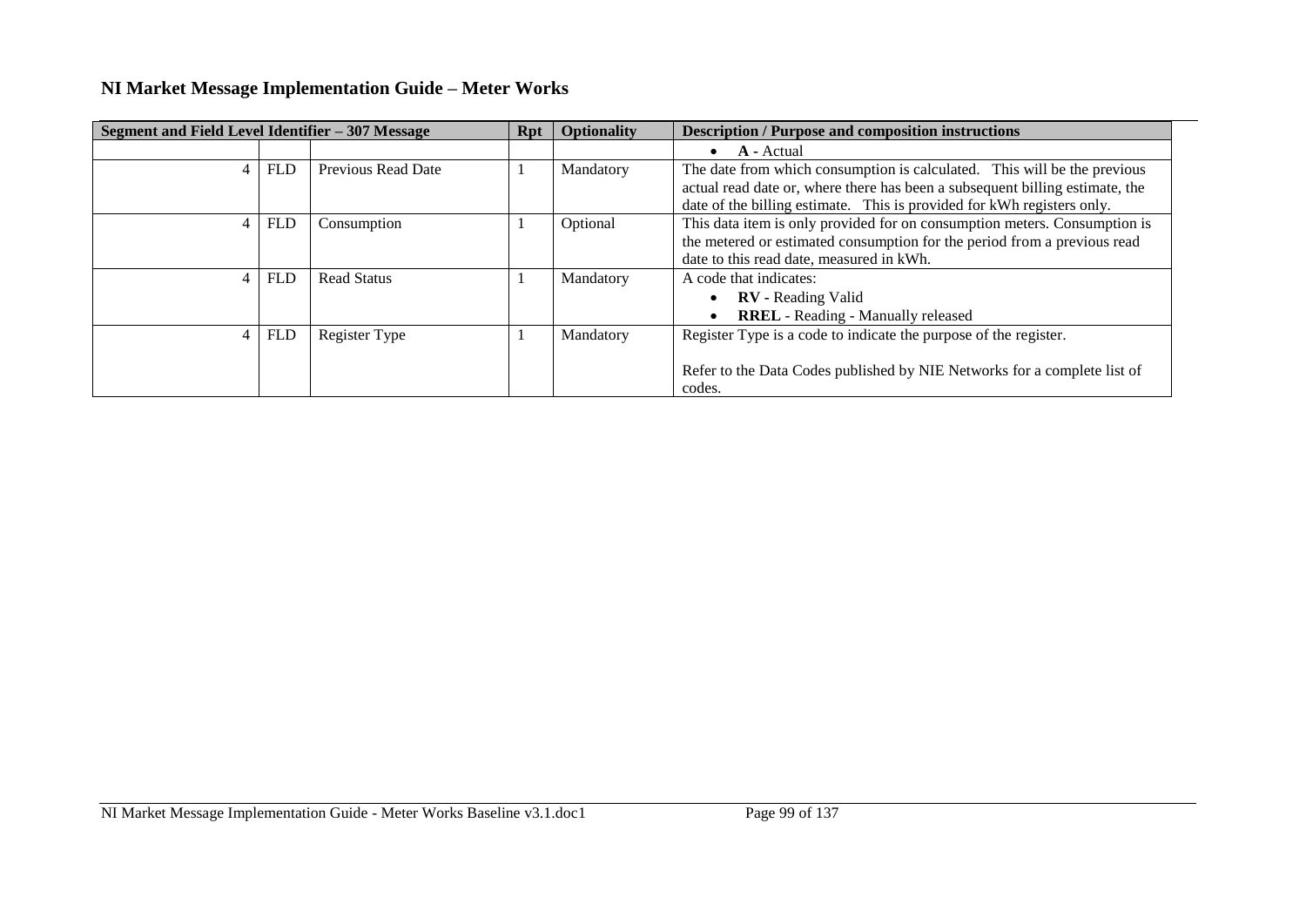## NI Market Message Implementation Guide – Meter Works

| Segment and Field Level Identifier – 307 Message | | | Rpt | Optionality | Description / Purpose and composition instructions |
|---|---|---|---|---|---|
| | | | | | • **A -** Actual |
| 4 | FLD | Previous Read Date | 1 | Mandatory | The date from which consumption is calculated. This will be the previous actual read date or, where there has been a subsequent billing estimate, the date of the billing estimate. This is provided for kWh registers only. |
| 4 | FLD | Consumption | 1 | Optional | This data item is only provided for on consumption meters. Consumption is the metered or estimated consumption for the period from a previous read date to this read date, measured in kWh. |
| 4 | FLD | Read Status | 1 | Mandatory | A code that indicates:<br>• **RV -** Reading Valid<br>• **RREL** - Reading - Manually released |
| 4 | FLD | Register Type | 1 | Mandatory | Register Type is a code to indicate the purpose of the register.<br><br>Refer to the Data Codes published by NIE Networks for a complete list of codes. |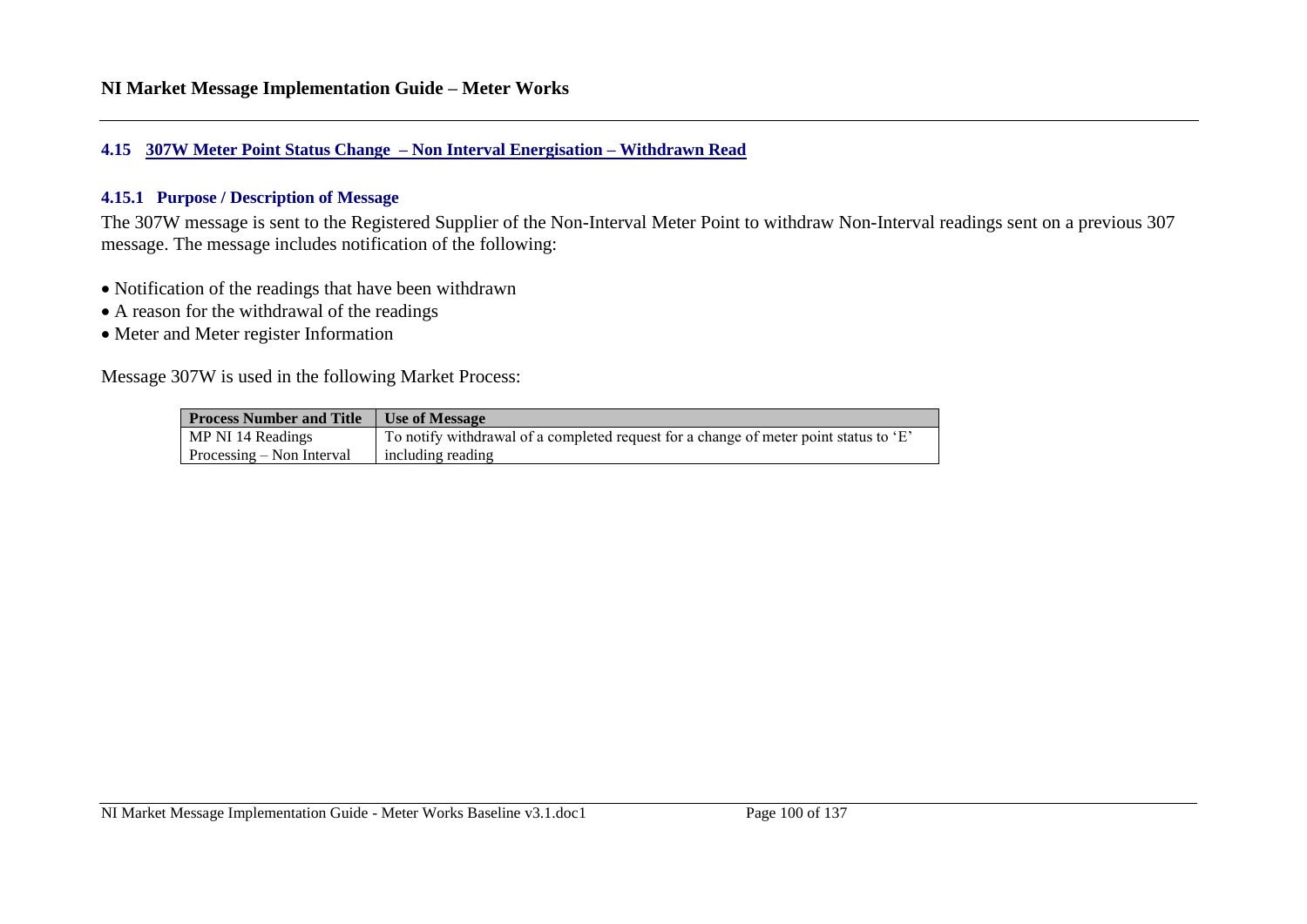## 4.15 307W Meter Point Status Change – Non Interval Energisation – Withdrawn Read

### 4.15.1 Purpose / Description of Message

The 307W message is sent to the Registered Supplier of the Non-Interval Meter Point to withdraw Non-Interval readings sent on a previous 307 message. The message includes notification of the following:

- Notification of the readings that have been withdrawn
- A reason for the withdrawal of the readings
- Meter and Meter register Information

Message 307W is used in the following Market Process:

| Process Number and Title | Use of Message |
|---|---|
| MP NI 14 Readings Processing – Non Interval | To notify withdrawal of a completed request for a change of meter point status to 'E' including reading |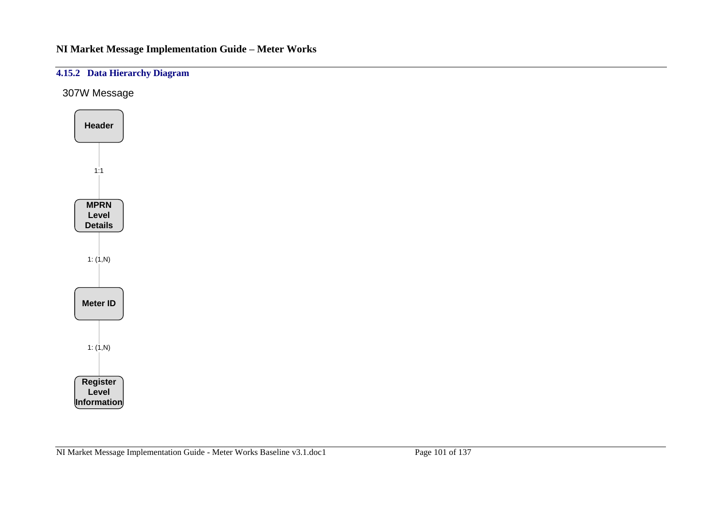### 4.15.2 Data Hierarchy Diagram

307W Message

**Header**

1:1

**MPRN Level Details**

1: (1,N)

**Meter ID**

1: (1,N)

**Register Level Information**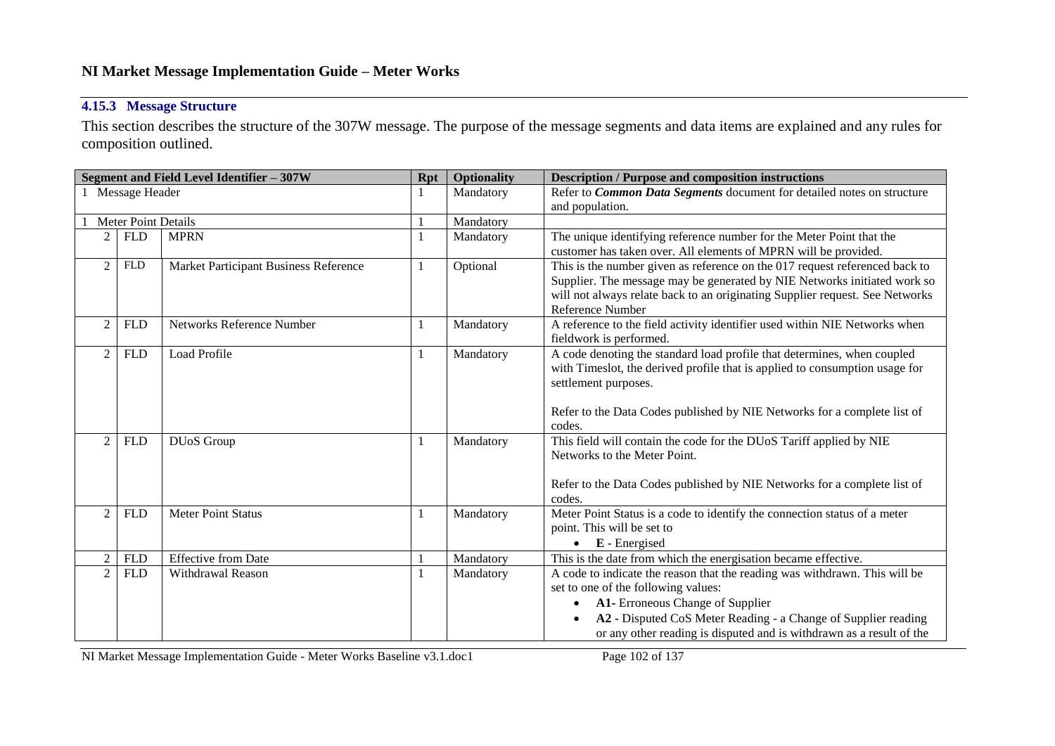### 4.15.3 Message Structure

This section describes the structure of the 307W message. The purpose of the message segments and data items are explained and any rules for composition outlined.

| Segment and Field Level Identifier – 307W | | | Rpt | Optionality | Description / Purpose and composition instructions |
|---|---|---|---|---|---|
| 1 | Message Header | | 1 | Mandatory | Refer to ***Common Data Segments*** document for detailed notes on structure and population. |
| 1 | Meter Point Details | | 1 | Mandatory | |
| 2 | FLD | MPRN | 1 | Mandatory | The unique identifying reference number for the Meter Point that the customer has taken over. All elements of MPRN will be provided. |
| 2 | FLD | Market Participant Business Reference | 1 | Optional | This is the number given as reference on the 017 request referenced back to Supplier. The message may be generated by NIE Networks initiated work so will not always relate back to an originating Supplier request. See Networks Reference Number |
| 2 | FLD | Networks Reference Number | 1 | Mandatory | A reference to the field activity identifier used within NIE Networks when fieldwork is performed. |
| 2 | FLD | Load Profile | 1 | Mandatory | A code denoting the standard load profile that determines, when coupled with Timeslot, the derived profile that is applied to consumption usage for settlement purposes.<br><br>Refer to the Data Codes published by NIE Networks for a complete list of codes. |
| 2 | FLD | DUoS Group | 1 | Mandatory | This field will contain the code for the DUoS Tariff applied by NIE Networks to the Meter Point.<br><br>Refer to the Data Codes published by NIE Networks for a complete list of codes. |
| 2 | FLD | Meter Point Status | 1 | Mandatory | Meter Point Status is a code to identify the connection status of a meter point. This will be set to<br>• **E** - Energised |
| 2 | FLD | Effective from Date | 1 | Mandatory | This is the date from which the energisation became effective. |
| 2 | FLD | Withdrawal Reason | 1 | Mandatory | A code to indicate the reason that the reading was withdrawn. This will be set to one of the following values:<br>• **A1-** Erroneous Change of Supplier<br>• **A2** - Disputed CoS Meter Reading - a Change of Supplier reading or any other reading is disputed and is withdrawn as a result of the |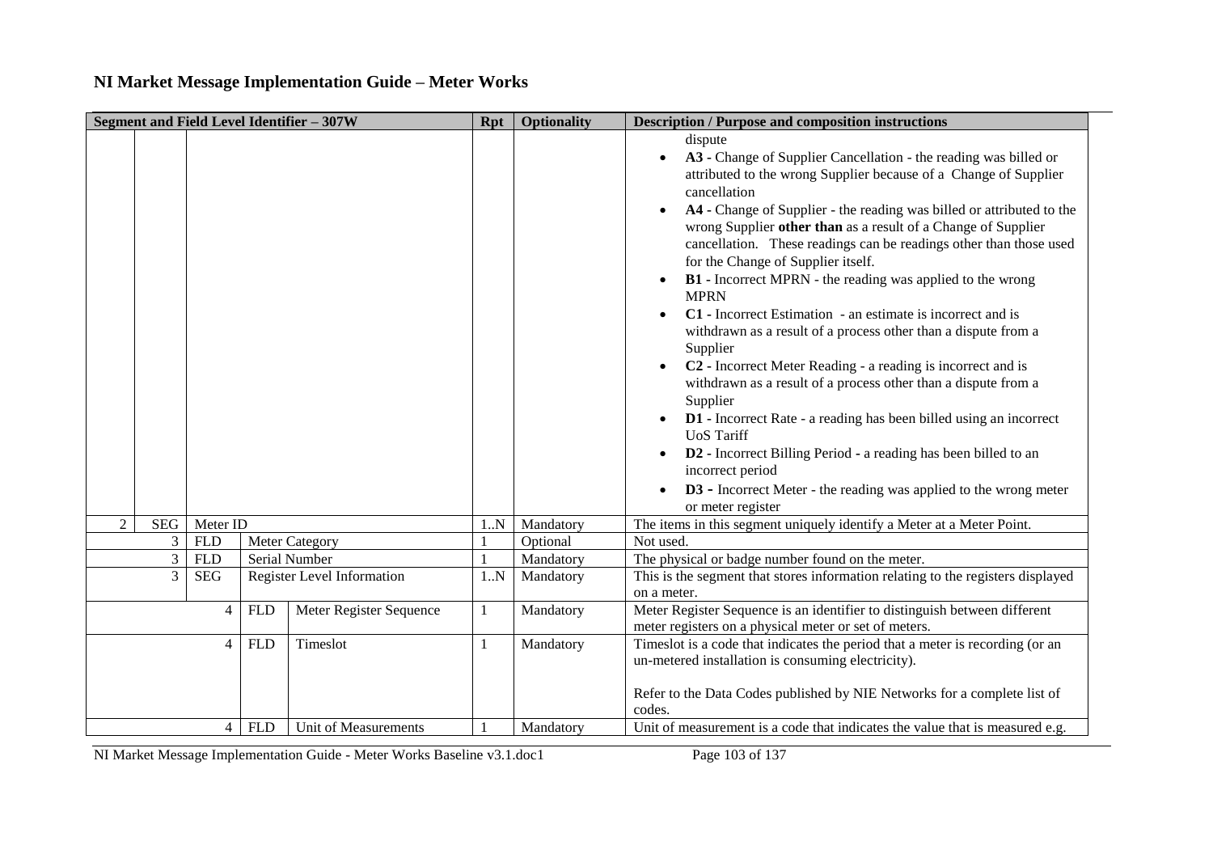# NI Market Message Implementation Guide – Meter Works

| Segment and Field Level Identifier – 307W | | | | | Rpt | Optionality | Description / Purpose and composition instructions |
|---|---|---|---|---|---|---|---|
| | | | | | | | dispute<br>• **A3 -** Change of Supplier Cancellation - the reading was billed or attributed to the wrong Supplier because of a Change of Supplier cancellation<br>• **A4 -** Change of Supplier - the reading was billed or attributed to the wrong Supplier **other than** as a result of a Change of Supplier cancellation. These readings can be readings other than those used for the Change of Supplier itself.<br>• **B1 -** Incorrect MPRN - the reading was applied to the wrong MPRN<br>• **C1 -** Incorrect Estimation - an estimate is incorrect and is withdrawn as a result of a process other than a dispute from a Supplier<br>• **C2 -** Incorrect Meter Reading - a reading is incorrect and is withdrawn as a result of a process other than a dispute from a Supplier<br>• **D1 -** Incorrect Rate - a reading has been billed using an incorrect UoS Tariff<br>• **D2 -** Incorrect Billing Period - a reading has been billed to an incorrect period<br>• **D3 -** Incorrect Meter - the reading was applied to the wrong meter or meter register |
| 2 | SEG | Meter ID | | | 1..N | Mandatory | The items in this segment uniquely identify a Meter at a Meter Point. |
| | 3 | FLD | Meter Category | | 1 | Optional | Not used. |
| | 3 | FLD | Serial Number | | 1 | Mandatory | The physical or badge number found on the meter. |
| | 3 | SEG | Register Level Information | | 1..N | Mandatory | This is the segment that stores information relating to the registers displayed on a meter. |
| | | 4 | FLD | Meter Register Sequence | 1 | Mandatory | Meter Register Sequence is an identifier to distinguish between different meter registers on a physical meter or set of meters. |
| | | 4 | FLD | Timeslot | 1 | Mandatory | Timeslot is a code that indicates the period that a meter is recording (or an un-metered installation is consuming electricity).<br><br>Refer to the Data Codes published by NIE Networks for a complete list of codes. |
| | | 4 | FLD | Unit of Measurements | 1 | Mandatory | Unit of measurement is a code that indicates the value that is measured e.g. |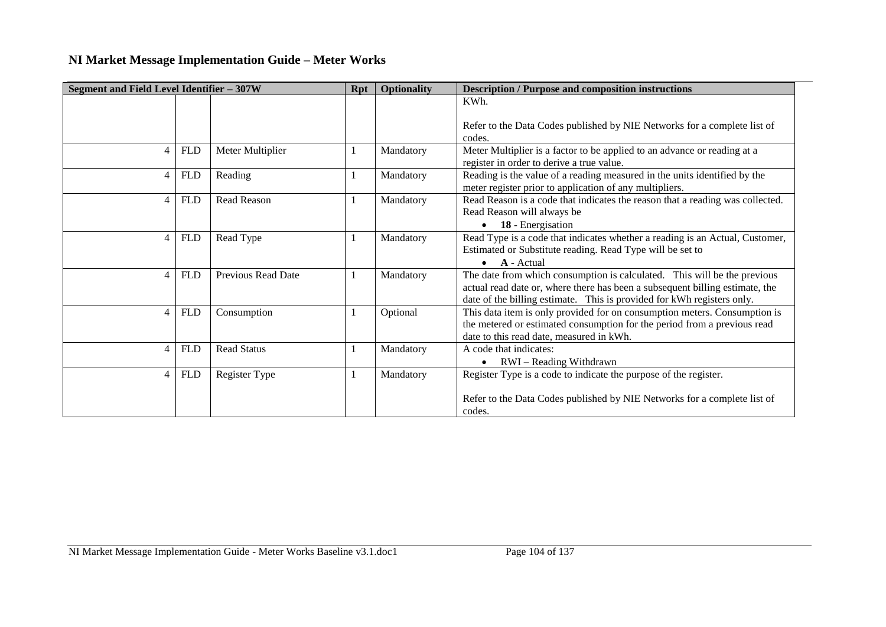# NI Market Message Implementation Guide – Meter Works

| Segment and Field Level Identifier – 307W | | | Rpt | Optionality | Description / Purpose and composition instructions |
|---|---|---|---|---|---|
| | | | | | KWh.<br><br>Refer to the Data Codes published by NIE Networks for a complete list of codes. |
| 4 | FLD | Meter Multiplier | 1 | Mandatory | Meter Multiplier is a factor to be applied to an advance or reading at a register in order to derive a true value. |
| 4 | FLD | Reading | 1 | Mandatory | Reading is the value of a reading measured in the units identified by the meter register prior to application of any multipliers. |
| 4 | FLD | Read Reason | 1 | Mandatory | Read Reason is a code that indicates the reason that a reading was collected. Read Reason will always be<br>• **18** - Energisation |
| 4 | FLD | Read Type | 1 | Mandatory | Read Type is a code that indicates whether a reading is an Actual, Customer, Estimated or Substitute reading. Read Type will be set to<br>• **A** - Actual |
| 4 | FLD | Previous Read Date | 1 | Mandatory | The date from which consumption is calculated. This will be the previous actual read date or, where there has been a subsequent billing estimate, the date of the billing estimate. This is provided for kWh registers only. |
| 4 | FLD | Consumption | 1 | Optional | This data item is only provided for on consumption meters. Consumption is the metered or estimated consumption for the period from a previous read date to this read date, measured in kWh. |
| 4 | FLD | Read Status | 1 | Mandatory | A code that indicates:<br>• RWI – Reading Withdrawn |
| 4 | FLD | Register Type | 1 | Mandatory | Register Type is a code to indicate the purpose of the register.<br><br>Refer to the Data Codes published by NIE Networks for a complete list of codes. |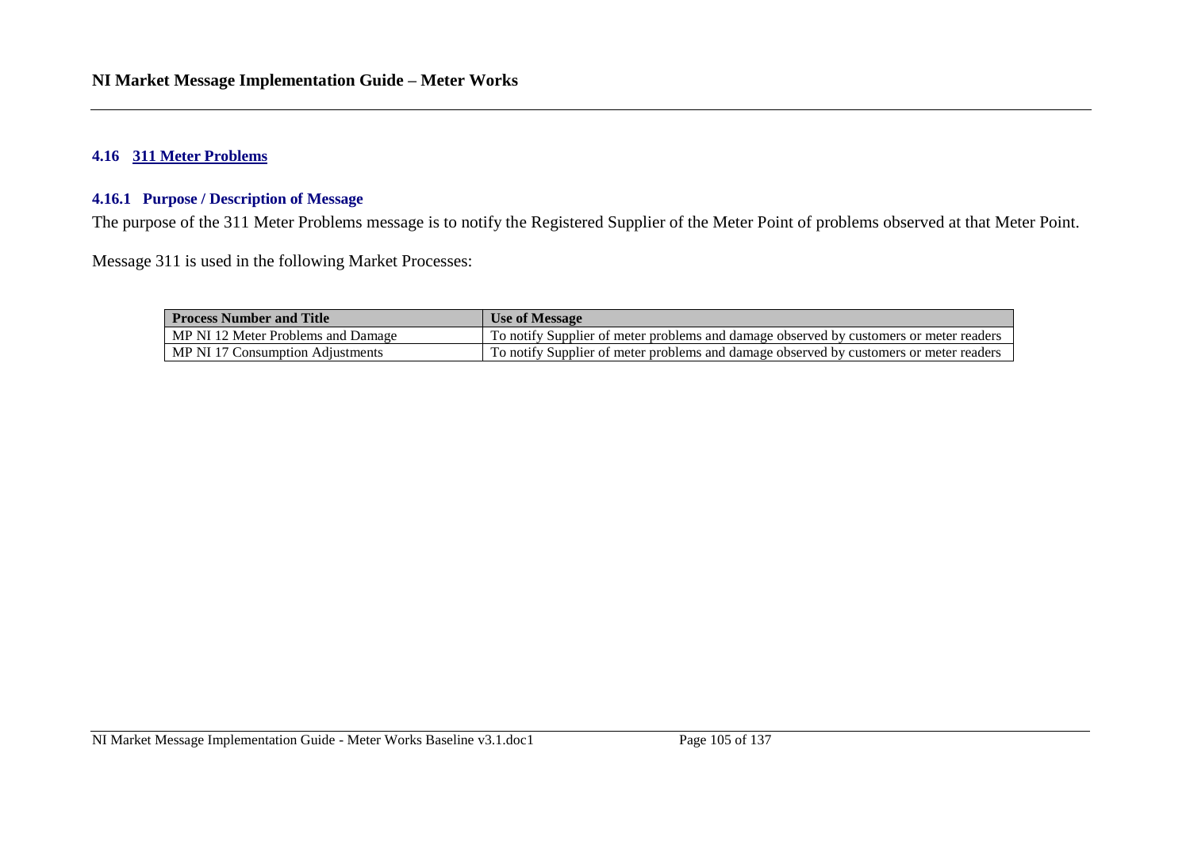## 4.16 311 Meter Problems

### 4.16.1 Purpose / Description of Message

The purpose of the 311 Meter Problems message is to notify the Registered Supplier of the Meter Point of problems observed at that Meter Point.

Message 311 is used in the following Market Processes:

| Process Number and Title | Use of Message |
|---|---|
| MP NI 12 Meter Problems and Damage | To notify Supplier of meter problems and damage observed by customers or meter readers |
| MP NI 17 Consumption Adjustments | To notify Supplier of meter problems and damage observed by customers or meter readers |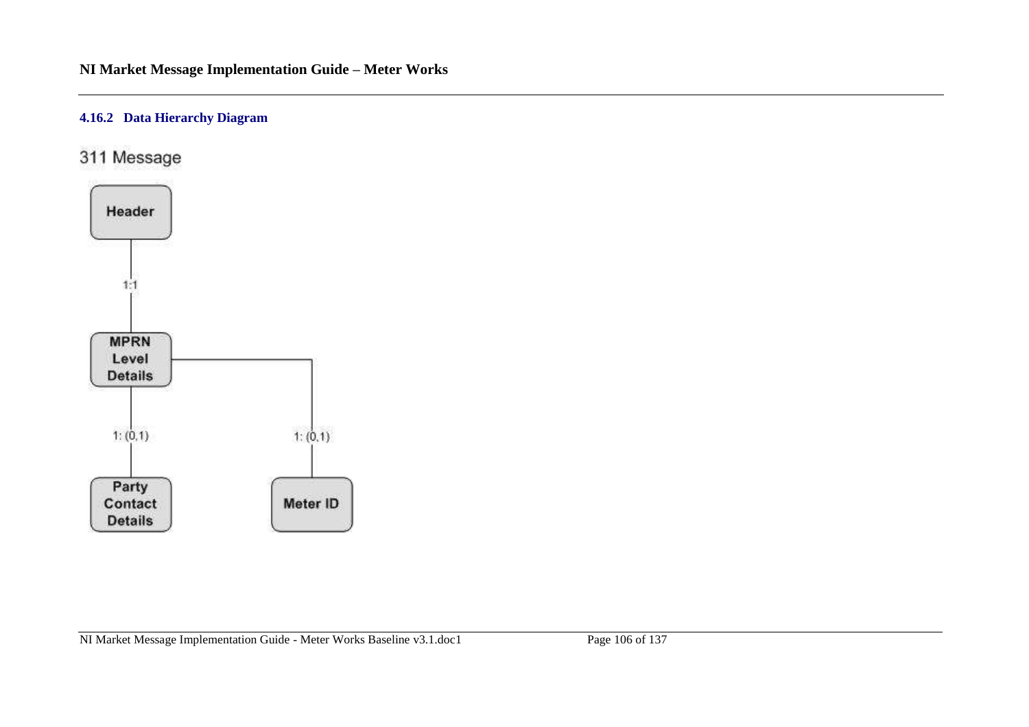### 4.16.2 Data Hierarchy Diagram

311 Message

Header

1:1

MPRN Level Details

1: (0,1)

Party Contact Details

1: (0,1)

Meter ID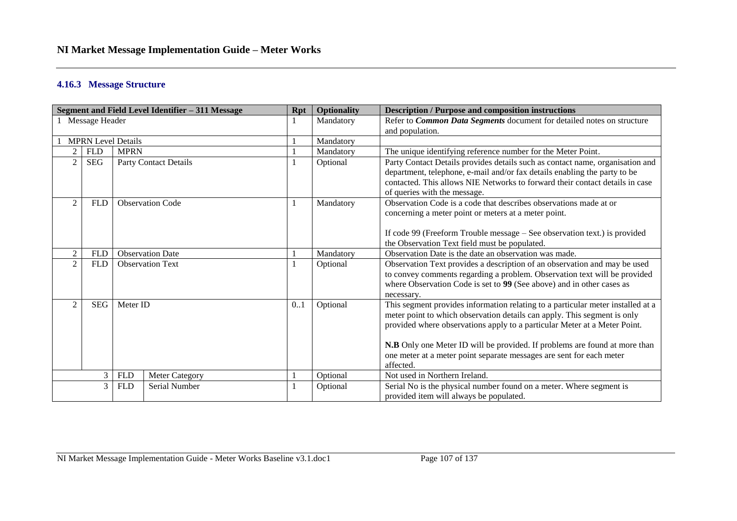### 4.16.3 Message Structure

| Segment and Field Level Identifier – 311 Message | | | | Rpt | Optionality | Description / Purpose and composition instructions |
|---|---|---|---|---|---|---|
| 1 Message Header | | | | 1 | Mandatory | Refer to ***Common Data Segments*** document for detailed notes on structure and population. |
| 1 MPRN Level Details | | | | 1 | Mandatory | |
| 2 | FLD | MPRN | | 1 | Mandatory | The unique identifying reference number for the Meter Point. |
| 2 | SEG | Party Contact Details | | 1 | Optional | Party Contact Details provides details such as contact name, organisation and department, telephone, e-mail and/or fax details enabling the party to be contacted. This allows NIE Networks to forward their contact details in case of queries with the message. |
| 2 | FLD | Observation Code | | 1 | Mandatory | Observation Code is a code that describes observations made at or concerning a meter point or meters at a meter point.<br><br>If code 99 (Freeform Trouble message – See observation text.) is provided the Observation Text field must be populated. |
| 2 | FLD | Observation Date | | 1 | Mandatory | Observation Date is the date an observation was made. |
| 2 | FLD | Observation Text | | 1 | Optional | Observation Text provides a description of an observation and may be used to convey comments regarding a problem. Observation text will be provided where Observation Code is set to **99** (See above) and in other cases as necessary. |
| 2 | SEG | Meter ID | | 0..1 | Optional | This segment provides information relating to a particular meter installed at a meter point to which observation details can apply. This segment is only provided where observations apply to a particular Meter at a Meter Point.<br><br>**N.B** Only one Meter ID will be provided. If problems are found at more than one meter at a meter point separate messages are sent for each meter affected. |
| | 3 | FLD | Meter Category | 1 | Optional | Not used in Northern Ireland. |
| | 3 | FLD | Serial Number | 1 | Optional | Serial No is the physical number found on a meter. Where segment is provided item will always be populated. |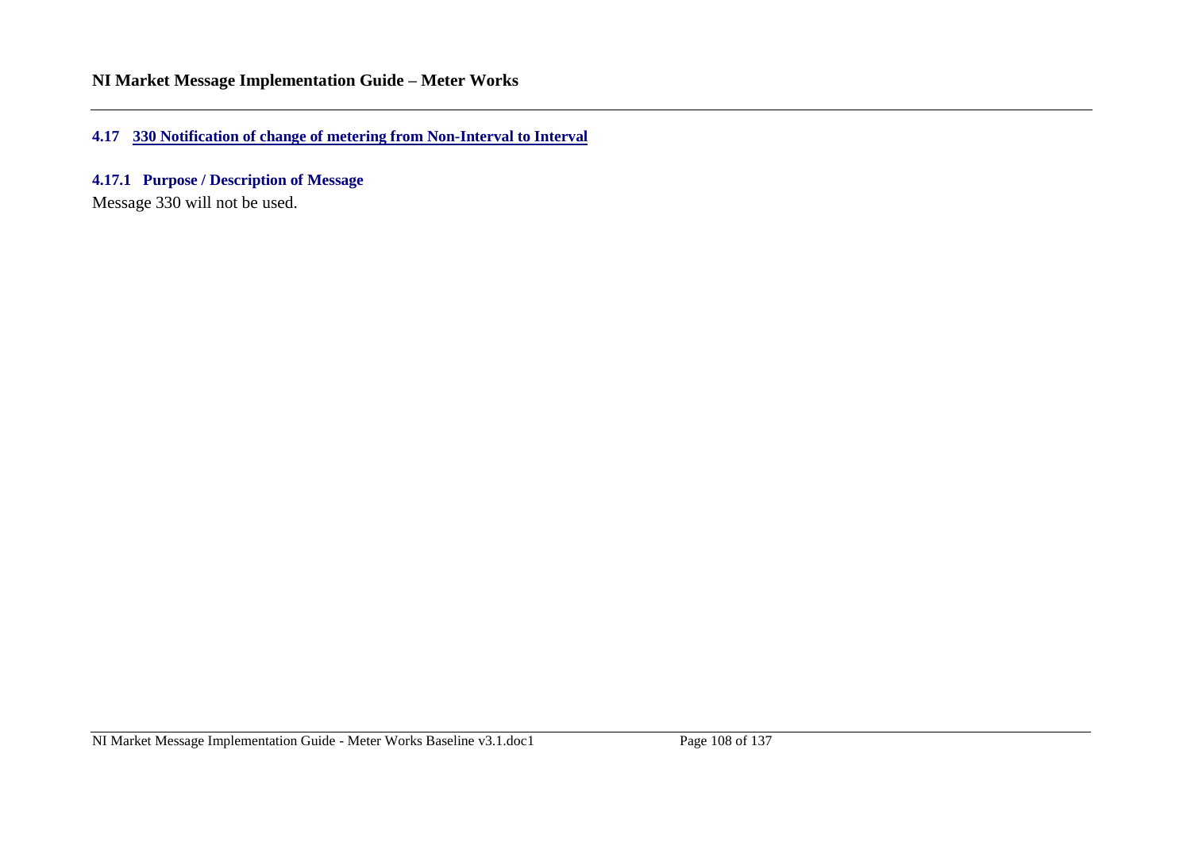## 4.17 330 Notification of change of metering from Non-Interval to Interval

### 4.17.1 Purpose / Description of Message

Message 330 will not be used.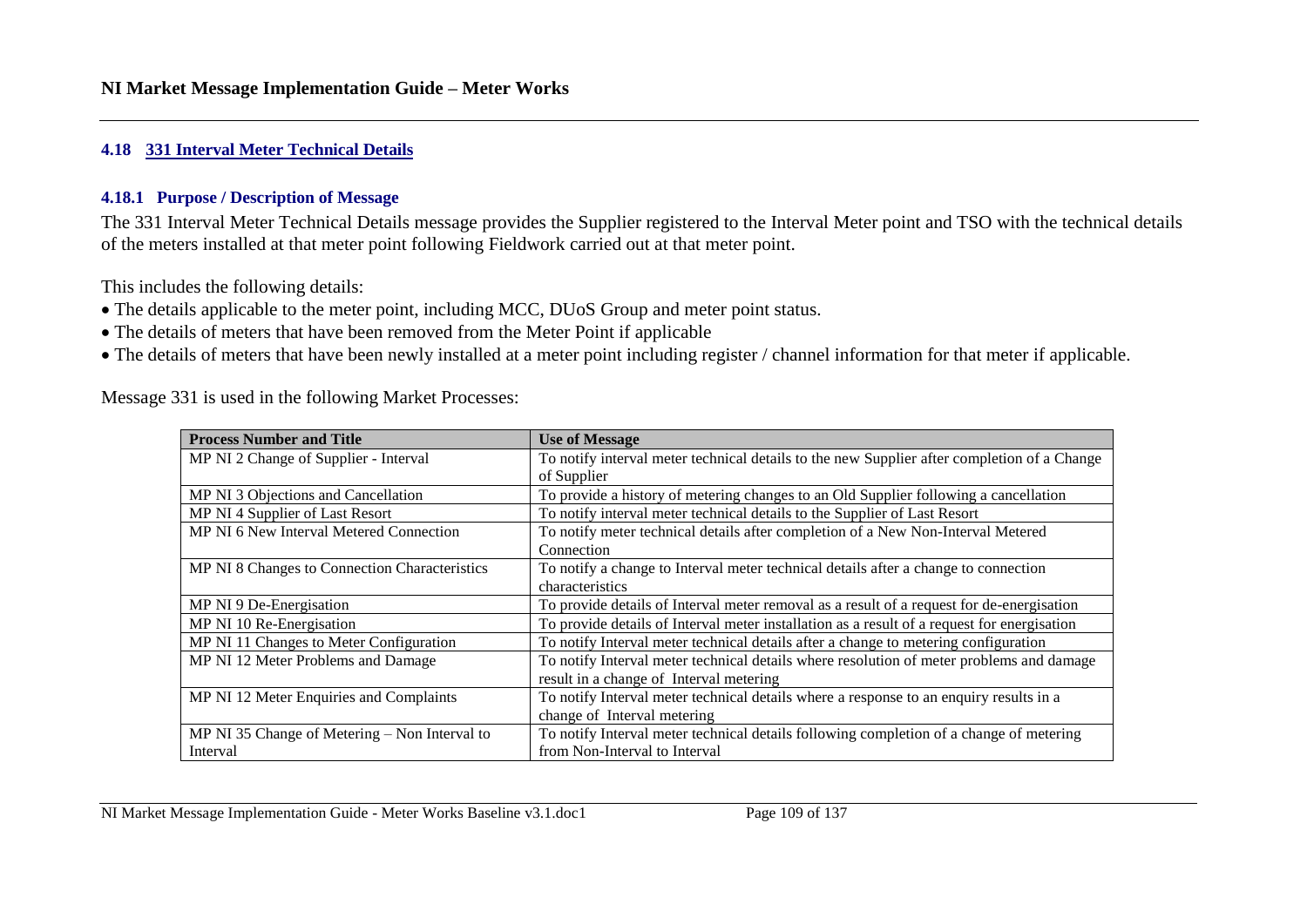### 4.18 331 Interval Meter Technical Details

#### 4.18.1 Purpose / Description of Message

The 331 Interval Meter Technical Details message provides the Supplier registered to the Interval Meter point and TSO with the technical details of the meters installed at that meter point following Fieldwork carried out at that meter point.

This includes the following details:

- The details applicable to the meter point, including MCC, DUoS Group and meter point status.
- The details of meters that have been removed from the Meter Point if applicable
- The details of meters that have been newly installed at a meter point including register / channel information for that meter if applicable.

Message 331 is used in the following Market Processes:

| Process Number and Title | Use of Message |
|---|---|
| MP NI 2 Change of Supplier - Interval | To notify interval meter technical details to the new Supplier after completion of a Change of Supplier |
| MP NI 3 Objections and Cancellation | To provide a history of metering changes to an Old Supplier following a cancellation |
| MP NI 4 Supplier of Last Resort | To notify interval meter technical details to the Supplier of Last Resort |
| MP NI 6 New Interval Metered Connection | To notify meter technical details after completion of a New Non-Interval Metered Connection |
| MP NI 8 Changes to Connection Characteristics | To notify a change to Interval meter technical details after a change to connection characteristics |
| MP NI 9 De-Energisation | To provide details of Interval meter removal as a result of a request for de-energisation |
| MP NI 10 Re-Energisation | To provide details of Interval meter installation as a result of a request for energisation |
| MP NI 11 Changes to Meter Configuration | To notify Interval meter technical details after a change to metering configuration |
| MP NI 12 Meter Problems and Damage | To notify Interval meter technical details where resolution of meter problems and damage result in a change of Interval metering |
| MP NI 12 Meter Enquiries and Complaints | To notify Interval meter technical details where a response to an enquiry results in a change of Interval metering |
| MP NI 35 Change of Metering – Non Interval to Interval | To notify Interval meter technical details following completion of a change of metering from Non-Interval to Interval |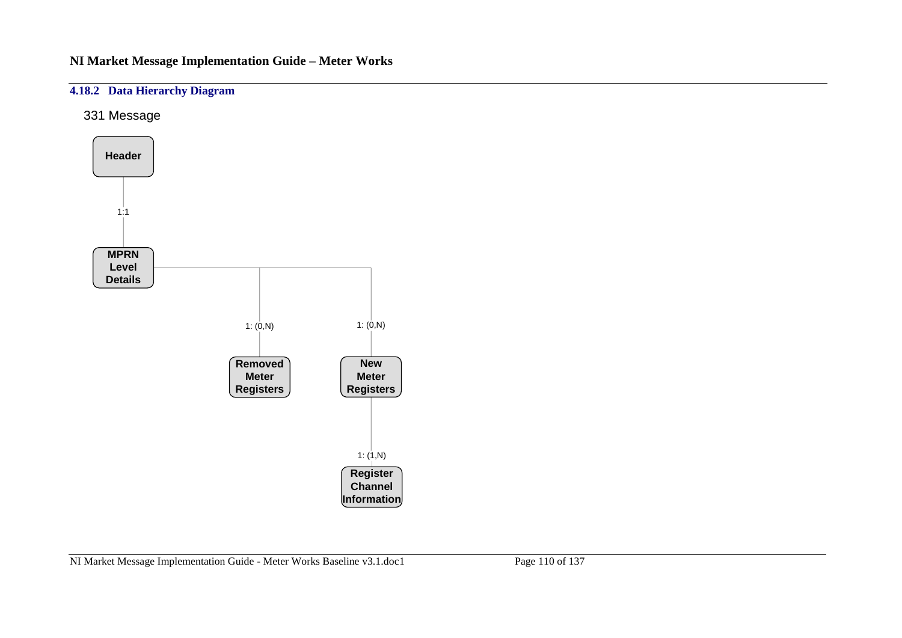### 4.18.2 Data Hierarchy Diagram

331 Message

Header

1:1

MPRN Level Details

1: (0,N)

Removed Meter Registers

1: (0,N)

New Meter Registers

1: (1,N)

Register Channel Information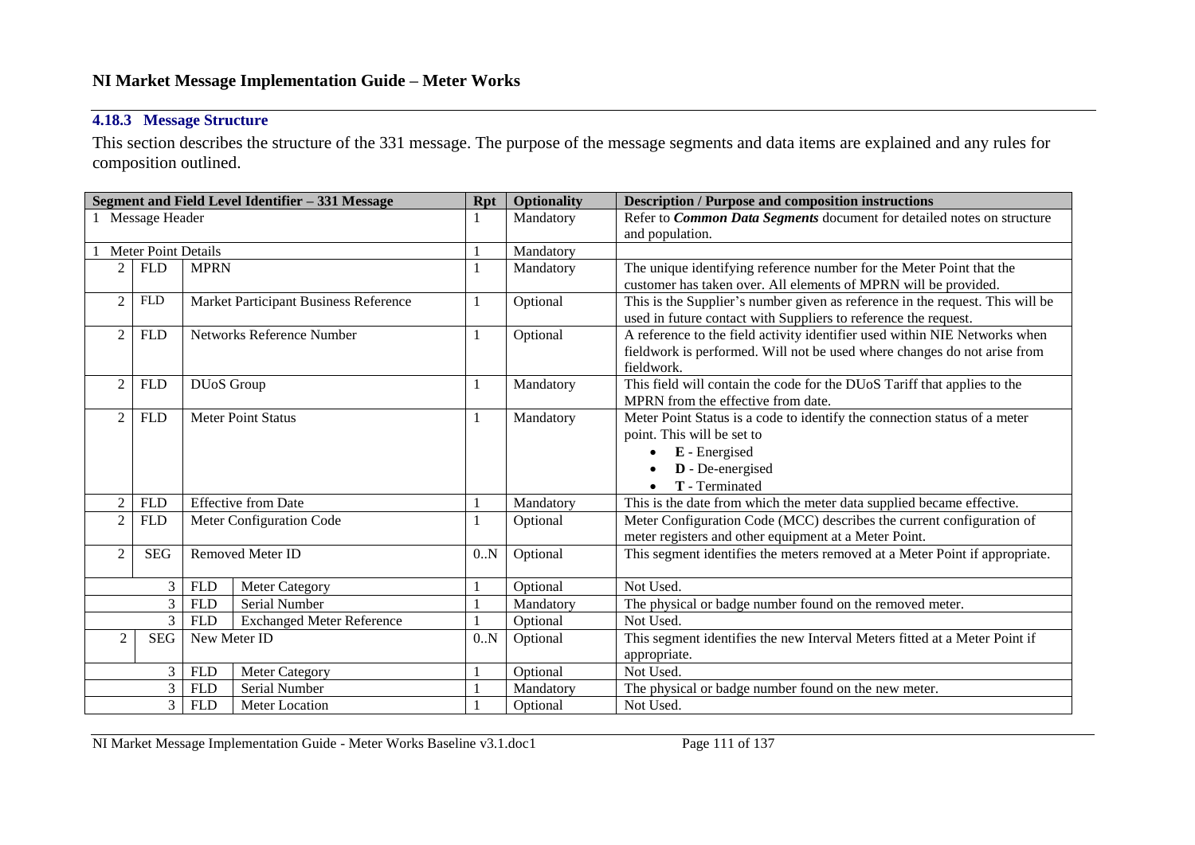### 4.18.3 Message Structure

This section describes the structure of the 331 message. The purpose of the message segments and data items are explained and any rules for composition outlined.

| Segment and Field Level Identifier – 331 Message | | | | Rpt | Optionality | Description / Purpose and composition instructions |
|---|---|---|---|---|---|---|
| 1 Message Header | | | | 1 | Mandatory | Refer to ***Common Data Segments*** document for detailed notes on structure and population. |
| 1 Meter Point Details | | | | 1 | Mandatory | |
| 2 | FLD | MPRN | | 1 | Mandatory | The unique identifying reference number for the Meter Point that the customer has taken over. All elements of MPRN will be provided. |
| 2 | FLD | Market Participant Business Reference | | 1 | Optional | This is the Supplier's number given as reference in the request. This will be used in future contact with Suppliers to reference the request. |
| 2 | FLD | Networks Reference Number | | 1 | Optional | A reference to the field activity identifier used within NIE Networks when fieldwork is performed. Will not be used where changes do not arise from fieldwork. |
| 2 | FLD | DUoS Group | | 1 | Mandatory | This field will contain the code for the DUoS Tariff that applies to the MPRN from the effective from date. |
| 2 | FLD | Meter Point Status | | 1 | Mandatory | Meter Point Status is a code to identify the connection status of a meter point. This will be set to<br>• **E** - Energised<br>• **D** - De-energised<br>• **T** - Terminated |
| 2 | FLD | Effective from Date | | 1 | Mandatory | This is the date from which the meter data supplied became effective. |
| 2 | FLD | Meter Configuration Code | | 1 | Optional | Meter Configuration Code (MCC) describes the current configuration of meter registers and other equipment at a Meter Point. |
| 2 | SEG | Removed Meter ID | | 0..N | Optional | This segment identifies the meters removed at a Meter Point if appropriate. |
| 3 | | FLD | Meter Category | 1 | Optional | Not Used. |
| 3 | | FLD | Serial Number | 1 | Mandatory | The physical or badge number found on the removed meter. |
| 3 | | FLD | Exchanged Meter Reference | 1 | Optional | Not Used. |
| 2 | SEG | New Meter ID | | 0..N | Optional | This segment identifies the new Interval Meters fitted at a Meter Point if appropriate. |
| 3 | | FLD | Meter Category | 1 | Optional | Not Used. |
| 3 | | FLD | Serial Number | 1 | Mandatory | The physical or badge number found on the new meter. |
| 3 | | FLD | Meter Location | 1 | Optional | Not Used. |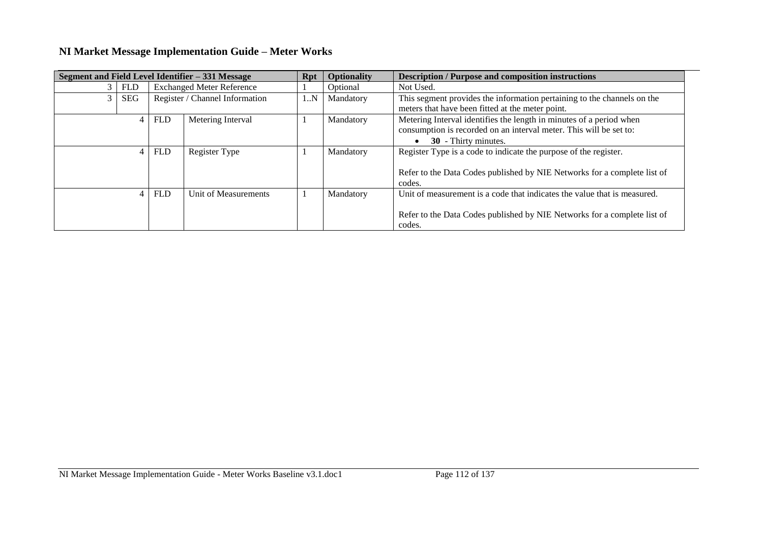## NI Market Message Implementation Guide – Meter Works

| Segment and Field Level Identifier – 331 Message | | | | Rpt | Optionality | Description / Purpose and composition instructions |
|---|---|---|---|---|---|---|
| 3 | FLD | Exchanged Meter Reference | | 1 | Optional | Not Used. |
| 3 | SEG | Register / Channel Information | | 1..N | Mandatory | This segment provides the information pertaining to the channels on the meters that have been fitted at the meter point. |
| | 4 | FLD | Metering Interval | 1 | Mandatory | Metering Interval identifies the length in minutes of a period when consumption is recorded on an interval meter. This will be set to:<br>• **30** - Thirty minutes. |
| | 4 | FLD | Register Type | 1 | Mandatory | Register Type is a code to indicate the purpose of the register.<br><br>Refer to the Data Codes published by NIE Networks for a complete list of codes. |
| | 4 | FLD | Unit of Measurements | 1 | Mandatory | Unit of measurement is a code that indicates the value that is measured.<br><br>Refer to the Data Codes published by NIE Networks for a complete list of codes. |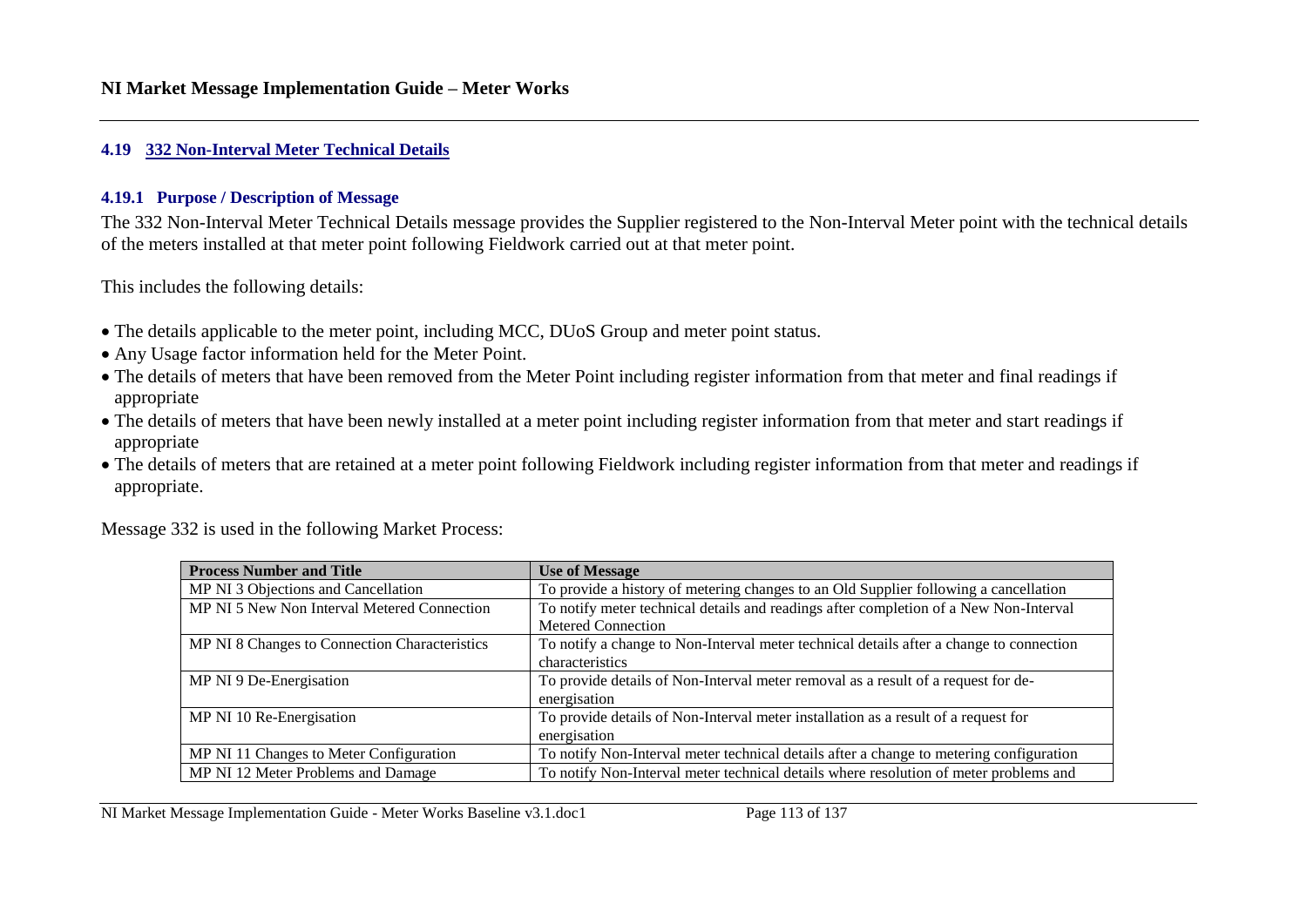### 4.19 332 Non-Interval Meter Technical Details

#### 4.19.1 Purpose / Description of Message

The 332 Non-Interval Meter Technical Details message provides the Supplier registered to the Non-Interval Meter point with the technical details of the meters installed at that meter point following Fieldwork carried out at that meter point.

This includes the following details:

- The details applicable to the meter point, including MCC, DUoS Group and meter point status.
- Any Usage factor information held for the Meter Point.
- The details of meters that have been removed from the Meter Point including register information from that meter and final readings if appropriate
- The details of meters that have been newly installed at a meter point including register information from that meter and start readings if appropriate
- The details of meters that are retained at a meter point following Fieldwork including register information from that meter and readings if appropriate.

Message 332 is used in the following Market Process:

| Process Number and Title | Use of Message |
|---|---|
| MP NI 3 Objections and Cancellation | To provide a history of metering changes to an Old Supplier following a cancellation |
| MP NI 5 New Non Interval Metered Connection | To notify meter technical details and readings after completion of a New Non-Interval Metered Connection |
| MP NI 8 Changes to Connection Characteristics | To notify a change to Non-Interval meter technical details after a change to connection characteristics |
| MP NI 9 De-Energisation | To provide details of Non-Interval meter removal as a result of a request for de-energisation |
| MP NI 10 Re-Energisation | To provide details of Non-Interval meter installation as a result of a request for energisation |
| MP NI 11 Changes to Meter Configuration | To notify Non-Interval meter technical details after a change to metering configuration |
| MP NI 12 Meter Problems and Damage | To notify Non-Interval meter technical details where resolution of meter problems and |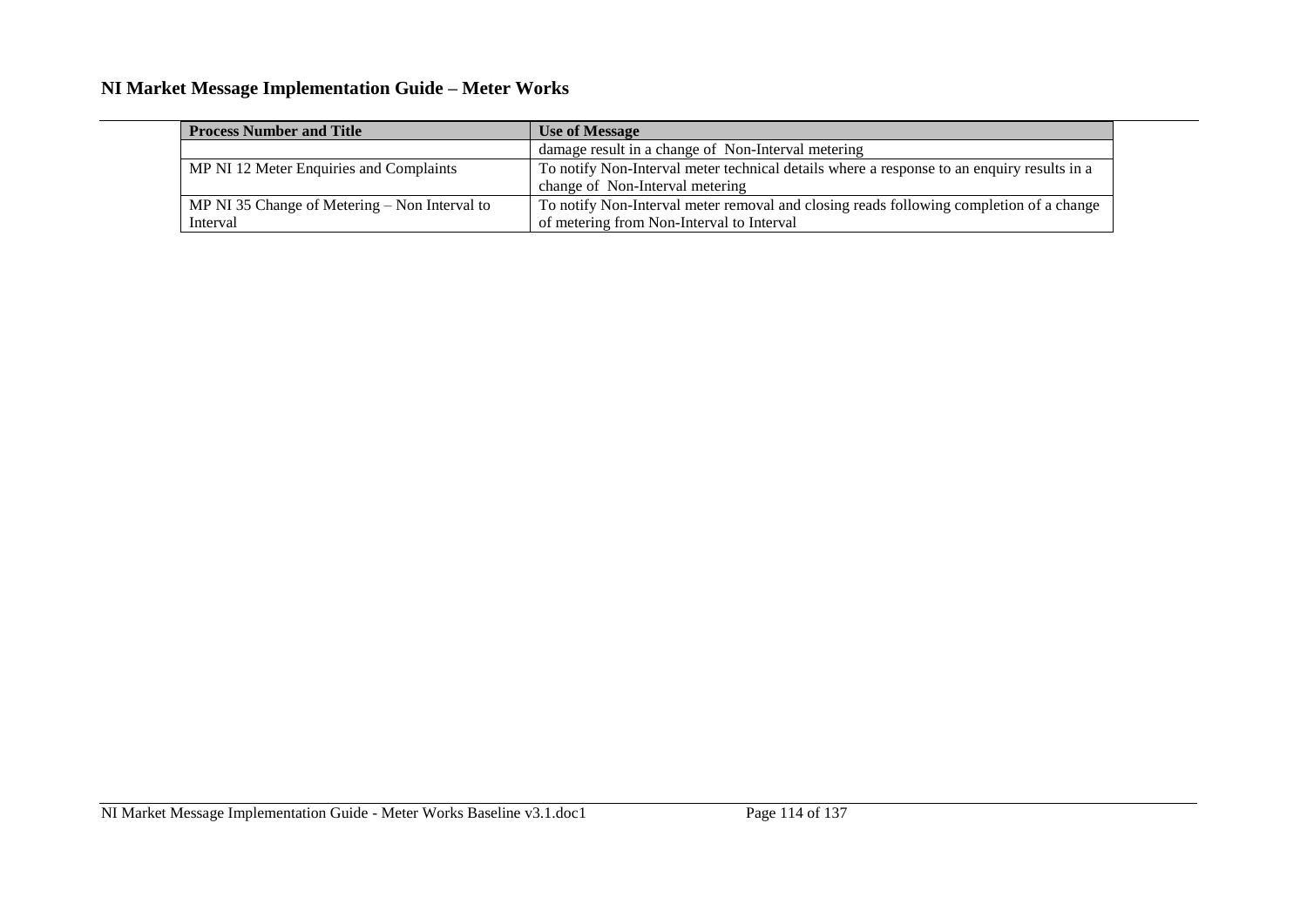| Process Number and Title | Use of Message |
|---|---|
| | damage result in a change of  Non-Interval metering |
| MP NI 12 Meter Enquiries and Complaints | To notify Non-Interval meter technical details where a response to an enquiry results in a change of  Non-Interval metering |
| MP NI 35 Change of Metering – Non Interval to Interval | To notify Non-Interval meter removal and closing reads following completion of a change of metering from Non-Interval to Interval |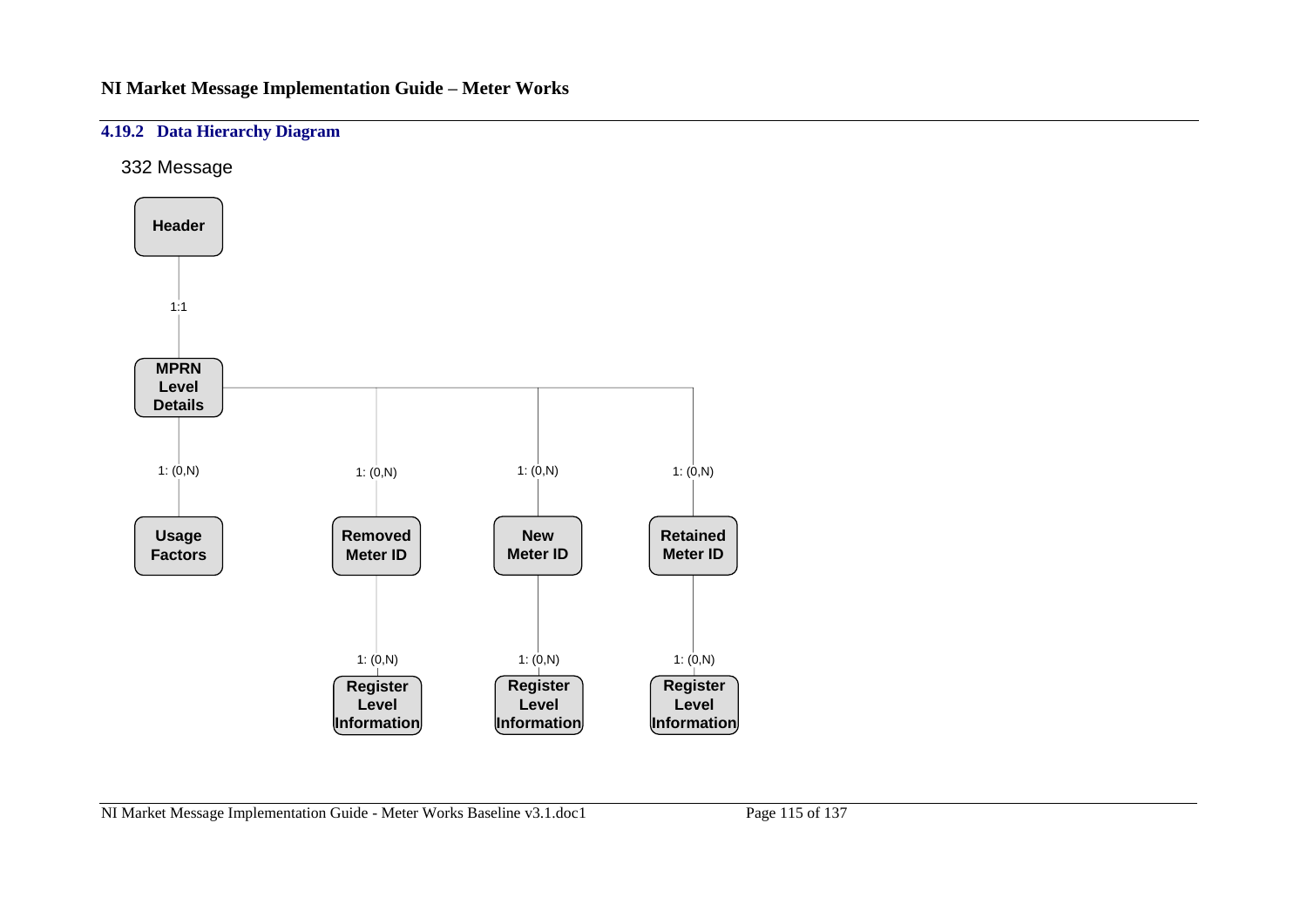### 4.19.2 Data Hierarchy Diagram

332 Message

Header

1:1

MPRN Level Details

1: (0,N)

Usage Factors

1: (0,N)

Removed Meter ID

1: (0,N)

Register Level Information

1: (0,N)

New Meter ID

1: (0,N)

Register Level Information

1: (0,N)

Retained Meter ID

1: (0,N)

Register Level Information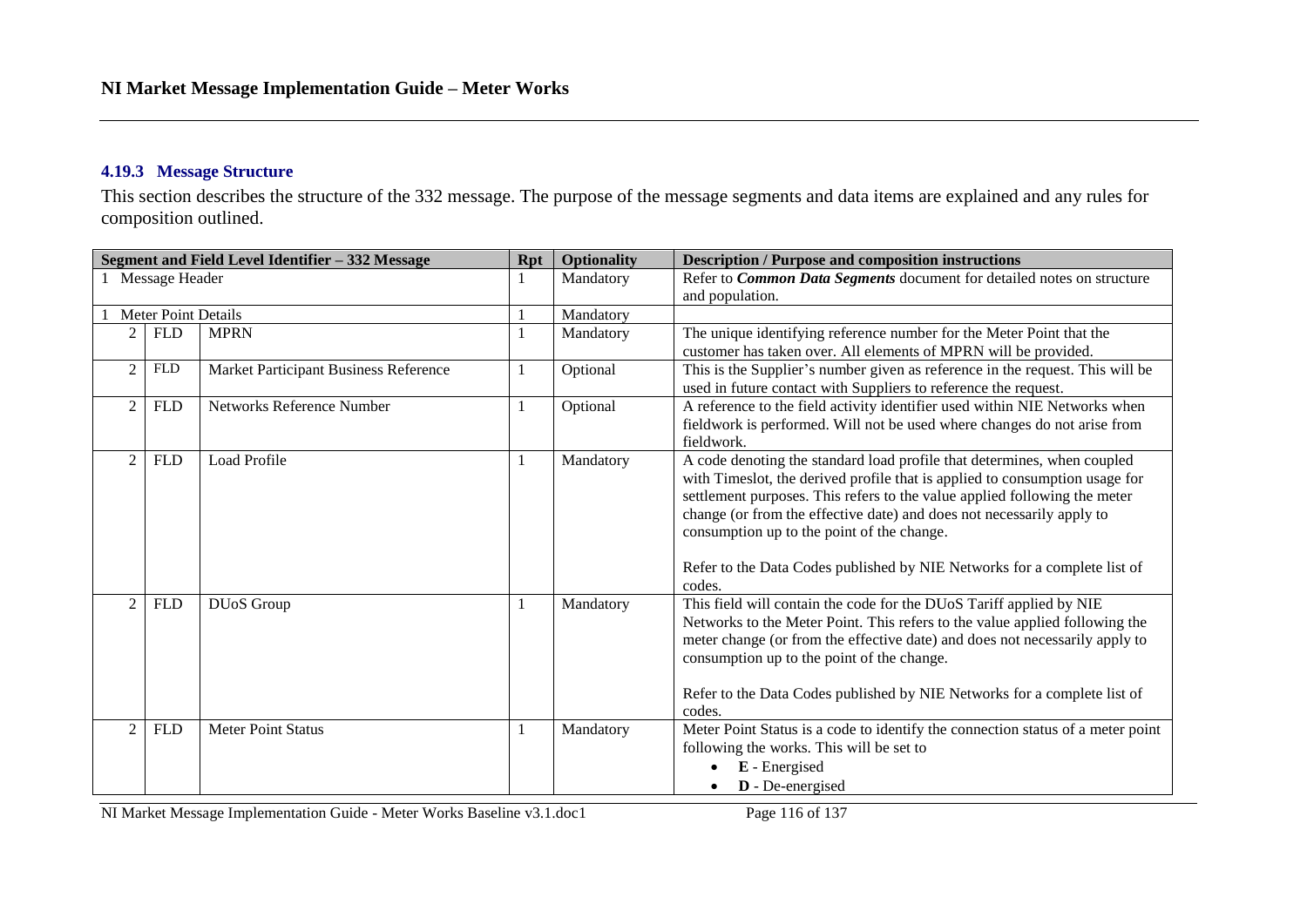#### 4.19.3 Message Structure

This section describes the structure of the 332 message. The purpose of the message segments and data items are explained and any rules for composition outlined.

| Segment and Field Level Identifier – 332 Message | | | Rpt | Optionality | Description / Purpose and composition instructions |
|---|---|---|---|---|---|
| 1 Message Header | | | 1 | Mandatory | Refer to ***Common Data Segments*** document for detailed notes on structure and population. |
| 1 Meter Point Details | | | 1 | Mandatory | |
| 2 | FLD | MPRN | 1 | Mandatory | The unique identifying reference number for the Meter Point that the customer has taken over. All elements of MPRN will be provided. |
| 2 | FLD | Market Participant Business Reference | 1 | Optional | This is the Supplier's number given as reference in the request. This will be used in future contact with Suppliers to reference the request. |
| 2 | FLD | Networks Reference Number | 1 | Optional | A reference to the field activity identifier used within NIE Networks when fieldwork is performed. Will not be used where changes do not arise from fieldwork. |
| 2 | FLD | Load Profile | 1 | Mandatory | A code denoting the standard load profile that determines, when coupled with Timeslot, the derived profile that is applied to consumption usage for settlement purposes. This refers to the value applied following the meter change (or from the effective date) and does not necessarily apply to consumption up to the point of the change.<br><br>Refer to the Data Codes published by NIE Networks for a complete list of codes. |
| 2 | FLD | DUoS Group | 1 | Mandatory | This field will contain the code for the DUoS Tariff applied by NIE Networks to the Meter Point. This refers to the value applied following the meter change (or from the effective date) and does not necessarily apply to consumption up to the point of the change.<br><br>Refer to the Data Codes published by NIE Networks for a complete list of codes. |
| 2 | FLD | Meter Point Status | 1 | Mandatory | Meter Point Status is a code to identify the connection status of a meter point following the works. This will be set to<br>• **E** - Energised<br>• **D** - De-energised |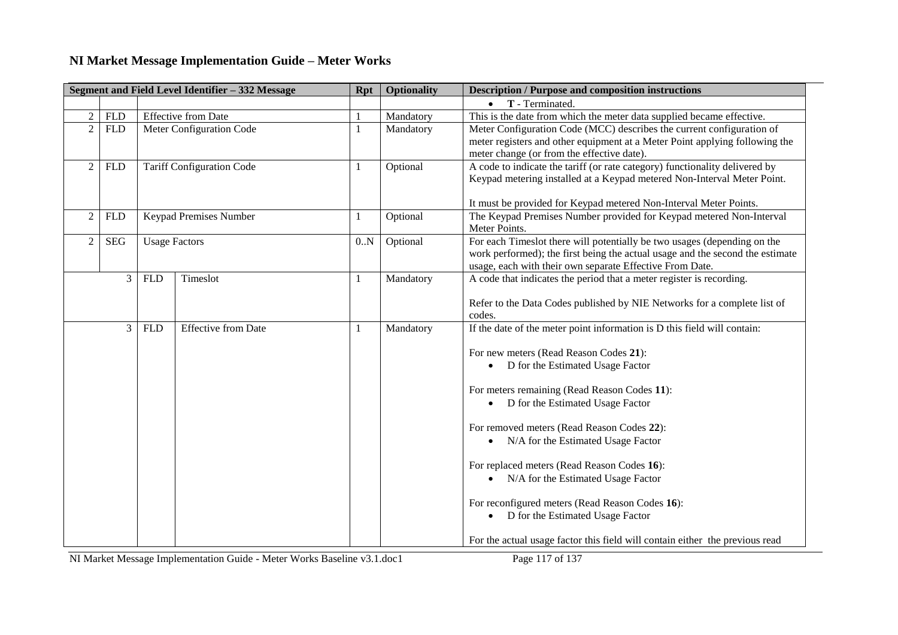# NI Market Message Implementation Guide – Meter Works

| Segment and Field Level Identifier – 332 Message | | | | Rpt | Optionality | Description / Purpose and composition instructions |
|---|---|---|---|---|---|---|
| | | | | | | • **T** - Terminated. |
| 2 | FLD | Effective from Date | | 1 | Mandatory | This is the date from which the meter data supplied became effective. |
| 2 | FLD | Meter Configuration Code | | 1 | Mandatory | Meter Configuration Code (MCC) describes the current configuration of meter registers and other equipment at a Meter Point applying following the meter change (or from the effective date). |
| 2 | FLD | Tariff Configuration Code | | 1 | Optional | A code to indicate the tariff (or rate category) functionality delivered by Keypad metering installed at a Keypad metered Non-Interval Meter Point.<br><br>It must be provided for Keypad metered Non-Interval Meter Points. |
| 2 | FLD | Keypad Premises Number | | 1 | Optional | The Keypad Premises Number provided for Keypad metered Non-Interval Meter Points. |
| 2 | SEG | Usage Factors | | 0..N | Optional | For each Timeslot there will potentially be two usages (depending on the work performed); the first being the actual usage and the second the estimate usage, each with their own separate Effective From Date. |
| 3 | | FLD | Timeslot | 1 | Mandatory | A code that indicates the period that a meter register is recording.<br><br>Refer to the Data Codes published by NIE Networks for a complete list of codes. |
| 3 | | FLD | Effective from Date | 1 | Mandatory | If the date of the meter point information is D this field will contain:<br><br>For new meters (Read Reason Codes **21**):<br>• D for the Estimated Usage Factor<br><br>For meters remaining (Read Reason Codes **11**):<br>• D for the Estimated Usage Factor<br><br>For removed meters (Read Reason Codes **22**):<br>• N/A for the Estimated Usage Factor<br><br>For replaced meters (Read Reason Codes **16**):<br>• N/A for the Estimated Usage Factor<br><br>For reconfigured meters (Read Reason Codes **16**):<br>• D for the Estimated Usage Factor<br><br>For the actual usage factor this field will contain either the previous read |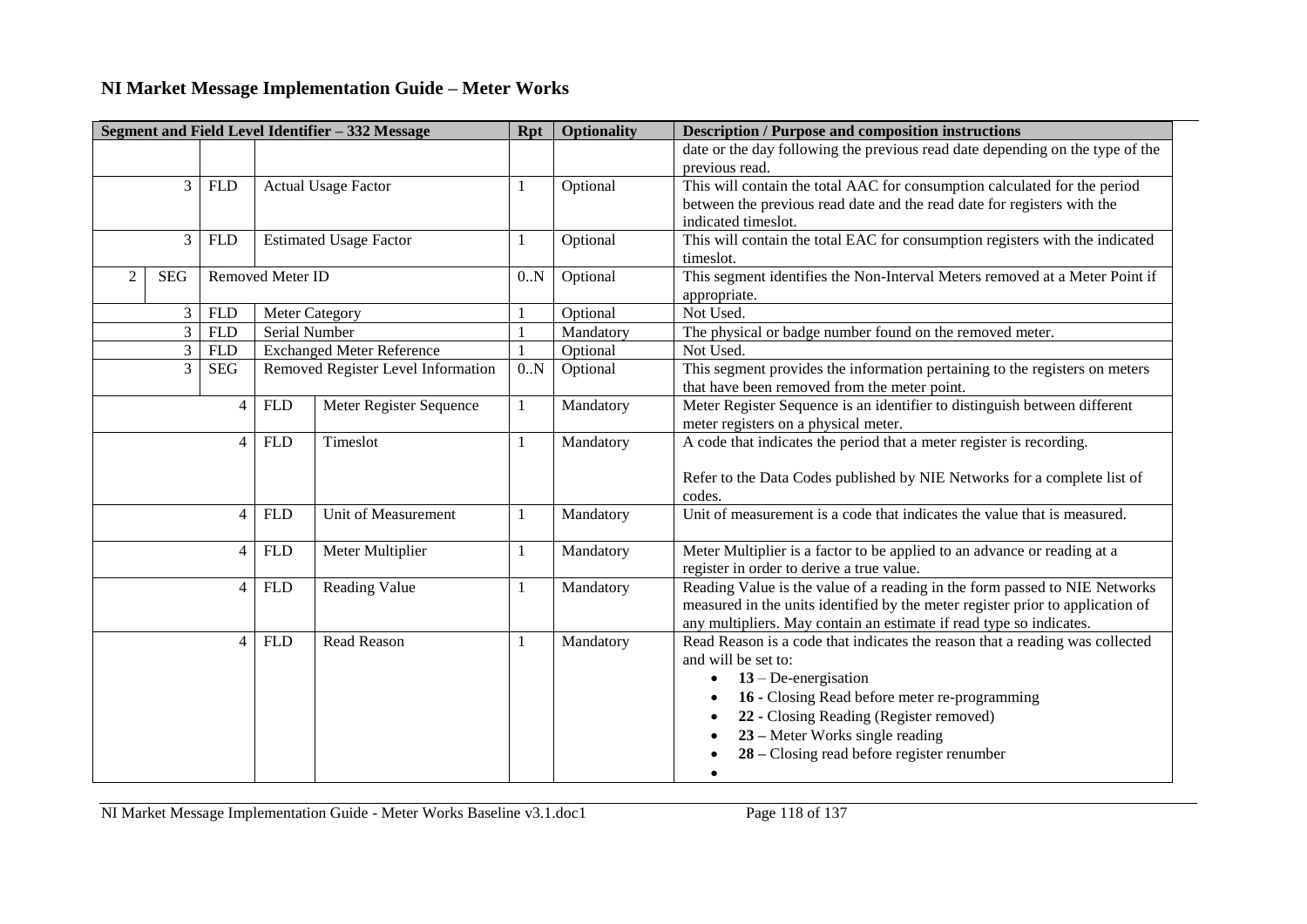# NI Market Message Implementation Guide – Meter Works

| Segment and Field Level Identifier – 332 Message | | | | | Rpt | Optionality | Description / Purpose and composition instructions |
|---|---|---|---|---|---|---|---|
| | | | | | | | date or the day following the previous read date depending on the type of the previous read. |
| | 3 | FLD | Actual Usage Factor | | 1 | Optional | This will contain the total AAC for consumption calculated for the period between the previous read date and the read date for registers with the indicated timeslot. |
| | 3 | FLD | Estimated Usage Factor | | 1 | Optional | This will contain the total EAC for consumption registers with the indicated timeslot. |
| 2 | SEG | Removed Meter ID | | | 0..N | Optional | This segment identifies the Non-Interval Meters removed at a Meter Point if appropriate. |
| | 3 | FLD | Meter Category | | 1 | Optional | Not Used. |
| | 3 | FLD | Serial Number | | 1 | Mandatory | The physical or badge number found on the removed meter. |
| | 3 | FLD | Exchanged Meter Reference | | 1 | Optional | Not Used. |
| | 3 | SEG | Removed Register Level Information | | 0..N | Optional | This segment provides the information pertaining to the registers on meters that have been removed from the meter point. |
| | | 4 | FLD | Meter Register Sequence | 1 | Mandatory | Meter Register Sequence is an identifier to distinguish between different meter registers on a physical meter. |
| | | 4 | FLD | Timeslot | 1 | Mandatory | A code that indicates the period that a meter register is recording.<br><br>Refer to the Data Codes published by NIE Networks for a complete list of codes. |
| | | 4 | FLD | Unit of Measurement | 1 | Mandatory | Unit of measurement is a code that indicates the value that is measured. |
| | | 4 | FLD | Meter Multiplier | 1 | Mandatory | Meter Multiplier is a factor to be applied to an advance or reading at a register in order to derive a true value. |
| | | 4 | FLD | Reading Value | 1 | Mandatory | Reading Value is the value of a reading in the form passed to NIE Networks measured in the units identified by the meter register prior to application of any multipliers. May contain an estimate if read type so indicates. |
| | | 4 | FLD | Read Reason | 1 | Mandatory | Read Reason is a code that indicates the reason that a reading was collected and will be set to:<br>• **13** – De-energisation<br>• **16 -** Closing Read before meter re-programming<br>• **22 -** Closing Reading (Register removed)<br>• **23 –** Meter Works single reading<br>• **28 –** Closing read before register renumber<br>• |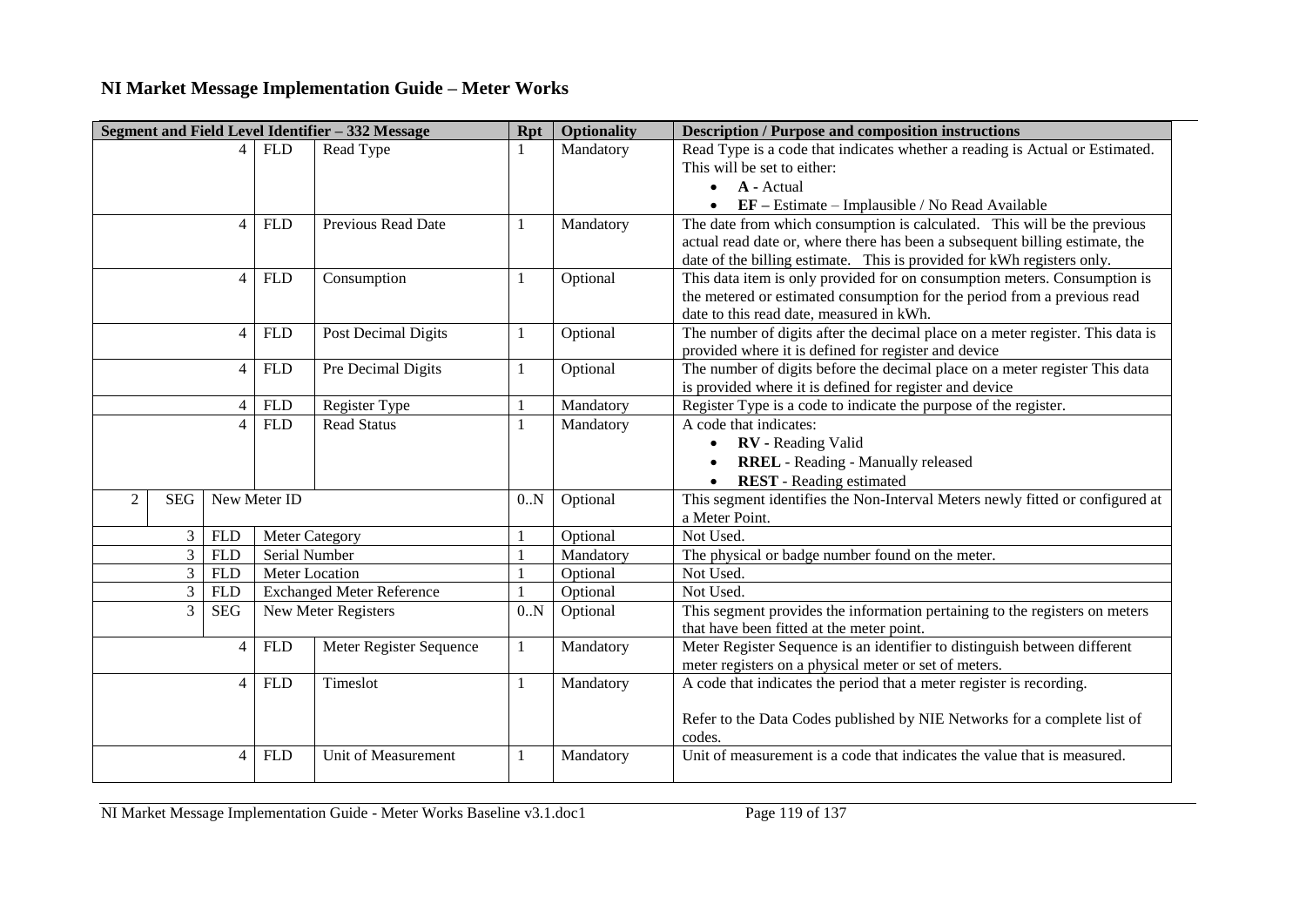## NI Market Message Implementation Guide – Meter Works

| Segment and Field Level Identifier – 332 Message | | | | Rpt | Optionality | Description / Purpose and composition instructions |
|---|---|---|---|---|---|---|
| 4 | FLD | Read Type | | 1 | Mandatory | Read Type is a code that indicates whether a reading is Actual or Estimated. This will be set to either: <br>• **A -** Actual <br>• **EF –** Estimate – Implausible / No Read Available |
| 4 | FLD | Previous Read Date | | 1 | Mandatory | The date from which consumption is calculated. This will be the previous actual read date or, where there has been a subsequent billing estimate, the date of the billing estimate. This is provided for kWh registers only. |
| 4 | FLD | Consumption | | 1 | Optional | This data item is only provided for on consumption meters. Consumption is the metered or estimated consumption for the period from a previous read date to this read date, measured in kWh. |
| 4 | FLD | Post Decimal Digits | | 1 | Optional | The number of digits after the decimal place on a meter register. This data is provided where it is defined for register and device |
| 4 | FLD | Pre Decimal Digits | | 1 | Optional | The number of digits before the decimal place on a meter register This data is provided where it is defined for register and device |
| 4 | FLD | Register Type | | 1 | Mandatory | Register Type is a code to indicate the purpose of the register. |
| 4 | FLD | Read Status | | 1 | Mandatory | A code that indicates: <br>• **RV -** Reading Valid <br>• **RREL** - Reading - Manually released <br>• **REST** - Reading estimated |
| 2 | SEG | New Meter ID | | 0..N | Optional | This segment identifies the Non-Interval Meters newly fitted or configured at a Meter Point. |
| 3 | FLD | Meter Category | | 1 | Optional | Not Used. |
| 3 | FLD | Serial Number | | 1 | Mandatory | The physical or badge number found on the meter. |
| 3 | FLD | Meter Location | | 1 | Optional | Not Used. |
| 3 | FLD | Exchanged Meter Reference | | 1 | Optional | Not Used. |
| 3 | SEG | New Meter Registers | | 0..N | Optional | This segment provides the information pertaining to the registers on meters that have been fitted at the meter point. |
| 4 | FLD | Meter Register Sequence | | 1 | Mandatory | Meter Register Sequence is an identifier to distinguish between different meter registers on a physical meter or set of meters. |
| 4 | FLD | Timeslot | | 1 | Mandatory | A code that indicates the period that a meter register is recording. <br><br>Refer to the Data Codes published by NIE Networks for a complete list of codes. |
| 4 | FLD | Unit of Measurement | | 1 | Mandatory | Unit of measurement is a code that indicates the value that is measured. |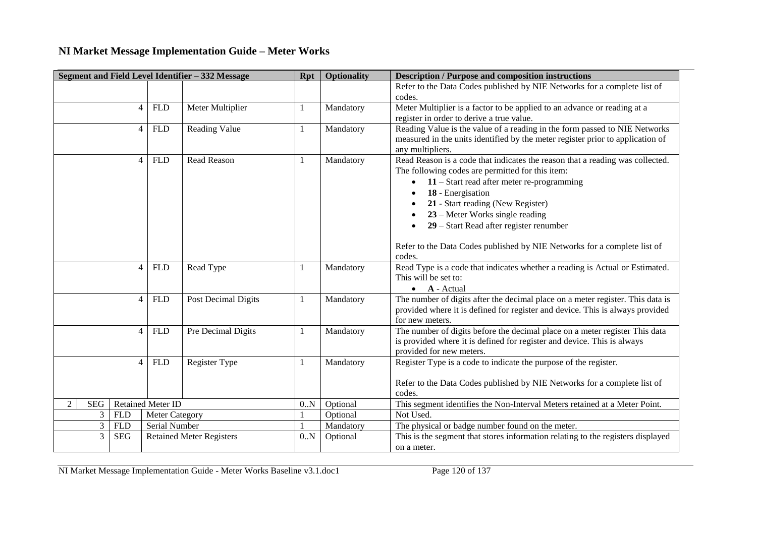## NI Market Message Implementation Guide – Meter Works

| Segment and Field Level Identifier – 332 Message | | | | | Rpt | Optionality | Description / Purpose and composition instructions |
|---|---|---|---|---|---|---|---|
| | | | | | | | Refer to the Data Codes published by NIE Networks for a complete list of codes. |
| | | 4 | FLD | Meter Multiplier | 1 | Mandatory | Meter Multiplier is a factor to be applied to an advance or reading at a register in order to derive a true value. |
| | | 4 | FLD | Reading Value | 1 | Mandatory | Reading Value is the value of a reading in the form passed to NIE Networks measured in the units identified by the meter register prior to application of any multipliers. |
| | | 4 | FLD | Read Reason | 1 | Mandatory | Read Reason is a code that indicates the reason that a reading was collected. The following codes are permitted for this item: <br>• **11** – Start read after meter re-programming <br>• **18** - Energisation <br>• **21** - Start reading (New Register) <br>• **23** – Meter Works single reading <br>• **29** – Start Read after register renumber <br><br>Refer to the Data Codes published by NIE Networks for a complete list of codes. |
| | | 4 | FLD | Read Type | 1 | Mandatory | Read Type is a code that indicates whether a reading is Actual or Estimated. This will be set to: <br>• **A** - Actual |
| | | 4 | FLD | Post Decimal Digits | 1 | Mandatory | The number of digits after the decimal place on a meter register. This data is provided where it is defined for register and device. This is always provided for new meters. |
| | | 4 | FLD | Pre Decimal Digits | 1 | Mandatory | The number of digits before the decimal place on a meter register This data is provided where it is defined for register and device. This is always provided for new meters. |
| | | 4 | FLD | Register Type | 1 | Mandatory | Register Type is a code to indicate the purpose of the register. <br><br>Refer to the Data Codes published by NIE Networks for a complete list of codes. |
| 2 | SEG | Retained Meter ID | | | 0..N | Optional | This segment identifies the Non-Interval Meters retained at a Meter Point. |
| | 3 | FLD | Meter Category | | 1 | Optional | Not Used. |
| | 3 | FLD | Serial Number | | 1 | Mandatory | The physical or badge number found on the meter. |
| | 3 | SEG | Retained Meter Registers | | 0..N | Optional | This is the segment that stores information relating to the registers displayed on a meter. |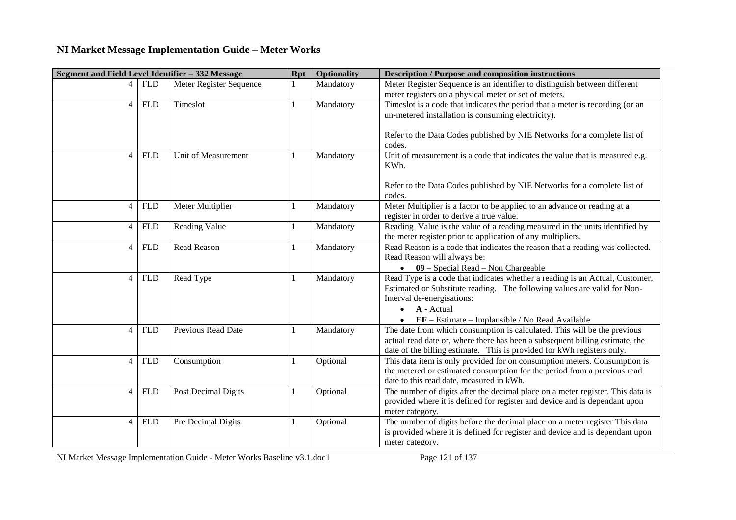# NI Market Message Implementation Guide – Meter Works

| Segment and Field Level Identifier – 332 Message | | | Rpt | Optionality | Description / Purpose and composition instructions |
|---|---|---|---|---|---|
| 4 | FLD | Meter Register Sequence | 1 | Mandatory | Meter Register Sequence is an identifier to distinguish between different meter registers on a physical meter or set of meters. |
| 4 | FLD | Timeslot | 1 | Mandatory | Timeslot is a code that indicates the period that a meter is recording (or an un-metered installation is consuming electricity).<br><br>Refer to the Data Codes published by NIE Networks for a complete list of codes. |
| 4 | FLD | Unit of Measurement | 1 | Mandatory | Unit of measurement is a code that indicates the value that is measured e.g. KWh.<br><br>Refer to the Data Codes published by NIE Networks for a complete list of codes. |
| 4 | FLD | Meter Multiplier | 1 | Mandatory | Meter Multiplier is a factor to be applied to an advance or reading at a register in order to derive a true value. |
| 4 | FLD | Reading Value | 1 | Mandatory | Reading Value is the value of a reading measured in the units identified by the meter register prior to application of any multipliers. |
| 4 | FLD | Read Reason | 1 | Mandatory | Read Reason is a code that indicates the reason that a reading was collected. Read Reason will always be:<br>• **09** – Special Read – Non Chargeable |
| 4 | FLD | Read Type | 1 | Mandatory | Read Type is a code that indicates whether a reading is an Actual, Customer, Estimated or Substitute reading. The following values are valid for Non-Interval de-energisations:<br>• **A** - Actual<br>• **EF** – Estimate – Implausible / No Read Available |
| 4 | FLD | Previous Read Date | 1 | Mandatory | The date from which consumption is calculated. This will be the previous actual read date or, where there has been a subsequent billing estimate, the date of the billing estimate. This is provided for kWh registers only. |
| 4 | FLD | Consumption | 1 | Optional | This data item is only provided for on consumption meters. Consumption is the metered or estimated consumption for the period from a previous read date to this read date, measured in kWh. |
| 4 | FLD | Post Decimal Digits | 1 | Optional | The number of digits after the decimal place on a meter register. This data is provided where it is defined for register and device and is dependant upon meter category. |
| 4 | FLD | Pre Decimal Digits | 1 | Optional | The number of digits before the decimal place on a meter register This data is provided where it is defined for register and device and is dependant upon meter category. |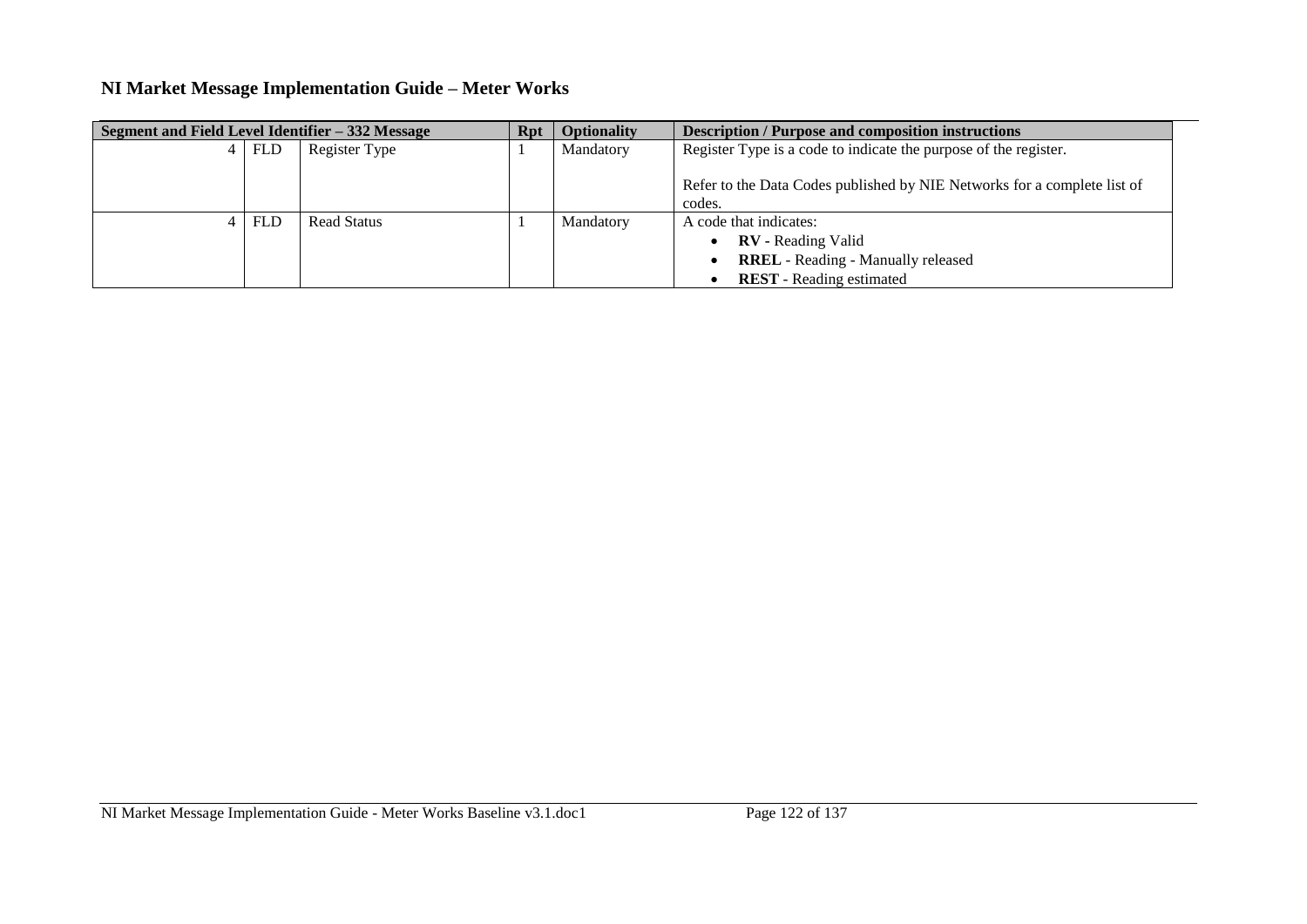# NI Market Message Implementation Guide – Meter Works

| Segment and Field Level Identifier – 332 Message | | | Rpt | Optionality | Description / Purpose and composition instructions |
|---|---|---|---|---|---|
| 4 | FLD | Register Type | 1 | Mandatory | Register Type is a code to indicate the purpose of the register.<br><br>Refer to the Data Codes published by NIE Networks for a complete list of codes. |
| 4 | FLD | Read Status | 1 | Mandatory | A code that indicates:<br>• **RV** - Reading Valid<br>• **RREL** - Reading - Manually released<br>• **REST** - Reading estimated |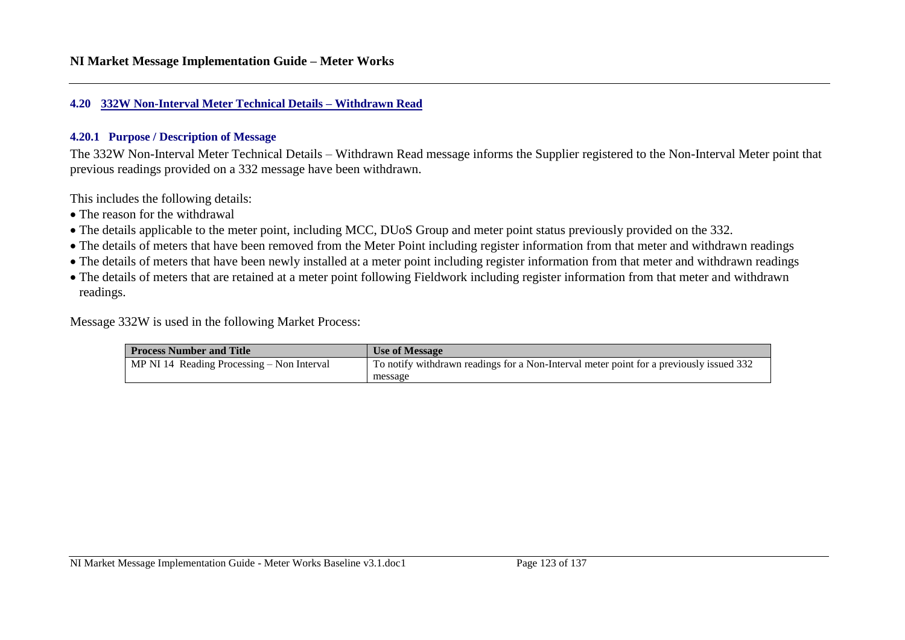## 4.20 332W Non-Interval Meter Technical Details – Withdrawn Read

### 4.20.1 Purpose / Description of Message

The 332W Non-Interval Meter Technical Details – Withdrawn Read message informs the Supplier registered to the Non-Interval Meter point that previous readings provided on a 332 message have been withdrawn.

This includes the following details:

- The reason for the withdrawal
- The details applicable to the meter point, including MCC, DUoS Group and meter point status previously provided on the 332.
- The details of meters that have been removed from the Meter Point including register information from that meter and withdrawn readings
- The details of meters that have been newly installed at a meter point including register information from that meter and withdrawn readings
- The details of meters that are retained at a meter point following Fieldwork including register information from that meter and withdrawn readings.

Message 332W is used in the following Market Process:

| Process Number and Title | Use of Message |
|---|---|
| MP NI 14 Reading Processing – Non Interval | To notify withdrawn readings for a Non-Interval meter point for a previously issued 332 message |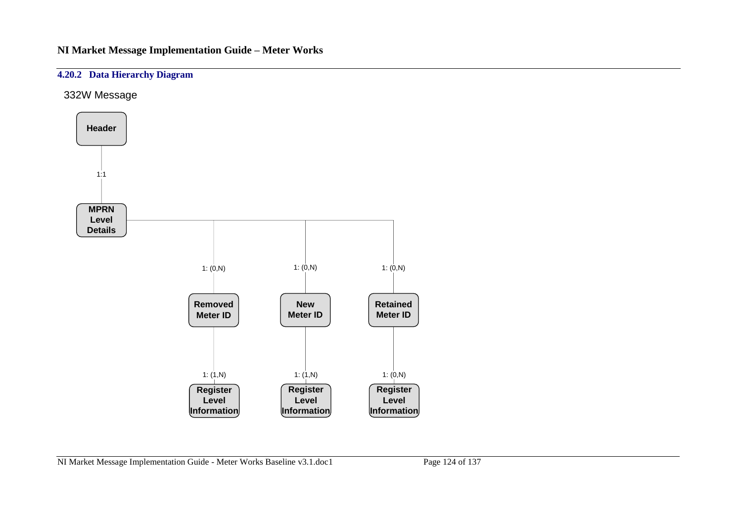### 4.20.2 Data Hierarchy Diagram

332W Message

Header

1:1

MPRN Level Details

1: (0,N)

Removed Meter ID

1: (1,N)

Register Level Information

1: (0,N)

New Meter ID

1: (1,N)

Register Level Information

1: (0,N)

Retained Meter ID

1: (0,N)

Register Level Information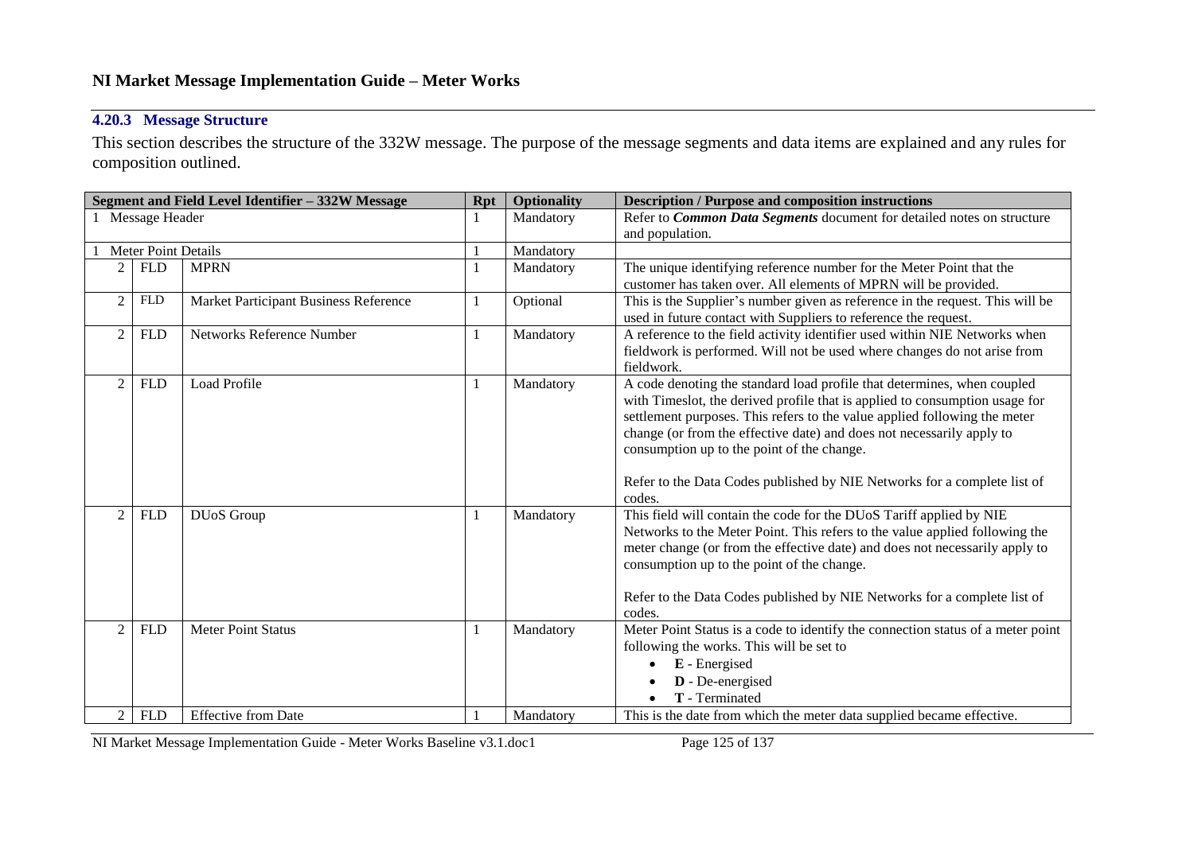### 4.20.3 Message Structure

This section describes the structure of the 332W message. The purpose of the message segments and data items are explained and any rules for composition outlined.

| Segment and Field Level Identifier – 332W Message | | | Rpt | Optionality | Description / Purpose and composition instructions |
|---|---|---|---|---|---|
| 1 Message Header | | | 1 | Mandatory | Refer to ***Common Data Segments*** document for detailed notes on structure and population. |
| 1 Meter Point Details | | | 1 | Mandatory | |
| 2 | FLD | MPRN | 1 | Mandatory | The unique identifying reference number for the Meter Point that the customer has taken over. All elements of MPRN will be provided. |
| 2 | FLD | Market Participant Business Reference | 1 | Optional | This is the Supplier's number given as reference in the request. This will be used in future contact with Suppliers to reference the request. |
| 2 | FLD | Networks Reference Number | 1 | Mandatory | A reference to the field activity identifier used within NIE Networks when fieldwork is performed. Will not be used where changes do not arise from fieldwork. |
| 2 | FLD | Load Profile | 1 | Mandatory | A code denoting the standard load profile that determines, when coupled with Timeslot, the derived profile that is applied to consumption usage for settlement purposes. This refers to the value applied following the meter change (or from the effective date) and does not necessarily apply to consumption up to the point of the change.<br><br>Refer to the Data Codes published by NIE Networks for a complete list of codes. |
| 2 | FLD | DUoS Group | 1 | Mandatory | This field will contain the code for the DUoS Tariff applied by NIE Networks to the Meter Point. This refers to the value applied following the meter change (or from the effective date) and does not necessarily apply to consumption up to the point of the change.<br><br>Refer to the Data Codes published by NIE Networks for a complete list of codes. |
| 2 | FLD | Meter Point Status | 1 | Mandatory | Meter Point Status is a code to identify the connection status of a meter point following the works. This will be set to<br>• **E** - Energised<br>• **D** - De-energised<br>• **T** - Terminated |
| 2 | FLD | Effective from Date | 1 | Mandatory | This is the date from which the meter data supplied became effective. |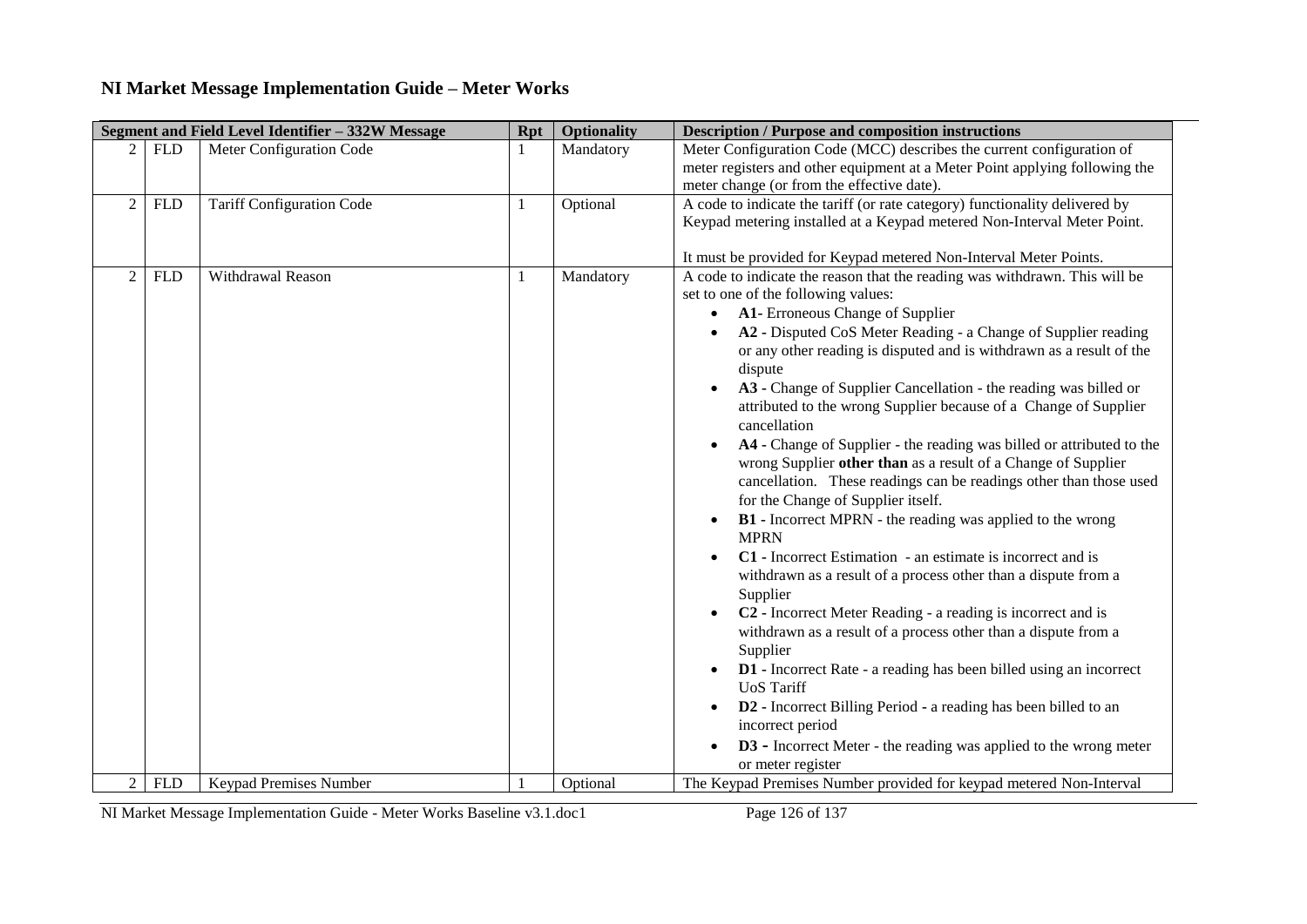## NI Market Message Implementation Guide – Meter Works

| Segment and Field Level Identifier – 332W Message | | | Rpt | Optionality | Description / Purpose and composition instructions |
|---|---|---|---|---|---|
| 2 | FLD | Meter Configuration Code | 1 | Mandatory | Meter Configuration Code (MCC) describes the current configuration of meter registers and other equipment at a Meter Point applying following the meter change (or from the effective date). |
| 2 | FLD | Tariff Configuration Code | 1 | Optional | A code to indicate the tariff (or rate category) functionality delivered by Keypad metering installed at a Keypad metered Non-Interval Meter Point.<br><br>It must be provided for Keypad metered Non-Interval Meter Points. |
| 2 | FLD | Withdrawal Reason | 1 | Mandatory | A code to indicate the reason that the reading was withdrawn. This will be set to one of the following values:<br>• **A1-** Erroneous Change of Supplier<br>• **A2 -** Disputed CoS Meter Reading - a Change of Supplier reading or any other reading is disputed and is withdrawn as a result of the dispute<br>• **A3 -** Change of Supplier Cancellation - the reading was billed or attributed to the wrong Supplier because of a Change of Supplier cancellation<br>• **A4 -** Change of Supplier - the reading was billed or attributed to the wrong Supplier **other than** as a result of a Change of Supplier cancellation. These readings can be readings other than those used for the Change of Supplier itself.<br>• **B1 -** Incorrect MPRN - the reading was applied to the wrong MPRN<br>• **C1 -** Incorrect Estimation - an estimate is incorrect and is withdrawn as a result of a process other than a dispute from a Supplier<br>• **C2 -** Incorrect Meter Reading - a reading is incorrect and is withdrawn as a result of a process other than a dispute from a Supplier<br>• **D1 -** Incorrect Rate - a reading has been billed using an incorrect UoS Tariff<br>• **D2 -** Incorrect Billing Period - a reading has been billed to an incorrect period<br>• **D3 -** Incorrect Meter - the reading was applied to the wrong meter or meter register |
| 2 | FLD | Keypad Premises Number | 1 | Optional | The Keypad Premises Number provided for keypad metered Non-Interval |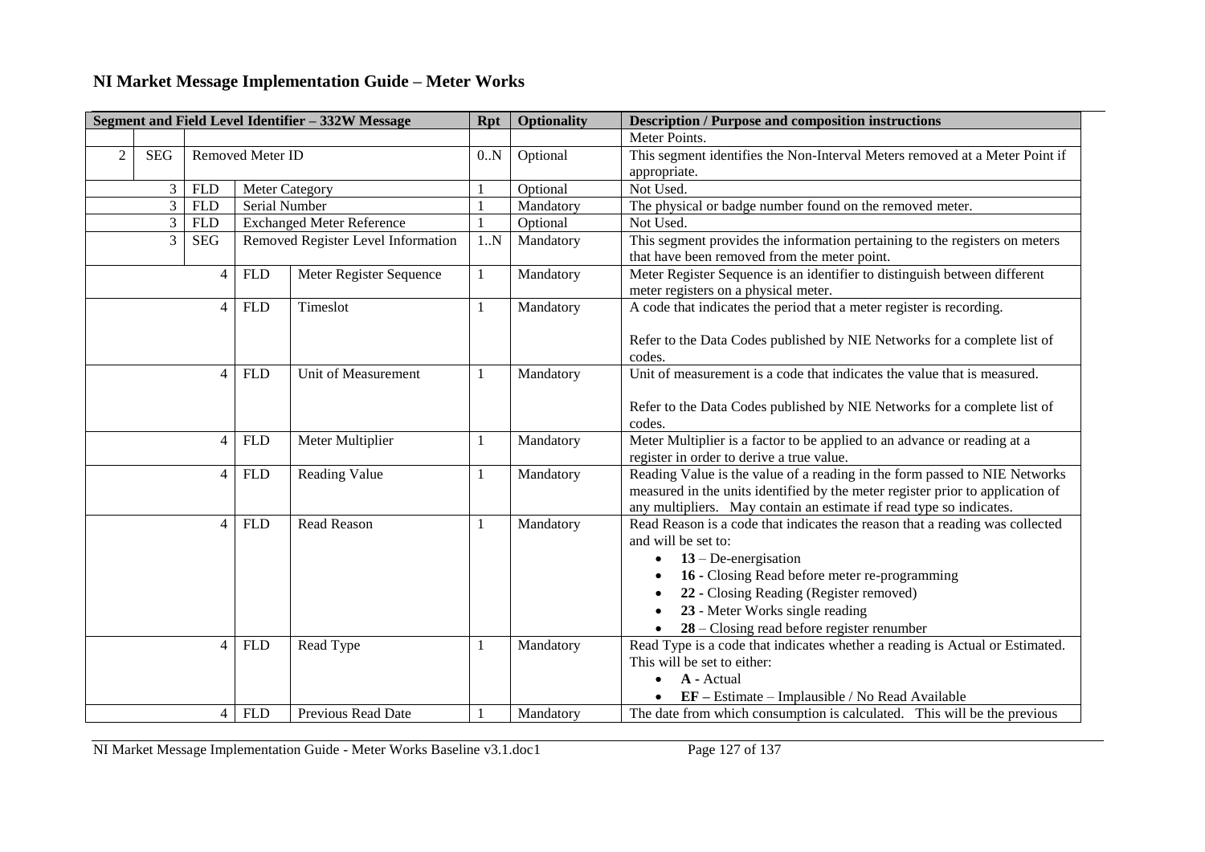# NI Market Message Implementation Guide – Meter Works

| Segment and Field Level Identifier – 332W Message | | | | | Rpt | Optionality | Description / Purpose and composition instructions |
|---|---|---|---|---|---|---|---|
| | | | | | | | Meter Points. |
| 2 | SEG | Removed Meter ID | | | 0..N | Optional | This segment identifies the Non-Interval Meters removed at a Meter Point if appropriate. |
| 3 | FLD | Meter Category | | | 1 | Optional | Not Used. |
| 3 | FLD | Serial Number | | | 1 | Mandatory | The physical or badge number found on the removed meter. |
| 3 | FLD | Exchanged Meter Reference | | | 1 | Optional | Not Used. |
| 3 | SEG | Removed Register Level Information | | | 1..N | Mandatory | This segment provides the information pertaining to the registers on meters that have been removed from the meter point. |
| | | 4 | FLD | Meter Register Sequence | 1 | Mandatory | Meter Register Sequence is an identifier to distinguish between different meter registers on a physical meter. |
| | | 4 | FLD | Timeslot | 1 | Mandatory | A code that indicates the period that a meter register is recording.<br><br>Refer to the Data Codes published by NIE Networks for a complete list of codes. |
| | | 4 | FLD | Unit of Measurement | 1 | Mandatory | Unit of measurement is a code that indicates the value that is measured.<br><br>Refer to the Data Codes published by NIE Networks for a complete list of codes. |
| | | 4 | FLD | Meter Multiplier | 1 | Mandatory | Meter Multiplier is a factor to be applied to an advance or reading at a register in order to derive a true value. |
| | | 4 | FLD | Reading Value | 1 | Mandatory | Reading Value is the value of a reading in the form passed to NIE Networks measured in the units identified by the meter register prior to application of any multipliers. May contain an estimate if read type so indicates. |
| | | 4 | FLD | Read Reason | 1 | Mandatory | Read Reason is a code that indicates the reason that a reading was collected and will be set to:<br>• **13** – De-energisation<br>• **16 -** Closing Read before meter re-programming<br>• **22 -** Closing Reading (Register removed)<br>• **23** - Meter Works single reading<br>• **28** – Closing read before register renumber |
| | | 4 | FLD | Read Type | 1 | Mandatory | Read Type is a code that indicates whether a reading is Actual or Estimated. This will be set to either:<br>• **A -** Actual<br>• **EF –** Estimate – Implausible / No Read Available |
| | | 4 | FLD | Previous Read Date | 1 | Mandatory | The date from which consumption is calculated. This will be the previous |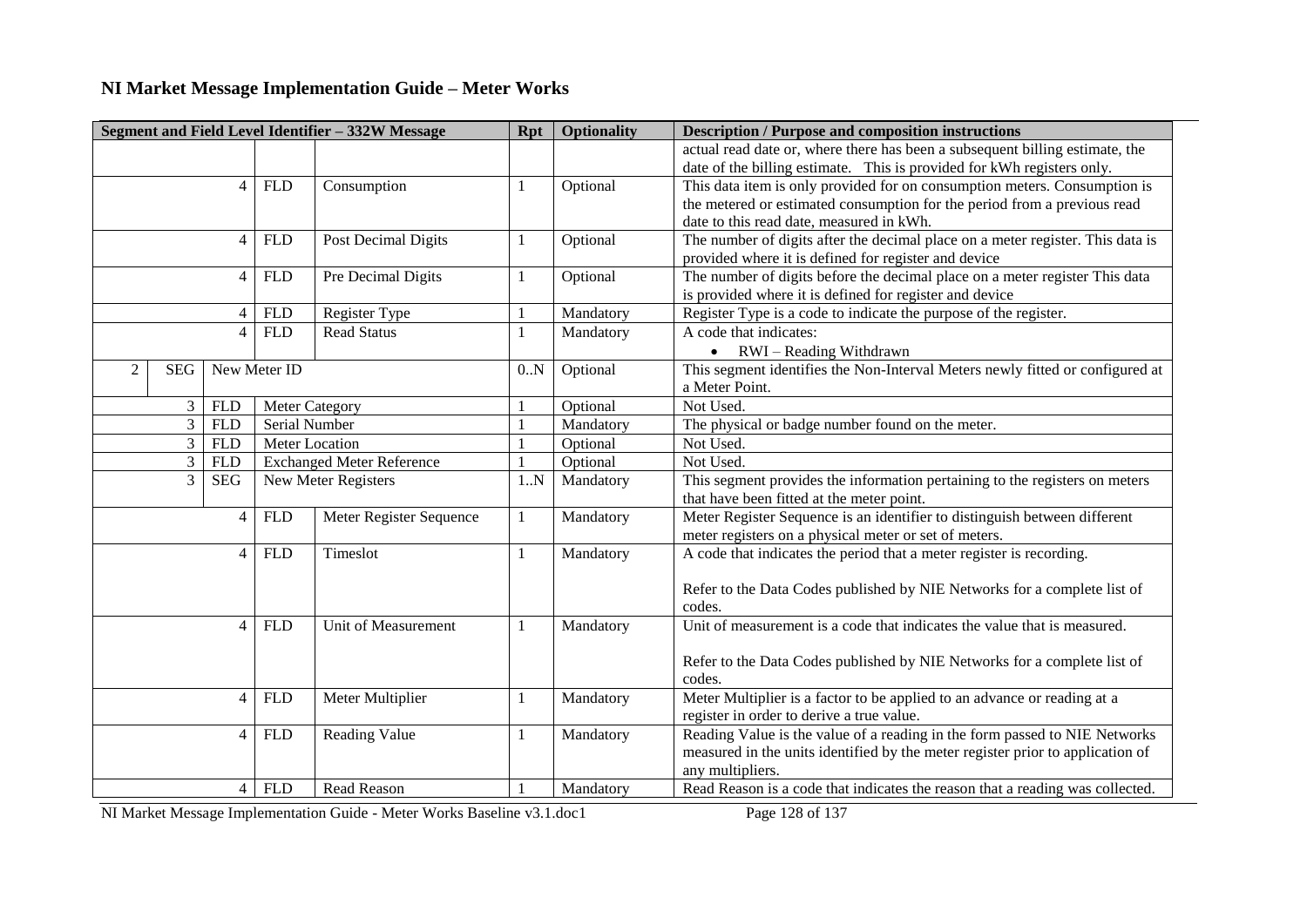# NI Market Message Implementation Guide – Meter Works

| Segment and Field Level Identifier – 332W Message | | | | | Rpt | Optionality | Description / Purpose and composition instructions |
|---|---|---|---|---|---|---|---|
| | | | | | | | actual read date or, where there has been a subsequent billing estimate, the date of the billing estimate. This is provided for kWh registers only. |
| | | | 4 FLD | Consumption | 1 | Optional | This data item is only provided for on consumption meters. Consumption is the metered or estimated consumption for the period from a previous read date to this read date, measured in kWh. |
| | | | 4 FLD | Post Decimal Digits | 1 | Optional | The number of digits after the decimal place on a meter register. This data is provided where it is defined for register and device |
| | | | 4 FLD | Pre Decimal Digits | 1 | Optional | The number of digits before the decimal place on a meter register This data is provided where it is defined for register and device |
| | | | 4 FLD | Register Type | 1 | Mandatory | Register Type is a code to indicate the purpose of the register. |
| | | | 4 FLD | Read Status | 1 | Mandatory | A code that indicates:<br>• RWI – Reading Withdrawn |
| 2 | SEG | New Meter ID | | | 0..N | Optional | This segment identifies the Non-Interval Meters newly fitted or configured at a Meter Point. |
| | 3 | FLD | Meter Category | | 1 | Optional | Not Used. |
| | 3 | FLD | Serial Number | | 1 | Mandatory | The physical or badge number found on the meter. |
| | 3 | FLD | Meter Location | | 1 | Optional | Not Used. |
| | 3 | FLD | Exchanged Meter Reference | | 1 | Optional | Not Used. |
| | 3 | SEG | New Meter Registers | | 1..N | Mandatory | This segment provides the information pertaining to the registers on meters that have been fitted at the meter point. |
| | | | 4 FLD | Meter Register Sequence | 1 | Mandatory | Meter Register Sequence is an identifier to distinguish between different meter registers on a physical meter or set of meters. |
| | | | 4 FLD | Timeslot | 1 | Mandatory | A code that indicates the period that a meter register is recording.<br><br>Refer to the Data Codes published by NIE Networks for a complete list of codes. |
| | | | 4 FLD | Unit of Measurement | 1 | Mandatory | Unit of measurement is a code that indicates the value that is measured.<br><br>Refer to the Data Codes published by NIE Networks for a complete list of codes. |
| | | | 4 FLD | Meter Multiplier | 1 | Mandatory | Meter Multiplier is a factor to be applied to an advance or reading at a register in order to derive a true value. |
| | | | 4 FLD | Reading Value | 1 | Mandatory | Reading Value is the value of a reading in the form passed to NIE Networks measured in the units identified by the meter register prior to application of any multipliers. |
| | | | 4 FLD | Read Reason | 1 | Mandatory | Read Reason is a code that indicates the reason that a reading was collected. |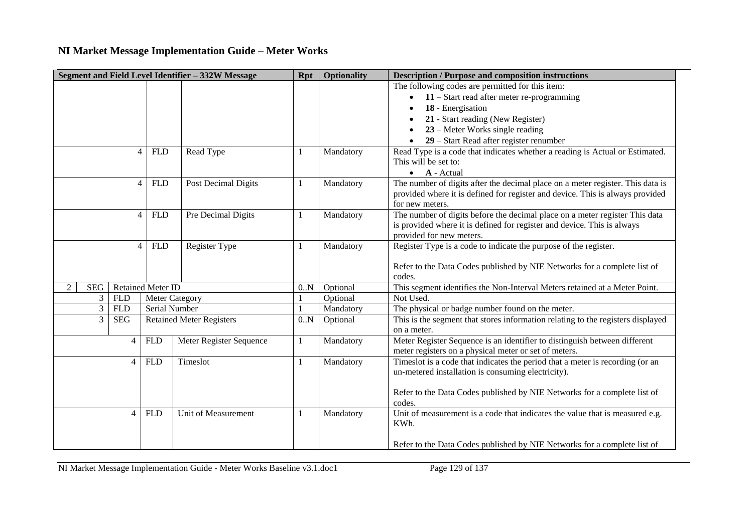## NI Market Message Implementation Guide – Meter Works

| Segment and Field Level Identifier – 332W Message | | | | | Rpt | Optionality | Description / Purpose and composition instructions |
|---|---|---|---|---|---|---|---|
| | | | | | | | The following codes are permitted for this item:<br>• **11** – Start read after meter re-programming<br>• **18** - Energisation<br>• **21** - Start reading (New Register)<br>• **23** – Meter Works single reading<br>• **29** – Start Read after register renumber |
| | | 4 | FLD | Read Type | 1 | Mandatory | Read Type is a code that indicates whether a reading is Actual or Estimated. This will be set to:<br>• **A** - Actual |
| | | 4 | FLD | Post Decimal Digits | 1 | Mandatory | The number of digits after the decimal place on a meter register. This data is provided where it is defined for register and device. This is always provided for new meters. |
| | | 4 | FLD | Pre Decimal Digits | 1 | Mandatory | The number of digits before the decimal place on a meter register This data is provided where it is defined for register and device. This is always provided for new meters. |
| | | 4 | FLD | Register Type | 1 | Mandatory | Register Type is a code to indicate the purpose of the register.<br><br>Refer to the Data Codes published by NIE Networks for a complete list of codes. |
| 2 | SEG | Retained Meter ID | | | 0..N | Optional | This segment identifies the Non-Interval Meters retained at a Meter Point. |
| | 3 | FLD | Meter Category | | 1 | Optional | Not Used. |
| | 3 | FLD | Serial Number | | 1 | Mandatory | The physical or badge number found on the meter. |
| | 3 | SEG | Retained Meter Registers | | 0..N | Optional | This is the segment that stores information relating to the registers displayed on a meter. |
| | | 4 | FLD | Meter Register Sequence | 1 | Mandatory | Meter Register Sequence is an identifier to distinguish between different meter registers on a physical meter or set of meters. |
| | | 4 | FLD | Timeslot | 1 | Mandatory | Timeslot is a code that indicates the period that a meter is recording (or an un-metered installation is consuming electricity).<br><br>Refer to the Data Codes published by NIE Networks for a complete list of codes. |
| | | 4 | FLD | Unit of Measurement | 1 | Mandatory | Unit of measurement is a code that indicates the value that is measured e.g. KWh.<br><br>Refer to the Data Codes published by NIE Networks for a complete list of |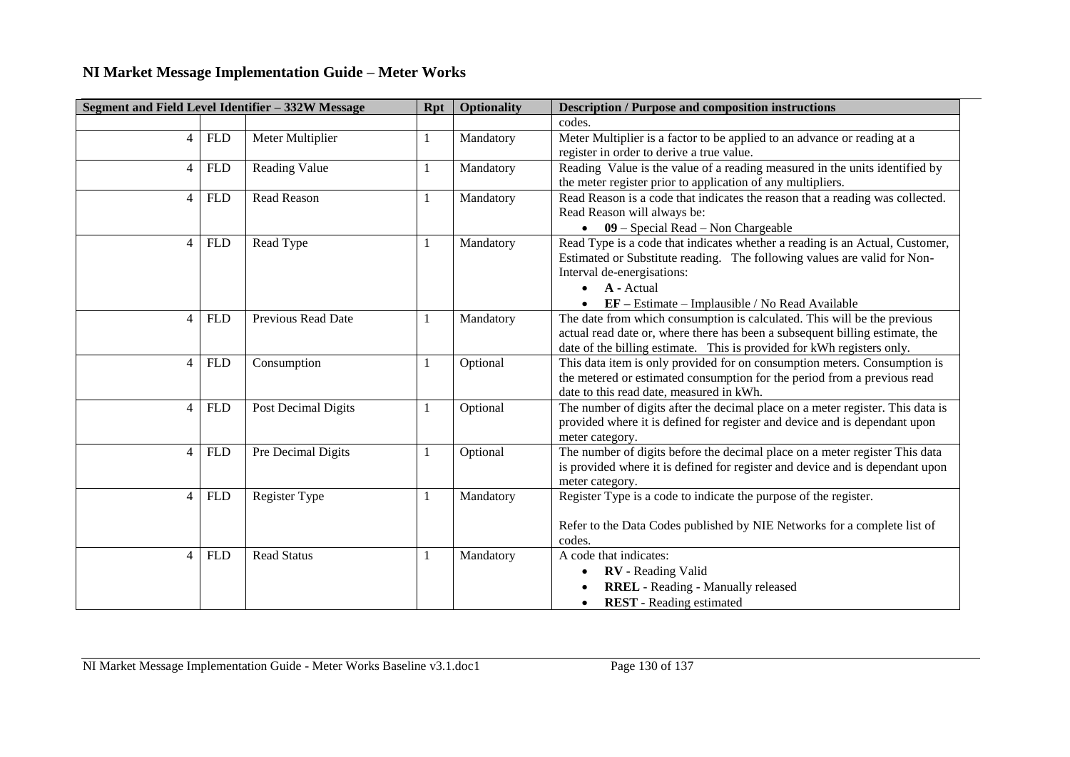## NI Market Message Implementation Guide – Meter Works

| Segment and Field Level Identifier – 332W Message | | | Rpt | Optionality | Description / Purpose and composition instructions |
|---|---|---|---|---|---|
| | | | | | codes. |
| 4 | FLD | Meter Multiplier | 1 | Mandatory | Meter Multiplier is a factor to be applied to an advance or reading at a register in order to derive a true value. |
| 4 | FLD | Reading Value | 1 | Mandatory | Reading Value is the value of a reading measured in the units identified by the meter register prior to application of any multipliers. |
| 4 | FLD | Read Reason | 1 | Mandatory | Read Reason is a code that indicates the reason that a reading was collected. Read Reason will always be: <br>• **09** – Special Read – Non Chargeable |
| 4 | FLD | Read Type | 1 | Mandatory | Read Type is a code that indicates whether a reading is an Actual, Customer, Estimated or Substitute reading. The following values are valid for Non-Interval de-energisations: <br>• **A** - Actual <br>• **EF** – Estimate – Implausible / No Read Available |
| 4 | FLD | Previous Read Date | 1 | Mandatory | The date from which consumption is calculated. This will be the previous actual read date or, where there has been a subsequent billing estimate, the date of the billing estimate. This is provided for kWh registers only. |
| 4 | FLD | Consumption | 1 | Optional | This data item is only provided for on consumption meters. Consumption is the metered or estimated consumption for the period from a previous read date to this read date, measured in kWh. |
| 4 | FLD | Post Decimal Digits | 1 | Optional | The number of digits after the decimal place on a meter register. This data is provided where it is defined for register and device and is dependant upon meter category. |
| 4 | FLD | Pre Decimal Digits | 1 | Optional | The number of digits before the decimal place on a meter register This data is provided where it is defined for register and device and is dependant upon meter category. |
| 4 | FLD | Register Type | 1 | Mandatory | Register Type is a code to indicate the purpose of the register. <br><br>Refer to the Data Codes published by NIE Networks for a complete list of codes. |
| 4 | FLD | Read Status | 1 | Mandatory | A code that indicates: <br>• **RV** - Reading Valid <br>• **RREL** - Reading - Manually released <br>• **REST** - Reading estimated |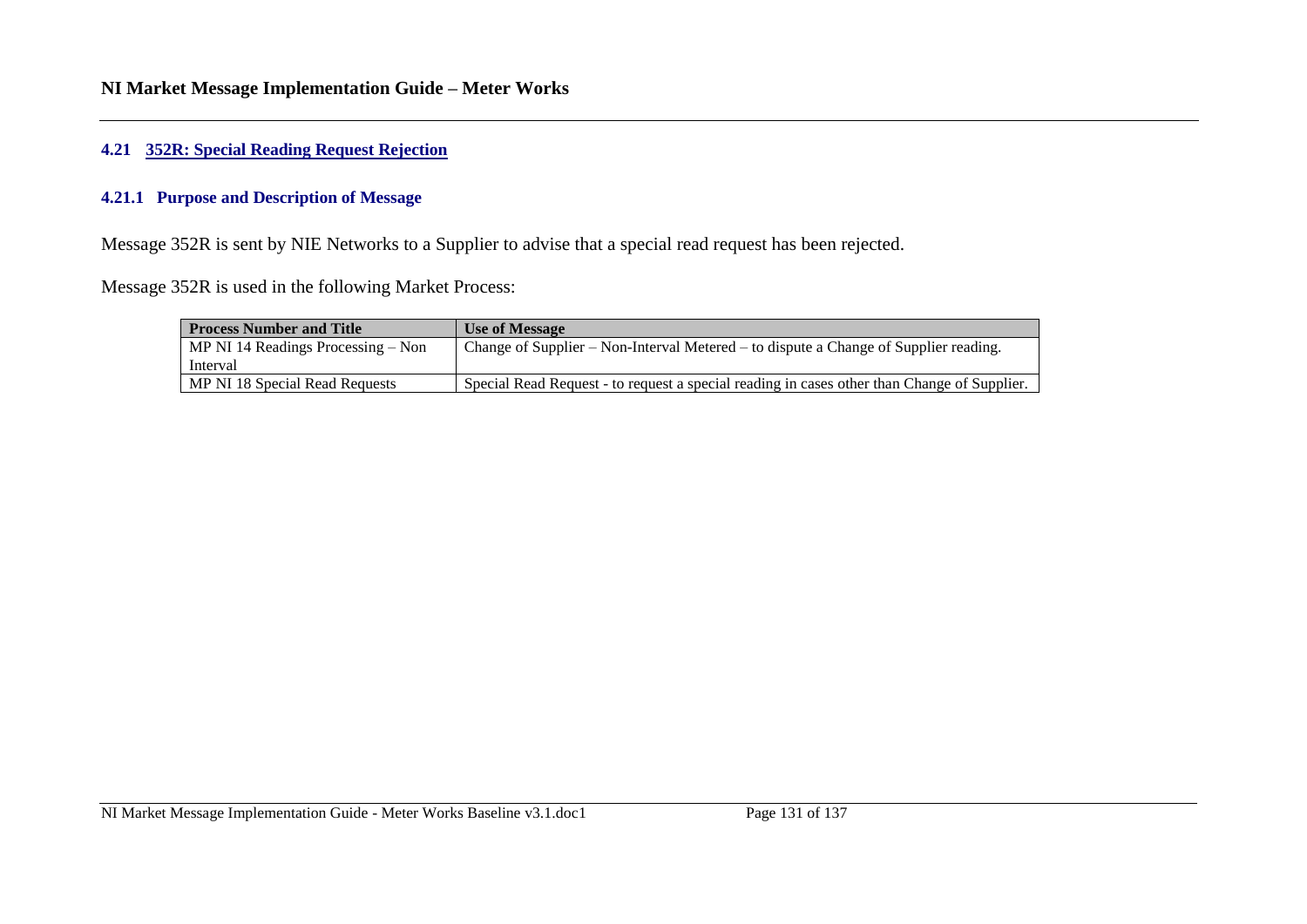### 4.21 352R: Special Reading Request Rejection

#### 4.21.1 Purpose and Description of Message

Message 352R is sent by NIE Networks to a Supplier to advise that a special read request has been rejected.

Message 352R is used in the following Market Process:

| Process Number and Title | Use of Message |
|---|---|
| MP NI 14 Readings Processing – Non Interval | Change of Supplier – Non-Interval Metered – to dispute a Change of Supplier reading. |
| MP NI 18 Special Read Requests | Special Read Request - to request a special reading in cases other than Change of Supplier. |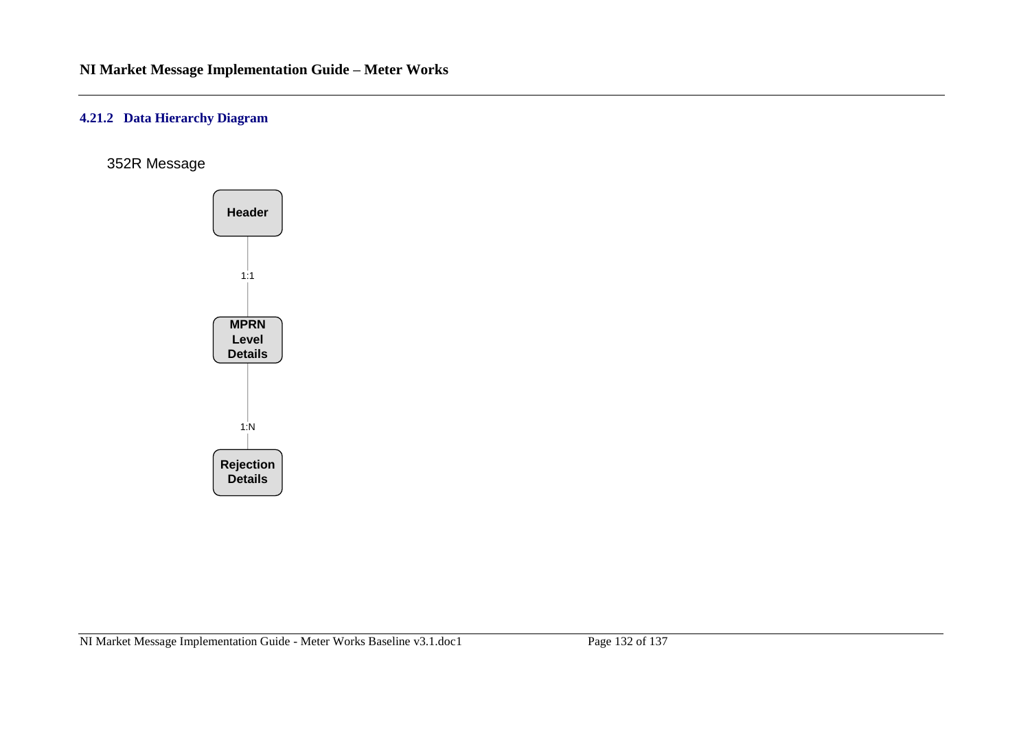### 4.21.2 Data Hierarchy Diagram

352R Message

Header

1:1

MPRN Level Details

1:N

Rejection Details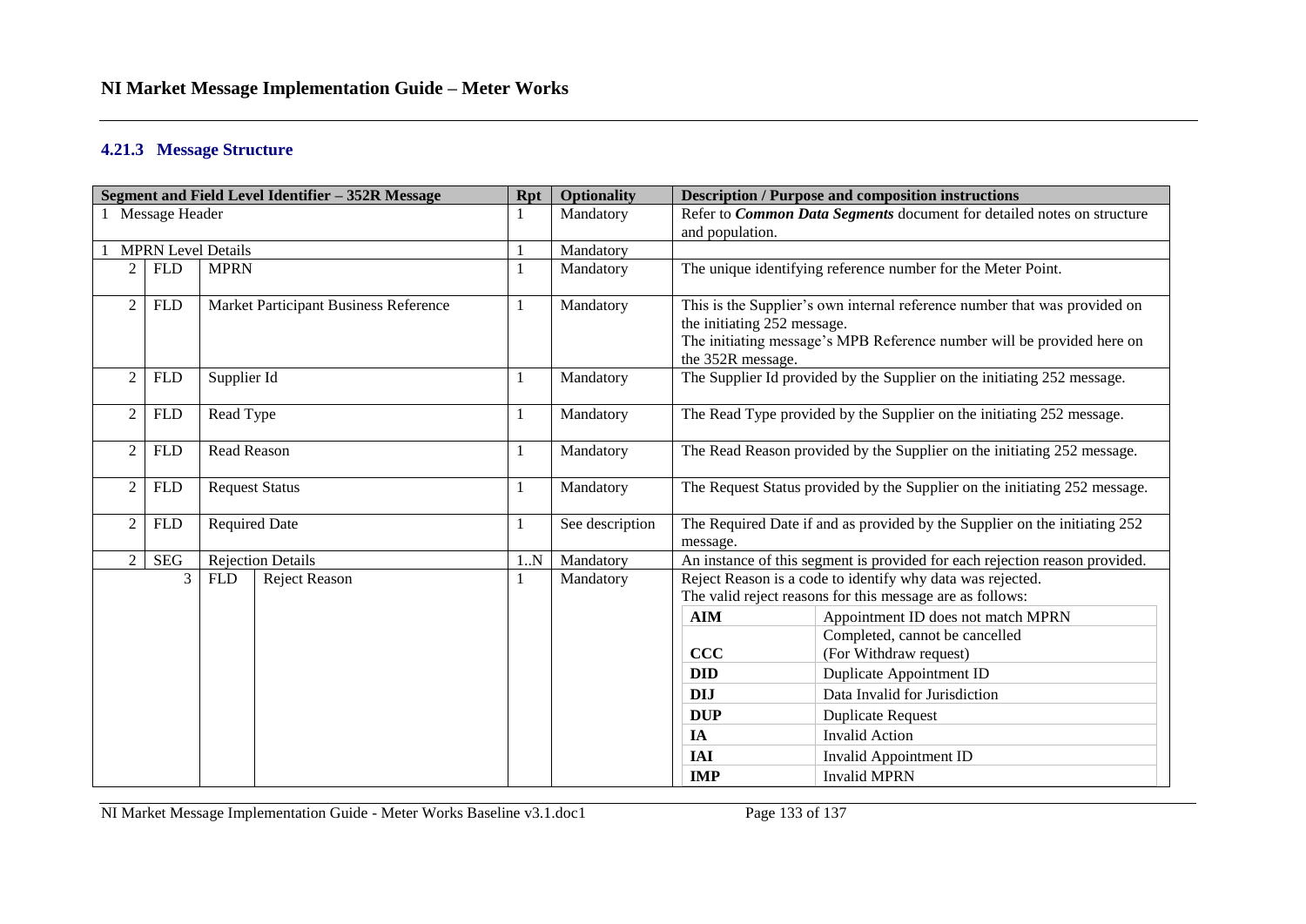### 4.21.3 Message Structure

| Segment and Field Level Identifier – 352R Message | | | | Rpt | Optionality | Description / Purpose and composition instructions |
|---|---|---|---|---|---|---|
| 1 Message Header | | | | 1 | Mandatory | Refer to ***Common Data Segments*** document for detailed notes on structure and population. |
| 1 MPRN Level Details | | | | 1 | Mandatory | |
| 2 | FLD | MPRN | | 1 | Mandatory | The unique identifying reference number for the Meter Point. |
| 2 | FLD | Market Participant Business Reference | | 1 | Mandatory | This is the Supplier's own internal reference number that was provided on the initiating 252 message.<br>The initiating message's MPB Reference number will be provided here on the 352R message. |
| 2 | FLD | Supplier Id | | 1 | Mandatory | The Supplier Id provided by the Supplier on the initiating 252 message. |
| 2 | FLD | Read Type | | 1 | Mandatory | The Read Type provided by the Supplier on the initiating 252 message. |
| 2 | FLD | Read Reason | | 1 | Mandatory | The Read Reason provided by the Supplier on the initiating 252 message. |
| 2 | FLD | Request Status | | 1 | Mandatory | The Request Status provided by the Supplier on the initiating 252 message. |
| 2 | FLD | Required Date | | 1 | See description | The Required Date if and as provided by the Supplier on the initiating 252 message. |
| 2 | SEG | Rejection Details | | 1..N | Mandatory | An instance of this segment is provided for each rejection reason provided. |
| | 3 | FLD | Reject Reason | 1 | Mandatory | Reject Reason is a code to identify why data was rejected.<br>The valid reject reasons for this message are as follows:<br>**AIM** – Appointment ID does not match MPRN<br>**CCC** – Completed, cannot be cancelled (For Withdraw request)<br>**DID** – Duplicate Appointment ID<br>**DIJ** – Data Invalid for Jurisdiction<br>**DUP** – Duplicate Request<br>**IA** – Invalid Action<br>**IAI** – Invalid Appointment ID<br>**IMP** – Invalid MPRN |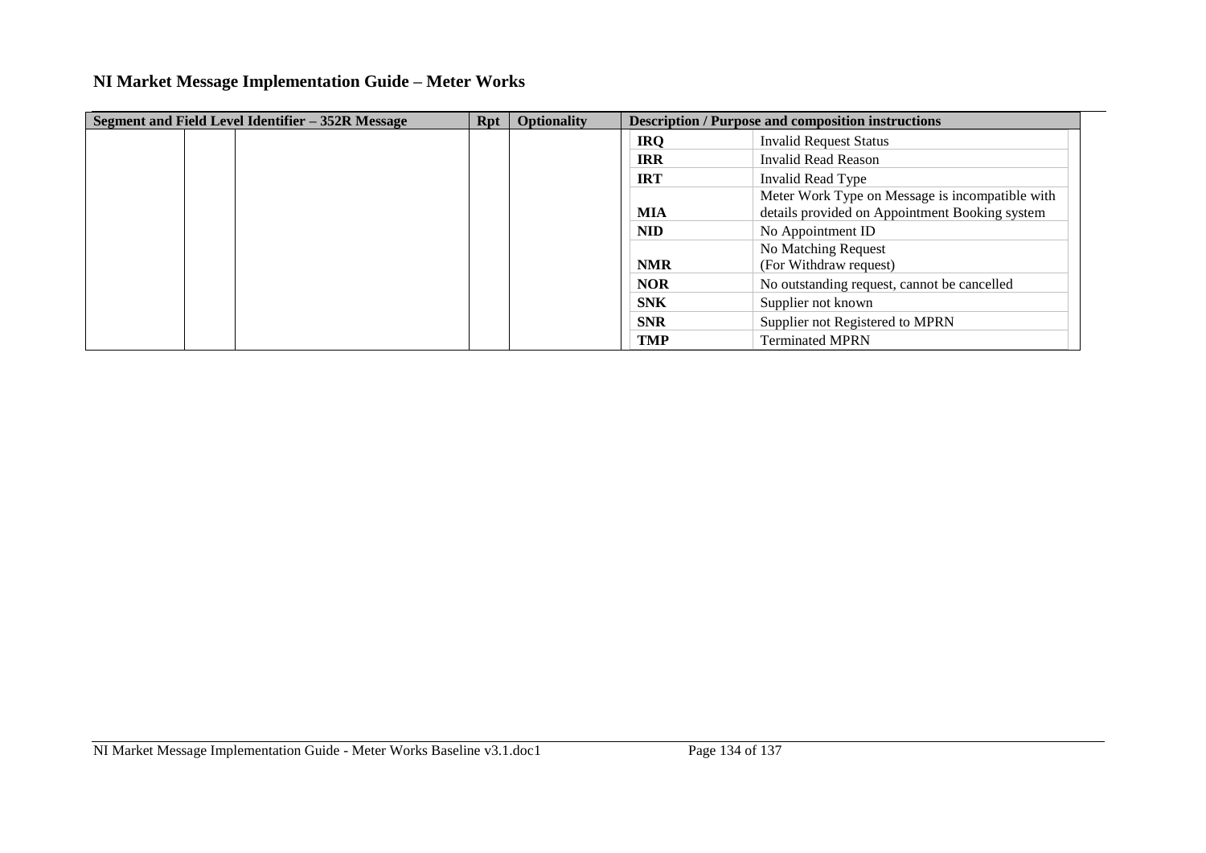# NI Market Message Implementation Guide – Meter Works

| Segment and Field Level Identifier – 352R Message | | | Rpt | Optionality | Description / Purpose and composition instructions | |
|---|---|---|---|---|---|---|
| | | | | | **IRQ** | Invalid Request Status |
| | | | | | **IRR** | Invalid Read Reason |
| | | | | | **IRT** | Invalid Read Type |
| | | | | | **MIA** | Meter Work Type on Message is incompatible with details provided on Appointment Booking system |
| | | | | | **NID** | No Appointment ID |
| | | | | | **NMR** | No Matching Request (For Withdraw request) |
| | | | | | **NOR** | No outstanding request, cannot be cancelled |
| | | | | | **SNK** | Supplier not known |
| | | | | | **SNR** | Supplier not Registered to MPRN |
| | | | | | **TMP** | Terminated MPRN |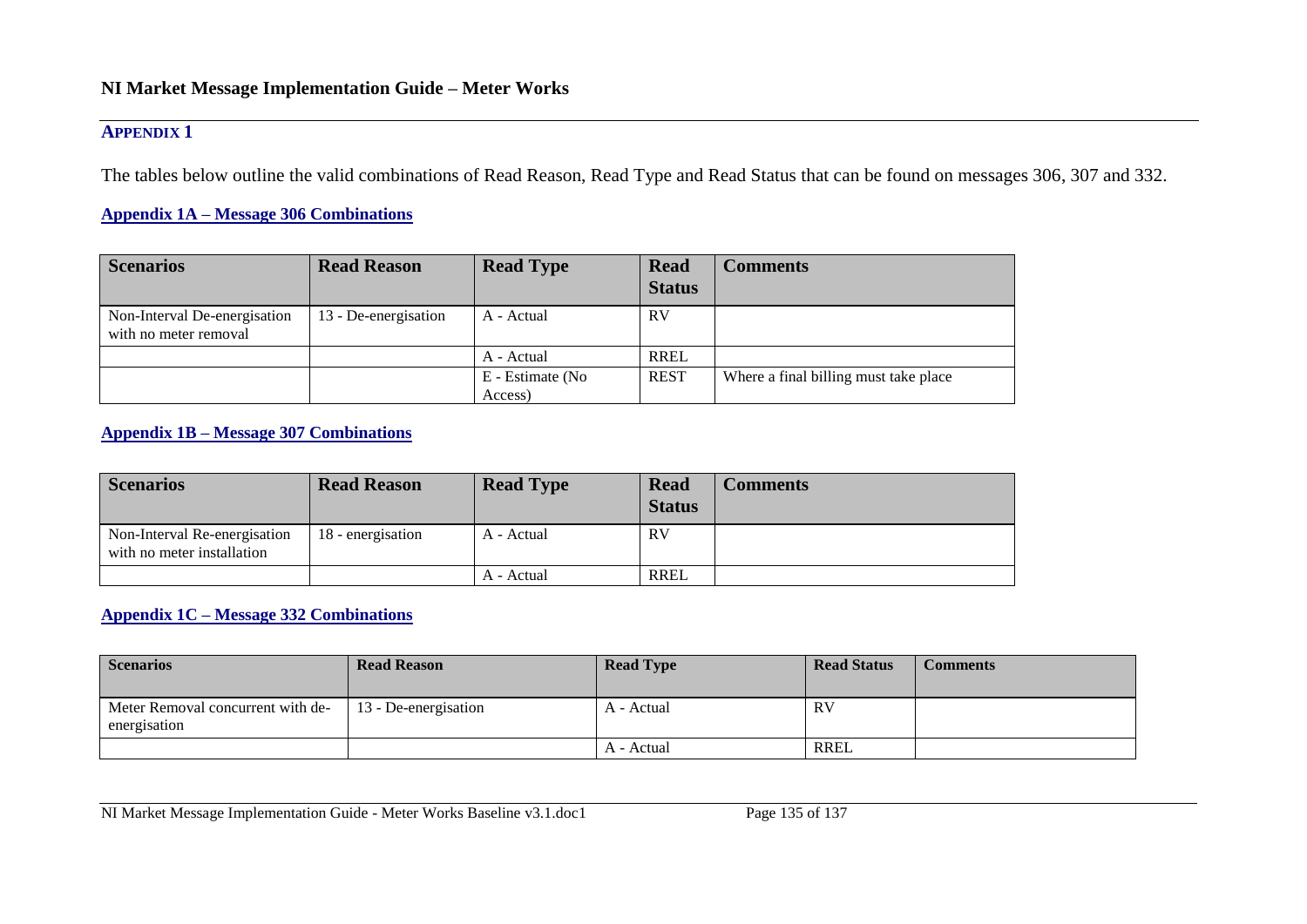## APPENDIX 1

The tables below outline the valid combinations of Read Reason, Read Type and Read Status that can be found on messages 306, 307 and 332.

### Appendix 1A – Message 306 Combinations

| Scenarios | Read Reason | Read Type | Read Status | Comments |
|---|---|---|---|---|
| Non-Interval De-energisation with no meter removal | 13 - De-energisation | A - Actual | RV | |
| | | A - Actual | RREL | |
| | | E - Estimate (No Access) | REST | Where a final billing must take place |

### Appendix 1B – Message 307 Combinations

| Scenarios | Read Reason | Read Type | Read Status | Comments |
|---|---|---|---|---|
| Non-Interval Re-energisation with no meter installation | 18 - energisation | A - Actual | RV | |
| | | A - Actual | RREL | |

### Appendix 1C – Message 332 Combinations

| Scenarios | Read Reason | Read Type | Read Status | Comments |
|---|---|---|---|---|
| Meter Removal concurrent with de-energisation | 13 - De-energisation | A - Actual | RV | |
| | | A - Actual | RREL | |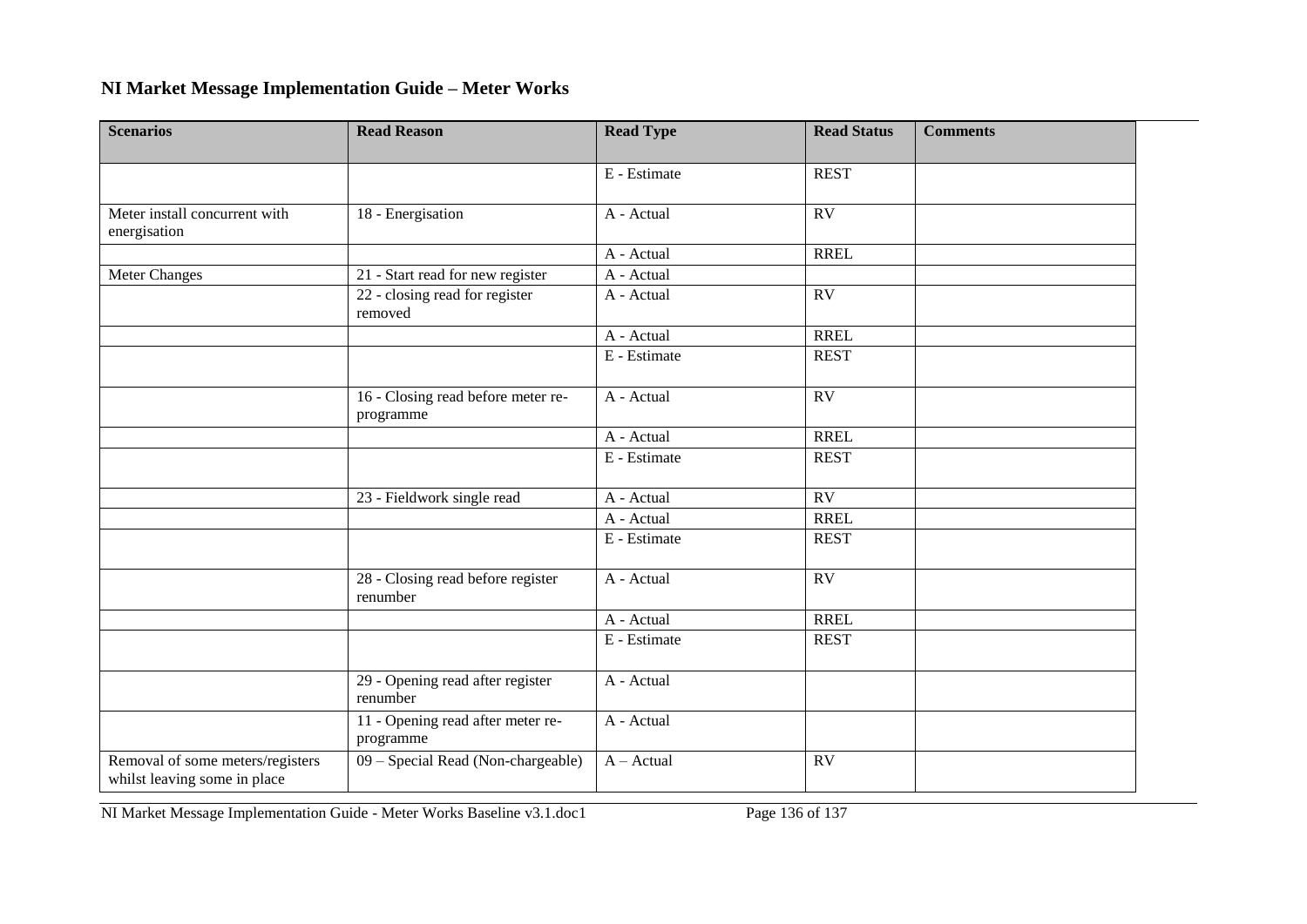## NI Market Message Implementation Guide – Meter Works

| Scenarios | Read Reason | Read Type | Read Status | Comments |
|---|---|---|---|---|
| | | E - Estimate | REST | |
| Meter install concurrent with energisation | 18 - Energisation | A - Actual | RV | |
| | | A - Actual | RREL | |
| Meter Changes | 21 - Start read for new register | A - Actual | | |
| | 22 - closing read for register removed | A - Actual | RV | |
| | | A - Actual | RREL | |
| | | E - Estimate | REST | |
| | 16 - Closing read before meter re-programme | A - Actual | RV | |
| | | A - Actual | RREL | |
| | | E - Estimate | REST | |
| | 23 - Fieldwork single read | A - Actual | RV | |
| | | A - Actual | RREL | |
| | | E - Estimate | REST | |
| | 28 - Closing read before register renumber | A - Actual | RV | |
| | | A - Actual | RREL | |
| | | E - Estimate | REST | |
| | 29 - Opening read after register renumber | A - Actual | | |
| | 11 - Opening read after meter re-programme | A - Actual | | |
| Removal of some meters/registers whilst leaving some in place | 09 – Special Read (Non-chargeable) | A – Actual | RV | |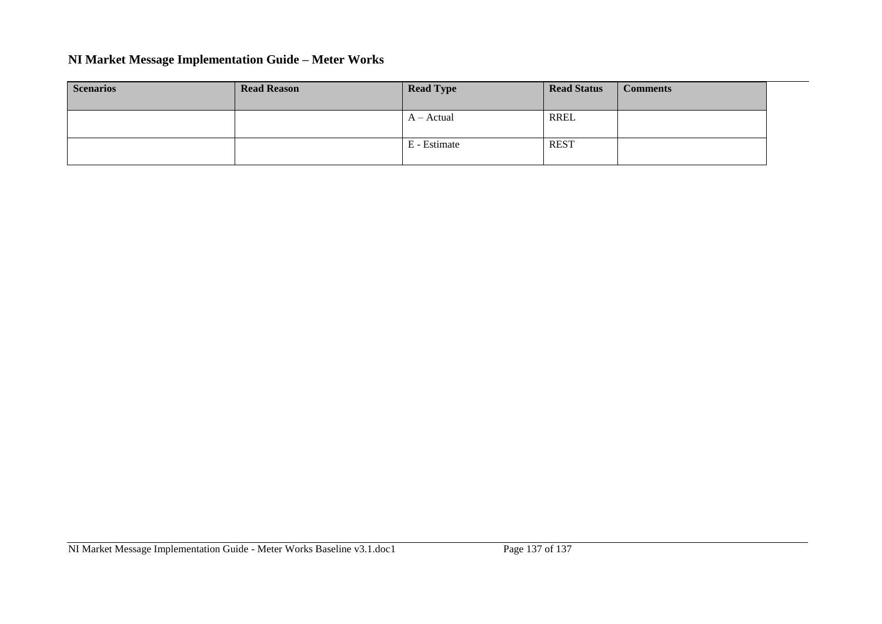| Scenarios | Read Reason | Read Type | Read Status | Comments |
|---|---|---|---|---|
| | | A – Actual | RREL | |
| | | E - Estimate | REST | |